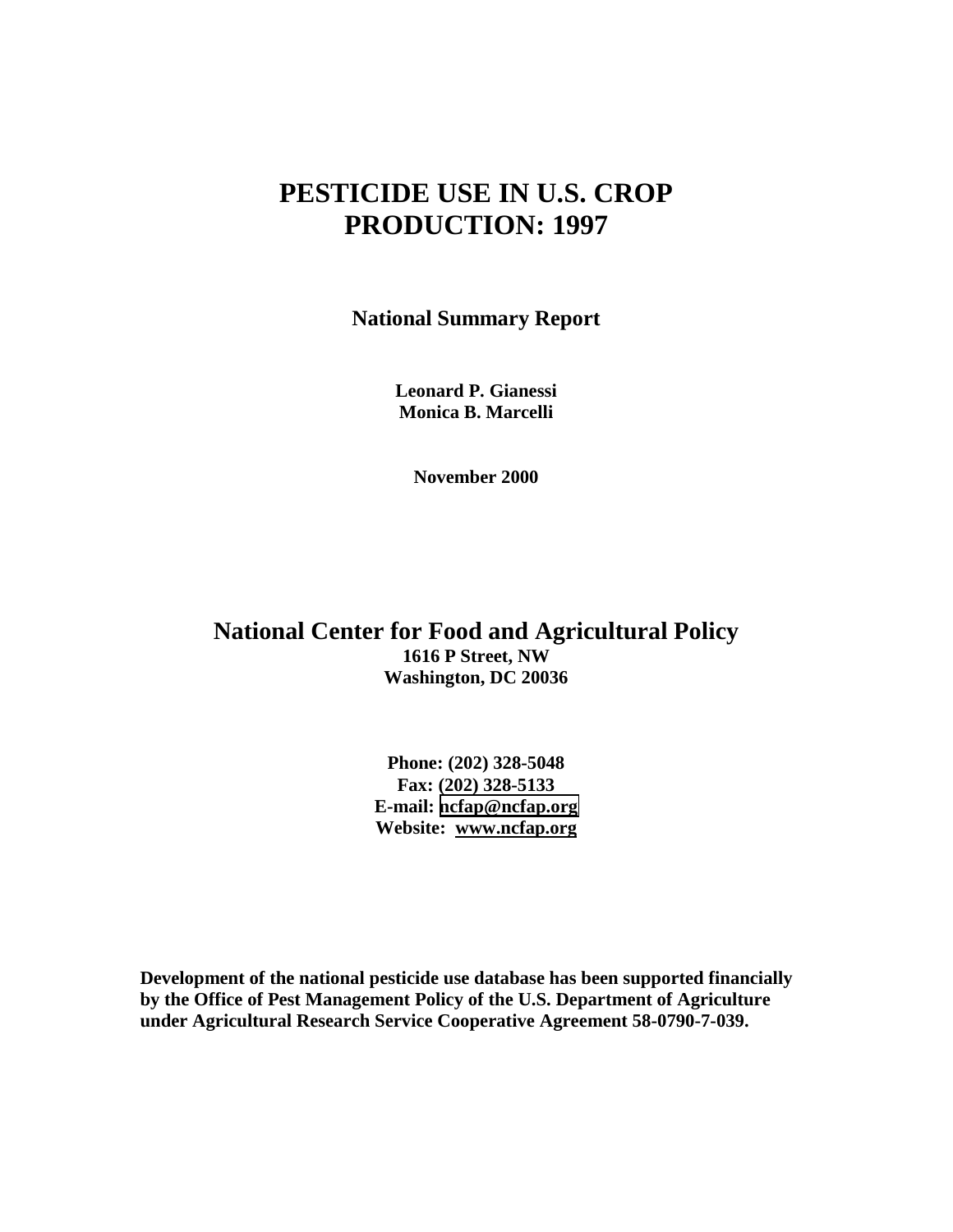# PESTICIDE USE IN U.S. CROP PRODUCTION: 1997

**National Summary Report**

**Leonard P. Gianessi**
**Monica B. Marcelli**

**November 2000**

## National Center for Food and Agricultural Policy

**1616 P Street, NW**
**Washington, DC 20036**

**Phone: (202) 328-5048**
**Fax: (202) 328-5133**
**E-mail: ncfap@ncfap.org**
**Website: www.ncfap.org**

**Development of the national pesticide use database has been supported financially by the Office of Pest Management Policy of the U.S. Department of Agriculture under Agricultural Research Service Cooperative Agreement 58-0790-7-039.**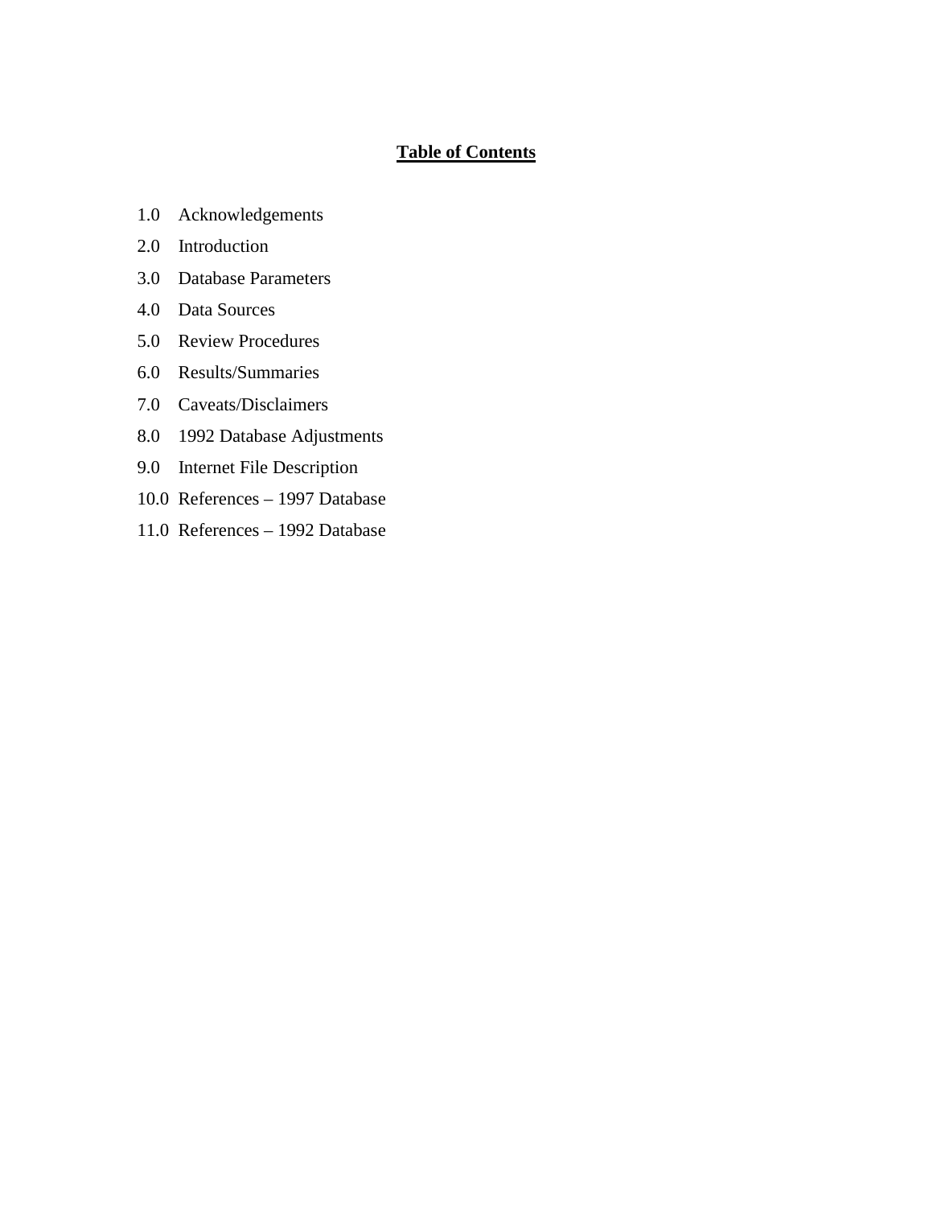**Table of Contents**

1.0 Acknowledgements

2.0 Introduction

3.0 Database Parameters

4.0 Data Sources

5.0 Review Procedures

6.0 Results/Summaries

7.0 Caveats/Disclaimers

8.0 1992 Database Adjustments

9.0 Internet File Description

10.0 References – 1997 Database

11.0 References – 1992 Database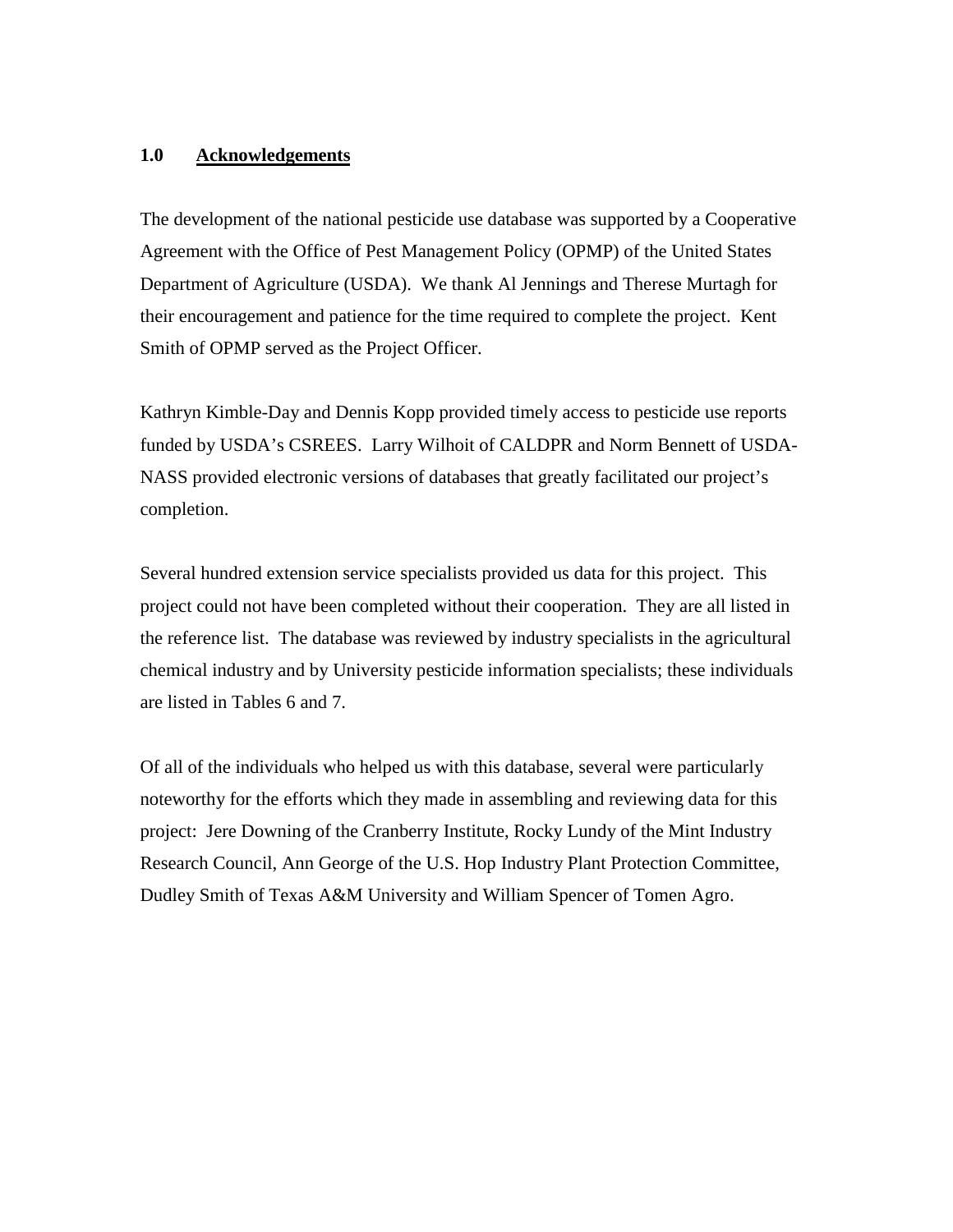## 1.0 Acknowledgements

The development of the national pesticide use database was supported by a Cooperative Agreement with the Office of Pest Management Policy (OPMP) of the United States Department of Agriculture (USDA). We thank Al Jennings and Therese Murtagh for their encouragement and patience for the time required to complete the project. Kent Smith of OPMP served as the Project Officer.

Kathryn Kimble-Day and Dennis Kopp provided timely access to pesticide use reports funded by USDA's CSREES. Larry Wilhoit of CALDPR and Norm Bennett of USDA-NASS provided electronic versions of databases that greatly facilitated our project's completion.

Several hundred extension service specialists provided us data for this project. This project could not have been completed without their cooperation. They are all listed in the reference list. The database was reviewed by industry specialists in the agricultural chemical industry and by University pesticide information specialists; these individuals are listed in Tables 6 and 7.

Of all of the individuals who helped us with this database, several were particularly noteworthy for the efforts which they made in assembling and reviewing data for this project: Jere Downing of the Cranberry Institute, Rocky Lundy of the Mint Industry Research Council, Ann George of the U.S. Hop Industry Plant Protection Committee, Dudley Smith of Texas A&M University and William Spencer of Tomen Agro.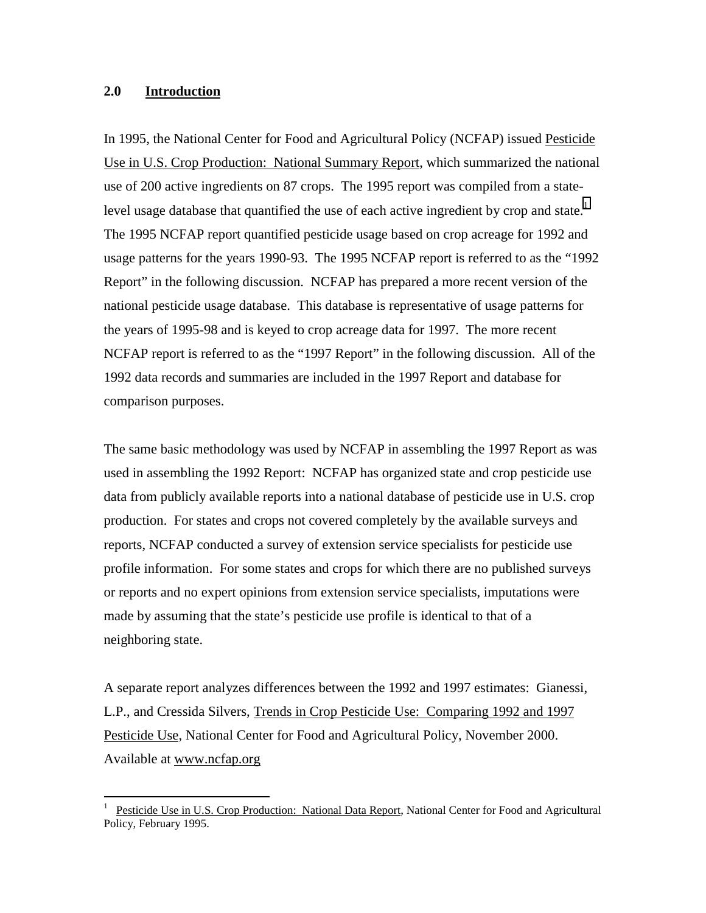## 2.0 Introduction

In 1995, the National Center for Food and Agricultural Policy (NCFAP) issued Pesticide Use in U.S. Crop Production: National Summary Report, which summarized the national use of 200 active ingredients on 87 crops. The 1995 report was compiled from a state-level usage database that quantified the use of each active ingredient by crop and state.[1] The 1995 NCFAP report quantified pesticide usage based on crop acreage for 1992 and usage patterns for the years 1990-93. The 1995 NCFAP report is referred to as the "1992 Report" in the following discussion. NCFAP has prepared a more recent version of the national pesticide usage database. This database is representative of usage patterns for the years of 1995-98 and is keyed to crop acreage data for 1997. The more recent NCFAP report is referred to as the "1997 Report" in the following discussion. All of the 1992 data records and summaries are included in the 1997 Report and database for comparison purposes.

The same basic methodology was used by NCFAP in assembling the 1997 Report as was used in assembling the 1992 Report: NCFAP has organized state and crop pesticide use data from publicly available reports into a national database of pesticide use in U.S. crop production. For states and crops not covered completely by the available surveys and reports, NCFAP conducted a survey of extension service specialists for pesticide use profile information. For some states and crops for which there are no published surveys or reports and no expert opinions from extension service specialists, imputations were made by assuming that the state's pesticide use profile is identical to that of a neighboring state.

A separate report analyzes differences between the 1992 and 1997 estimates: Gianessi, L.P., and Cressida Silvers, Trends in Crop Pesticide Use: Comparing 1992 and 1997 Pesticide Use, National Center for Food and Agricultural Policy, November 2000. Available at www.ncfap.org

---

[1] Pesticide Use in U.S. Crop Production: National Data Report, National Center for Food and Agricultural Policy, February 1995.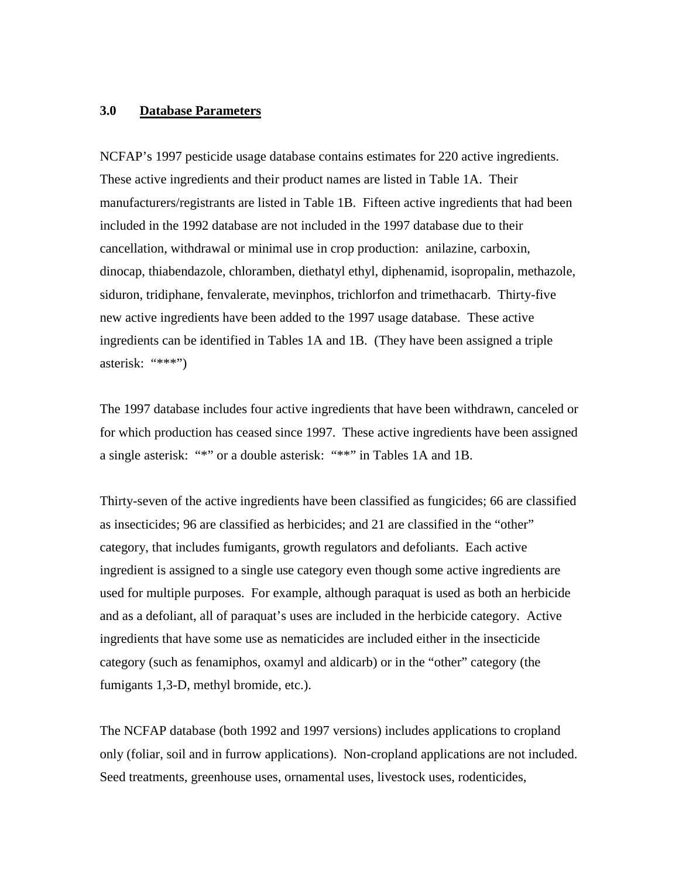## 3.0 **Database Parameters**

NCFAP's 1997 pesticide usage database contains estimates for 220 active ingredients. These active ingredients and their product names are listed in Table 1A. Their manufacturers/registrants are listed in Table 1B. Fifteen active ingredients that had been included in the 1992 database are not included in the 1997 database due to their cancellation, withdrawal or minimal use in crop production: anilazine, carboxin, dinocap, thiabendazole, chloramben, diethatyl ethyl, diphenamid, isopropalin, methazole, siduron, tridiphane, fenvalerate, mevinphos, trichlorfon and trimethacarb. Thirty-five new active ingredients have been added to the 1997 usage database. These active ingredients can be identified in Tables 1A and 1B. (They have been assigned a triple asterisk: "***")

The 1997 database includes four active ingredients that have been withdrawn, canceled or for which production has ceased since 1997. These active ingredients have been assigned a single asterisk: "*" or a double asterisk: "**" in Tables 1A and 1B.

Thirty-seven of the active ingredients have been classified as fungicides; 66 are classified as insecticides; 96 are classified as herbicides; and 21 are classified in the "other" category, that includes fumigants, growth regulators and defoliants. Each active ingredient is assigned to a single use category even though some active ingredients are used for multiple purposes. For example, although paraquat is used as both an herbicide and as a defoliant, all of paraquat's uses are included in the herbicide category. Active ingredients that have some use as nematicides are included either in the insecticide category (such as fenamiphos, oxamyl and aldicarb) or in the "other" category (the fumigants 1,3-D, methyl bromide, etc.).

The NCFAP database (both 1992 and 1997 versions) includes applications to cropland only (foliar, soil and in furrow applications). Non-cropland applications are not included. Seed treatments, greenhouse uses, ornamental uses, livestock uses, rodenticides,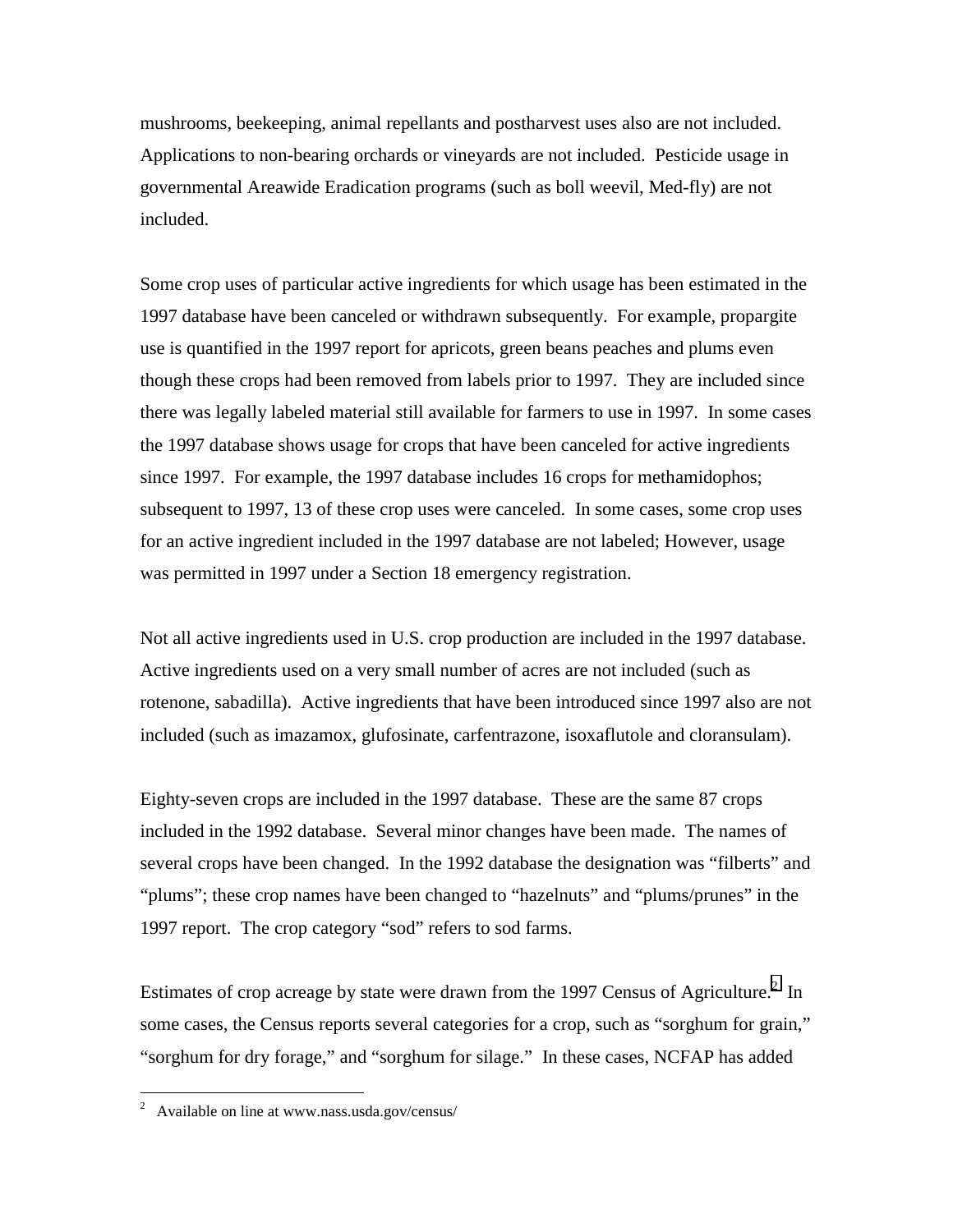mushrooms, beekeeping, animal repellants and postharvest uses also are not included. Applications to non-bearing orchards or vineyards are not included. Pesticide usage in governmental Areawide Eradication programs (such as boll weevil, Med-fly) are not included.

Some crop uses of particular active ingredients for which usage has been estimated in the 1997 database have been canceled or withdrawn subsequently. For example, propargite use is quantified in the 1997 report for apricots, green beans peaches and plums even though these crops had been removed from labels prior to 1997. They are included since there was legally labeled material still available for farmers to use in 1997. In some cases the 1997 database shows usage for crops that have been canceled for active ingredients since 1997. For example, the 1997 database includes 16 crops for methamidophos; subsequent to 1997, 13 of these crop uses were canceled. In some cases, some crop uses for an active ingredient included in the 1997 database are not labeled; However, usage was permitted in 1997 under a Section 18 emergency registration.

Not all active ingredients used in U.S. crop production are included in the 1997 database. Active ingredients used on a very small number of acres are not included (such as rotenone, sabadilla). Active ingredients that have been introduced since 1997 also are not included (such as imazamox, glufosinate, carfentrazone, isoxaflutole and cloransulam).

Eighty-seven crops are included in the 1997 database. These are the same 87 crops included in the 1992 database. Several minor changes have been made. The names of several crops have been changed. In the 1992 database the designation was "filberts" and "plums"; these crop names have been changed to "hazelnuts" and "plums/prunes" in the 1997 report. The crop category "sod" refers to sod farms.

Estimates of crop acreage by state were drawn from the 1997 Census of Agriculture.[2] In some cases, the Census reports several categories for a crop, such as "sorghum for grain," "sorghum for dry forage," and "sorghum for silage." In these cases, NCFAP has added

[2] Available on line at www.nass.usda.gov/census/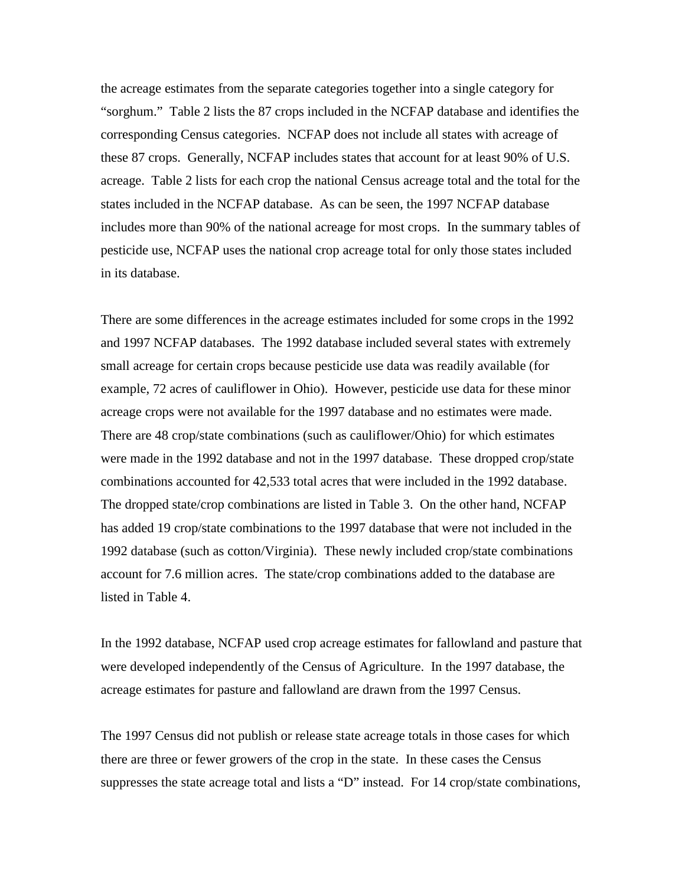the acreage estimates from the separate categories together into a single category for "sorghum." Table 2 lists the 87 crops included in the NCFAP database and identifies the corresponding Census categories. NCFAP does not include all states with acreage of these 87 crops. Generally, NCFAP includes states that account for at least 90% of U.S. acreage. Table 2 lists for each crop the national Census acreage total and the total for the states included in the NCFAP database. As can be seen, the 1997 NCFAP database includes more than 90% of the national acreage for most crops. In the summary tables of pesticide use, NCFAP uses the national crop acreage total for only those states included in its database.

There are some differences in the acreage estimates included for some crops in the 1992 and 1997 NCFAP databases. The 1992 database included several states with extremely small acreage for certain crops because pesticide use data was readily available (for example, 72 acres of cauliflower in Ohio). However, pesticide use data for these minor acreage crops were not available for the 1997 database and no estimates were made. There are 48 crop/state combinations (such as cauliflower/Ohio) for which estimates were made in the 1992 database and not in the 1997 database. These dropped crop/state combinations accounted for 42,533 total acres that were included in the 1992 database. The dropped state/crop combinations are listed in Table 3. On the other hand, NCFAP has added 19 crop/state combinations to the 1997 database that were not included in the 1992 database (such as cotton/Virginia). These newly included crop/state combinations account for 7.6 million acres. The state/crop combinations added to the database are listed in Table 4.

In the 1992 database, NCFAP used crop acreage estimates for fallowland and pasture that were developed independently of the Census of Agriculture. In the 1997 database, the acreage estimates for pasture and fallowland are drawn from the 1997 Census.

The 1997 Census did not publish or release state acreage totals in those cases for which there are three or fewer growers of the crop in the state. In these cases the Census suppresses the state acreage total and lists a "D" instead. For 14 crop/state combinations,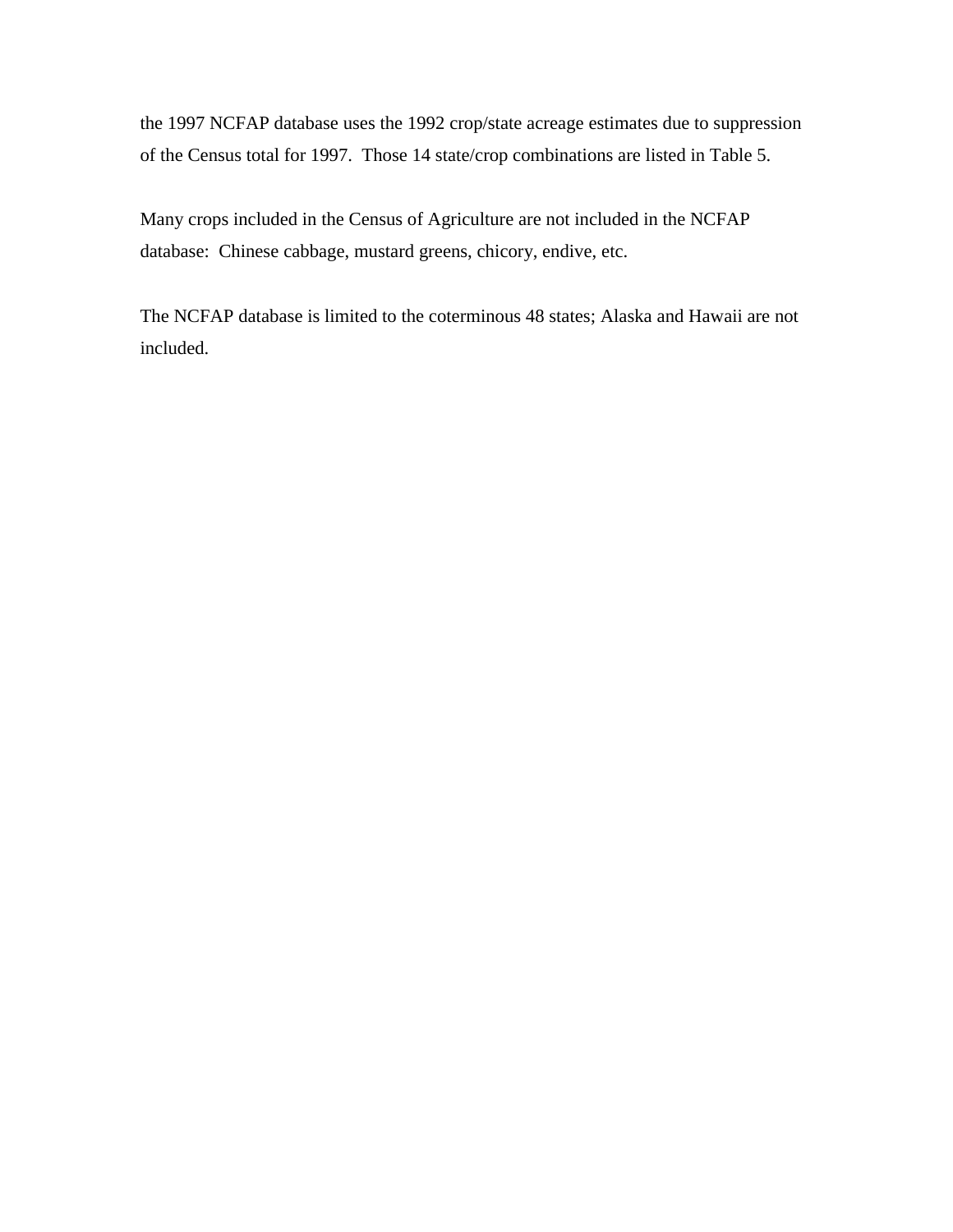the 1997 NCFAP database uses the 1992 crop/state acreage estimates due to suppression of the Census total for 1997. Those 14 state/crop combinations are listed in Table 5.

Many crops included in the Census of Agriculture are not included in the NCFAP database: Chinese cabbage, mustard greens, chicory, endive, etc.

The NCFAP database is limited to the coterminous 48 states; Alaska and Hawaii are not included.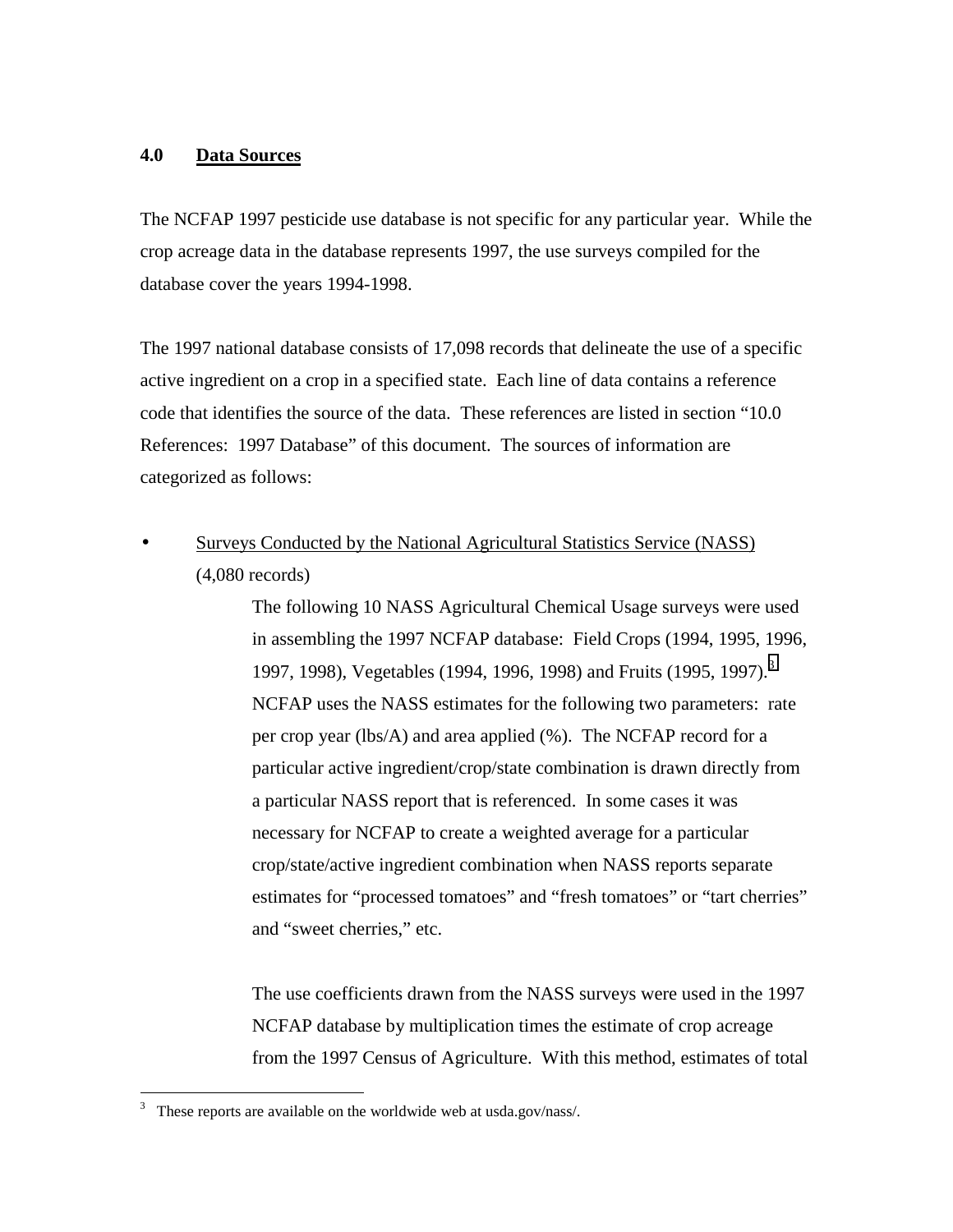## 4.0 Data Sources

The NCFAP 1997 pesticide use database is not specific for any particular year. While the crop acreage data in the database represents 1997, the use surveys compiled for the database cover the years 1994-1998.

The 1997 national database consists of 17,098 records that delineate the use of a specific active ingredient on a crop in a specified state. Each line of data contains a reference code that identifies the source of the data. These references are listed in section "10.0 References: 1997 Database" of this document. The sources of information are categorized as follows:

- Surveys Conducted by the National Agricultural Statistics Service (NASS) (4,080 records)

  The following 10 NASS Agricultural Chemical Usage surveys were used in assembling the 1997 NCFAP database: Field Crops (1994, 1995, 1996, 1997, 1998), Vegetables (1994, 1996, 1998) and Fruits (1995, 1997).[3] NCFAP uses the NASS estimates for the following two parameters: rate per crop year (lbs/A) and area applied (%). The NCFAP record for a particular active ingredient/crop/state combination is drawn directly from a particular NASS report that is referenced. In some cases it was necessary for NCFAP to create a weighted average for a particular crop/state/active ingredient combination when NASS reports separate estimates for "processed tomatoes" and "fresh tomatoes" or "tart cherries" and "sweet cherries," etc.

  The use coefficients drawn from the NASS surveys were used in the 1997 NCFAP database by multiplication times the estimate of crop acreage from the 1997 Census of Agriculture. With this method, estimates of total

[3] These reports are available on the worldwide web at usda.gov/nass/.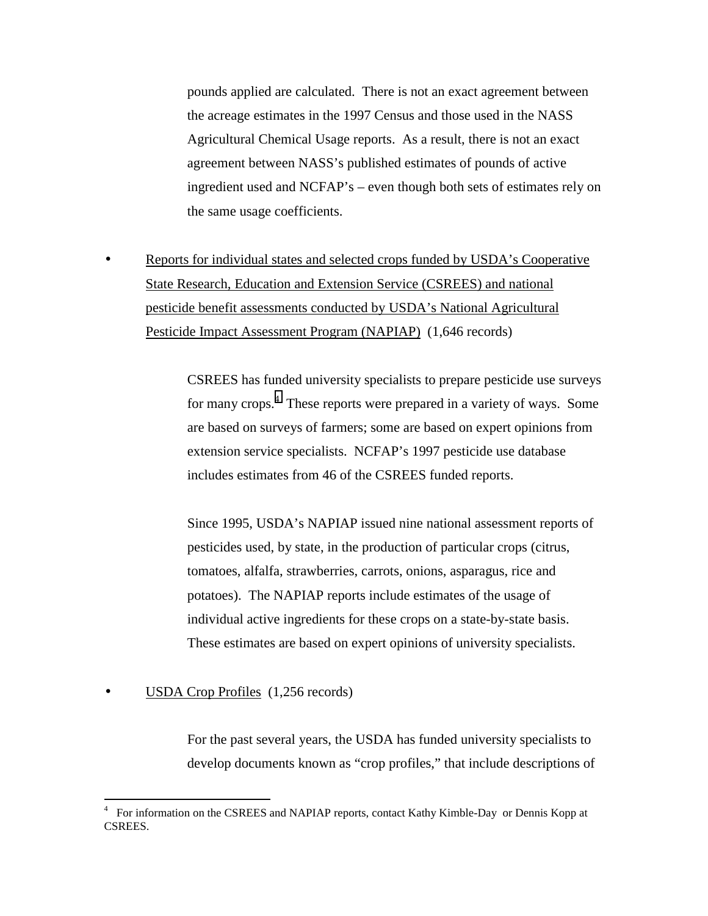pounds applied are calculated. There is not an exact agreement between the acreage estimates in the 1997 Census and those used in the NASS Agricultural Chemical Usage reports. As a result, there is not an exact agreement between NASS's published estimates of pounds of active ingredient used and NCFAP's – even though both sets of estimates rely on the same usage coefficients.

- <u>Reports for individual states and selected crops funded by USDA's Cooperative State Research, Education and Extension Service (CSREES) and national pesticide benefit assessments conducted by USDA's National Agricultural Pesticide Impact Assessment Program (NAPIAP)</u> (1,646 records)

  CSREES has funded university specialists to prepare pesticide use surveys for many crops.[4] These reports were prepared in a variety of ways. Some are based on surveys of farmers; some are based on expert opinions from extension service specialists. NCFAP's 1997 pesticide use database includes estimates from 46 of the CSREES funded reports.

  Since 1995, USDA's NAPIAP issued nine national assessment reports of pesticides used, by state, in the production of particular crops (citrus, tomatoes, alfalfa, strawberries, carrots, onions, asparagus, rice and potatoes). The NAPIAP reports include estimates of the usage of individual active ingredients for these crops on a state-by-state basis. These estimates are based on expert opinions of university specialists.

- <u>USDA Crop Profiles</u> (1,256 records)

  For the past several years, the USDA has funded university specialists to develop documents known as "crop profiles," that include descriptions of

---

[4] For information on the CSREES and NAPIAP reports, contact Kathy Kimble-Day or Dennis Kopp at CSREES.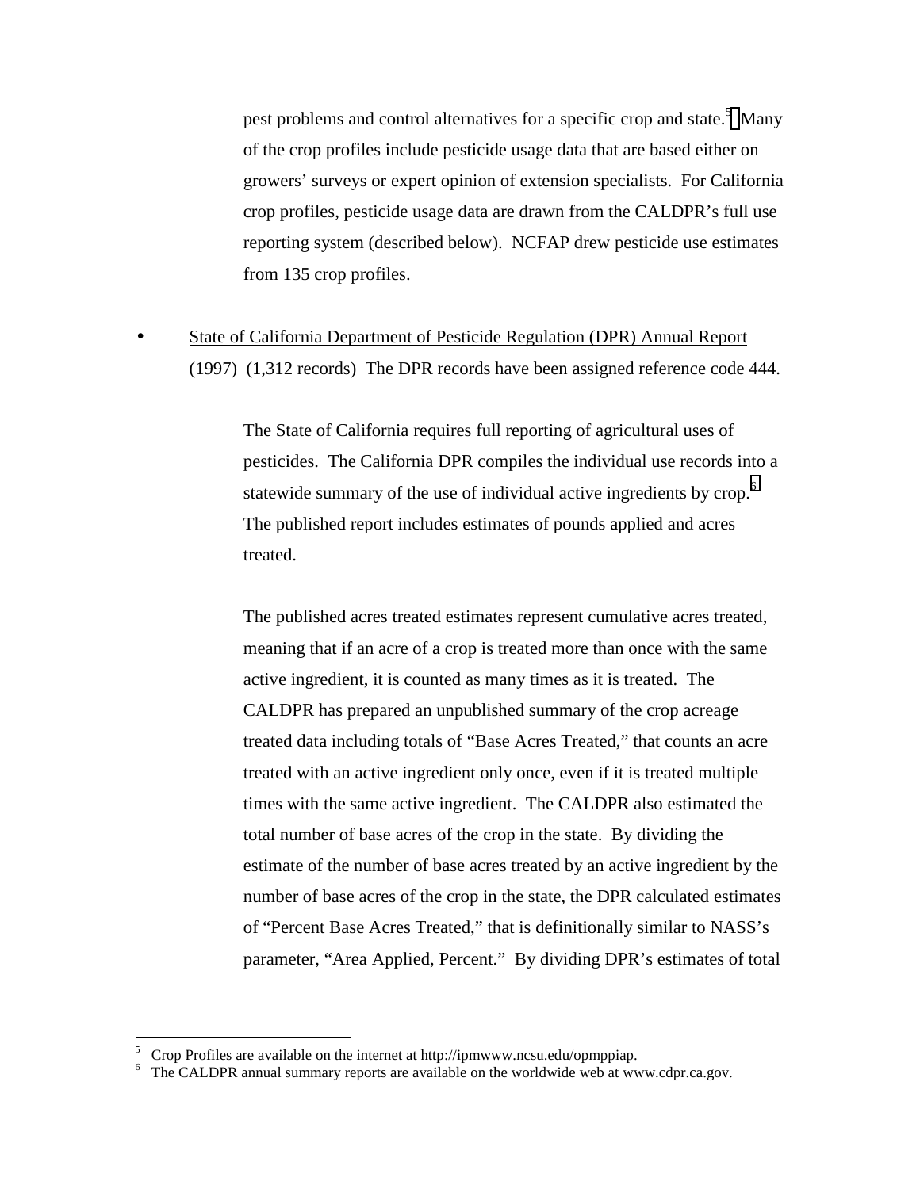pest problems and control alternatives for a specific crop and state.[5] Many of the crop profiles include pesticide usage data that are based either on growers' surveys or expert opinion of extension specialists. For California crop profiles, pesticide usage data are drawn from the CALDPR's full use reporting system (described below). NCFAP drew pesticide use estimates from 135 crop profiles.

- State of California Department of Pesticide Regulation (DPR) Annual Report (1997) (1,312 records) The DPR records have been assigned reference code 444.

  The State of California requires full reporting of agricultural uses of pesticides. The California DPR compiles the individual use records into a statewide summary of the use of individual active ingredients by crop.[6] The published report includes estimates of pounds applied and acres treated.

  The published acres treated estimates represent cumulative acres treated, meaning that if an acre of a crop is treated more than once with the same active ingredient, it is counted as many times as it is treated. The CALDPR has prepared an unpublished summary of the crop acreage treated data including totals of "Base Acres Treated," that counts an acre treated with an active ingredient only once, even if it is treated multiple times with the same active ingredient. The CALDPR also estimated the total number of base acres of the crop in the state. By dividing the estimate of the number of base acres treated by an active ingredient by the number of base acres of the crop in the state, the DPR calculated estimates of "Percent Base Acres Treated," that is definitionally similar to NASS's parameter, "Area Applied, Percent." By dividing DPR's estimates of total

---

[5] Crop Profiles are available on the internet at http://ipmwww.ncsu.edu/opmppiap.

[6] The CALDPR annual summary reports are available on the worldwide web at www.cdpr.ca.gov.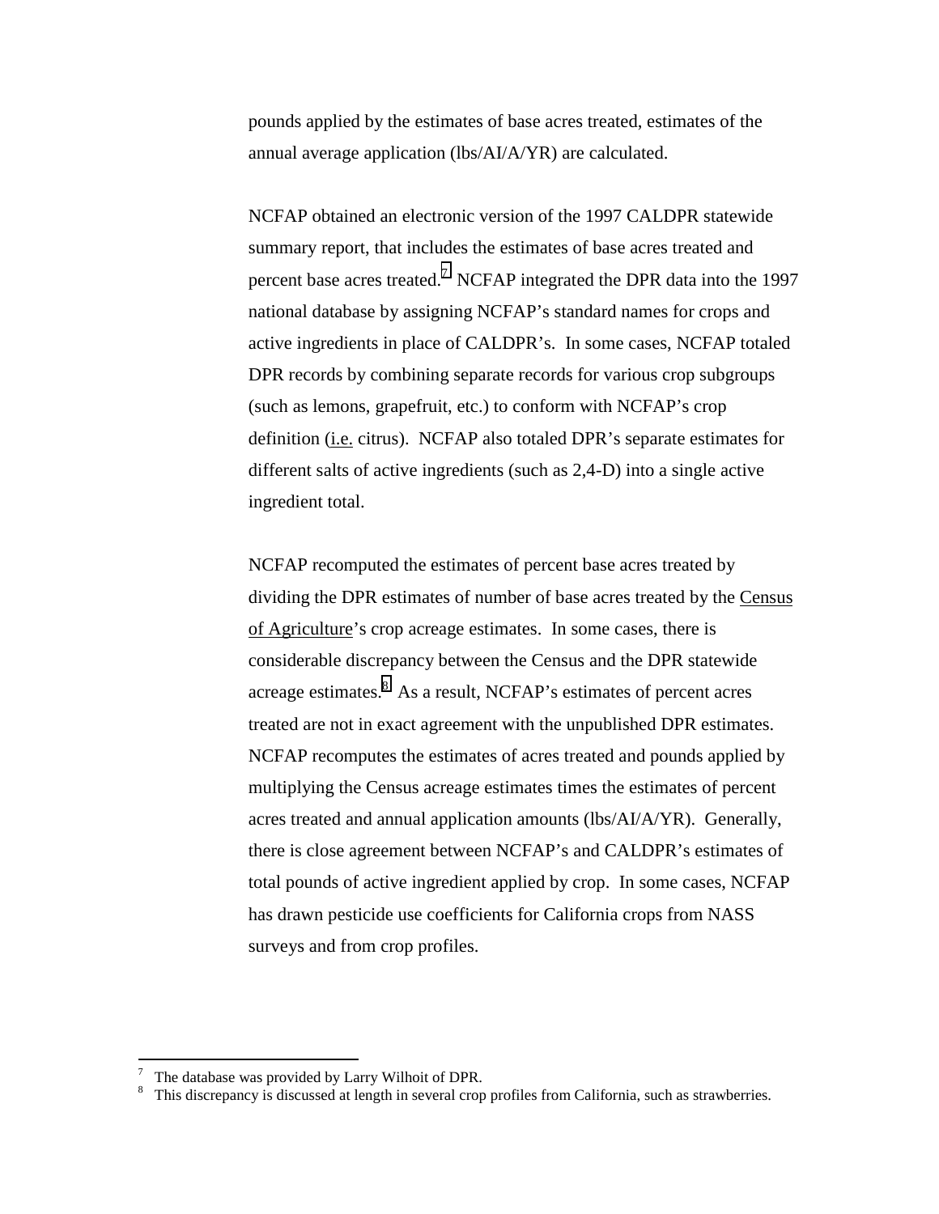pounds applied by the estimates of base acres treated, estimates of the annual average application (lbs/AI/A/YR) are calculated.

NCFAP obtained an electronic version of the 1997 CALDPR statewide summary report, that includes the estimates of base acres treated and percent base acres treated.[7] NCFAP integrated the DPR data into the 1997 national database by assigning NCFAP's standard names for crops and active ingredients in place of CALDPR's. In some cases, NCFAP totaled DPR records by combining separate records for various crop subgroups (such as lemons, grapefruit, etc.) to conform with NCFAP's crop definition (i.e. citrus). NCFAP also totaled DPR's separate estimates for different salts of active ingredients (such as 2,4-D) into a single active ingredient total.

NCFAP recomputed the estimates of percent base acres treated by dividing the DPR estimates of number of base acres treated by the Census of Agriculture's crop acreage estimates. In some cases, there is considerable discrepancy between the Census and the DPR statewide acreage estimates.[8] As a result, NCFAP's estimates of percent acres treated are not in exact agreement with the unpublished DPR estimates. NCFAP recomputes the estimates of acres treated and pounds applied by multiplying the Census acreage estimates times the estimates of percent acres treated and annual application amounts (lbs/AI/A/YR). Generally, there is close agreement between NCFAP's and CALDPR's estimates of total pounds of active ingredient applied by crop. In some cases, NCFAP has drawn pesticide use coefficients for California crops from NASS surveys and from crop profiles.

---

[7] The database was provided by Larry Wilhoit of DPR.

[8] This discrepancy is discussed at length in several crop profiles from California, such as strawberries.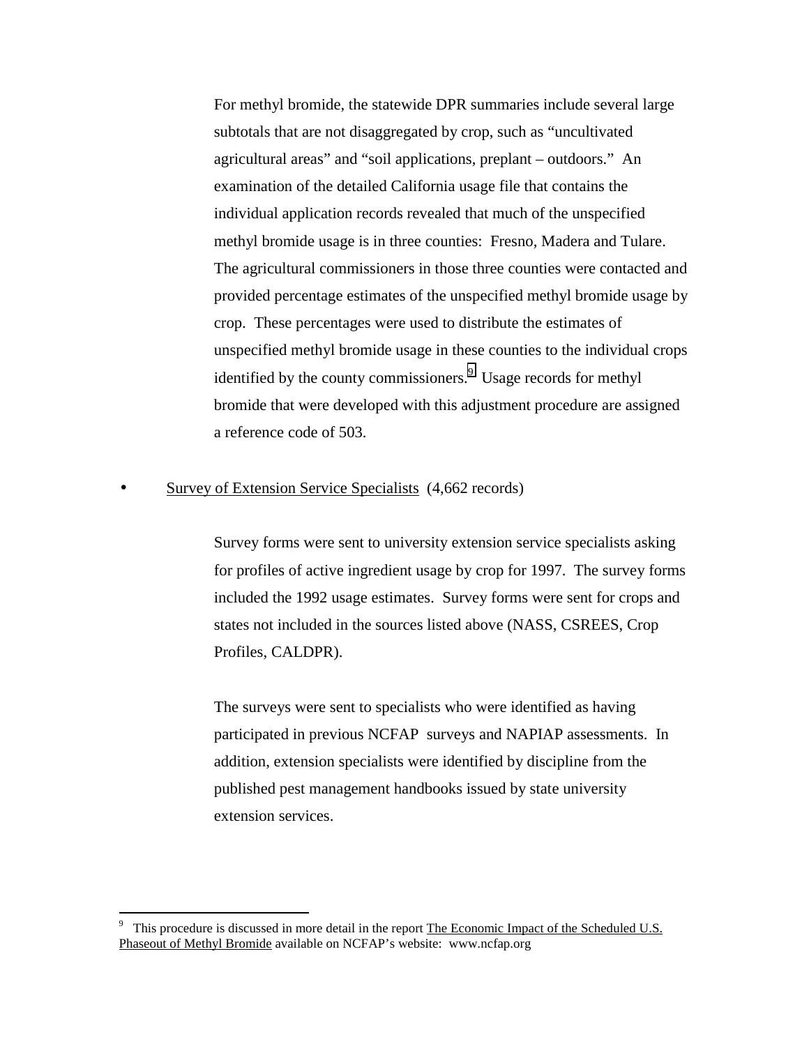For methyl bromide, the statewide DPR summaries include several large subtotals that are not disaggregated by crop, such as "uncultivated agricultural areas" and "soil applications, preplant – outdoors." An examination of the detailed California usage file that contains the individual application records revealed that much of the unspecified methyl bromide usage is in three counties: Fresno, Madera and Tulare. The agricultural commissioners in those three counties were contacted and provided percentage estimates of the unspecified methyl bromide usage by crop. These percentages were used to distribute the estimates of unspecified methyl bromide usage in these counties to the individual crops identified by the county commissioners.[9] Usage records for methyl bromide that were developed with this adjustment procedure are assigned a reference code of 503.

- Survey of Extension Service Specialists (4,662 records)

  Survey forms were sent to university extension service specialists asking for profiles of active ingredient usage by crop for 1997. The survey forms included the 1992 usage estimates. Survey forms were sent for crops and states not included in the sources listed above (NASS, CSREES, Crop Profiles, CALDPR).

  The surveys were sent to specialists who were identified as having participated in previous NCFAP surveys and NAPIAP assessments. In addition, extension specialists were identified by discipline from the published pest management handbooks issued by state university extension services.

---

[9] This procedure is discussed in more detail in the report The Economic Impact of the Scheduled U.S. Phaseout of Methyl Bromide available on NCFAP's website: www.ncfap.org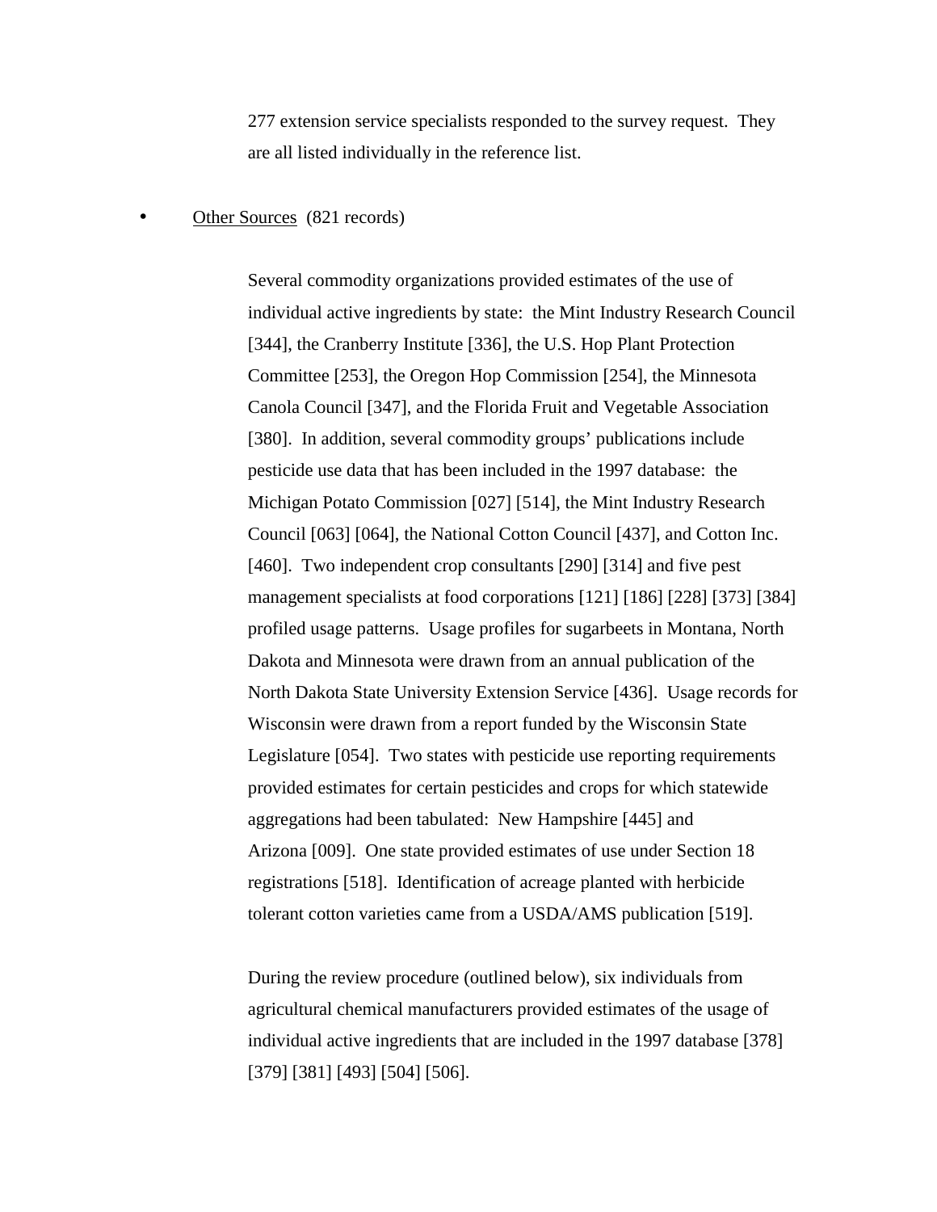277 extension service specialists responded to the survey request. They are all listed individually in the reference list.

- <u>Other Sources</u> (821 records)

  Several commodity organizations provided estimates of the use of individual active ingredients by state: the Mint Industry Research Council [344], the Cranberry Institute [336], the U.S. Hop Plant Protection Committee [253], the Oregon Hop Commission [254], the Minnesota Canola Council [347], and the Florida Fruit and Vegetable Association [380]. In addition, several commodity groups' publications include pesticide use data that has been included in the 1997 database: the Michigan Potato Commission [027] [514], the Mint Industry Research Council [063] [064], the National Cotton Council [437], and Cotton Inc. [460]. Two independent crop consultants [290] [314] and five pest management specialists at food corporations [121] [186] [228] [373] [384] profiled usage patterns. Usage profiles for sugarbeets in Montana, North Dakota and Minnesota were drawn from an annual publication of the North Dakota State University Extension Service [436]. Usage records for Wisconsin were drawn from a report funded by the Wisconsin State Legislature [054]. Two states with pesticide use reporting requirements provided estimates for certain pesticides and crops for which statewide aggregations had been tabulated: New Hampshire [445] and Arizona [009]. One state provided estimates of use under Section 18 registrations [518]. Identification of acreage planted with herbicide tolerant cotton varieties came from a USDA/AMS publication [519].

  During the review procedure (outlined below), six individuals from agricultural chemical manufacturers provided estimates of the usage of individual active ingredients that are included in the 1997 database [378] [379] [381] [493] [504] [506].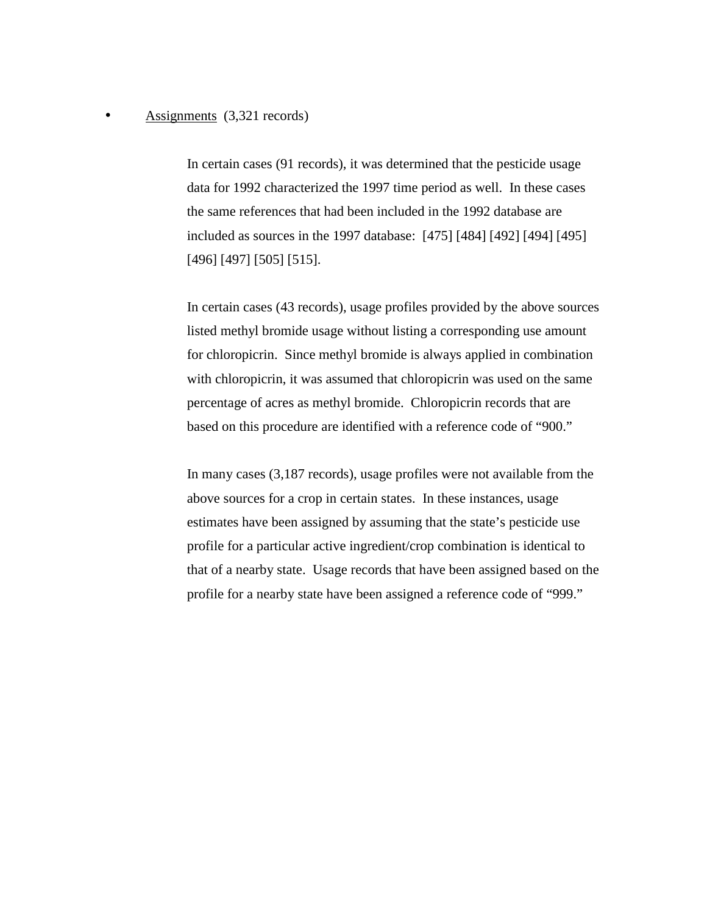- <u>Assignments</u> (3,321 records)

  In certain cases (91 records), it was determined that the pesticide usage data for 1992 characterized the 1997 time period as well. In these cases the same references that had been included in the 1992 database are included as sources in the 1997 database: [475] [484] [492] [494] [495] [496] [497] [505] [515].

  In certain cases (43 records), usage profiles provided by the above sources listed methyl bromide usage without listing a corresponding use amount for chloropicrin. Since methyl bromide is always applied in combination with chloropicrin, it was assumed that chloropicrin was used on the same percentage of acres as methyl bromide. Chloropicrin records that are based on this procedure are identified with a reference code of "900."

  In many cases (3,187 records), usage profiles were not available from the above sources for a crop in certain states. In these instances, usage estimates have been assigned by assuming that the state's pesticide use profile for a particular active ingredient/crop combination is identical to that of a nearby state. Usage records that have been assigned based on the profile for a nearby state have been assigned a reference code of "999."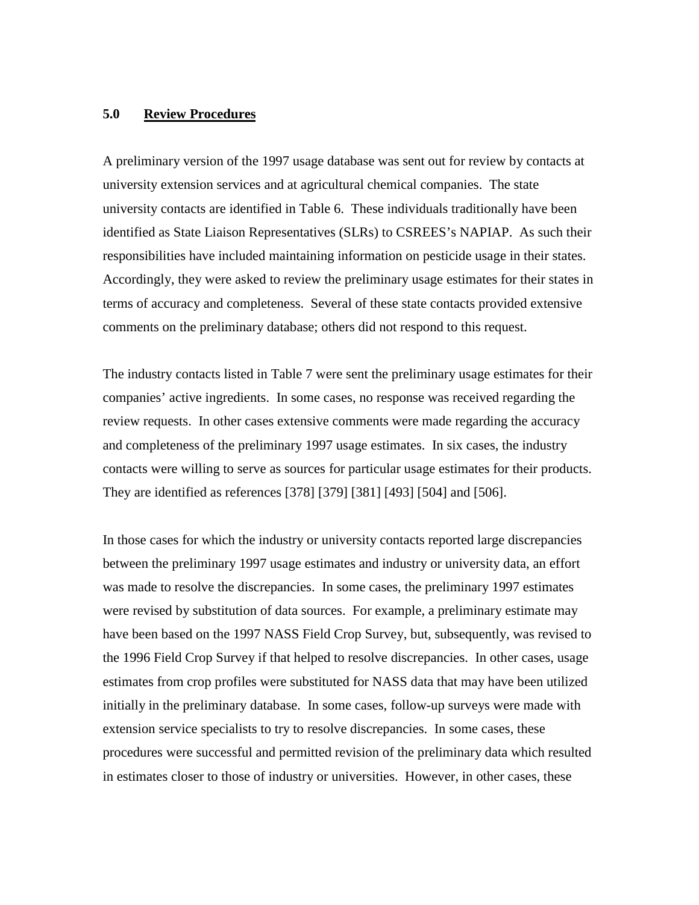## 5.0 Review Procedures

A preliminary version of the 1997 usage database was sent out for review by contacts at university extension services and at agricultural chemical companies. The state university contacts are identified in Table 6. These individuals traditionally have been identified as State Liaison Representatives (SLRs) to CSREES's NAPIAP. As such their responsibilities have included maintaining information on pesticide usage in their states. Accordingly, they were asked to review the preliminary usage estimates for their states in terms of accuracy and completeness. Several of these state contacts provided extensive comments on the preliminary database; others did not respond to this request.

The industry contacts listed in Table 7 were sent the preliminary usage estimates for their companies' active ingredients. In some cases, no response was received regarding the review requests. In other cases extensive comments were made regarding the accuracy and completeness of the preliminary 1997 usage estimates. In six cases, the industry contacts were willing to serve as sources for particular usage estimates for their products. They are identified as references [378] [379] [381] [493] [504] and [506].

In those cases for which the industry or university contacts reported large discrepancies between the preliminary 1997 usage estimates and industry or university data, an effort was made to resolve the discrepancies. In some cases, the preliminary 1997 estimates were revised by substitution of data sources. For example, a preliminary estimate may have been based on the 1997 NASS Field Crop Survey, but, subsequently, was revised to the 1996 Field Crop Survey if that helped to resolve discrepancies. In other cases, usage estimates from crop profiles were substituted for NASS data that may have been utilized initially in the preliminary database. In some cases, follow-up surveys were made with extension service specialists to try to resolve discrepancies. In some cases, these procedures were successful and permitted revision of the preliminary data which resulted in estimates closer to those of industry or universities. However, in other cases, these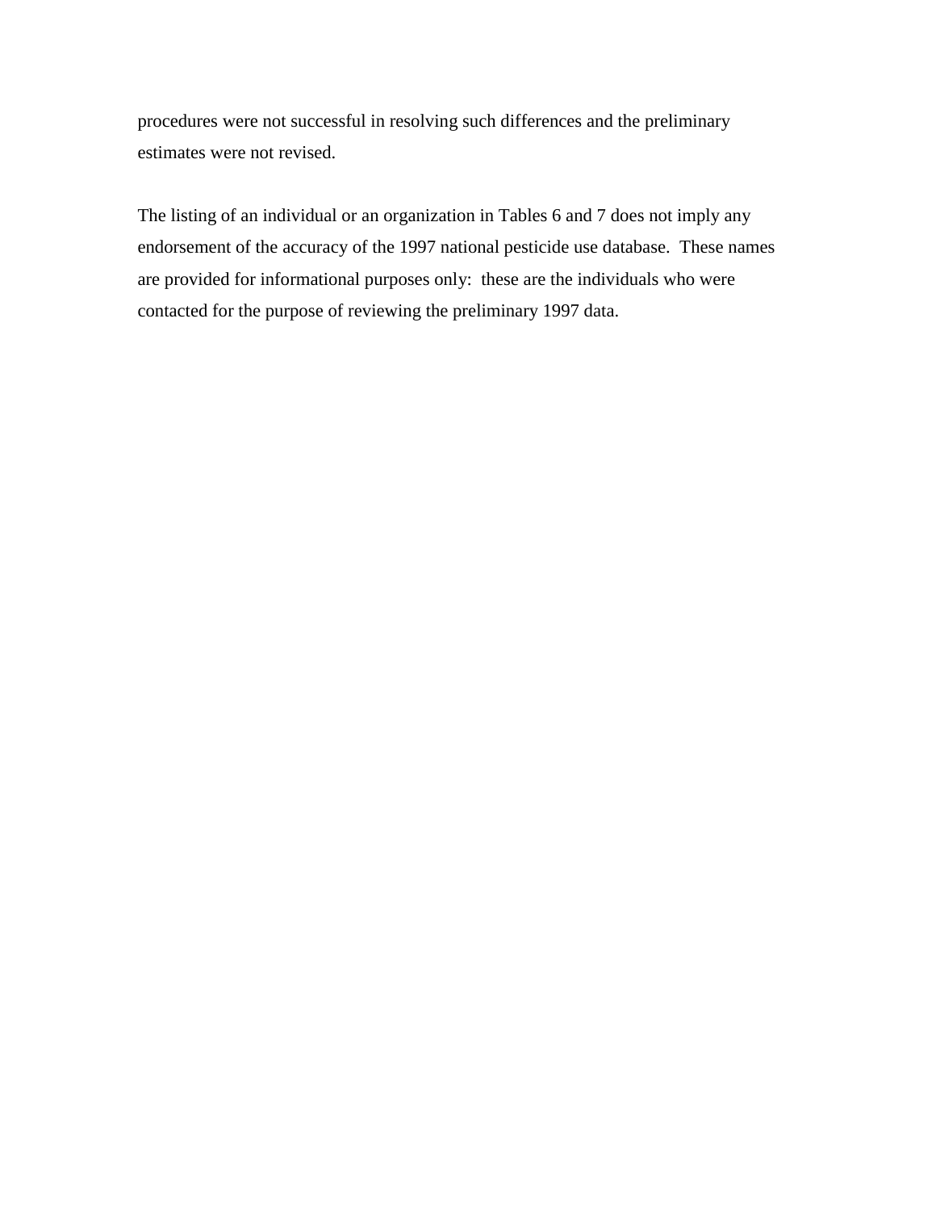procedures were not successful in resolving such differences and the preliminary estimates were not revised.

The listing of an individual or an organization in Tables 6 and 7 does not imply any endorsement of the accuracy of the 1997 national pesticide use database.  These names are provided for informational purposes only:  these are the individuals who were contacted for the purpose of reviewing the preliminary 1997 data.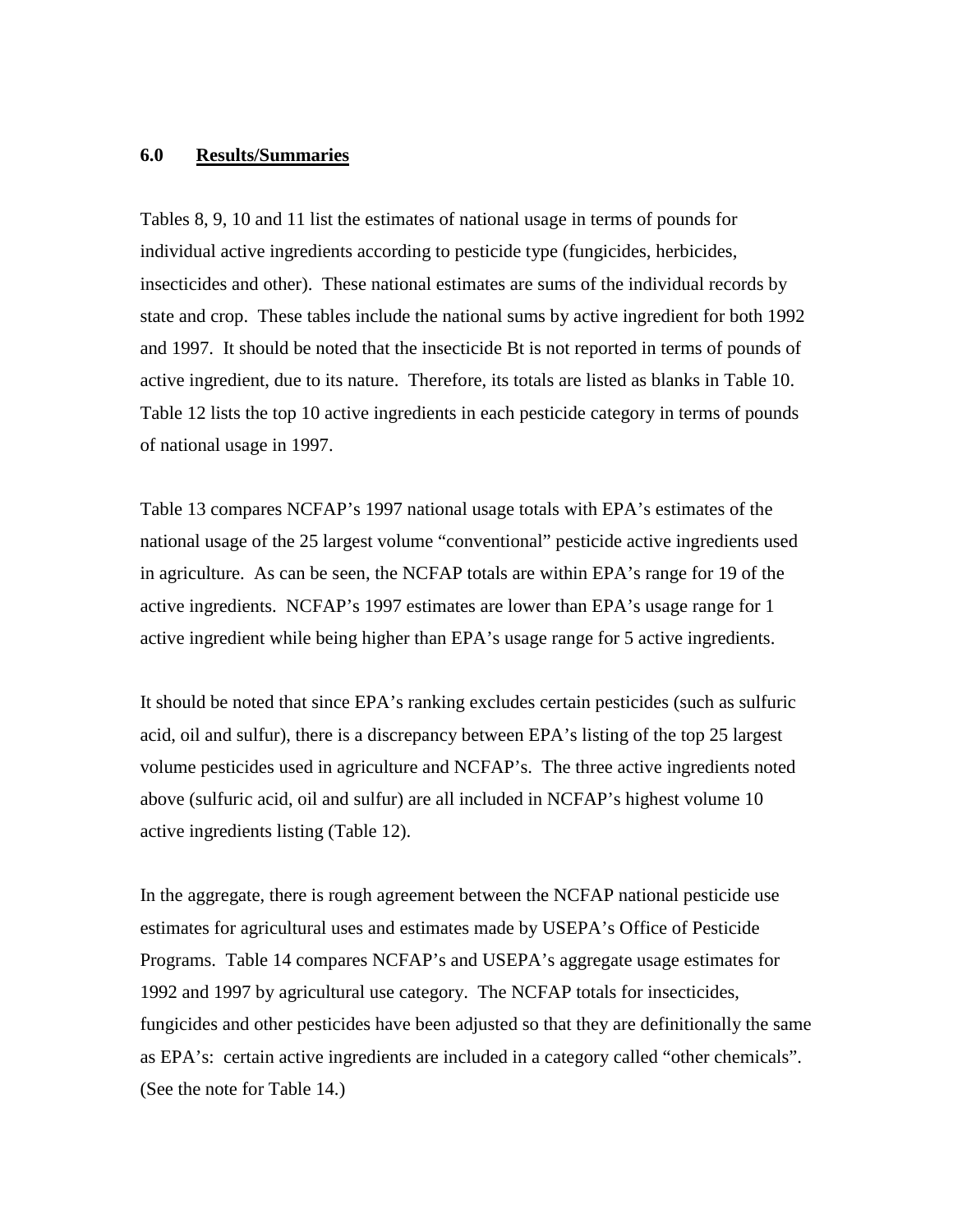## 6.0 Results/Summaries

Tables 8, 9, 10 and 11 list the estimates of national usage in terms of pounds for individual active ingredients according to pesticide type (fungicides, herbicides, insecticides and other). These national estimates are sums of the individual records by state and crop. These tables include the national sums by active ingredient for both 1992 and 1997. It should be noted that the insecticide Bt is not reported in terms of pounds of active ingredient, due to its nature. Therefore, its totals are listed as blanks in Table 10. Table 12 lists the top 10 active ingredients in each pesticide category in terms of pounds of national usage in 1997.

Table 13 compares NCFAP's 1997 national usage totals with EPA's estimates of the national usage of the 25 largest volume "conventional" pesticide active ingredients used in agriculture. As can be seen, the NCFAP totals are within EPA's range for 19 of the active ingredients. NCFAP's 1997 estimates are lower than EPA's usage range for 1 active ingredient while being higher than EPA's usage range for 5 active ingredients.

It should be noted that since EPA's ranking excludes certain pesticides (such as sulfuric acid, oil and sulfur), there is a discrepancy between EPA's listing of the top 25 largest volume pesticides used in agriculture and NCFAP's. The three active ingredients noted above (sulfuric acid, oil and sulfur) are all included in NCFAP's highest volume 10 active ingredients listing (Table 12).

In the aggregate, there is rough agreement between the NCFAP national pesticide use estimates for agricultural uses and estimates made by USEPA's Office of Pesticide Programs. Table 14 compares NCFAP's and USEPA's aggregate usage estimates for 1992 and 1997 by agricultural use category. The NCFAP totals for insecticides, fungicides and other pesticides have been adjusted so that they are definitionally the same as EPA's: certain active ingredients are included in a category called "other chemicals". (See the note for Table 14.)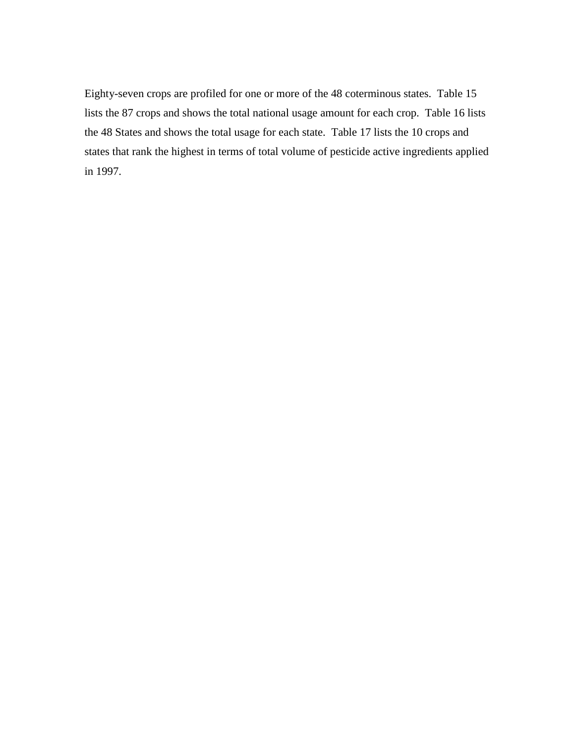Eighty-seven crops are profiled for one or more of the 48 coterminous states. Table 15 lists the 87 crops and shows the total national usage amount for each crop. Table 16 lists the 48 States and shows the total usage for each state. Table 17 lists the 10 crops and states that rank the highest in terms of total volume of pesticide active ingredients applied in 1997.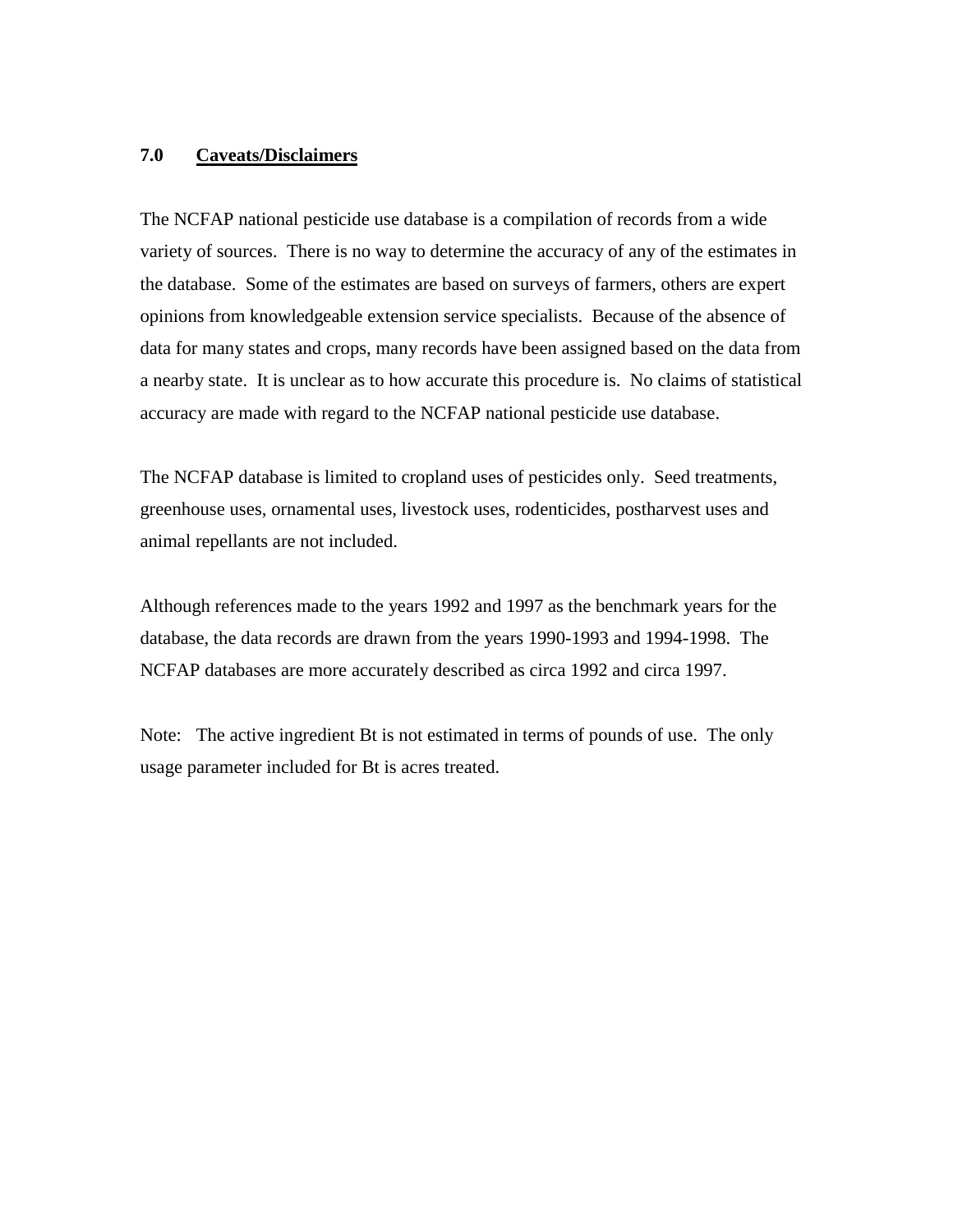## 7.0 Caveats/Disclaimers

The NCFAP national pesticide use database is a compilation of records from a wide variety of sources. There is no way to determine the accuracy of any of the estimates in the database. Some of the estimates are based on surveys of farmers, others are expert opinions from knowledgeable extension service specialists. Because of the absence of data for many states and crops, many records have been assigned based on the data from a nearby state. It is unclear as to how accurate this procedure is. No claims of statistical accuracy are made with regard to the NCFAP national pesticide use database.

The NCFAP database is limited to cropland uses of pesticides only. Seed treatments, greenhouse uses, ornamental uses, livestock uses, rodenticides, postharvest uses and animal repellants are not included.

Although references made to the years 1992 and 1997 as the benchmark years for the database, the data records are drawn from the years 1990-1993 and 1994-1998. The NCFAP databases are more accurately described as circa 1992 and circa 1997.

Note: The active ingredient Bt is not estimated in terms of pounds of use. The only usage parameter included for Bt is acres treated.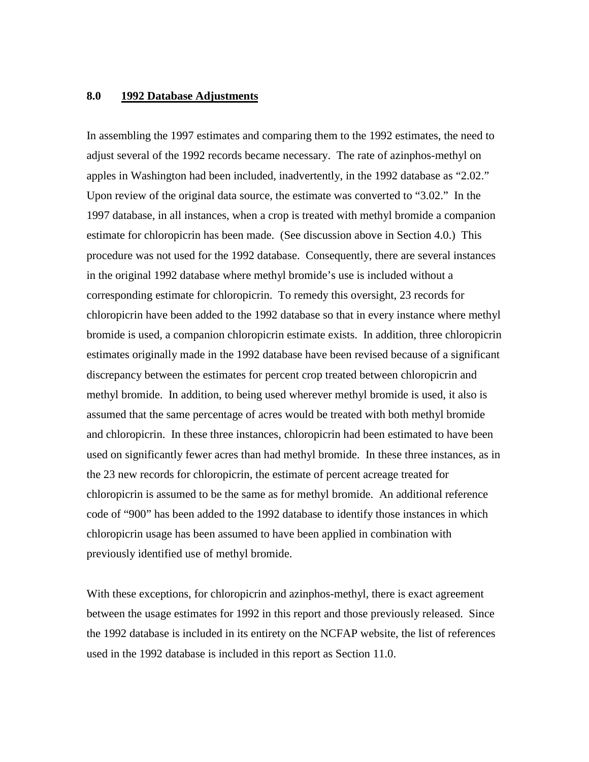## 8.0 1992 Database Adjustments

In assembling the 1997 estimates and comparing them to the 1992 estimates, the need to adjust several of the 1992 records became necessary. The rate of azinphos-methyl on apples in Washington had been included, inadvertently, in the 1992 database as "2.02." Upon review of the original data source, the estimate was converted to "3.02." In the 1997 database, in all instances, when a crop is treated with methyl bromide a companion estimate for chloropicrin has been made. (See discussion above in Section 4.0.) This procedure was not used for the 1992 database. Consequently, there are several instances in the original 1992 database where methyl bromide's use is included without a corresponding estimate for chloropicrin. To remedy this oversight, 23 records for chloropicrin have been added to the 1992 database so that in every instance where methyl bromide is used, a companion chloropicrin estimate exists. In addition, three chloropicrin estimates originally made in the 1992 database have been revised because of a significant discrepancy between the estimates for percent crop treated between chloropicrin and methyl bromide. In addition, to being used wherever methyl bromide is used, it also is assumed that the same percentage of acres would be treated with both methyl bromide and chloropicrin. In these three instances, chloropicrin had been estimated to have been used on significantly fewer acres than had methyl bromide. In these three instances, as in the 23 new records for chloropicrin, the estimate of percent acreage treated for chloropicrin is assumed to be the same as for methyl bromide. An additional reference code of "900" has been added to the 1992 database to identify those instances in which chloropicrin usage has been assumed to have been applied in combination with previously identified use of methyl bromide.

With these exceptions, for chloropicrin and azinphos-methyl, there is exact agreement between the usage estimates for 1992 in this report and those previously released. Since the 1992 database is included in its entirety on the NCFAP website, the list of references used in the 1992 database is included in this report as Section 11.0.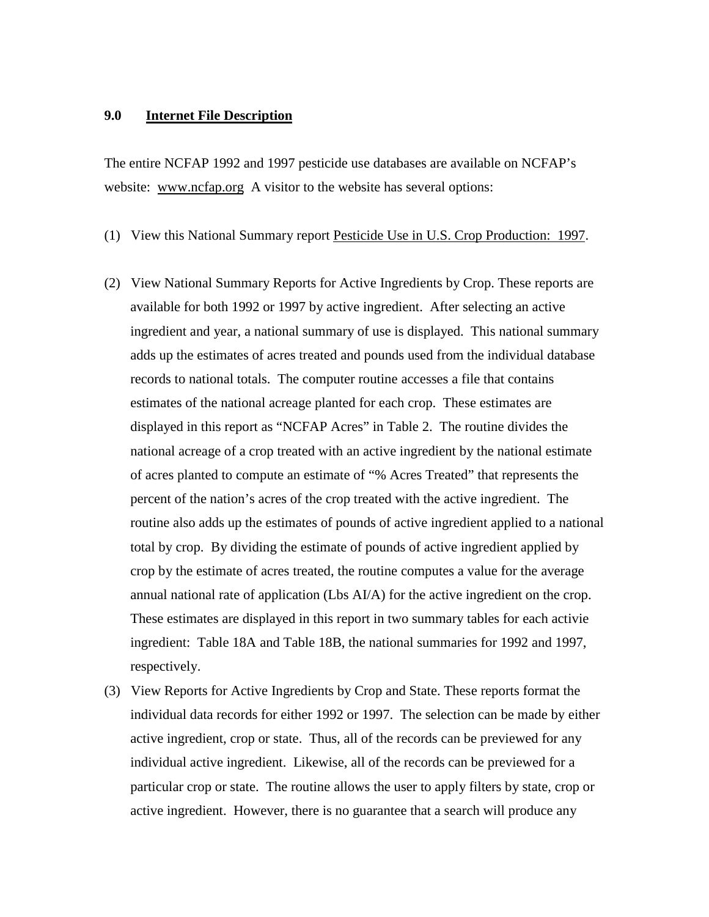## 9.0 Internet File Description

The entire NCFAP 1992 and 1997 pesticide use databases are available on NCFAP's website: www.ncfap.org A visitor to the website has several options:

(1) View this National Summary report Pesticide Use in U.S. Crop Production: 1997.

(2) View National Summary Reports for Active Ingredients by Crop. These reports are available for both 1992 or 1997 by active ingredient. After selecting an active ingredient and year, a national summary of use is displayed. This national summary adds up the estimates of acres treated and pounds used from the individual database records to national totals. The computer routine accesses a file that contains estimates of the national acreage planted for each crop. These estimates are displayed in this report as "NCFAP Acres" in Table 2. The routine divides the national acreage of a crop treated with an active ingredient by the national estimate of acres planted to compute an estimate of "% Acres Treated" that represents the percent of the nation's acres of the crop treated with the active ingredient. The routine also adds up the estimates of pounds of active ingredient applied to a national total by crop. By dividing the estimate of pounds of active ingredient applied by crop by the estimate of acres treated, the routine computes a value for the average annual national rate of application (Lbs AI/A) for the active ingredient on the crop. These estimates are displayed in this report in two summary tables for each activie ingredient: Table 18A and Table 18B, the national summaries for 1992 and 1997, respectively.

(3) View Reports for Active Ingredients by Crop and State. These reports format the individual data records for either 1992 or 1997. The selection can be made by either active ingredient, crop or state. Thus, all of the records can be previewed for any individual active ingredient. Likewise, all of the records can be previewed for a particular crop or state. The routine allows the user to apply filters by state, crop or active ingredient. However, there is no guarantee that a search will produce any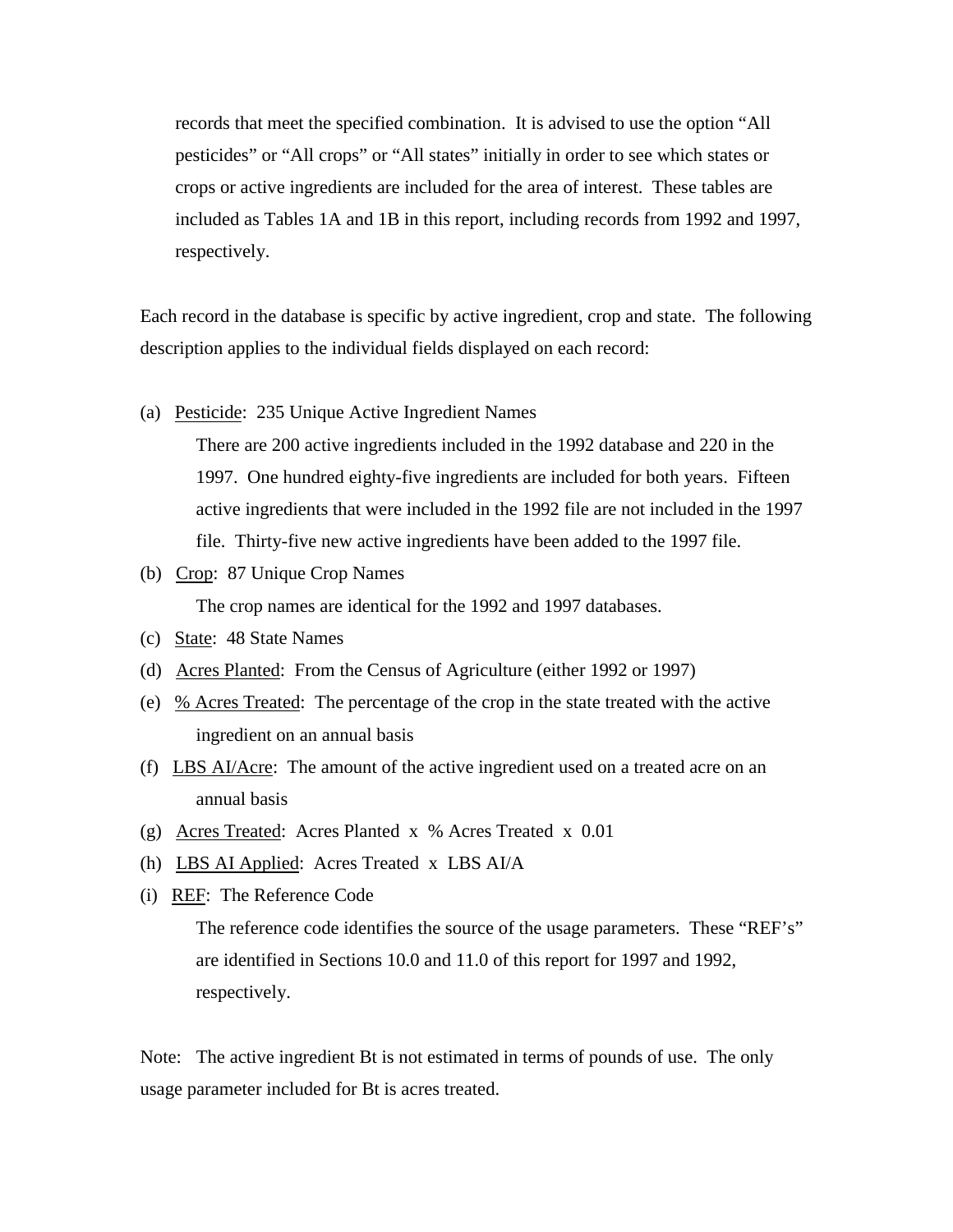records that meet the specified combination. It is advised to use the option "All pesticides" or "All crops" or "All states" initially in order to see which states or crops or active ingredients are included for the area of interest. These tables are included as Tables 1A and 1B in this report, including records from 1992 and 1997, respectively.

Each record in the database is specific by active ingredient, crop and state. The following description applies to the individual fields displayed on each record:

(a) Pesticide: 235 Unique Active Ingredient Names

There are 200 active ingredients included in the 1992 database and 220 in the 1997. One hundred eighty-five ingredients are included for both years. Fifteen active ingredients that were included in the 1992 file are not included in the 1997 file. Thirty-five new active ingredients have been added to the 1997 file.

(b) Crop: 87 Unique Crop Names

The crop names are identical for the 1992 and 1997 databases.

(c) State: 48 State Names

(d) Acres Planted: From the Census of Agriculture (either 1992 or 1997)

(e) % Acres Treated: The percentage of the crop in the state treated with the active ingredient on an annual basis

(f) LBS AI/Acre: The amount of the active ingredient used on a treated acre on an annual basis

(g) Acres Treated: Acres Planted x % Acres Treated x 0.01

(h) LBS AI Applied: Acres Treated x LBS AI/A

(i) REF: The Reference Code

The reference code identifies the source of the usage parameters. These "REF's" are identified in Sections 10.0 and 11.0 of this report for 1997 and 1992, respectively.

Note: The active ingredient Bt is not estimated in terms of pounds of use. The only usage parameter included for Bt is acres treated.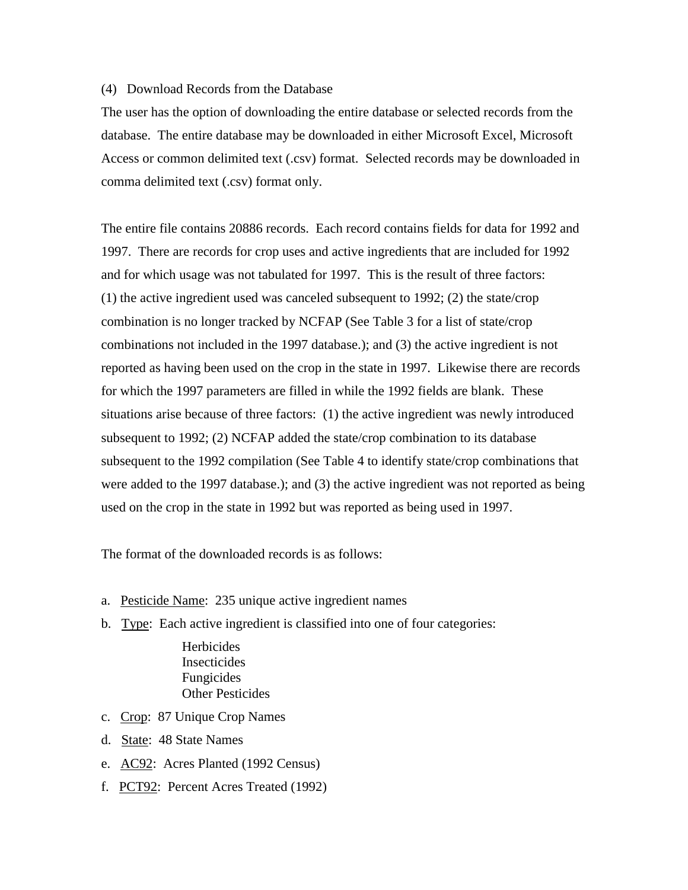(4) Download Records from the Database

The user has the option of downloading the entire database or selected records from the database. The entire database may be downloaded in either Microsoft Excel, Microsoft Access or common delimited text (.csv) format. Selected records may be downloaded in comma delimited text (.csv) format only.

The entire file contains 20886 records. Each record contains fields for data for 1992 and 1997. There are records for crop uses and active ingredients that are included for 1992 and for which usage was not tabulated for 1997. This is the result of three factors: (1) the active ingredient used was canceled subsequent to 1992; (2) the state/crop combination is no longer tracked by NCFAP (See Table 3 for a list of state/crop combinations not included in the 1997 database.); and (3) the active ingredient is not reported as having been used on the crop in the state in 1997. Likewise there are records for which the 1997 parameters are filled in while the 1992 fields are blank. These situations arise because of three factors: (1) the active ingredient was newly introduced subsequent to 1992; (2) NCFAP added the state/crop combination to its database subsequent to the 1992 compilation (See Table 4 to identify state/crop combinations that were added to the 1997 database.); and (3) the active ingredient was not reported as being used on the crop in the state in 1992 but was reported as being used in 1997.

The format of the downloaded records is as follows:

a. Pesticide Name: 235 unique active ingredient names
b. Type: Each active ingredient is classified into one of four categories:

    Herbicides
    Insecticides
    Fungicides
    Other Pesticides

c. Crop: 87 Unique Crop Names
d. State: 48 State Names
e. AC92: Acres Planted (1992 Census)
f. PCT92: Percent Acres Treated (1992)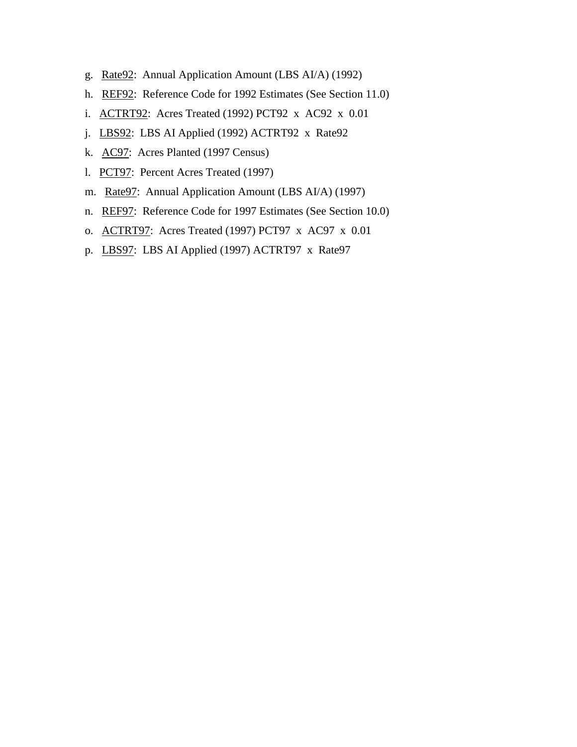g. <u>Rate92</u>: Annual Application Amount (LBS AI/A) (1992)

h. <u>REF92</u>: Reference Code for 1992 Estimates (See Section 11.0)

i. <u>ACTRT92</u>: Acres Treated (1992) PCT92 x AC92 x 0.01

j. <u>LBS92</u>: LBS AI Applied (1992) ACTRT92 x Rate92

k. <u>AC97</u>: Acres Planted (1997 Census)

l. <u>PCT97</u>: Percent Acres Treated (1997)

m. <u>Rate97</u>: Annual Application Amount (LBS AI/A) (1997)

n. <u>REF97</u>: Reference Code for 1997 Estimates (See Section 10.0)

o. <u>ACTRT97</u>: Acres Treated (1997) PCT97 x AC97 x 0.01

p. <u>LBS97</u>: LBS AI Applied (1997) ACTRT97 x Rate97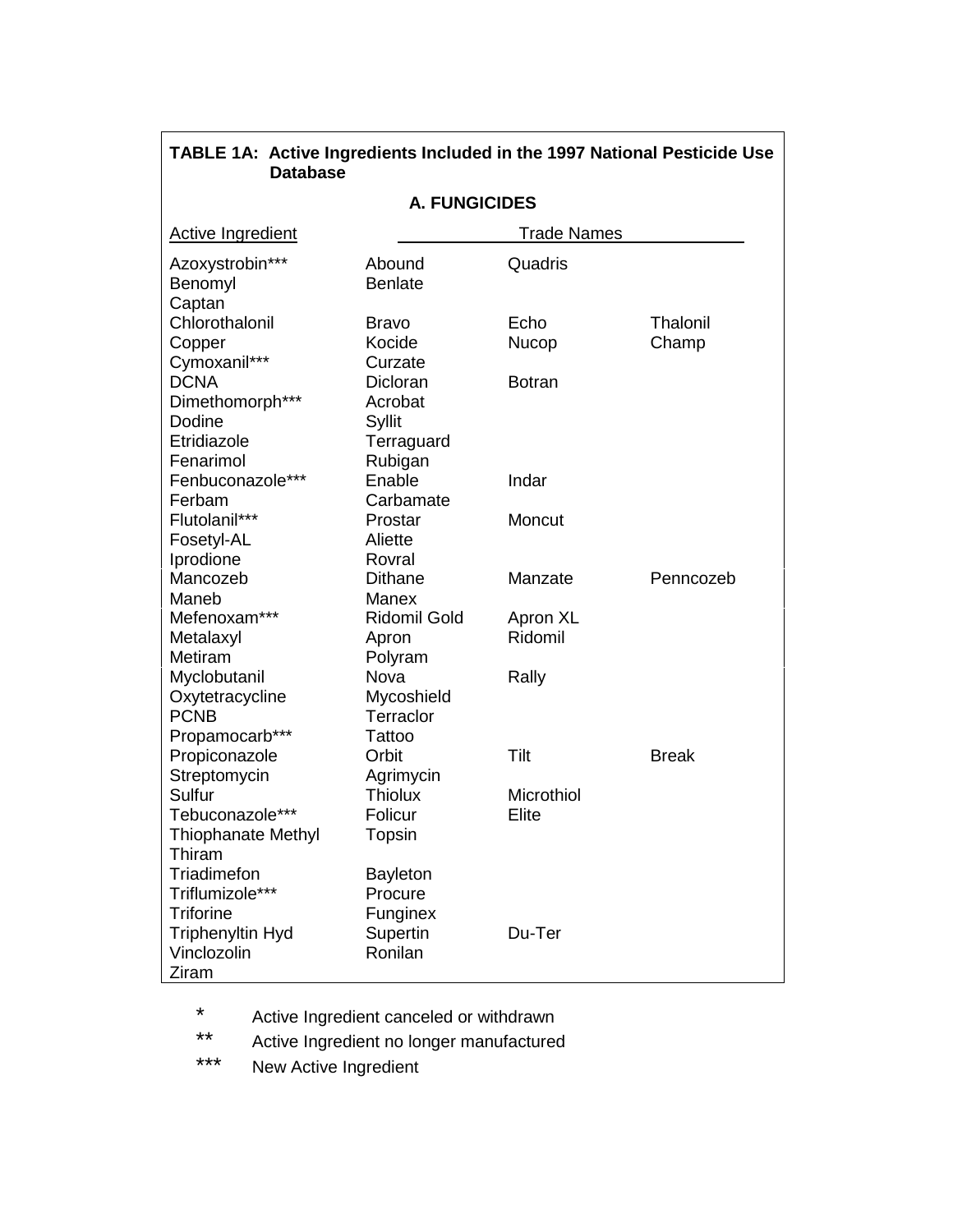**TABLE 1A: Active Ingredients Included in the 1997 National Pesticide Use Database**

**A. FUNGICIDES**

| Active Ingredient | Trade Names | | |
|---|---|---|---|
| Azoxystrobin*** | Abound | Quadris | |
| Benomyl | Benlate | | |
| Captan | | | |
| Chlorothalonil | Bravo | Echo | Thalonil |
| Copper | Kocide | Nucop | Champ |
| Cymoxanil*** | Curzate | | |
| DCNA | Dicloran | Botran | |
| Dimethomorph*** | Acrobat | | |
| Dodine | Syllit | | |
| Etridiazole | Terraguard | | |
| Fenarimol | Rubigan | | |
| Fenbuconazole*** | Enable | Indar | |
| Ferbam | Carbamate | | |
| Flutolanil*** | Prostar | Moncut | |
| Fosetyl-AL | Aliette | | |
| Iprodione | Rovral | | |
| Mancozeb | Dithane | Manzate | Penncozeb |
| Maneb | Manex | | |
| Mefenoxam*** | Ridomil Gold | Apron XL | |
| Metalaxyl | Apron | Ridomil | |
| Metiram | Polyram | | |
| Myclobutanil | Nova | Rally | |
| Oxytetracycline | Mycoshield | | |
| PCNB | Terraclor | | |
| Propamocarb*** | Tattoo | | |
| Propiconazole | Orbit | Tilt | Break |
| Streptomycin | Agrimycin | | |
| Sulfur | Thiolux | Microthiol | |
| Tebuconazole*** | Folicur | Elite | |
| Thiophanate Methyl | Topsin | | |
| Thiram | | | |
| Triadimefon | Bayleton | | |
| Triflumizole*** | Procure | | |
| Triforine | Funginex | | |
| Triphenyltin Hyd | Supertin | Du-Ter | |
| Vinclozolin | Ronilan | | |
| Ziram | | | |

\* Active Ingredient canceled or withdrawn

\*\* Active Ingredient no longer manufactured

\*\*\* New Active Ingredient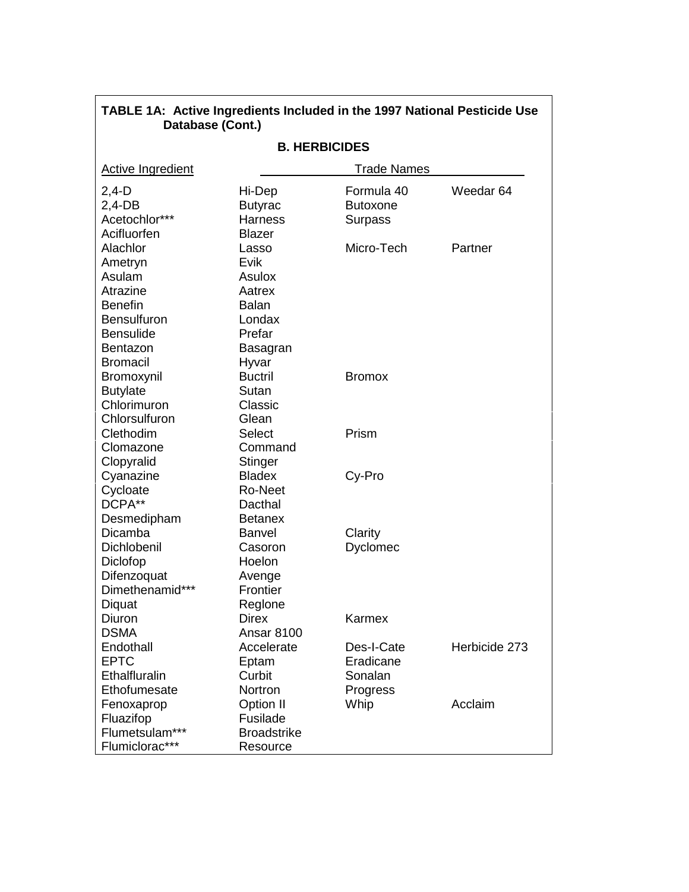**TABLE 1A: Active Ingredients Included in the 1997 National Pesticide Use Database (Cont.)**

**B. HERBICIDES**

| Active Ingredient | Trade Names | | |
|---|---|---|---|
| 2,4-D | Hi-Dep | Formula 40 | Weedar 64 |
| 2,4-DB | Butyrac | Butoxone | |
| Acetochlor*** | Harness | Surpass | |
| Acifluorfen | Blazer | | |
| Alachlor | Lasso | Micro-Tech | Partner |
| Ametryn | Evik | | |
| Asulam | Asulox | | |
| Atrazine | Aatrex | | |
| Benefin | Balan | | |
| Bensulfuron | Londax | | |
| Bensulide | Prefar | | |
| Bentazon | Basagran | | |
| Bromacil | Hyvar | | |
| Bromoxynil | Buctril | Bromox | |
| Butylate | Sutan | | |
| Chlorimuron | Classic | | |
| Chlorsulfuron | Glean | | |
| Clethodim | Select | Prism | |
| Clomazone | Command | | |
| Clopyralid | Stinger | | |
| Cyanazine | Bladex | Cy-Pro | |
| Cycloate | Ro-Neet | | |
| DCPA** | Dacthal | | |
| Desmedipham | Betanex | | |
| Dicamba | Banvel | Clarity | |
| Dichlobenil | Casoron | Dyclomec | |
| Diclofop | Hoelon | | |
| Difenzoquat | Avenge | | |
| Dimethenamid*** | Frontier | | |
| Diquat | Reglone | | |
| Diuron | Direx | Karmex | |
| DSMA | Ansar 8100 | | |
| Endothall | Accelerate | Des-I-Cate | Herbicide 273 |
| EPTC | Eptam | Eradicane | |
| Ethalfluralin | Curbit | Sonalan | |
| Ethofumesate | Nortron | Progress | |
| Fenoxaprop | Option II | Whip | Acclaim |
| Fluazifop | Fusilade | | |
| Flumetsulam*** | Broadstrike | | |
| Flumiclorac*** | Resource | | |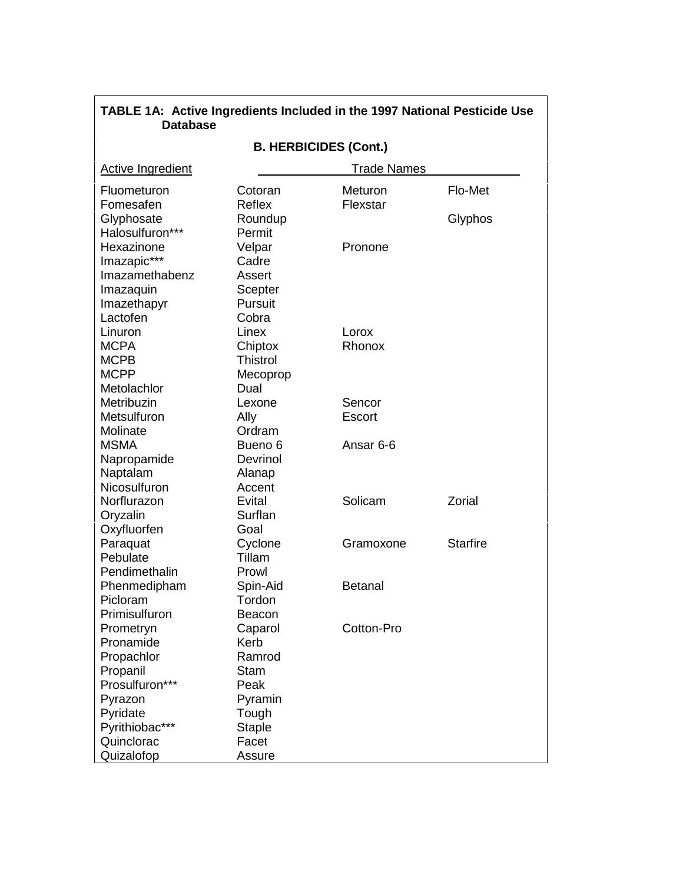**TABLE 1A: Active Ingredients Included in the 1997 National Pesticide Use Database**

**B. HERBICIDES (Cont.)**

| Active Ingredient | Trade Names | | |
|---|---|---|---|
| Fluometuron | Cotoran | Meturon | Flo-Met |
| Fomesafen | Reflex | Flexstar | |
| Glyphosate | Roundup | | Glyphos |
| Halosulfuron*** | Permit | | |
| Hexazinone | Velpar | Pronone | |
| Imazapic*** | Cadre | | |
| Imazamethabenz | Assert | | |
| Imazaquin | Scepter | | |
| Imazethapyr | Pursuit | | |
| Lactofen | Cobra | | |
| Linuron | Linex | Lorox | |
| MCPA | Chiptox | Rhonox | |
| MCPB | Thistrol | | |
| MCPP | Mecoprop | | |
| Metolachlor | Dual | | |
| Metribuzin | Lexone | Sencor | |
| Metsulfuron | Ally | Escort | |
| Molinate | Ordram | | |
| MSMA | Bueno 6 | Ansar 6-6 | |
| Napropamide | Devrinol | | |
| Naptalam | Alanap | | |
| Nicosulfuron | Accent | | |
| Norflurazon | Evital | Solicam | Zorial |
| Oryzalin | Surflan | | |
| Oxyfluorfen | Goal | | |
| Paraquat | Cyclone | Gramoxone | Starfire |
| Pebulate | Tillam | | |
| Pendimethalin | Prowl | | |
| Phenmedipham | Spin-Aid | Betanal | |
| Picloram | Tordon | | |
| Primisulfuron | Beacon | | |
| Prometryn | Caparol | Cotton-Pro | |
| Pronamide | Kerb | | |
| Propachlor | Ramrod | | |
| Propanil | Stam | | |
| Prosulfuron*** | Peak | | |
| Pyrazon | Pyramin | | |
| Pyridate | Tough | | |
| Pyrithiobac*** | Staple | | |
| Quinclorac | Facet | | |
| Quizalofop | Assure | | |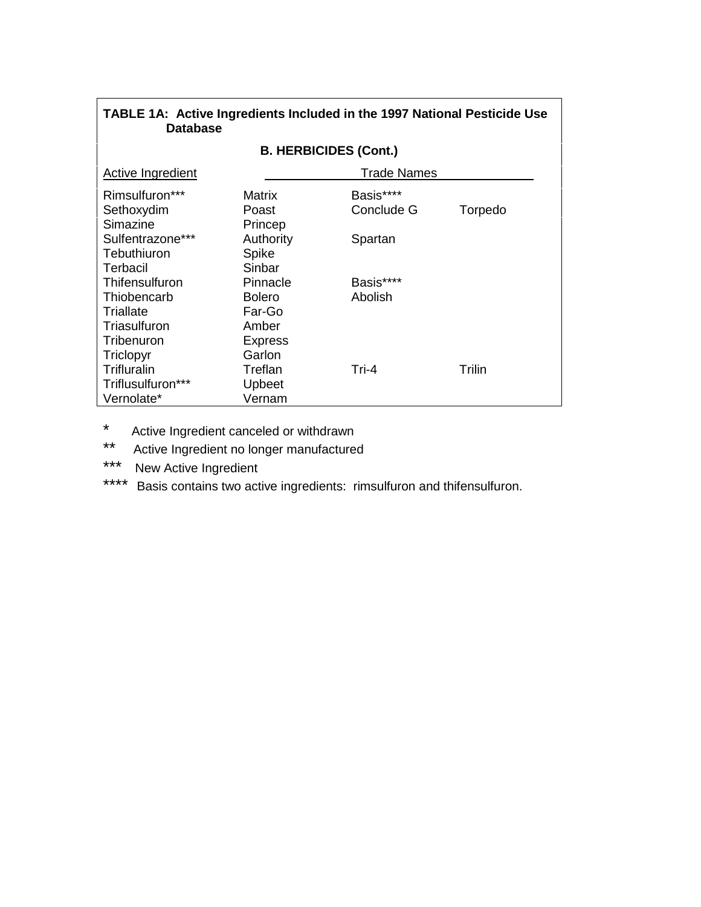**TABLE 1A: Active Ingredients Included in the 1997 National Pesticide Use Database**

**B. HERBICIDES (Cont.)**

| Active Ingredient | Trade Names | | |
|---|---|---|---|
| Rimsulfuron*** | Matrix | Basis**** | |
| Sethoxydim | Poast | Conclude G | Torpedo |
| Simazine | Princep | | |
| Sulfentrazone*** | Authority | Spartan | |
| Tebuthiuron | Spike | | |
| Terbacil | Sinbar | | |
| Thifensulfuron | Pinnacle | Basis**** | |
| Thiobencarb | Bolero | Abolish | |
| Triallate | Far-Go | | |
| Triasulfuron | Amber | | |
| Tribenuron | Express | | |
| Triclopyr | Garlon | | |
| Trifluralin | Treflan | Tri-4 | Trilin |
| Triflusulfuron*** | Upbeet | | |
| Vernolate* | Vernam | | |

\* Active Ingredient canceled or withdrawn

** Active Ingredient no longer manufactured

*** New Active Ingredient

**** Basis contains two active ingredients: rimsulfuron and thifensulfuron.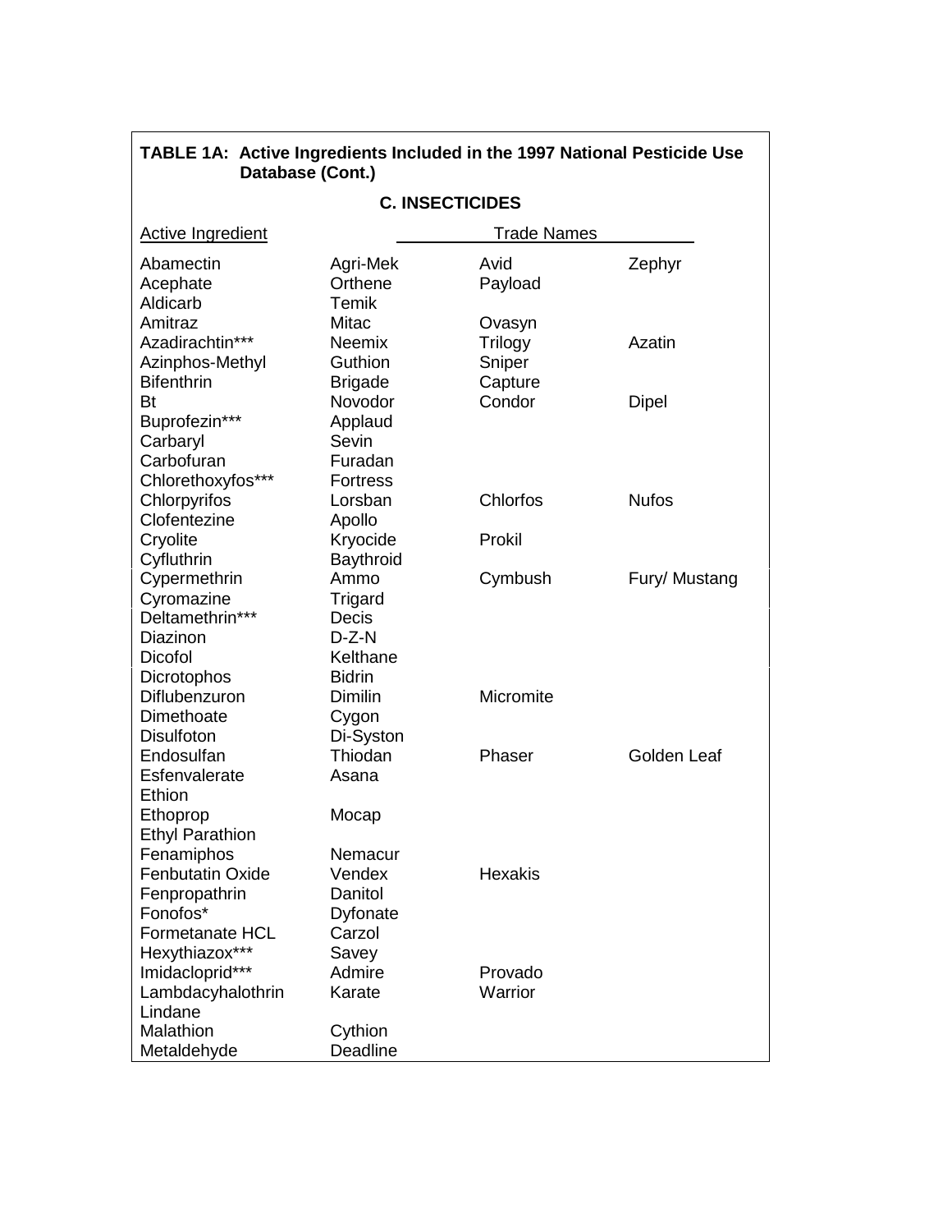**TABLE 1A: Active Ingredients Included in the 1997 National Pesticide Use Database (Cont.)**

**C. INSECTICIDES**

| Active Ingredient | Trade Names | | |
|---|---|---|---|
| Abamectin | Agri-Mek | Avid | Zephyr |
| Acephate | Orthene | Payload | |
| Aldicarb | Temik | | |
| Amitraz | Mitac | Ovasyn | |
| Azadirachtin*** | Neemix | Trilogy | Azatin |
| Azinphos-Methyl | Guthion | Sniper | |
| Bifenthrin | Brigade | Capture | |
| Bt | Novodor | Condor | Dipel |
| Buprofezin*** | Applaud | | |
| Carbaryl | Sevin | | |
| Carbofuran | Furadan | | |
| Chlorethoxyfos*** | Fortress | | |
| Chlorpyrifos | Lorsban | Chlorfos | Nufos |
| Clofentezine | Apollo | | |
| Cryolite | Kryocide | Prokil | |
| Cyfluthrin | Baythroid | | |
| Cypermethrin | Ammo | Cymbush | Fury/ Mustang |
| Cyromazine | Trigard | | |
| Deltamethrin*** | Decis | | |
| Diazinon | D-Z-N | | |
| Dicofol | Kelthane | | |
| Dicrotophos | Bidrin | | |
| Diflubenzuron | Dimilin | Micromite | |
| Dimethoate | Cygon | | |
| Disulfoton | Di-Syston | | |
| Endosulfan | Thiodan | Phaser | Golden Leaf |
| Esfenvalerate | Asana | | |
| Ethion | | | |
| Ethoprop | Mocap | | |
| Ethyl Parathion | | | |
| Fenamiphos | Nemacur | | |
| Fenbutatin Oxide | Vendex | Hexakis | |
| Fenpropathrin | Danitol | | |
| Fonofos* | Dyfonate | | |
| Formetanate HCL | Carzol | | |
| Hexythiazox*** | Savey | | |
| Imidacloprid*** | Admire | Provado | |
| Lambdacyhalothrin | Karate | Warrior | |
| Lindane | | | |
| Malathion | Cythion | | |
| Metaldehyde | Deadline | | |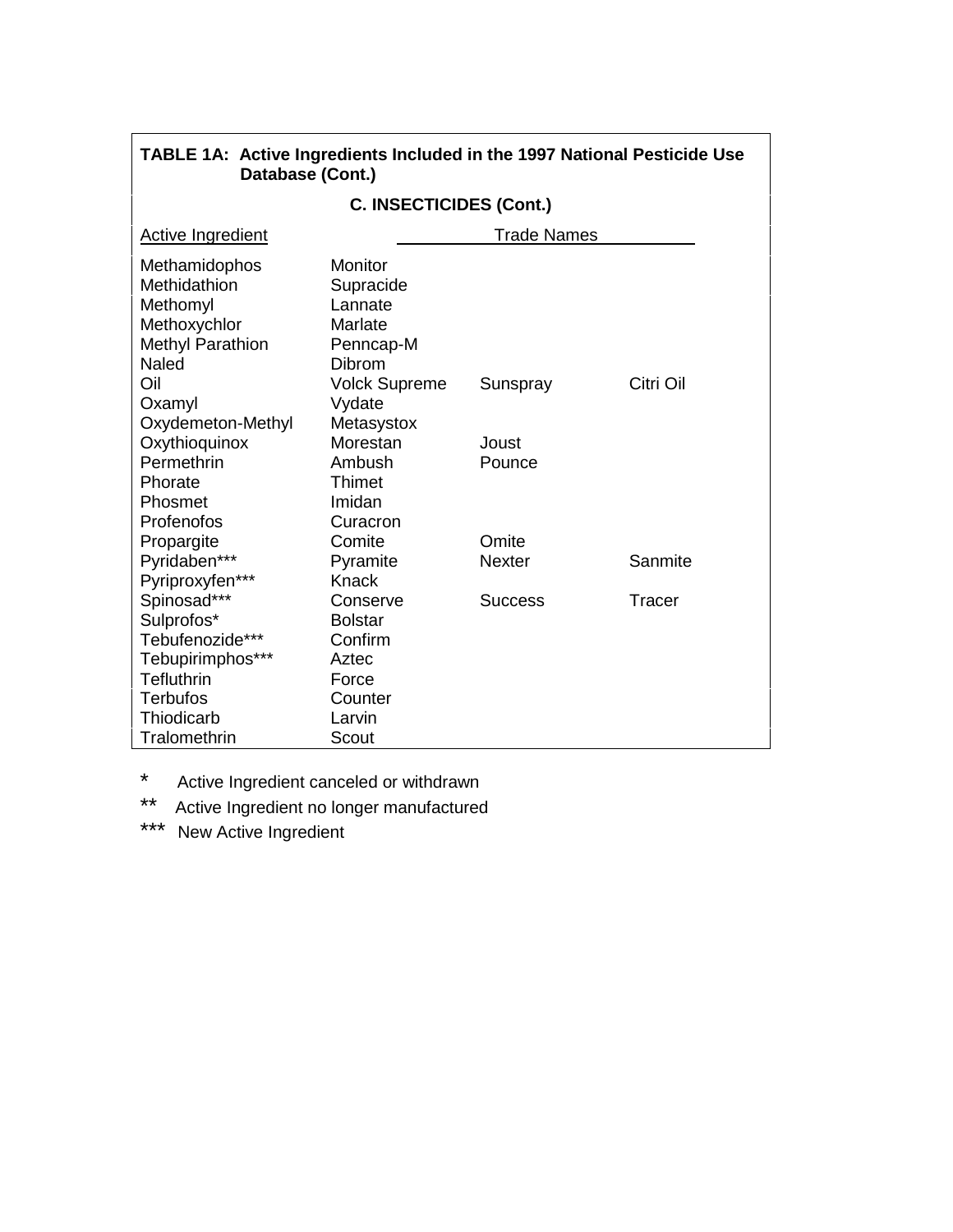**TABLE 1A: Active Ingredients Included in the 1997 National Pesticide Use Database (Cont.)**

**C. INSECTICIDES (Cont.)**

| Active Ingredient | Trade Names | | |
|---|---|---|---|
| Methamidophos | Monitor | | |
| Methidathion | Supracide | | |
| Methomyl | Lannate | | |
| Methoxychlor | Marlate | | |
| Methyl Parathion | Penncap-M | | |
| Naled | Dibrom | | |
| Oil | Volck Supreme | Sunspray | Citri Oil |
| Oxamyl | Vydate | | |
| Oxydemeton-Methyl | Metasystox | | |
| Oxythioquinox | Morestan | Joust | |
| Permethrin | Ambush | Pounce | |
| Phorate | Thimet | | |
| Phosmet | Imidan | | |
| Profenofos | Curacron | | |
| Propargite | Comite | Omite | |
| Pyridaben*** | Pyramite | Nexter | Sanmite |
| Pyriproxyfen*** | Knack | | |
| Spinosad*** | Conserve | Success | Tracer |
| Sulprofos* | Bolstar | | |
| Tebufenozide*** | Confirm | | |
| Tebupirimphos*** | Aztec | | |
| Tefluthrin | Force | | |
| Terbufos | Counter | | |
| Thiodicarb | Larvin | | |
| Tralomethrin | Scout | | |

\* Active Ingredient canceled or withdrawn

\** Active Ingredient no longer manufactured

\*** New Active Ingredient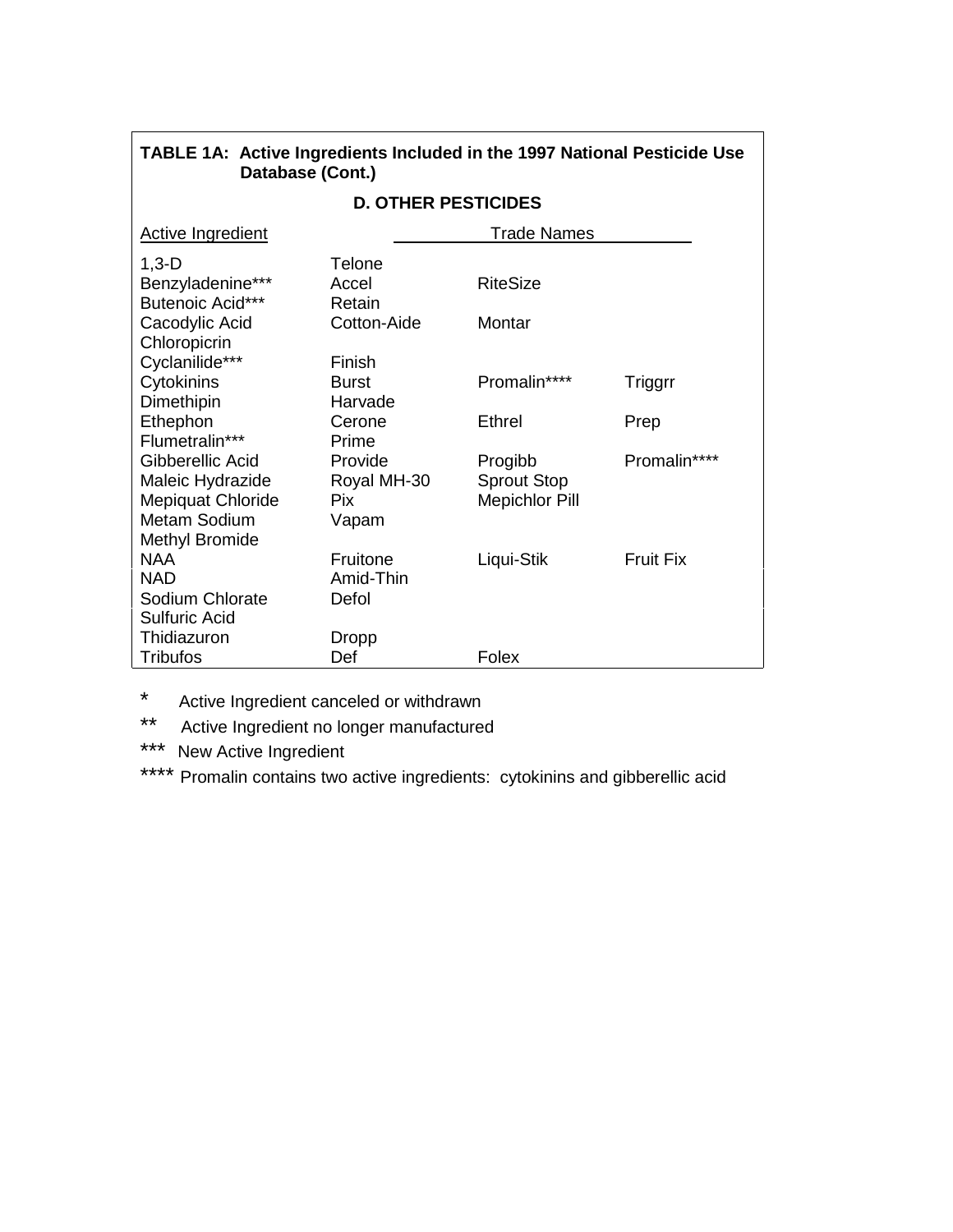**TABLE 1A: Active Ingredients Included in the 1997 National Pesticide Use Database (Cont.)**

**D. OTHER PESTICIDES**

| Active Ingredient | Trade Names | | |
|---|---|---|---|
| 1,3-D | Telone | | |
| Benzyladenine*** | Accel | RiteSize | |
| Butenoic Acid*** | Retain | | |
| Cacodylic Acid | Cotton-Aide | Montar | |
| Chloropicrin | | | |
| Cyclanilide*** | Finish | | |
| Cytokinins | Burst | Promalin**** | Triggrr |
| Dimethipin | Harvade | | |
| Ethephon | Cerone | Ethrel | Prep |
| Flumetralin*** | Prime | | |
| Gibberellic Acid | Provide | Progibb | Promalin**** |
| Maleic Hydrazide | Royal MH-30 | Sprout Stop | |
| Mepiquat Chloride | Pix | Mepichlor Pill | |
| Metam Sodium | Vapam | | |
| Methyl Bromide | | | |
| NAA | Fruitone | Liqui-Stik | Fruit Fix |
| NAD | Amid-Thin | | |
| Sodium Chlorate | Defol | | |
| Sulfuric Acid | | | |
| Thidiazuron | Dropp | | |
| Tribufos | Def | Folex | |

\* Active Ingredient canceled or withdrawn

\** Active Ingredient no longer manufactured

\*** New Active Ingredient

\**** Promalin contains two active ingredients: cytokinins and gibberellic acid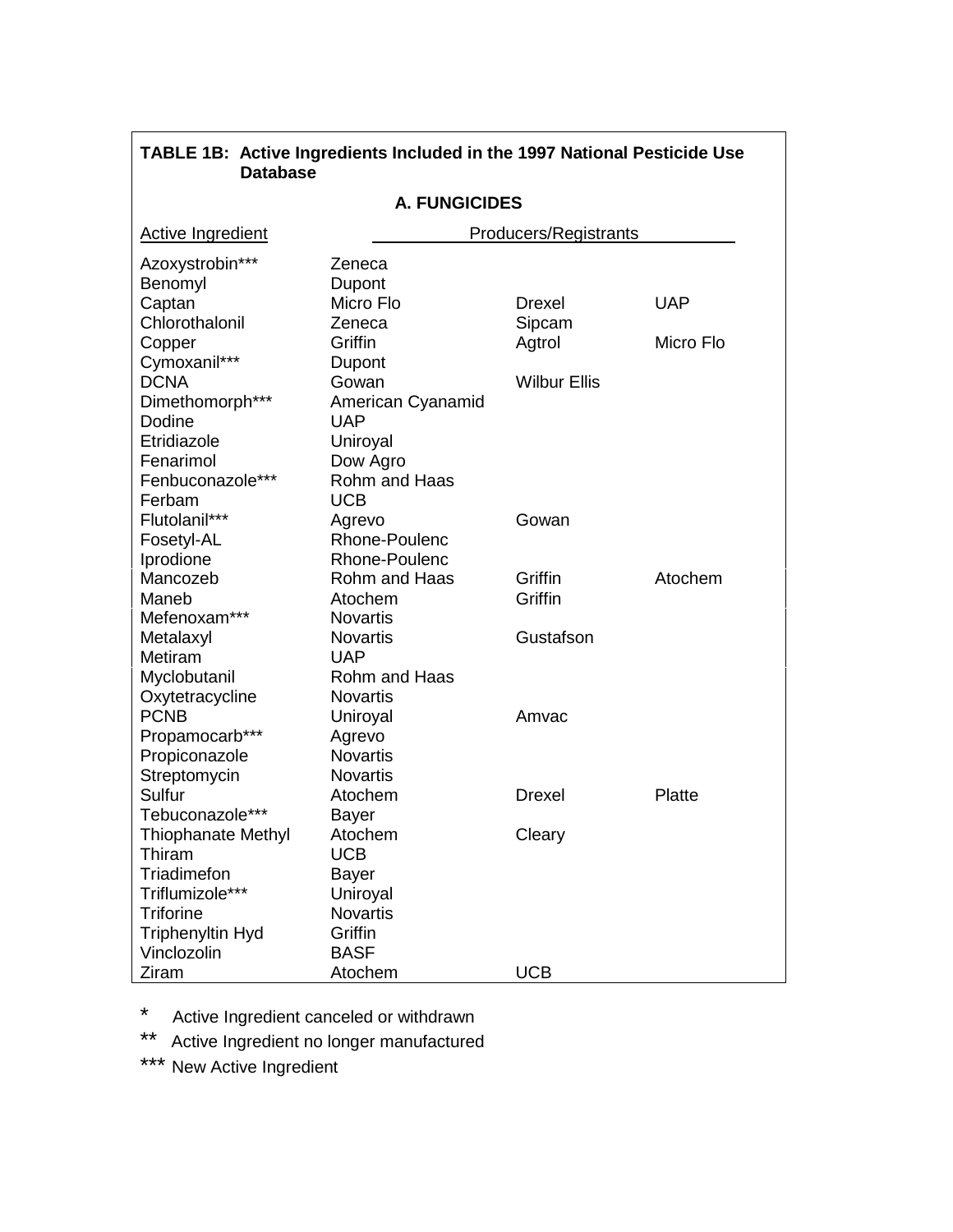**TABLE 1B: Active Ingredients Included in the 1997 National Pesticide Use Database**

**A. FUNGICIDES**

| Active Ingredient | Producers/Registrants | | |
|---|---|---|---|
| Azoxystrobin*** | Zeneca | | |
| Benomyl | Dupont | | |
| Captan | Micro Flo | Drexel | UAP |
| Chlorothalonil | Zeneca | Sipcam | |
| Copper | Griffin | Agtrol | Micro Flo |
| Cymoxanil*** | Dupont | | |
| DCNA | Gowan | Wilbur Ellis | |
| Dimethomorph*** | American Cyanamid | | |
| Dodine | UAP | | |
| Etridiazole | Uniroyal | | |
| Fenarimol | Dow Agro | | |
| Fenbuconazole*** | Rohm and Haas | | |
| Ferbam | UCB | | |
| Flutolanil*** | Agrevo | Gowan | |
| Fosetyl-AL | Rhone-Poulenc | | |
| Iprodione | Rhone-Poulenc | | |
| Mancozeb | Rohm and Haas | Griffin | Atochem |
| Maneb | Atochem | Griffin | |
| Mefenoxam*** | Novartis | | |
| Metalaxyl | Novartis | Gustafson | |
| Metiram | UAP | | |
| Myclobutanil | Rohm and Haas | | |
| Oxytetracycline | Novartis | | |
| PCNB | Uniroyal | Amvac | |
| Propamocarb*** | Agrevo | | |
| Propiconazole | Novartis | | |
| Streptomycin | Novartis | | |
| Sulfur | Atochem | Drexel | Platte |
| Tebuconazole*** | Bayer | | |
| Thiophanate Methyl | Atochem | Cleary | |
| Thiram | UCB | | |
| Triadimefon | Bayer | | |
| Triflumizole*** | Uniroyal | | |
| Triforine | Novartis | | |
| Triphenyltin Hyd | Griffin | | |
| Vinclozolin | BASF | | |
| Ziram | Atochem | UCB | |

\* Active Ingredient canceled or withdrawn

** Active Ingredient no longer manufactured

*** New Active Ingredient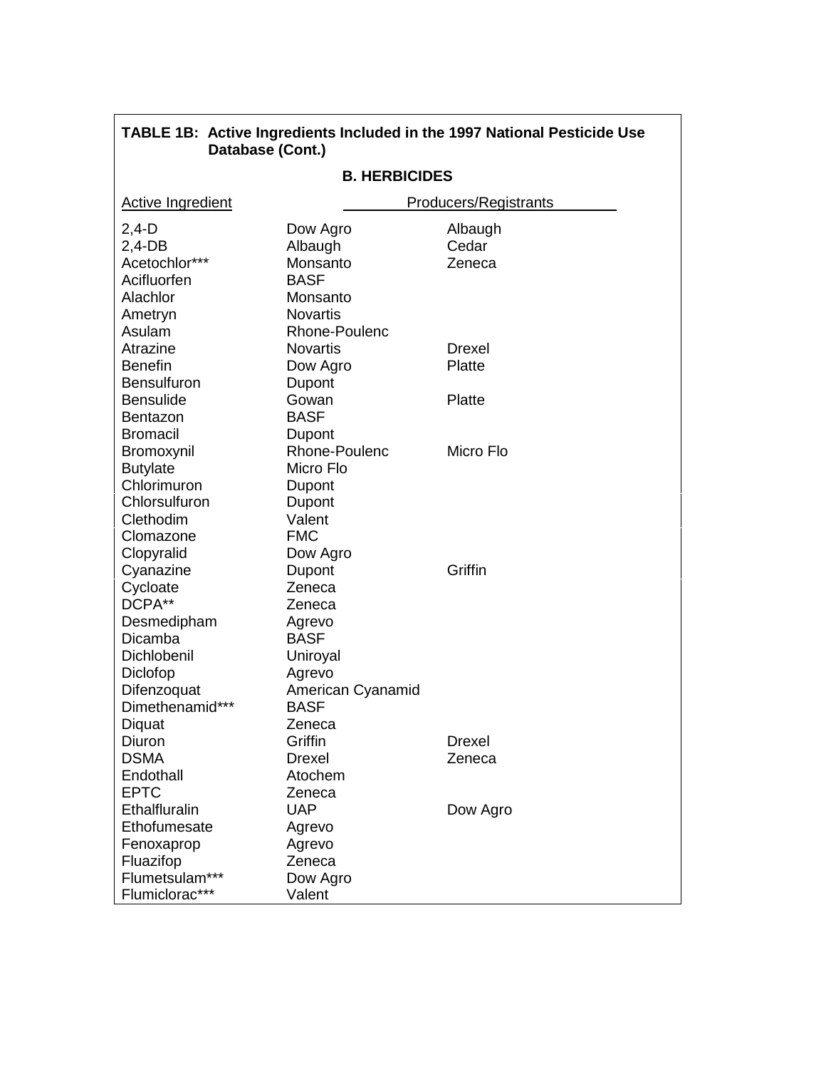**TABLE 1B: Active Ingredients Included in the 1997 National Pesticide Use Database (Cont.)**

**B. HERBICIDES**

| Active Ingredient | Producers/Registrants | |
|---|---|---|
| 2,4-D | Dow Agro | Albaugh |
| 2,4-DB | Albaugh | Cedar |
| Acetochlor*** | Monsanto | Zeneca |
| Acifluorfen | BASF | |
| Alachlor | Monsanto | |
| Ametryn | Novartis | |
| Asulam | Rhone-Poulenc | |
| Atrazine | Novartis | Drexel |
| Benefin | Dow Agro | Platte |
| Bensulfuron | Dupont | |
| Bensulide | Gowan | Platte |
| Bentazon | BASF | |
| Bromacil | Dupont | |
| Bromoxynil | Rhone-Poulenc | Micro Flo |
| Butylate | Micro Flo | |
| Chlorimuron | Dupont | |
| Chlorsulfuron | Dupont | |
| Clethodim | Valent | |
| Clomazone | FMC | |
| Clopyralid | Dow Agro | |
| Cyanazine | Dupont | Griffin |
| Cycloate | Zeneca | |
| DCPA** | Zeneca | |
| Desmedipham | Agrevo | |
| Dicamba | BASF | |
| Dichlobenil | Uniroyal | |
| Diclofop | Agrevo | |
| Difenzoquat | American Cyanamid | |
| Dimethenamid*** | BASF | |
| Diquat | Zeneca | |
| Diuron | Griffin | Drexel |
| DSMA | Drexel | Zeneca |
| Endothall | Atochem | |
| EPTC | Zeneca | |
| Ethalfluralin | UAP | Dow Agro |
| Ethofumesate | Agrevo | |
| Fenoxaprop | Agrevo | |
| Fluazifop | Zeneca | |
| Flumetsulam*** | Dow Agro | |
| Flumiclorac*** | Valent | |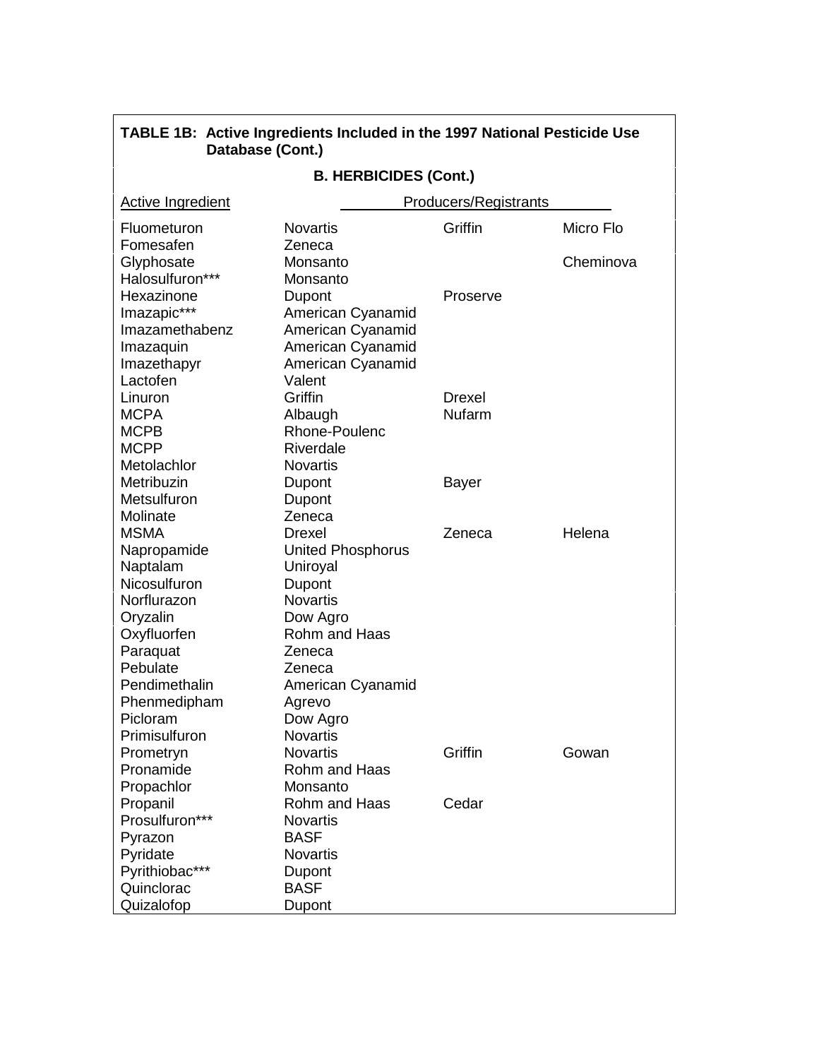**TABLE 1B: Active Ingredients Included in the 1997 National Pesticide Use Database (Cont.)**

**B. HERBICIDES (Cont.)**

| Active Ingredient | Producers/Registrants | | |
|---|---|---|---|
| Fluometuron | Novartis | Griffin | Micro Flo |
| Fomesafen | Zeneca | | |
| Glyphosate | Monsanto | | Cheminova |
| Halosulfuron*** | Monsanto | | |
| Hexazinone | Dupont | Proserve | |
| Imazapic*** | American Cyanamid | | |
| Imazamethabenz | American Cyanamid | | |
| Imazaquin | American Cyanamid | | |
| Imazethapyr | American Cyanamid | | |
| Lactofen | Valent | | |
| Linuron | Griffin | Drexel | |
| MCPA | Albaugh | Nufarm | |
| MCPB | Rhone-Poulenc | | |
| MCPP | Riverdale | | |
| Metolachlor | Novartis | | |
| Metribuzin | Dupont | Bayer | |
| Metsulfuron | Dupont | | |
| Molinate | Zeneca | | |
| MSMA | Drexel | Zeneca | Helena |
| Napropamide | United Phosphorus | | |
| Naptalam | Uniroyal | | |
| Nicosulfuron | Dupont | | |
| Norflurazon | Novartis | | |
| Oryzalin | Dow Agro | | |
| Oxyfluorfen | Rohm and Haas | | |
| Paraquat | Zeneca | | |
| Pebulate | Zeneca | | |
| Pendimethalin | American Cyanamid | | |
| Phenmedipham | Agrevo | | |
| Picloram | Dow Agro | | |
| Primisulfuron | Novartis | | |
| Prometryn | Novartis | Griffin | Gowan |
| Pronamide | Rohm and Haas | | |
| Propachlor | Monsanto | | |
| Propanil | Rohm and Haas | Cedar | |
| Prosulfuron*** | Novartis | | |
| Pyrazon | BASF | | |
| Pyridate | Novartis | | |
| Pyrithiobac*** | Dupont | | |
| Quinclorac | BASF | | |
| Quizalofop | Dupont | | |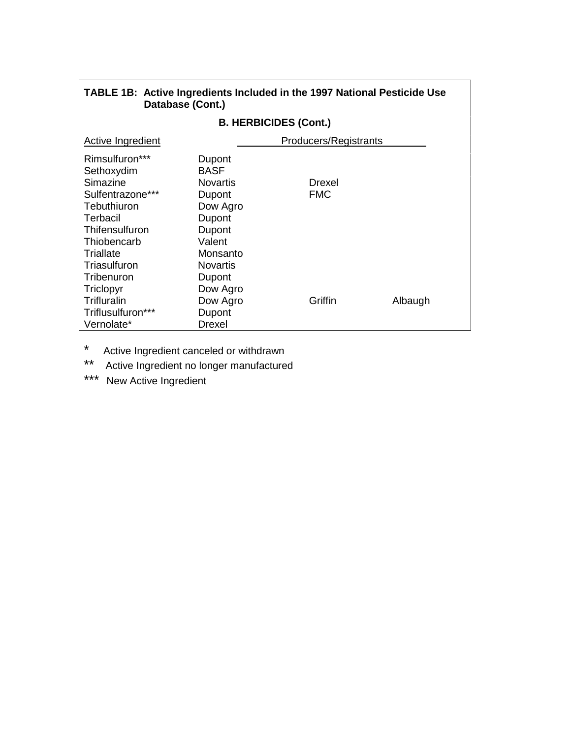**TABLE 1B: Active Ingredients Included in the 1997 National Pesticide Use Database (Cont.)**

**B. HERBICIDES (Cont.)**

| Active Ingredient | Producers/Registrants | | |
|---|---|---|---|
| Rimsulfuron*** | Dupont | | |
| Sethoxydim | BASF | | |
| Simazine | Novartis | Drexel | |
| Sulfentrazone*** | Dupont | FMC | |
| Tebuthiuron | Dow Agro | | |
| Terbacil | Dupont | | |
| Thifensulfuron | Dupont | | |
| Thiobencarb | Valent | | |
| Triallate | Monsanto | | |
| Triasulfuron | Novartis | | |
| Tribenuron | Dupont | | |
| Triclopyr | Dow Agro | | |
| Trifluralin | Dow Agro | Griffin | Albaugh |
| Triflusulfuron*** | Dupont | | |
| Vernolate* | Drexel | | |

\* Active Ingredient canceled or withdrawn

\** Active Ingredient no longer manufactured

\*** New Active Ingredient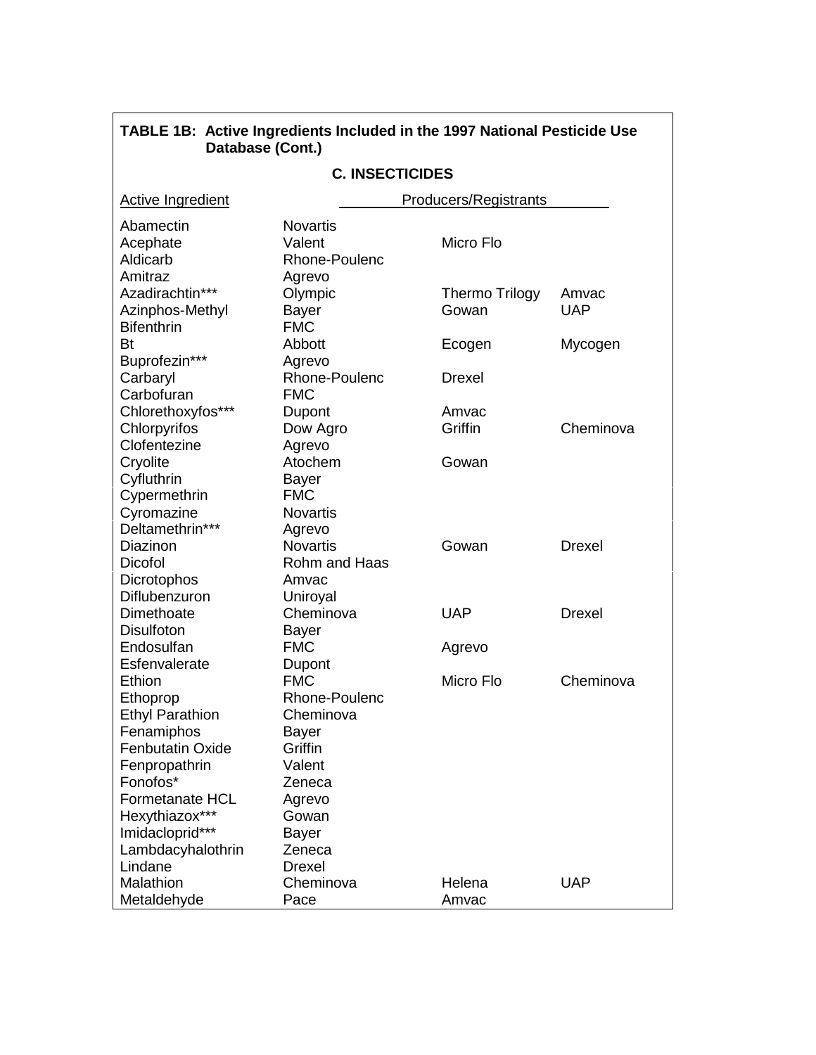**TABLE 1B: Active Ingredients Included in the 1997 National Pesticide Use Database (Cont.)**

**C. INSECTICIDES**

| Active Ingredient | Producers/Registrants | | |
|---|---|---|---|
| Abamectin | Novartis | | |
| Acephate | Valent | Micro Flo | |
| Aldicarb | Rhone-Poulenc | | |
| Amitraz | Agrevo | | |
| Azadirachtin*** | Olympic | Thermo Trilogy | Amvac |
| Azinphos-Methyl | Bayer | Gowan | UAP |
| Bifenthrin | FMC | | |
| Bt | Abbott | Ecogen | Mycogen |
| Buprofezin*** | Agrevo | | |
| Carbaryl | Rhone-Poulenc | Drexel | |
| Carbofuran | FMC | | |
| Chlorethoxyfos*** | Dupont | Amvac | |
| Chlorpyrifos | Dow Agro | Griffin | Cheminova |
| Clofentezine | Agrevo | | |
| Cryolite | Atochem | Gowan | |
| Cyfluthrin | Bayer | | |
| Cypermethrin | FMC | | |
| Cyromazine | Novartis | | |
| Deltamethrin*** | Agrevo | | |
| Diazinon | Novartis | Gowan | Drexel |
| Dicofol | Rohm and Haas | | |
| Dicrotophos | Amvac | | |
| Diflubenzuron | Uniroyal | | |
| Dimethoate | Cheminova | UAP | Drexel |
| Disulfoton | Bayer | | |
| Endosulfan | FMC | Agrevo | |
| Esfenvalerate | Dupont | | |
| Ethion | FMC | Micro Flo | Cheminova |
| Ethoprop | Rhone-Poulenc | | |
| Ethyl Parathion | Cheminova | | |
| Fenamiphos | Bayer | | |
| Fenbutatin Oxide | Griffin | | |
| Fenpropathrin | Valent | | |
| Fonofos* | Zeneca | | |
| Formetanate HCL | Agrevo | | |
| Hexythiazox*** | Gowan | | |
| Imidacloprid*** | Bayer | | |
| Lambdacyhalothrin | Zeneca | | |
| Lindane | Drexel | | |
| Malathion | Cheminova | Helena | UAP |
| Metaldehyde | Pace | Amvac | |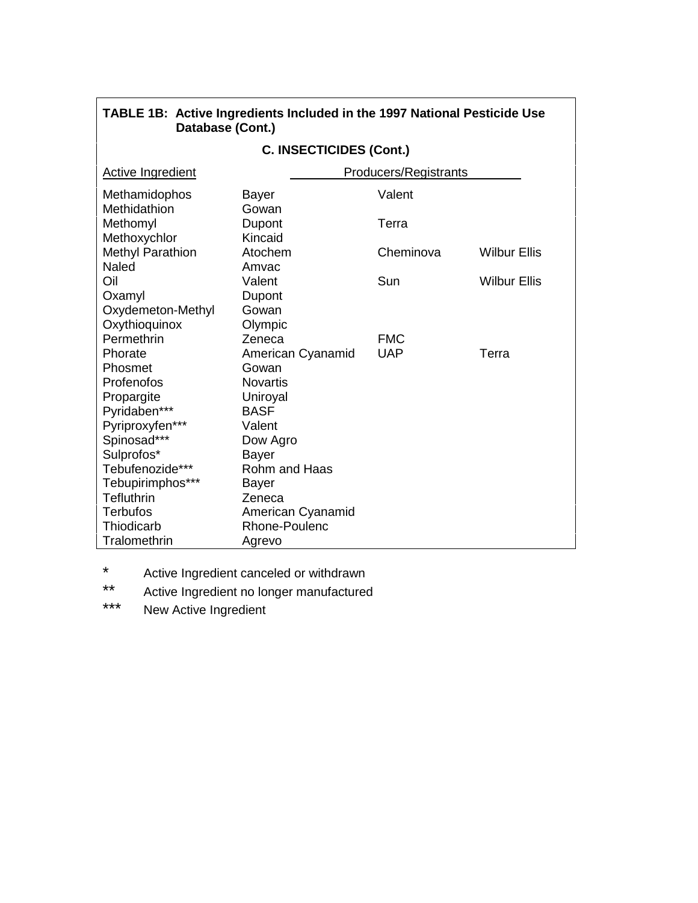**TABLE 1B: Active Ingredients Included in the 1997 National Pesticide Use Database (Cont.)**

**C. INSECTICIDES (Cont.)**

| Active Ingredient | Producers/Registrants | | |
|---|---|---|---|
| Methamidophos | Bayer | Valent | |
| Methidathion | Gowan | | |
| Methomyl | Dupont | Terra | |
| Methoxychlor | Kincaid | | |
| Methyl Parathion | Atochem | Cheminova | Wilbur Ellis |
| Naled | Amvac | | |
| Oil | Valent | Sun | Wilbur Ellis |
| Oxamyl | Dupont | | |
| Oxydemeton-Methyl | Gowan | | |
| Oxythioquinox | Olympic | | |
| Permethrin | Zeneca | FMC | |
| Phorate | American Cyanamid | UAP | Terra |
| Phosmet | Gowan | | |
| Profenofos | Novartis | | |
| Propargite | Uniroyal | | |
| Pyridaben*** | BASF | | |
| Pyriproxyfen*** | Valent | | |
| Spinosad*** | Dow Agro | | |
| Sulprofos* | Bayer | | |
| Tebufenozide*** | Rohm and Haas | | |
| Tebupirimphos*** | Bayer | | |
| Tefluthrin | Zeneca | | |
| Terbufos | American Cyanamid | | |
| Thiodicarb | Rhone-Poulenc | | |
| Tralomethrin | Agrevo | | |

\* Active Ingredient canceled or withdrawn

** Active Ingredient no longer manufactured

*** New Active Ingredient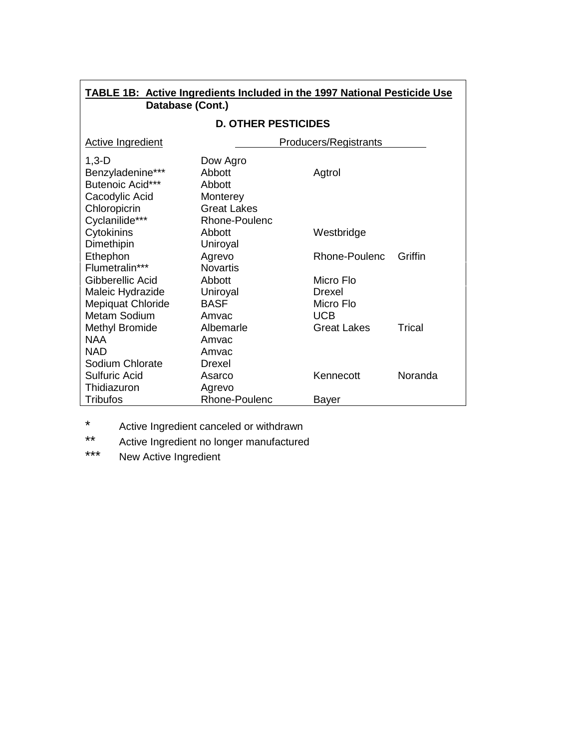**TABLE 1B: Active Ingredients Included in the 1997 National Pesticide Use Database (Cont.)**

**D. OTHER PESTICIDES**

| Active Ingredient | Producers/Registrants | | |
|---|---|---|---|
| 1,3-D | Dow Agro | | |
| Benzyladenine*** | Abbott | Agtrol | |
| Butenoic Acid*** | Abbott | | |
| Cacodylic Acid | Monterey | | |
| Chloropicrin | Great Lakes | | |
| Cyclanilide*** | Rhone-Poulenc | | |
| Cytokinins | Abbott | Westbridge | |
| Dimethipin | Uniroyal | | |
| Ethephon | Agrevo | Rhone-Poulenc | Griffin |
| Flumetralin*** | Novartis | | |
| Gibberellic Acid | Abbott | Micro Flo | |
| Maleic Hydrazide | Uniroyal | Drexel | |
| Mepiquat Chloride | BASF | Micro Flo | |
| Metam Sodium | Amvac | UCB | |
| Methyl Bromide | Albemarle | Great Lakes | Trical |
| NAA | Amvac | | |
| NAD | Amvac | | |
| Sodium Chlorate | Drexel | | |
| Sulfuric Acid | Asarco | Kennecott | Noranda |
| Thidiazuron | Agrevo | | |
| Tribufos | Rhone-Poulenc | Bayer | |

\* Active Ingredient canceled or withdrawn

** Active Ingredient no longer manufactured

*** New Active Ingredient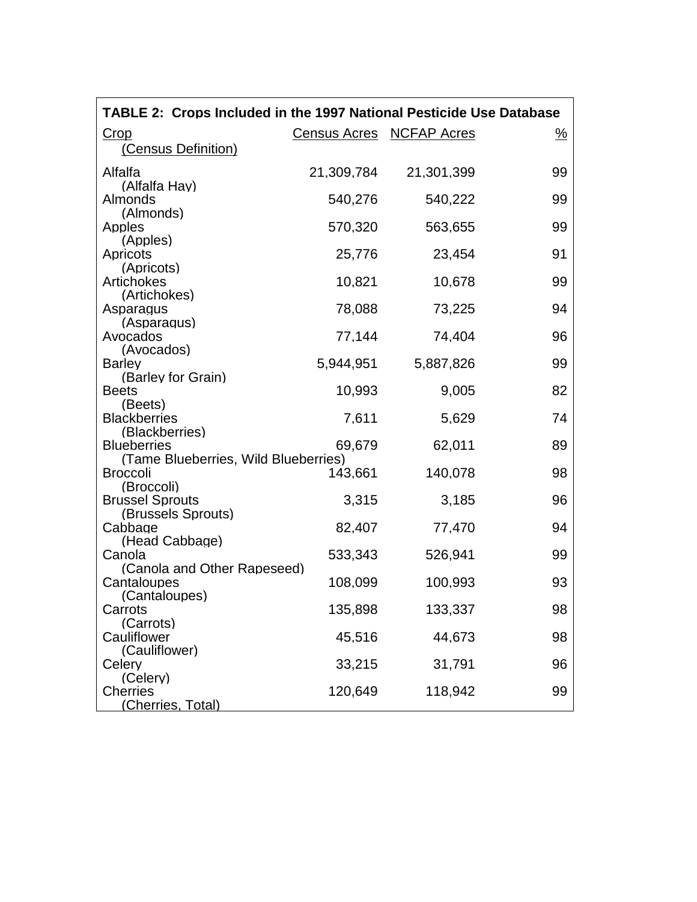**TABLE 2: Crops Included in the 1997 National Pesticide Use Database**

| Crop (Census Definition) | Census Acres | NCFAP Acres | % |
|---|---|---|---|
| Alfalfa (Alfalfa Hay) | 21,309,784 | 21,301,399 | 99 |
| Almonds (Almonds) | 540,276 | 540,222 | 99 |
| Apples (Apples) | 570,320 | 563,655 | 99 |
| Apricots (Apricots) | 25,776 | 23,454 | 91 |
| Artichokes (Artichokes) | 10,821 | 10,678 | 99 |
| Asparagus (Asparagus) | 78,088 | 73,225 | 94 |
| Avocados (Avocados) | 77,144 | 74,404 | 96 |
| Barley (Barley for Grain) | 5,944,951 | 5,887,826 | 99 |
| Beets (Beets) | 10,993 | 9,005 | 82 |
| Blackberries (Blackberries) | 7,611 | 5,629 | 74 |
| Blueberries (Tame Blueberries, Wild Blueberries) | 69,679 | 62,011 | 89 |
| Broccoli (Broccoli) | 143,661 | 140,078 | 98 |
| Brussel Sprouts (Brussels Sprouts) | 3,315 | 3,185 | 96 |
| Cabbage (Head Cabbage) | 82,407 | 77,470 | 94 |
| Canola (Canola and Other Rapeseed) | 533,343 | 526,941 | 99 |
| Cantaloupes (Cantaloupes) | 108,099 | 100,993 | 93 |
| Carrots (Carrots) | 135,898 | 133,337 | 98 |
| Cauliflower (Cauliflower) | 45,516 | 44,673 | 98 |
| Celery (Celery) | 33,215 | 31,791 | 96 |
| Cherries (Cherries, Total) | 120,649 | 118,942 | 99 |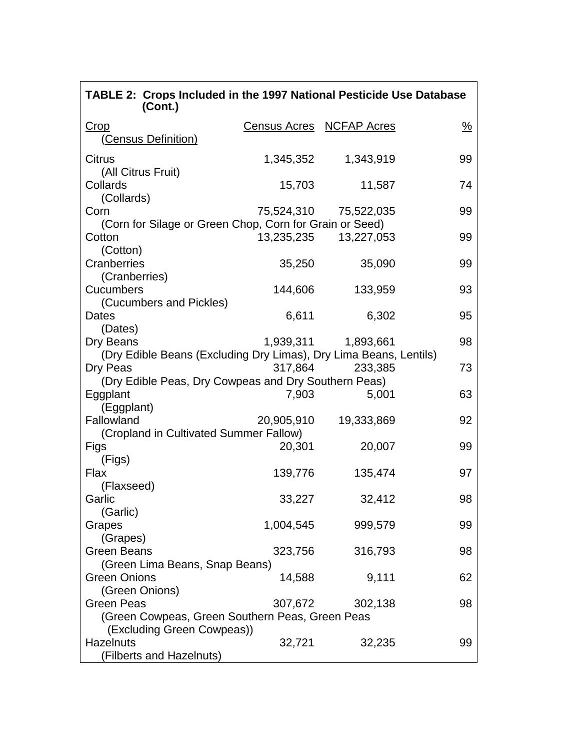**TABLE 2: Crops Included in the 1997 National Pesticide Use Database (Cont.)**

| Crop (Census Definition) | Census Acres | NCFAP Acres | % |
|---|---|---|---|
| Citrus (All Citrus Fruit) | 1,345,352 | 1,343,919 | 99 |
| Collards (Collards) | 15,703 | 11,587 | 74 |
| Corn (Corn for Silage or Green Chop, Corn for Grain or Seed) | 75,524,310 | 75,522,035 | 99 |
| Cotton (Cotton) | 13,235,235 | 13,227,053 | 99 |
| Cranberries (Cranberries) | 35,250 | 35,090 | 99 |
| Cucumbers (Cucumbers and Pickles) | 144,606 | 133,959 | 93 |
| Dates (Dates) | 6,611 | 6,302 | 95 |
| Dry Beans (Dry Edible Beans (Excluding Dry Limas), Dry Lima Beans, Lentils) | 1,939,311 | 1,893,661 | 98 |
| Dry Peas (Dry Edible Peas, Dry Cowpeas and Dry Southern Peas) | 317,864 | 233,385 | 73 |
| Eggplant (Eggplant) | 7,903 | 5,001 | 63 |
| Fallowland (Cropland in Cultivated Summer Fallow) | 20,905,910 | 19,333,869 | 92 |
| Figs (Figs) | 20,301 | 20,007 | 99 |
| Flax (Flaxseed) | 139,776 | 135,474 | 97 |
| Garlic (Garlic) | 33,227 | 32,412 | 98 |
| Grapes (Grapes) | 1,004,545 | 999,579 | 99 |
| Green Beans (Green Lima Beans, Snap Beans) | 323,756 | 316,793 | 98 |
| Green Onions (Green Onions) | 14,588 | 9,111 | 62 |
| Green Peas (Green Cowpeas, Green Southern Peas, Green Peas (Excluding Green Cowpeas)) | 307,672 | 302,138 | 98 |
| Hazelnuts (Filberts and Hazelnuts) | 32,721 | 32,235 | 99 |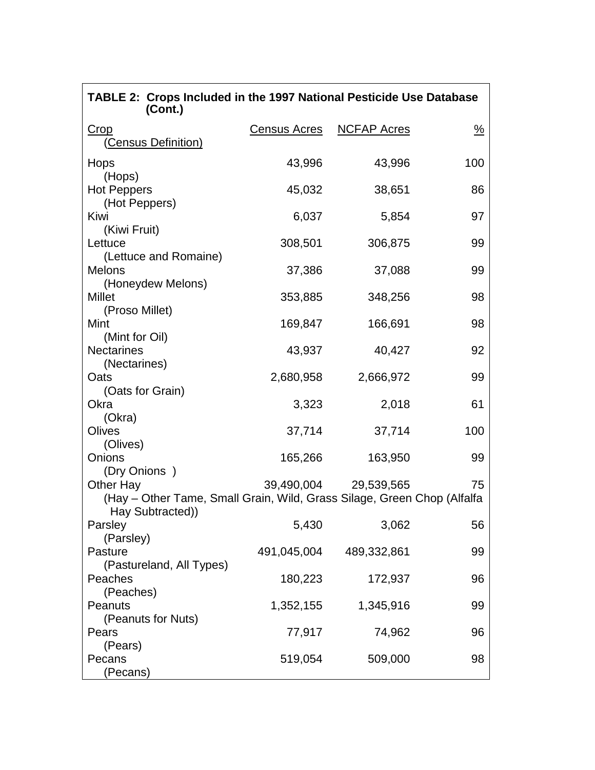**TABLE 2: Crops Included in the 1997 National Pesticide Use Database (Cont.)**

| Crop (Census Definition) | Census Acres | NCFAP Acres | % |
|---|---|---|---|
| Hops (Hops) | 43,996 | 43,996 | 100 |
| Hot Peppers (Hot Peppers) | 45,032 | 38,651 | 86 |
| Kiwi (Kiwi Fruit) | 6,037 | 5,854 | 97 |
| Lettuce (Lettuce and Romaine) | 308,501 | 306,875 | 99 |
| Melons (Honeydew Melons) | 37,386 | 37,088 | 99 |
| Millet (Proso Millet) | 353,885 | 348,256 | 98 |
| Mint (Mint for Oil) | 169,847 | 166,691 | 98 |
| Nectarines (Nectarines) | 43,937 | 40,427 | 92 |
| Oats (Oats for Grain) | 2,680,958 | 2,666,972 | 99 |
| Okra (Okra) | 3,323 | 2,018 | 61 |
| Olives (Olives) | 37,714 | 37,714 | 100 |
| Onions (Dry Onions ) | 165,266 | 163,950 | 99 |
| Other Hay (Hay – Other Tame, Small Grain, Wild, Grass Silage, Green Chop (Alfalfa Hay Subtracted)) | 39,490,004 | 29,539,565 | 75 |
| Parsley (Parsley) | 5,430 | 3,062 | 56 |
| Pasture (Pastureland, All Types) | 491,045,004 | 489,332,861 | 99 |
| Peaches (Peaches) | 180,223 | 172,937 | 96 |
| Peanuts (Peanuts for Nuts) | 1,352,155 | 1,345,916 | 99 |
| Pears (Pears) | 77,917 | 74,962 | 96 |
| Pecans (Pecans) | 519,054 | 509,000 | 98 |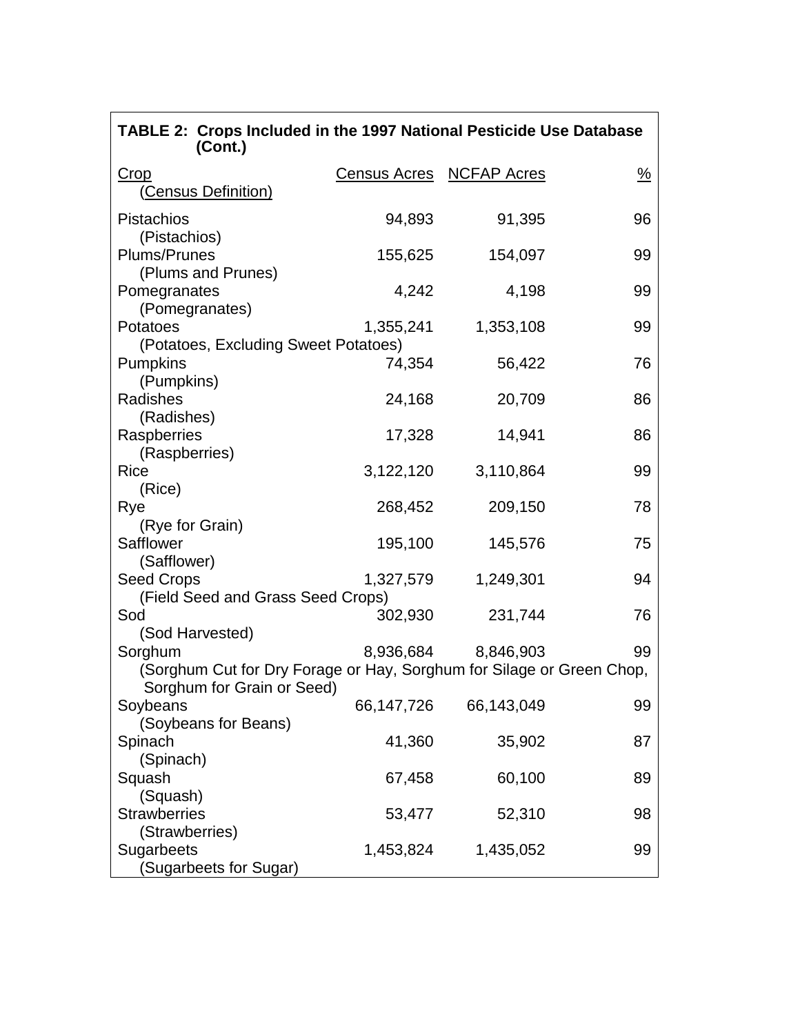**TABLE 2: Crops Included in the 1997 National Pesticide Use Database (Cont.)**

| Crop (Census Definition) | Census Acres | NCFAP Acres | % |
|---|---|---|---|
| Pistachios (Pistachios) | 94,893 | 91,395 | 96 |
| Plums/Prunes (Plums and Prunes) | 155,625 | 154,097 | 99 |
| Pomegranates (Pomegranates) | 4,242 | 4,198 | 99 |
| Potatoes (Potatoes, Excluding Sweet Potatoes) | 1,355,241 | 1,353,108 | 99 |
| Pumpkins (Pumpkins) | 74,354 | 56,422 | 76 |
| Radishes (Radishes) | 24,168 | 20,709 | 86 |
| Raspberries (Raspberries) | 17,328 | 14,941 | 86 |
| Rice (Rice) | 3,122,120 | 3,110,864 | 99 |
| Rye (Rye for Grain) | 268,452 | 209,150 | 78 |
| Safflower (Safflower) | 195,100 | 145,576 | 75 |
| Seed Crops (Field Seed and Grass Seed Crops) | 1,327,579 | 1,249,301 | 94 |
| Sod (Sod Harvested) | 302,930 | 231,744 | 76 |
| Sorghum (Sorghum Cut for Dry Forage or Hay, Sorghum for Silage or Green Chop, Sorghum for Grain or Seed) | 8,936,684 | 8,846,903 | 99 |
| Soybeans (Soybeans for Beans) | 66,147,726 | 66,143,049 | 99 |
| Spinach (Spinach) | 41,360 | 35,902 | 87 |
| Squash (Squash) | 67,458 | 60,100 | 89 |
| Strawberries (Strawberries) | 53,477 | 52,310 | 98 |
| Sugarbeets (Sugarbeets for Sugar) | 1,453,824 | 1,435,052 | 99 |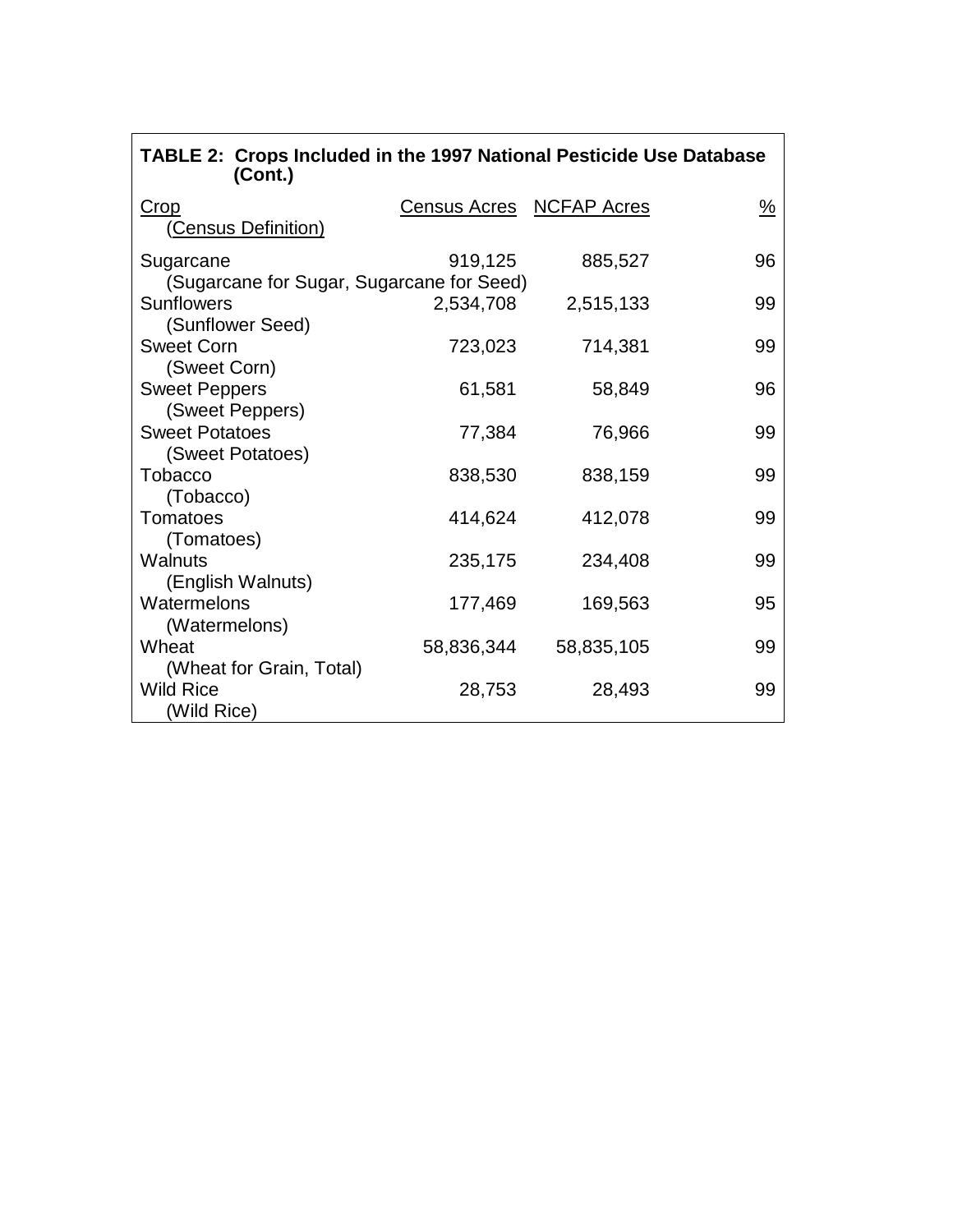**TABLE 2: Crops Included in the 1997 National Pesticide Use Database (Cont.)**

| Crop (Census Definition) | Census Acres | NCFAP Acres | % |
|---|---|---|---|
| Sugarcane (Sugarcane for Sugar, Sugarcane for Seed) | 919,125 | 885,527 | 96 |
| Sunflowers (Sunflower Seed) | 2,534,708 | 2,515,133 | 99 |
| Sweet Corn (Sweet Corn) | 723,023 | 714,381 | 99 |
| Sweet Peppers (Sweet Peppers) | 61,581 | 58,849 | 96 |
| Sweet Potatoes (Sweet Potatoes) | 77,384 | 76,966 | 99 |
| Tobacco (Tobacco) | 838,530 | 838,159 | 99 |
| Tomatoes (Tomatoes) | 414,624 | 412,078 | 99 |
| Walnuts (English Walnuts) | 235,175 | 234,408 | 99 |
| Watermelons (Watermelons) | 177,469 | 169,563 | 95 |
| Wheat (Wheat for Grain, Total) | 58,836,344 | 58,835,105 | 99 |
| Wild Rice (Wild Rice) | 28,753 | 28,493 | 99 |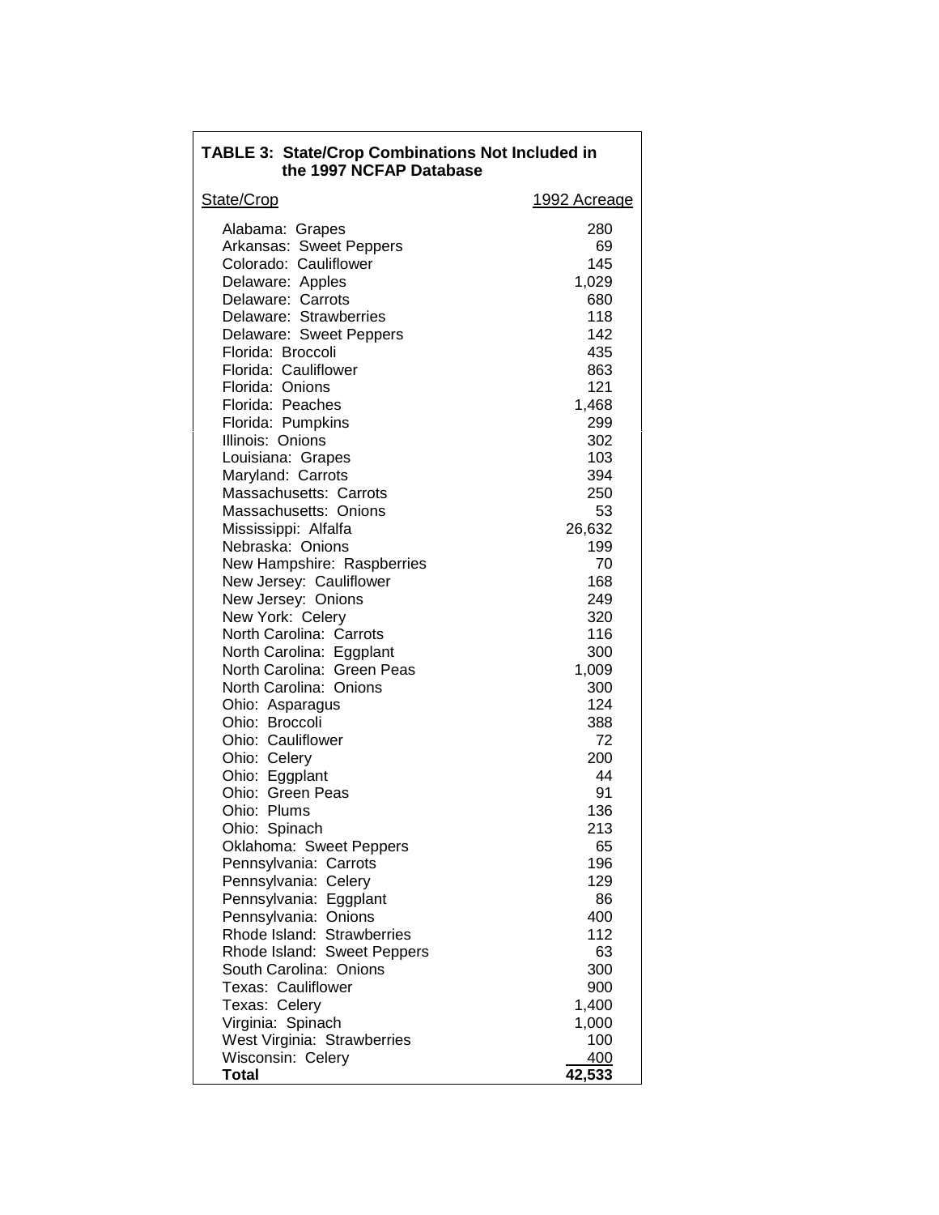**TABLE 3: State/Crop Combinations Not Included in the 1997 NCFAP Database**

| State/Crop | 1992 Acreage |
|---|---|
| Alabama: Grapes | 280 |
| Arkansas: Sweet Peppers | 69 |
| Colorado: Cauliflower | 145 |
| Delaware: Apples | 1,029 |
| Delaware: Carrots | 680 |
| Delaware: Strawberries | 118 |
| Delaware: Sweet Peppers | 142 |
| Florida: Broccoli | 435 |
| Florida: Cauliflower | 863 |
| Florida: Onions | 121 |
| Florida: Peaches | 1,468 |
| Florida: Pumpkins | 299 |
| Illinois: Onions | 302 |
| Louisiana: Grapes | 103 |
| Maryland: Carrots | 394 |
| Massachusetts: Carrots | 250 |
| Massachusetts: Onions | 53 |
| Mississippi: Alfalfa | 26,632 |
| Nebraska: Onions | 199 |
| New Hampshire: Raspberries | 70 |
| New Jersey: Cauliflower | 168 |
| New Jersey: Onions | 249 |
| New York: Celery | 320 |
| North Carolina: Carrots | 116 |
| North Carolina: Eggplant | 300 |
| North Carolina: Green Peas | 1,009 |
| North Carolina: Onions | 300 |
| Ohio: Asparagus | 124 |
| Ohio: Broccoli | 388 |
| Ohio: Cauliflower | 72 |
| Ohio: Celery | 200 |
| Ohio: Eggplant | 44 |
| Ohio: Green Peas | 91 |
| Ohio: Plums | 136 |
| Ohio: Spinach | 213 |
| Oklahoma: Sweet Peppers | 65 |
| Pennsylvania: Carrots | 196 |
| Pennsylvania: Celery | 129 |
| Pennsylvania: Eggplant | 86 |
| Pennsylvania: Onions | 400 |
| Rhode Island: Strawberries | 112 |
| Rhode Island: Sweet Peppers | 63 |
| South Carolina: Onions | 300 |
| Texas: Cauliflower | 900 |
| Texas: Celery | 1,400 |
| Virginia: Spinach | 1,000 |
| West Virginia: Strawberries | 100 |
| Wisconsin: Celery | 400 |
| **Total** | **42,533** |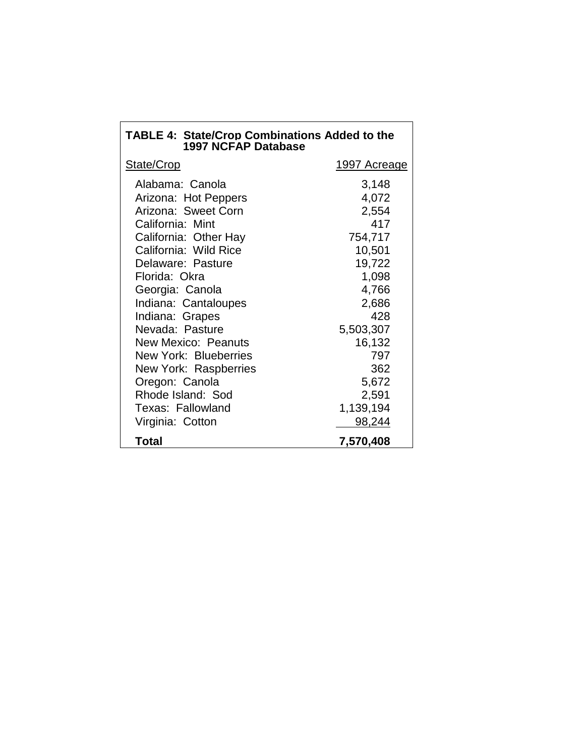**TABLE 4: State/Crop Combinations Added to the 1997 NCFAP Database**

| State/Crop | 1997 Acreage |
|---|---|
| Alabama: Canola | 3,148 |
| Arizona: Hot Peppers | 4,072 |
| Arizona: Sweet Corn | 2,554 |
| California: Mint | 417 |
| California: Other Hay | 754,717 |
| California: Wild Rice | 10,501 |
| Delaware: Pasture | 19,722 |
| Florida: Okra | 1,098 |
| Georgia: Canola | 4,766 |
| Indiana: Cantaloupes | 2,686 |
| Indiana: Grapes | 428 |
| Nevada: Pasture | 5,503,307 |
| New Mexico: Peanuts | 16,132 |
| New York: Blueberries | 797 |
| New York: Raspberries | 362 |
| Oregon: Canola | 5,672 |
| Rhode Island: Sod | 2,591 |
| Texas: Fallowland | 1,139,194 |
| Virginia: Cotton | 98,244 |
| **Total** | **7,570,408** |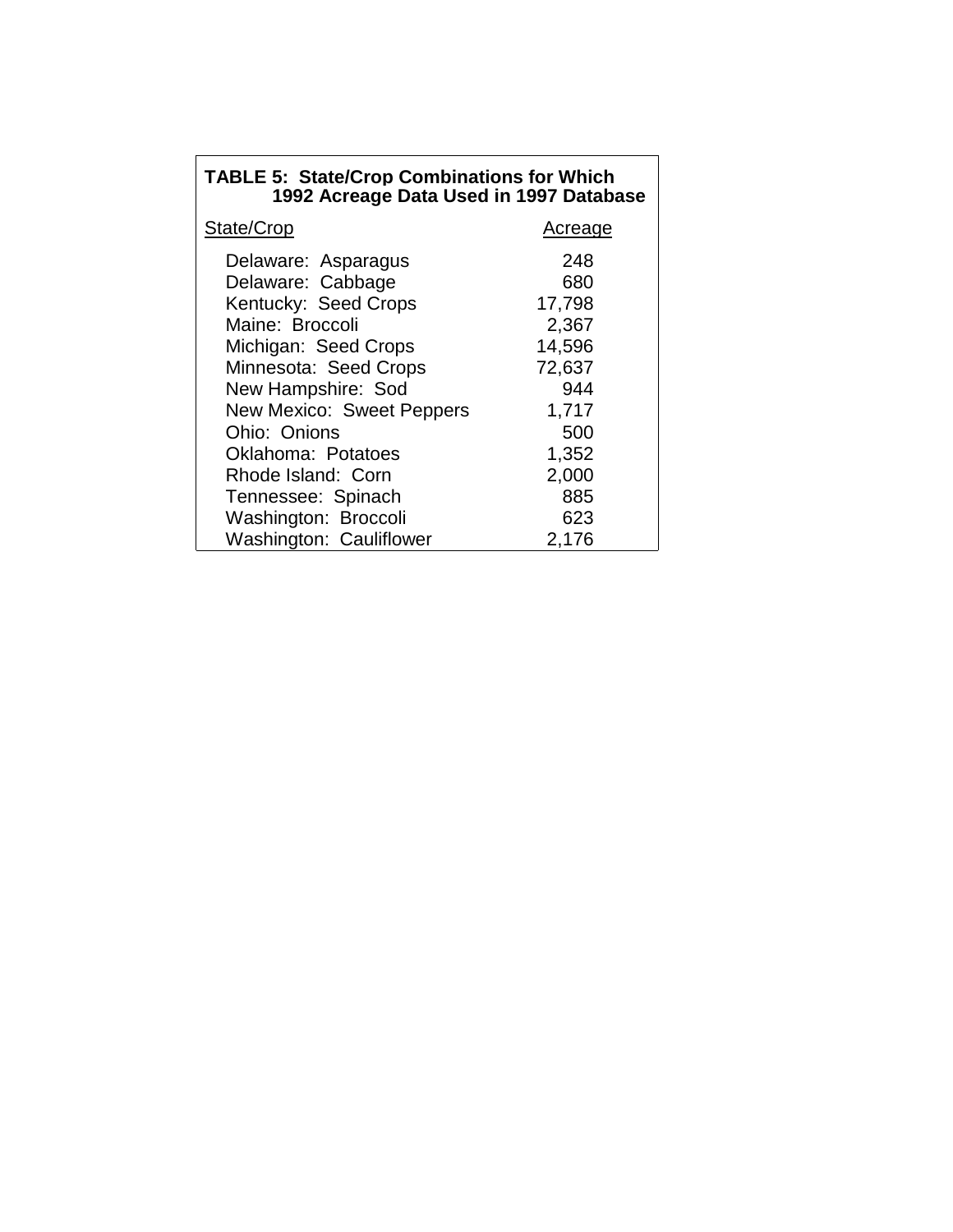**TABLE 5: State/Crop Combinations for Which 1992 Acreage Data Used in 1997 Database**

| State/Crop | Acreage |
|---|---|
| Delaware: Asparagus | 248 |
| Delaware: Cabbage | 680 |
| Kentucky: Seed Crops | 17,798 |
| Maine: Broccoli | 2,367 |
| Michigan: Seed Crops | 14,596 |
| Minnesota: Seed Crops | 72,637 |
| New Hampshire: Sod | 944 |
| New Mexico: Sweet Peppers | 1,717 |
| Ohio: Onions | 500 |
| Oklahoma: Potatoes | 1,352 |
| Rhode Island: Corn | 2,000 |
| Tennessee: Spinach | 885 |
| Washington: Broccoli | 623 |
| Washington: Cauliflower | 2,176 |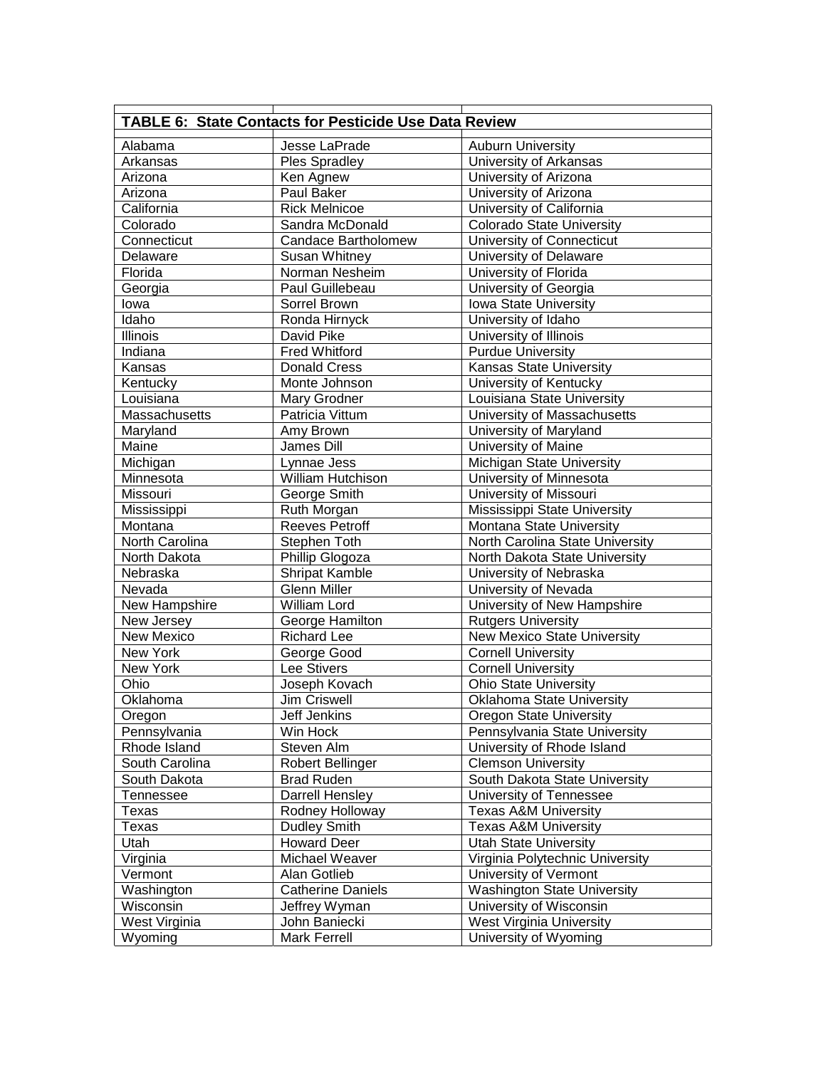| TABLE 6: State Contacts for Pesticide Use Data Review | | |
|---|---|---|
| Alabama | Jesse LaPrade | Auburn University |
| Arkansas | Ples Spradley | University of Arkansas |
| Arizona | Ken Agnew | University of Arizona |
| Arizona | Paul Baker | University of Arizona |
| California | Rick Melnicoe | University of California |
| Colorado | Sandra McDonald | Colorado State University |
| Connecticut | Candace Bartholomew | University of Connecticut |
| Delaware | Susan Whitney | University of Delaware |
| Florida | Norman Nesheim | University of Florida |
| Georgia | Paul Guillebeau | University of Georgia |
| Iowa | Sorrel Brown | Iowa State University |
| Idaho | Ronda Hirnyck | University of Idaho |
| Illinois | David Pike | University of Illinois |
| Indiana | Fred Whitford | Purdue University |
| Kansas | Donald Cress | Kansas State University |
| Kentucky | Monte Johnson | University of Kentucky |
| Louisiana | Mary Grodner | Louisiana State University |
| Massachusetts | Patricia Vittum | University of Massachusetts |
| Maryland | Amy Brown | University of Maryland |
| Maine | James Dill | University of Maine |
| Michigan | Lynnae Jess | Michigan State University |
| Minnesota | William Hutchison | University of Minnesota |
| Missouri | George Smith | University of Missouri |
| Mississippi | Ruth Morgan | Mississippi State University |
| Montana | Reeves Petroff | Montana State University |
| North Carolina | Stephen Toth | North Carolina State University |
| North Dakota | Phillip Glogoza | North Dakota State University |
| Nebraska | Shripat Kamble | University of Nebraska |
| Nevada | Glenn Miller | University of Nevada |
| New Hampshire | William Lord | University of New Hampshire |
| New Jersey | George Hamilton | Rutgers University |
| New Mexico | Richard Lee | New Mexico State University |
| New York | George Good | Cornell University |
| New York | Lee Stivers | Cornell University |
| Ohio | Joseph Kovach | Ohio State University |
| Oklahoma | Jim Criswell | Oklahoma State University |
| Oregon | Jeff Jenkins | Oregon State University |
| Pennsylvania | Win Hock | Pennsylvania State University |
| Rhode Island | Steven Alm | University of Rhode Island |
| South Carolina | Robert Bellinger | Clemson University |
| South Dakota | Brad Ruden | South Dakota State University |
| Tennessee | Darrell Hensley | University of Tennessee |
| Texas | Rodney Holloway | Texas A&M University |
| Texas | Dudley Smith | Texas A&M University |
| Utah | Howard Deer | Utah State University |
| Virginia | Michael Weaver | Virginia Polytechnic University |
| Vermont | Alan Gotlieb | University of Vermont |
| Washington | Catherine Daniels | Washington State University |
| Wisconsin | Jeffrey Wyman | University of Wisconsin |
| West Virginia | John Baniecki | West Virginia University |
| Wyoming | Mark Ferrell | University of Wyoming |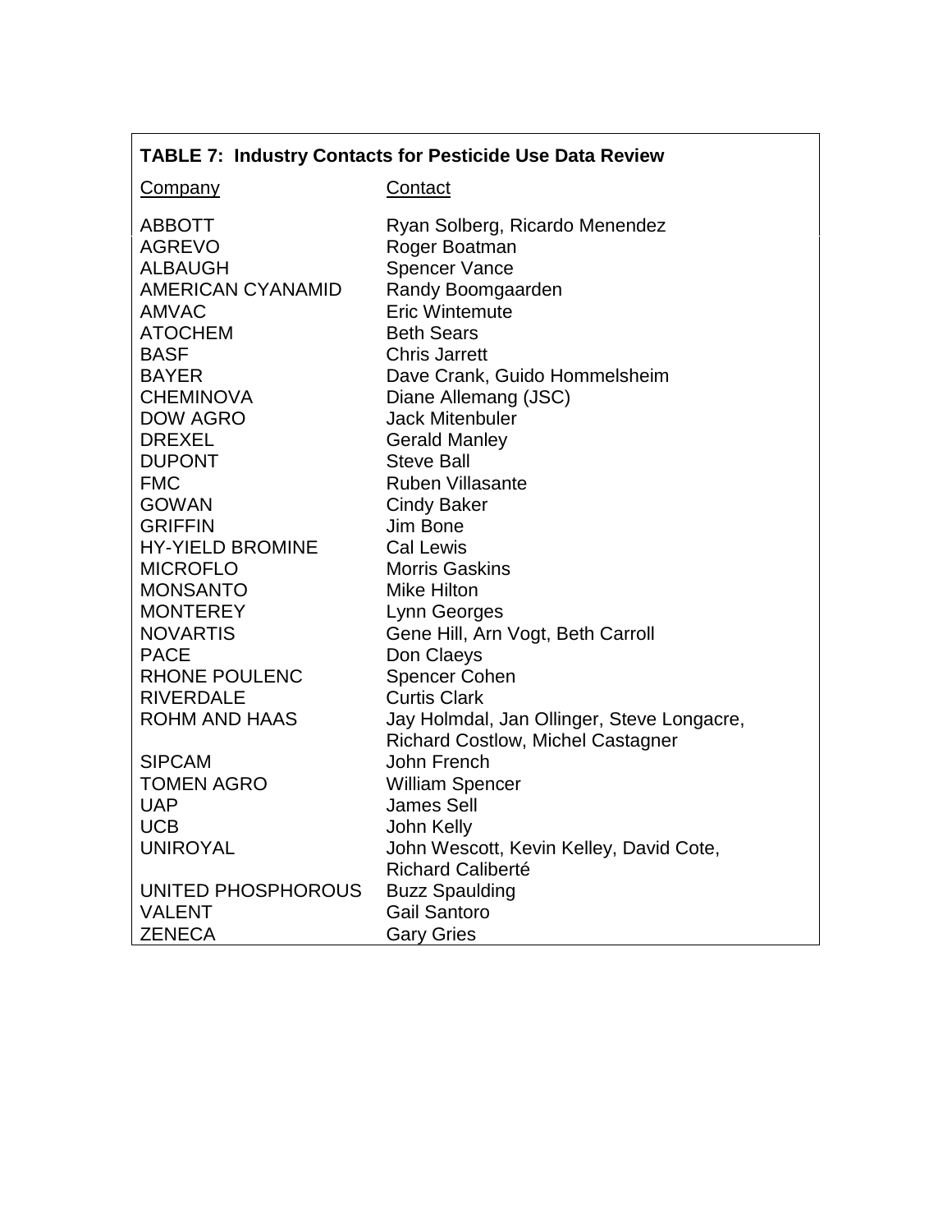**TABLE 7: Industry Contacts for Pesticide Use Data Review**

| Company | Contact |
|---|---|
| ABBOTT | Ryan Solberg, Ricardo Menendez |
| AGREVO | Roger Boatman |
| ALBAUGH | Spencer Vance |
| AMERICAN CYANAMID | Randy Boomgaarden |
| AMVAC | Eric Wintemute |
| ATOCHEM | Beth Sears |
| BASF | Chris Jarrett |
| BAYER | Dave Crank, Guido Hommelsheim |
| CHEMINOVA | Diane Allemang (JSC) |
| DOW AGRO | Jack Mitenbuler |
| DREXEL | Gerald Manley |
| DUPONT | Steve Ball |
| FMC | Ruben Villasante |
| GOWAN | Cindy Baker |
| GRIFFIN | Jim Bone |
| HY-YIELD BROMINE | Cal Lewis |
| MICROFLO | Morris Gaskins |
| MONSANTO | Mike Hilton |
| MONTEREY | Lynn Georges |
| NOVARTIS | Gene Hill, Arn Vogt, Beth Carroll |
| PACE | Don Claeys |
| RHONE POULENC | Spencer Cohen |
| RIVERDALE | Curtis Clark |
| ROHM AND HAAS | Jay Holmdal, Jan Ollinger, Steve Longacre, Richard Costlow, Michel Castagner |
| SIPCAM | John French |
| TOMEN AGRO | William Spencer |
| UAP | James Sell |
| UCB | John Kelly |
| UNIROYAL | John Wescott, Kevin Kelley, David Cote, Richard Caliberté |
| UNITED PHOSPHOROUS | Buzz Spaulding |
| VALENT | Gail Santoro |
| ZENECA | Gary Gries |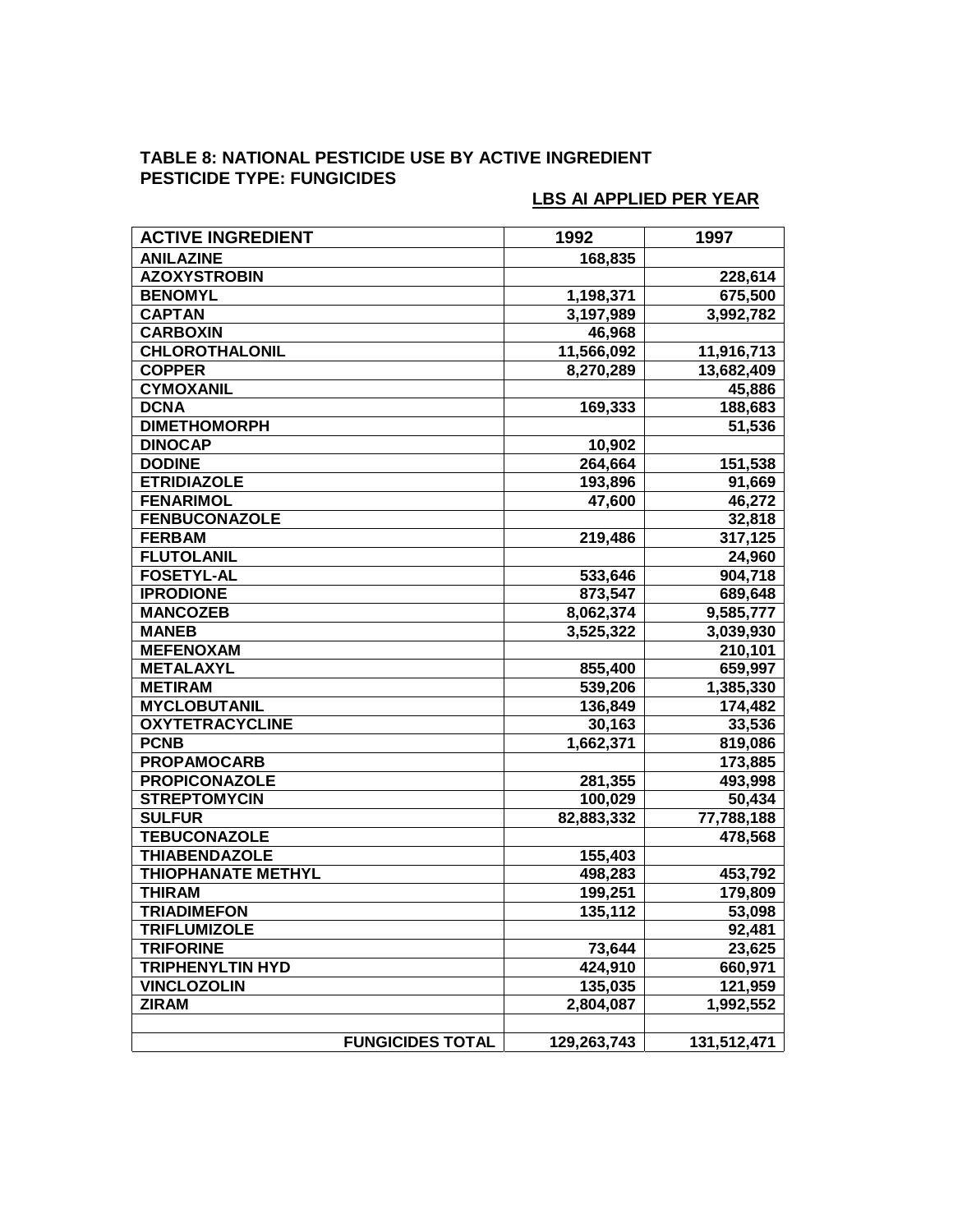**TABLE 8: NATIONAL PESTICIDE USE BY ACTIVE INGREDIENT**
**PESTICIDE TYPE: FUNGICIDES**

**LBS AI APPLIED PER YEAR**

| ACTIVE INGREDIENT | 1992 | 1997 |
|---|---|---|
| ANILAZINE | 168,835 | |
| AZOXYSTROBIN | | 228,614 |
| BENOMYL | 1,198,371 | 675,500 |
| CAPTAN | 3,197,989 | 3,992,782 |
| CARBOXIN | 46,968 | |
| CHLOROTHALONIL | 11,566,092 | 11,916,713 |
| COPPER | 8,270,289 | 13,682,409 |
| CYMOXANIL | | 45,886 |
| DCNA | 169,333 | 188,683 |
| DIMETHOMORPH | | 51,536 |
| DINOCAP | 10,902 | |
| DODINE | 264,664 | 151,538 |
| ETRIDIAZOLE | 193,896 | 91,669 |
| FENARIMOL | 47,600 | 46,272 |
| FENBUCONAZOLE | | 32,818 |
| FERBAM | 219,486 | 317,125 |
| FLUTOLANIL | | 24,960 |
| FOSETYL-AL | 533,646 | 904,718 |
| IPRODIONE | 873,547 | 689,648 |
| MANCOZEB | 8,062,374 | 9,585,777 |
| MANEB | 3,525,322 | 3,039,930 |
| MEFENOXAM | | 210,101 |
| METALAXYL | 855,400 | 659,997 |
| METIRAM | 539,206 | 1,385,330 |
| MYCLOBUTANIL | 136,849 | 174,482 |
| OXYTETRACYCLINE | 30,163 | 33,536 |
| PCNB | 1,662,371 | 819,086 |
| PROPAMOCARB | | 173,885 |
| PROPICONAZOLE | 281,355 | 493,998 |
| STREPTOMYCIN | 100,029 | 50,434 |
| SULFUR | 82,883,332 | 77,788,188 |
| TEBUCONAZOLE | | 478,568 |
| THIABENDAZOLE | 155,403 | |
| THIOPHANATE METHYL | 498,283 | 453,792 |
| THIRAM | 199,251 | 179,809 |
| TRIADIMEFON | 135,112 | 53,098 |
| TRIFLUMIZOLE | | 92,481 |
| TRIFORINE | 73,644 | 23,625 |
| TRIPHENYLTIN HYD | 424,910 | 660,971 |
| VINCLOZOLIN | 135,035 | 121,959 |
| ZIRAM | 2,804,087 | 1,992,552 |
| | | |
| FUNGICIDES TOTAL | 129,263,743 | 131,512,471 |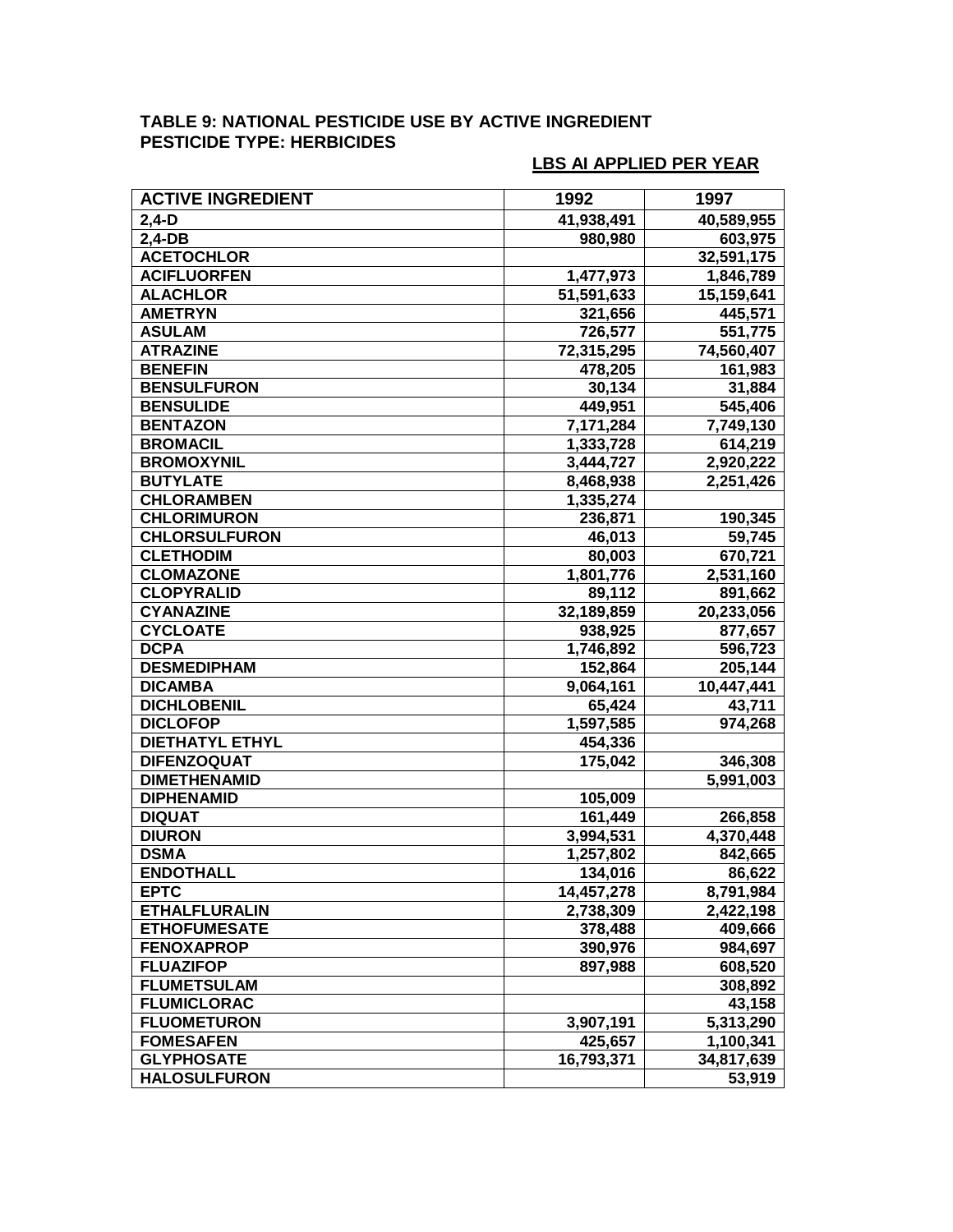**TABLE 9: NATIONAL PESTICIDE USE BY ACTIVE INGREDIENT**
**PESTICIDE TYPE: HERBICIDES**

**LBS AI APPLIED PER YEAR**

| ACTIVE INGREDIENT | 1992 | 1997 |
|---|---|---|
| 2,4-D | 41,938,491 | 40,589,955 |
| 2,4-DB | 980,980 | 603,975 |
| ACETOCHLOR | | 32,591,175 |
| ACIFLUORFEN | 1,477,973 | 1,846,789 |
| ALACHLOR | 51,591,633 | 15,159,641 |
| AMETRYN | 321,656 | 445,571 |
| ASULAM | 726,577 | 551,775 |
| ATRAZINE | 72,315,295 | 74,560,407 |
| BENEFIN | 478,205 | 161,983 |
| BENSULFURON | 30,134 | 31,884 |
| BENSULIDE | 449,951 | 545,406 |
| BENTAZON | 7,171,284 | 7,749,130 |
| BROMACIL | 1,333,728 | 614,219 |
| BROMOXYNIL | 3,444,727 | 2,920,222 |
| BUTYLATE | 8,468,938 | 2,251,426 |
| CHLORAMBEN | 1,335,274 | |
| CHLORIMURON | 236,871 | 190,345 |
| CHLORSULFURON | 46,013 | 59,745 |
| CLETHODIM | 80,003 | 670,721 |
| CLOMAZONE | 1,801,776 | 2,531,160 |
| CLOPYRALID | 89,112 | 891,662 |
| CYANAZINE | 32,189,859 | 20,233,056 |
| CYCLOATE | 938,925 | 877,657 |
| DCPA | 1,746,892 | 596,723 |
| DESMEDIPHAM | 152,864 | 205,144 |
| DICAMBA | 9,064,161 | 10,447,441 |
| DICHLOBENIL | 65,424 | 43,711 |
| DICLOFOP | 1,597,585 | 974,268 |
| DIETHATYL ETHYL | 454,336 | |
| DIFENZOQUAT | 175,042 | 346,308 |
| DIMETHENAMID | | 5,991,003 |
| DIPHENAMID | 105,009 | |
| DIQUAT | 161,449 | 266,858 |
| DIURON | 3,994,531 | 4,370,448 |
| DSMA | 1,257,802 | 842,665 |
| ENDOTHALL | 134,016 | 86,622 |
| EPTC | 14,457,278 | 8,791,984 |
| ETHALFLURALIN | 2,738,309 | 2,422,198 |
| ETHOFUMESATE | 378,488 | 409,666 |
| FENOXAPROP | 390,976 | 984,697 |
| FLUAZIFOP | 897,988 | 608,520 |
| FLUMETSULAM | | 308,892 |
| FLUMICLORAC | | 43,158 |
| FLUOMETURON | 3,907,191 | 5,313,290 |
| FOMESAFEN | 425,657 | 1,100,341 |
| GLYPHOSATE | 16,793,371 | 34,817,639 |
| HALOSULFURON | | 53,919 |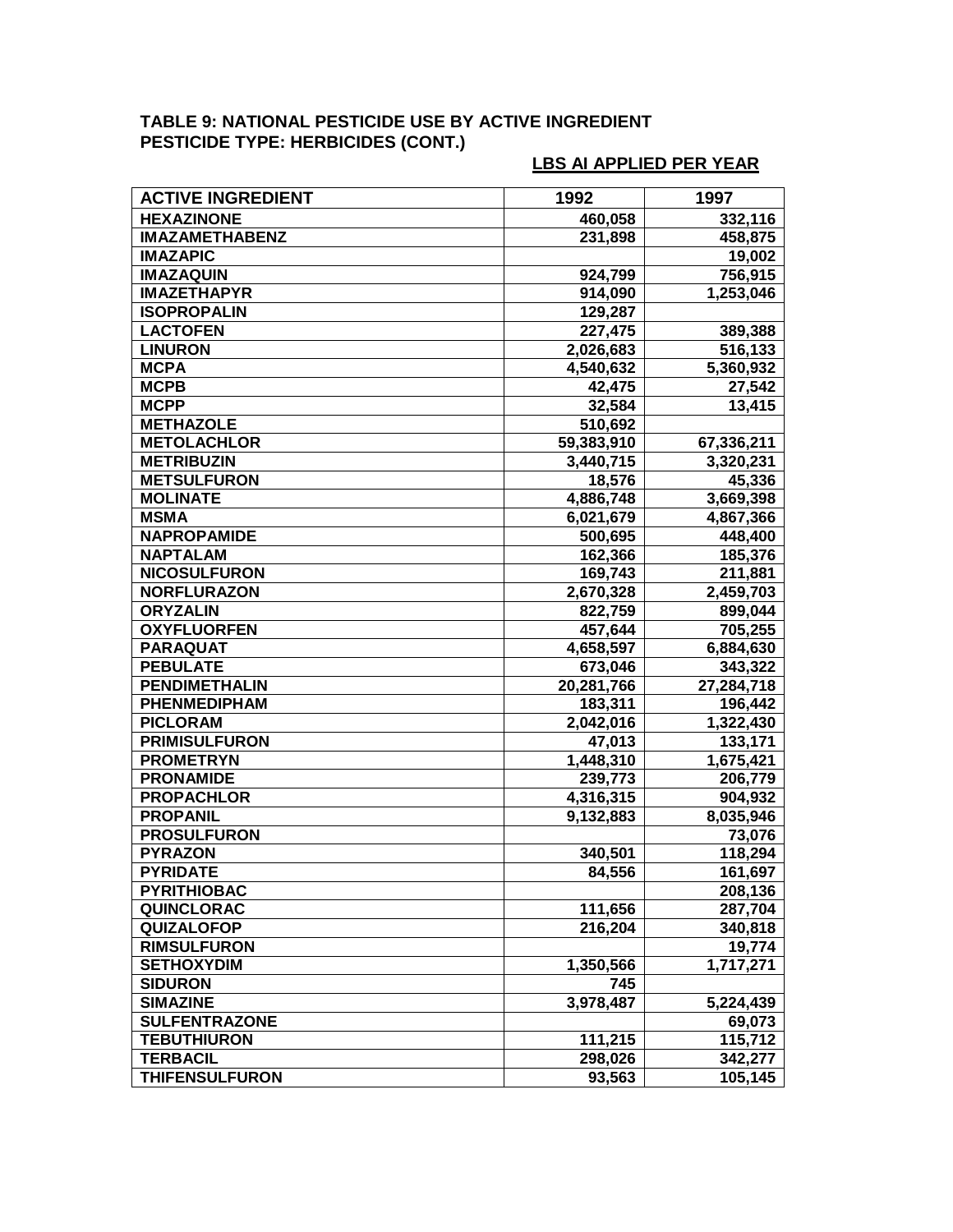**TABLE 9: NATIONAL PESTICIDE USE BY ACTIVE INGREDIENT**
**PESTICIDE TYPE: HERBICIDES (CONT.)**

**LBS AI APPLIED PER YEAR**

| ACTIVE INGREDIENT | 1992 | 1997 |
|---|---|---|
| HEXAZINONE | 460,058 | 332,116 |
| IMAZAMETHABENZ | 231,898 | 458,875 |
| IMAZAPIC | | 19,002 |
| IMAZAQUIN | 924,799 | 756,915 |
| IMAZETHAPYR | 914,090 | 1,253,046 |
| ISOPROPALIN | 129,287 | |
| LACTOFEN | 227,475 | 389,388 |
| LINURON | 2,026,683 | 516,133 |
| MCPA | 4,540,632 | 5,360,932 |
| MCPB | 42,475 | 27,542 |
| MCPP | 32,584 | 13,415 |
| METHAZOLE | 510,692 | |
| METOLACHLOR | 59,383,910 | 67,336,211 |
| METRIBUZIN | 3,440,715 | 3,320,231 |
| METSULFURON | 18,576 | 45,336 |
| MOLINATE | 4,886,748 | 3,669,398 |
| MSMA | 6,021,679 | 4,867,366 |
| NAPROPAMIDE | 500,695 | 448,400 |
| NAPTALAM | 162,366 | 185,376 |
| NICOSULFURON | 169,743 | 211,881 |
| NORFLURAZON | 2,670,328 | 2,459,703 |
| ORYZALIN | 822,759 | 899,044 |
| OXYFLUORFEN | 457,644 | 705,255 |
| PARAQUAT | 4,658,597 | 6,884,630 |
| PEBULATE | 673,046 | 343,322 |
| PENDIMETHALIN | 20,281,766 | 27,284,718 |
| PHENMEDIPHAM | 183,311 | 196,442 |
| PICLORAM | 2,042,016 | 1,322,430 |
| PRIMISULFURON | 47,013 | 133,171 |
| PROMETRYN | 1,448,310 | 1,675,421 |
| PRONAMIDE | 239,773 | 206,779 |
| PROPACHLOR | 4,316,315 | 904,932 |
| PROPANIL | 9,132,883 | 8,035,946 |
| PROSULFURON | | 73,076 |
| PYRAZON | 340,501 | 118,294 |
| PYRIDATE | 84,556 | 161,697 |
| PYRITHIOBAC | | 208,136 |
| QUINCLORAC | 111,656 | 287,704 |
| QUIZALOFOP | 216,204 | 340,818 |
| RIMSULFURON | | 19,774 |
| SETHOXYDIM | 1,350,566 | 1,717,271 |
| SIDURON | 745 | |
| SIMAZINE | 3,978,487 | 5,224,439 |
| SULFENTRAZONE | | 69,073 |
| TEBUTHIURON | 111,215 | 115,712 |
| TERBACIL | 298,026 | 342,277 |
| THIFENSULFURON | 93,563 | 105,145 |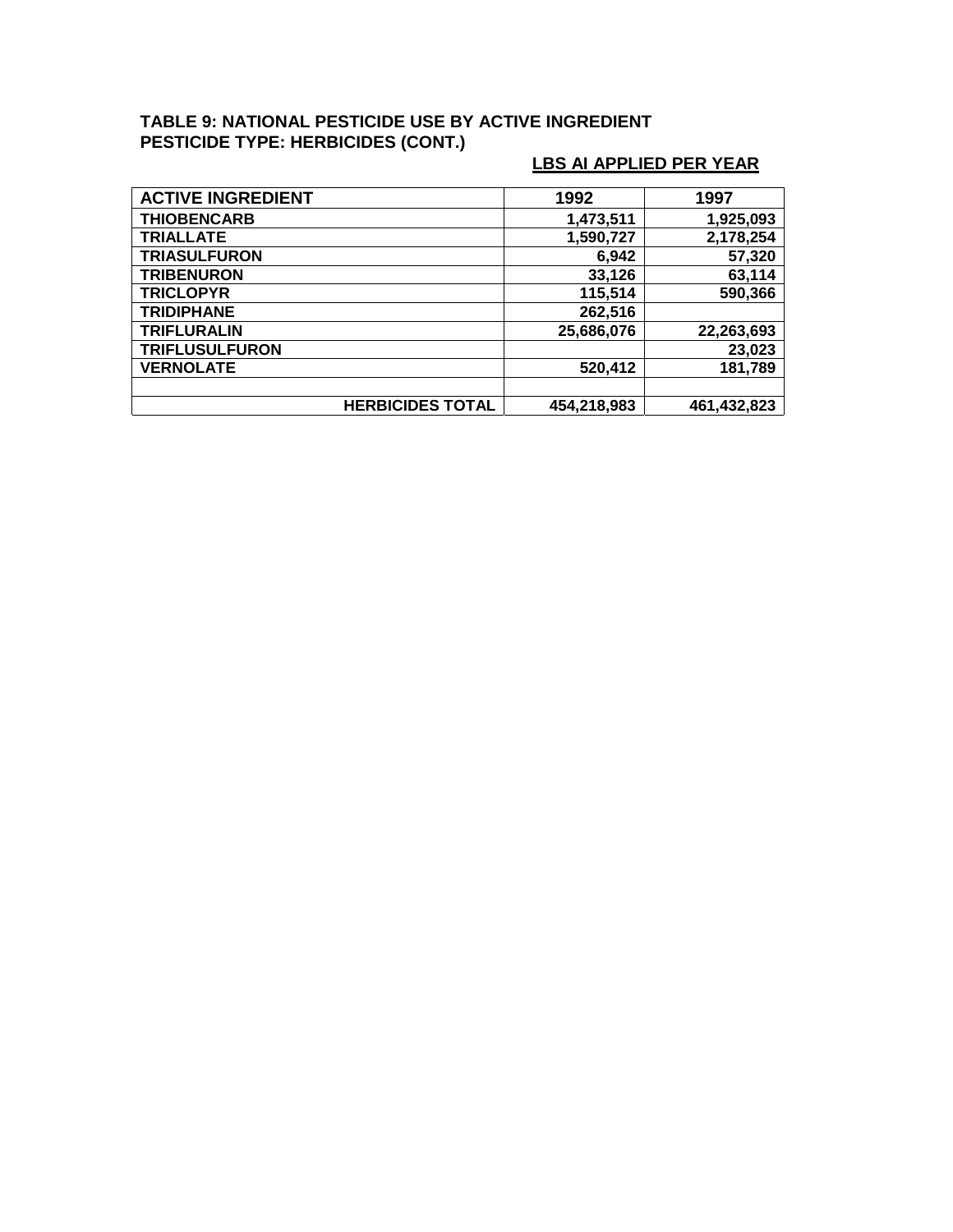**TABLE 9: NATIONAL PESTICIDE USE BY ACTIVE INGREDIENT**
**PESTICIDE TYPE: HERBICIDES (CONT.)**

**LBS AI APPLIED PER YEAR**

| ACTIVE INGREDIENT | 1992 | 1997 |
|---|---|---|
| THIOBENCARB | 1,473,511 | 1,925,093 |
| TRIALLATE | 1,590,727 | 2,178,254 |
| TRIASULFURON | 6,942 | 57,320 |
| TRIBENURON | 33,126 | 63,114 |
| TRICLOPYR | 115,514 | 590,366 |
| TRIDIPHANE | 262,516 | |
| TRIFLURALIN | 25,686,076 | 22,263,693 |
| TRIFLUSULFURON | | 23,023 |
| VERNOLATE | 520,412 | 181,789 |
| | | |
| HERBICIDES TOTAL | 454,218,983 | 461,432,823 |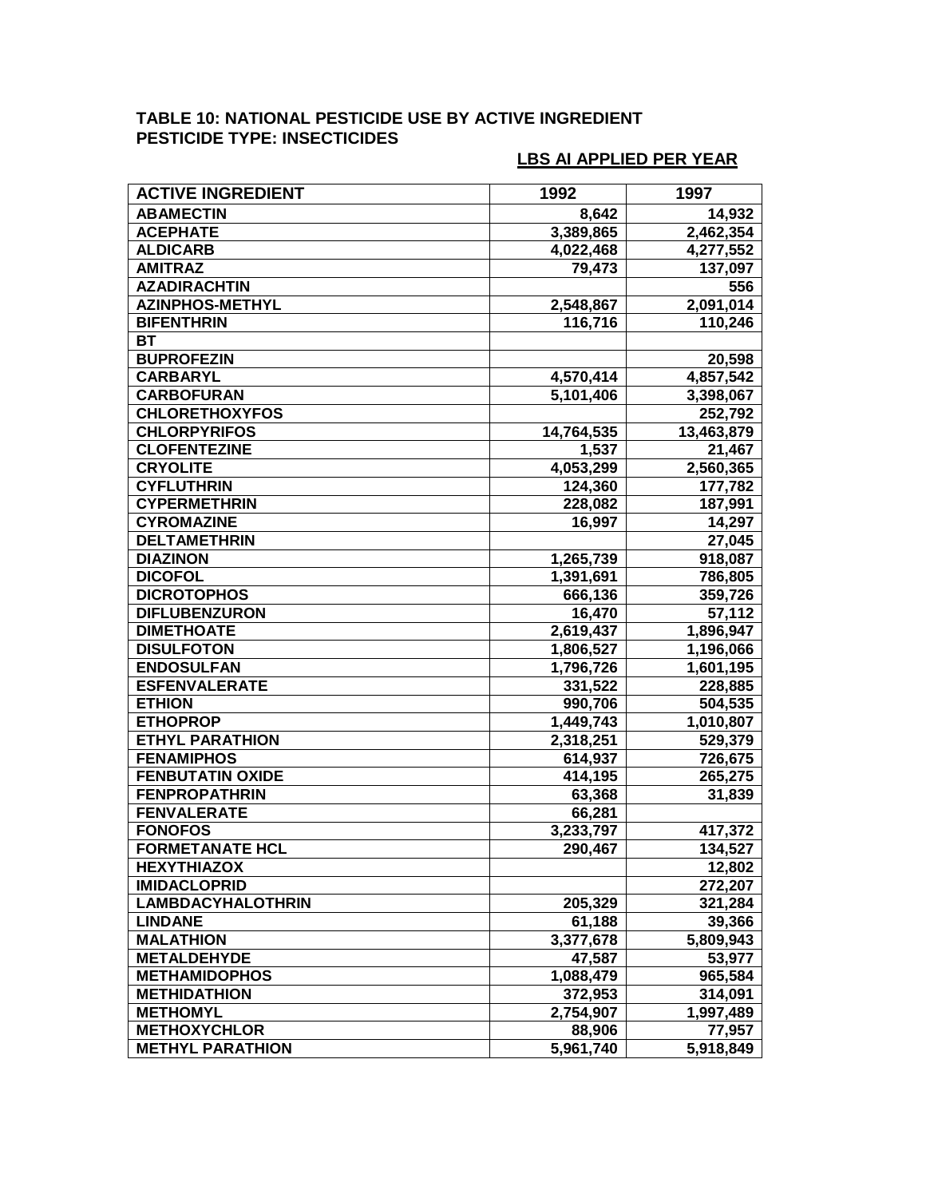**TABLE 10: NATIONAL PESTICIDE USE BY ACTIVE INGREDIENT**
**PESTICIDE TYPE: INSECTICIDES**

**LBS AI APPLIED PER YEAR**

| ACTIVE INGREDIENT | 1992 | 1997 |
|---|---|---|
| ABAMECTIN | 8,642 | 14,932 |
| ACEPHATE | 3,389,865 | 2,462,354 |
| ALDICARB | 4,022,468 | 4,277,552 |
| AMITRAZ | 79,473 | 137,097 |
| AZADIRACHTIN | | 556 |
| AZINPHOS-METHYL | 2,548,867 | 2,091,014 |
| BIFENTHRIN | 116,716 | 110,246 |
| BT | | |
| BUPROFEZIN | | 20,598 |
| CARBARYL | 4,570,414 | 4,857,542 |
| CARBOFURAN | 5,101,406 | 3,398,067 |
| CHLORETHOXYFOS | | 252,792 |
| CHLORPYRIFOS | 14,764,535 | 13,463,879 |
| CLOFENTEZINE | 1,537 | 21,467 |
| CRYOLITE | 4,053,299 | 2,560,365 |
| CYFLUTHRIN | 124,360 | 177,782 |
| CYPERMETHRIN | 228,082 | 187,991 |
| CYROMAZINE | 16,997 | 14,297 |
| DELTAMETHRIN | | 27,045 |
| DIAZINON | 1,265,739 | 918,087 |
| DICOFOL | 1,391,691 | 786,805 |
| DICROTOPHOS | 666,136 | 359,726 |
| DIFLUBENZURON | 16,470 | 57,112 |
| DIMETHOATE | 2,619,437 | 1,896,947 |
| DISULFOTON | 1,806,527 | 1,196,066 |
| ENDOSULFAN | 1,796,726 | 1,601,195 |
| ESFENVALERATE | 331,522 | 228,885 |
| ETHION | 990,706 | 504,535 |
| ETHOPROP | 1,449,743 | 1,010,807 |
| ETHYL PARATHION | 2,318,251 | 529,379 |
| FENAMIPHOS | 614,937 | 726,675 |
| FENBUTATIN OXIDE | 414,195 | 265,275 |
| FENPROPATHRIN | 63,368 | 31,839 |
| FENVALERATE | 66,281 | |
| FONOFOS | 3,233,797 | 417,372 |
| FORMETANATE HCL | 290,467 | 134,527 |
| HEXYTHIAZOX | | 12,802 |
| IMIDACLOPRID | | 272,207 |
| LAMBDACYHALOTHRIN | 205,329 | 321,284 |
| LINDANE | 61,188 | 39,366 |
| MALATHION | 3,377,678 | 5,809,943 |
| METALDEHYDE | 47,587 | 53,977 |
| METHAMIDOPHOS | 1,088,479 | 965,584 |
| METHIDATHION | 372,953 | 314,091 |
| METHOMYL | 2,754,907 | 1,997,489 |
| METHOXYCHLOR | 88,906 | 77,957 |
| METHYL PARATHION | 5,961,740 | 5,918,849 |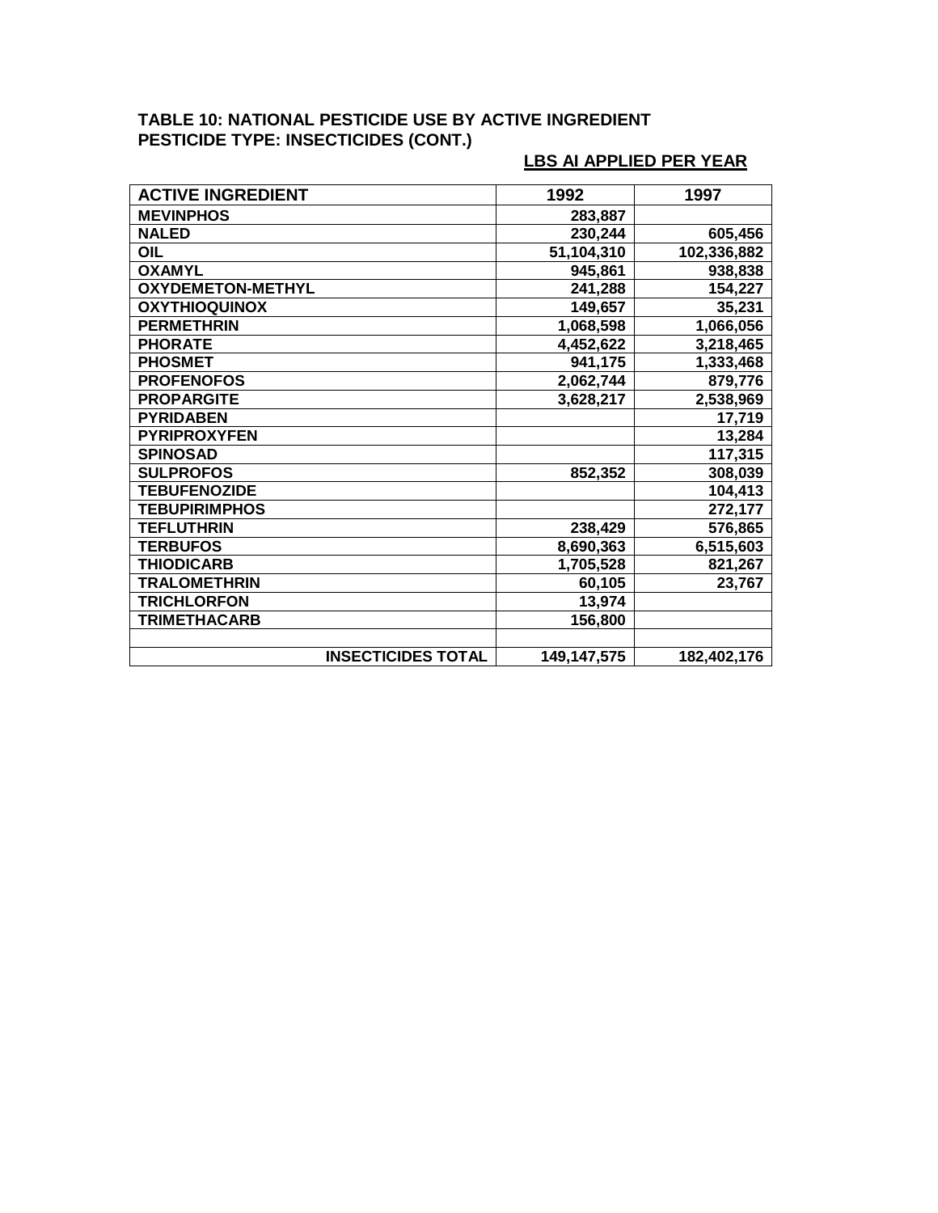**TABLE 10: NATIONAL PESTICIDE USE BY ACTIVE INGREDIENT**
**PESTICIDE TYPE: INSECTICIDES (CONT.)**

**LBS AI APPLIED PER YEAR**

| ACTIVE INGREDIENT | 1992 | 1997 |
| --- | --- | --- |
| MEVINPHOS | 283,887 | |
| NALED | 230,244 | 605,456 |
| OIL | 51,104,310 | 102,336,882 |
| OXAMYL | 945,861 | 938,838 |
| OXYDEMETON-METHYL | 241,288 | 154,227 |
| OXYTHIOQUINOX | 149,657 | 35,231 |
| PERMETHRIN | 1,068,598 | 1,066,056 |
| PHORATE | 4,452,622 | 3,218,465 |
| PHOSMET | 941,175 | 1,333,468 |
| PROFENOFOS | 2,062,744 | 879,776 |
| PROPARGITE | 3,628,217 | 2,538,969 |
| PYRIDABEN | | 17,719 |
| PYRIPROXYFEN | | 13,284 |
| SPINOSAD | | 117,315 |
| SULPROFOS | 852,352 | 308,039 |
| TEBUFENOZIDE | | 104,413 |
| TEBUPIRIMPHOS | | 272,177 |
| TEFLUTHRIN | 238,429 | 576,865 |
| TERBUFOS | 8,690,363 | 6,515,603 |
| THIODICARB | 1,705,528 | 821,267 |
| TRALOMETHRIN | 60,105 | 23,767 |
| TRICHLORFON | 13,974 | |
| TRIMETHACARB | 156,800 | |
| | | |
| INSECTICIDES TOTAL | 149,147,575 | 182,402,176 |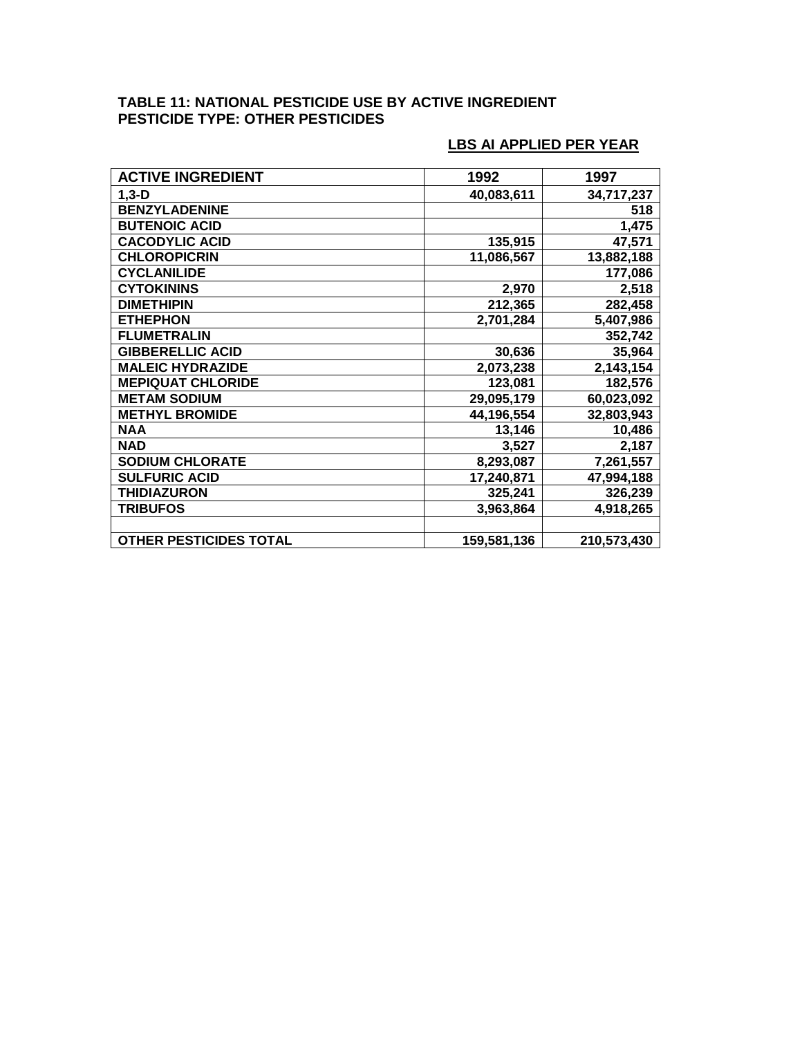**TABLE 11: NATIONAL PESTICIDE USE BY ACTIVE INGREDIENT**
**PESTICIDE TYPE: OTHER PESTICIDES**

**LBS AI APPLIED PER YEAR**

| ACTIVE INGREDIENT | 1992 | 1997 |
|---|---|---|
| 1,3-D | 40,083,611 | 34,717,237 |
| BENZYLADENINE | | 518 |
| BUTENOIC ACID | | 1,475 |
| CACODYLIC ACID | 135,915 | 47,571 |
| CHLOROPICRIN | 11,086,567 | 13,882,188 |
| CYCLANILIDE | | 177,086 |
| CYTOKININS | 2,970 | 2,518 |
| DIMETHIPIN | 212,365 | 282,458 |
| ETHEPHON | 2,701,284 | 5,407,986 |
| FLUMETRALIN | | 352,742 |
| GIBBERELLIC ACID | 30,636 | 35,964 |
| MALEIC HYDRAZIDE | 2,073,238 | 2,143,154 |
| MEPIQUAT CHLORIDE | 123,081 | 182,576 |
| METAM SODIUM | 29,095,179 | 60,023,092 |
| METHYL BROMIDE | 44,196,554 | 32,803,943 |
| NAA | 13,146 | 10,486 |
| NAD | 3,527 | 2,187 |
| SODIUM CHLORATE | 8,293,087 | 7,261,557 |
| SULFURIC ACID | 17,240,871 | 47,994,188 |
| THIDIAZURON | 325,241 | 326,239 |
| TRIBUFOS | 3,963,864 | 4,918,265 |
| | | |
| OTHER PESTICIDES TOTAL | 159,581,136 | 210,573,430 |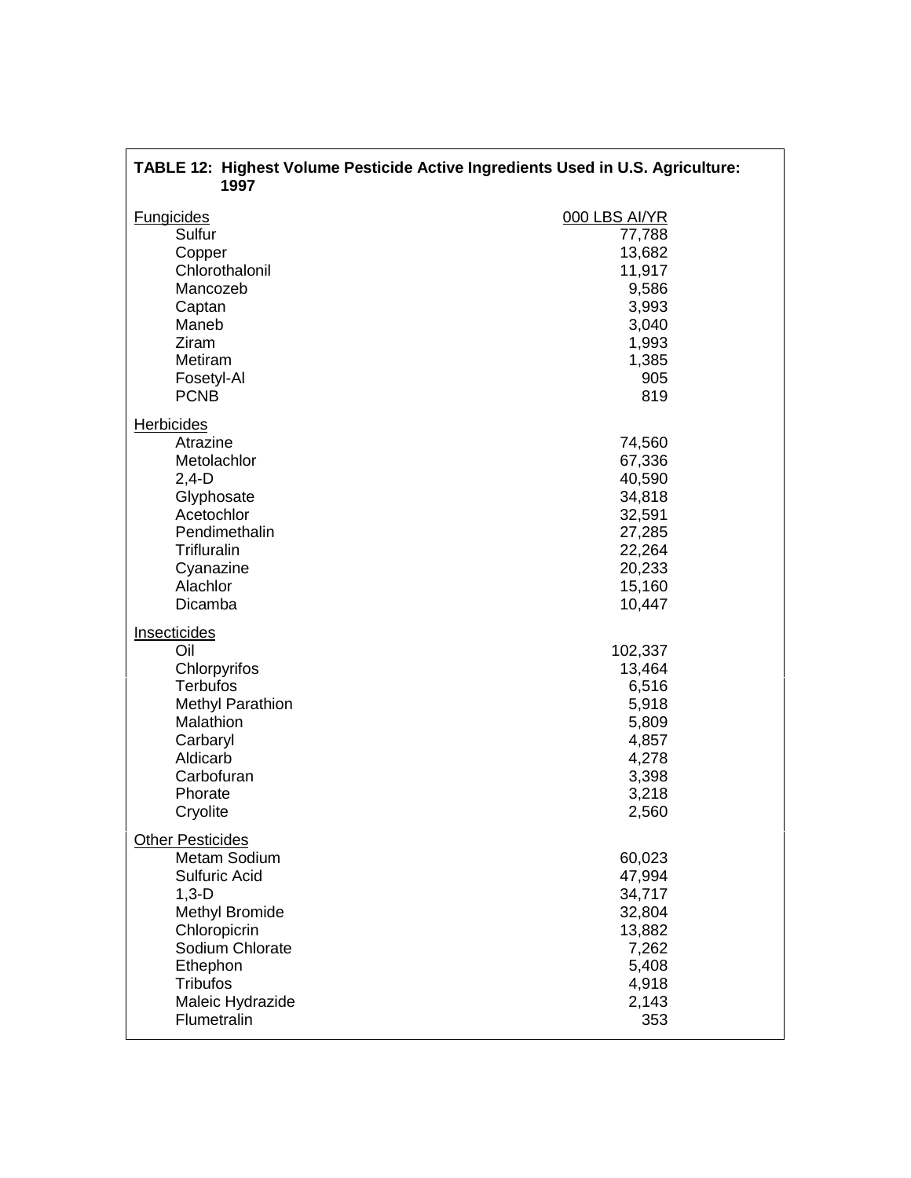**TABLE 12: Highest Volume Pesticide Active Ingredients Used in U.S. Agriculture: 1997**

| | 000 LBS AI/YR |
|---|---|
| **Fungicides** | |
| Sulfur | 77,788 |
| Copper | 13,682 |
| Chlorothalonil | 11,917 |
| Mancozeb | 9,586 |
| Captan | 3,993 |
| Maneb | 3,040 |
| Ziram | 1,993 |
| Metiram | 1,385 |
| Fosetyl-Al | 905 |
| PCNB | 819 |
| **Herbicides** | |
| Atrazine | 74,560 |
| Metolachlor | 67,336 |
| 2,4-D | 40,590 |
| Glyphosate | 34,818 |
| Acetochlor | 32,591 |
| Pendimethalin | 27,285 |
| Trifluralin | 22,264 |
| Cyanazine | 20,233 |
| Alachlor | 15,160 |
| Dicamba | 10,447 |
| **Insecticides** | |
| Oil | 102,337 |
| Chlorpyrifos | 13,464 |
| Terbufos | 6,516 |
| Methyl Parathion | 5,918 |
| Malathion | 5,809 |
| Carbaryl | 4,857 |
| Aldicarb | 4,278 |
| Carbofuran | 3,398 |
| Phorate | 3,218 |
| Cryolite | 2,560 |
| **Other Pesticides** | |
| Metam Sodium | 60,023 |
| Sulfuric Acid | 47,994 |
| 1,3-D | 34,717 |
| Methyl Bromide | 32,804 |
| Chloropicrin | 13,882 |
| Sodium Chlorate | 7,262 |
| Ethephon | 5,408 |
| Tribufos | 4,918 |
| Maleic Hydrazide | 2,143 |
| Flumetralin | 353 |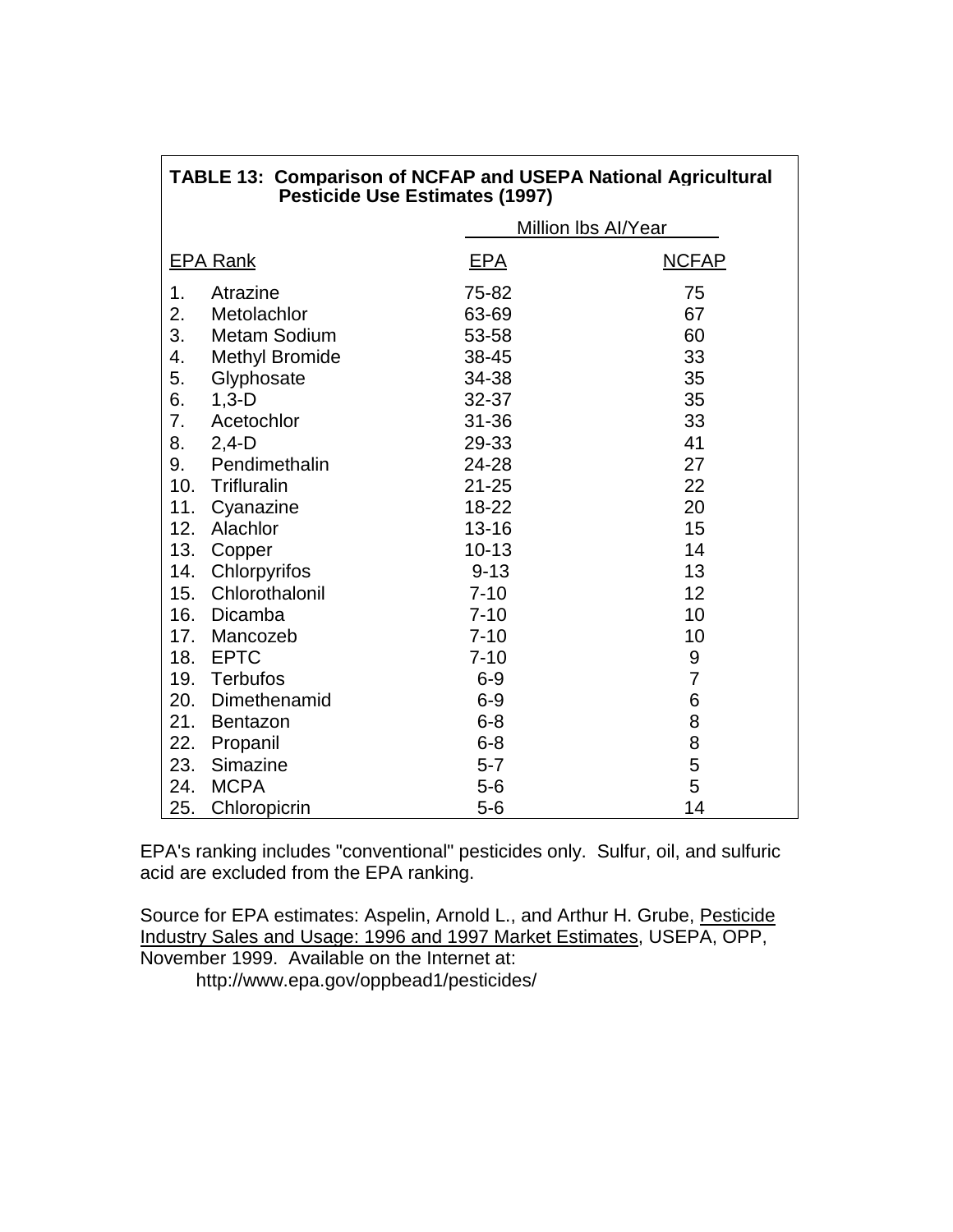**TABLE 13: Comparison of NCFAP and USEPA National Agricultural Pesticide Use Estimates (1997)**

| EPA Rank | Million lbs AI/Year | |
|---|---|---|
| | EPA | NCFAP |
| 1. Atrazine | 75-82 | 75 |
| 2. Metolachlor | 63-69 | 67 |
| 3. Metam Sodium | 53-58 | 60 |
| 4. Methyl Bromide | 38-45 | 33 |
| 5. Glyphosate | 34-38 | 35 |
| 6. 1,3-D | 32-37 | 35 |
| 7. Acetochlor | 31-36 | 33 |
| 8. 2,4-D | 29-33 | 41 |
| 9. Pendimethalin | 24-28 | 27 |
| 10. Trifluralin | 21-25 | 22 |
| 11. Cyanazine | 18-22 | 20 |
| 12. Alachlor | 13-16 | 15 |
| 13. Copper | 10-13 | 14 |
| 14. Chlorpyrifos | 9-13 | 13 |
| 15. Chlorothalonil | 7-10 | 12 |
| 16. Dicamba | 7-10 | 10 |
| 17. Mancozeb | 7-10 | 10 |
| 18. EPTC | 7-10 | 9 |
| 19. Terbufos | 6-9 | 7 |
| 20. Dimethenamid | 6-9 | 6 |
| 21. Bentazon | 6-8 | 8 |
| 22. Propanil | 6-8 | 8 |
| 23. Simazine | 5-7 | 5 |
| 24. MCPA | 5-6 | 5 |
| 25. Chloropicrin | 5-6 | 14 |

EPA's ranking includes "conventional" pesticides only. Sulfur, oil, and sulfuric acid are excluded from the EPA ranking.

Source for EPA estimates: Aspelin, Arnold L., and Arthur H. Grube, Pesticide Industry Sales and Usage: 1996 and 1997 Market Estimates, USEPA, OPP, November 1999. Available on the Internet at:
http://www.epa.gov/oppbead1/pesticides/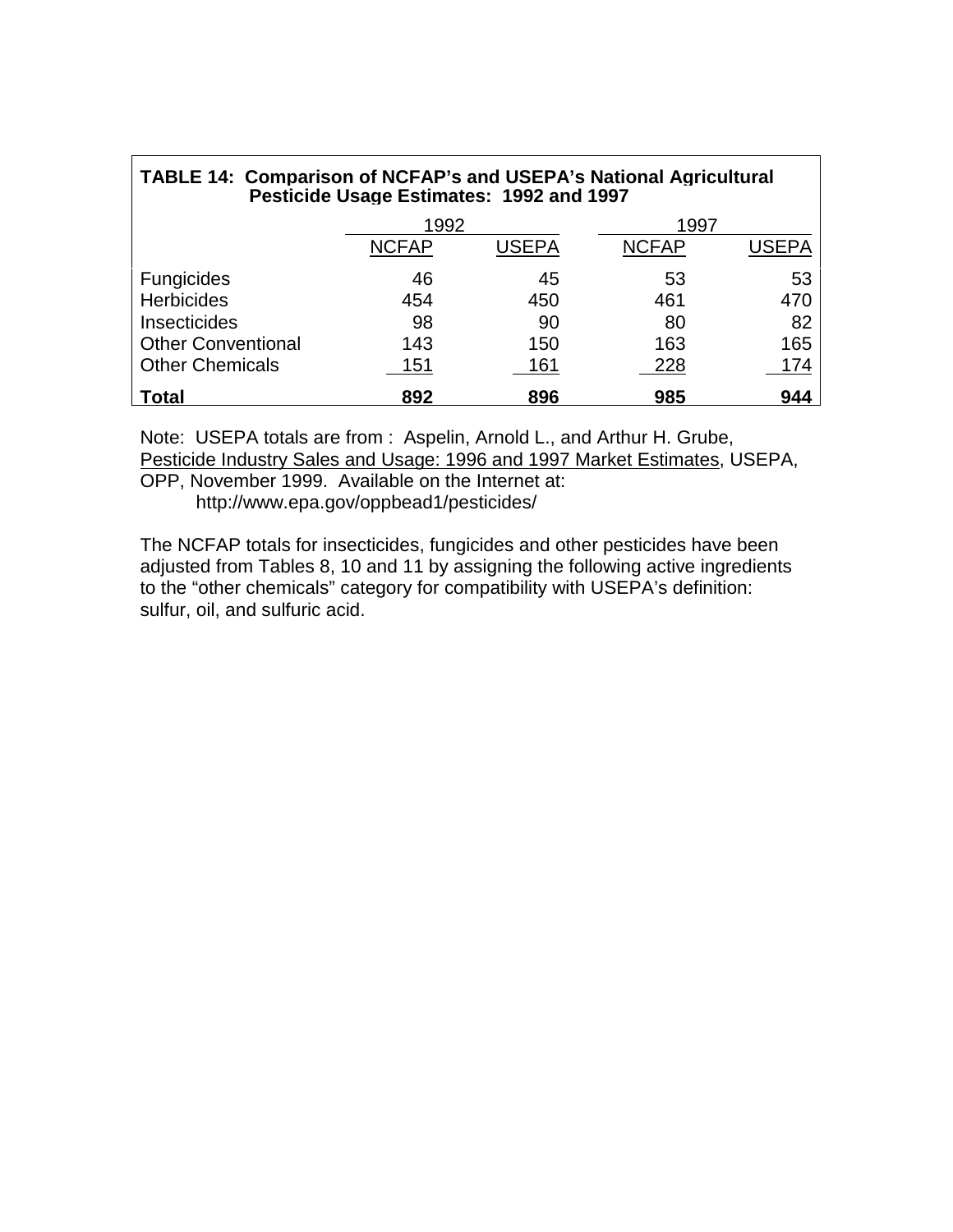**TABLE 14: Comparison of NCFAP's and USEPA's National Agricultural Pesticide Usage Estimates: 1992 and 1997**

| | 1992 | | 1997 | |
|---|---|---|---|---|
| | NCFAP | USEPA | NCFAP | USEPA |
| Fungicides | 46 | 45 | 53 | 53 |
| Herbicides | 454 | 450 | 461 | 470 |
| Insecticides | 98 | 90 | 80 | 82 |
| Other Conventional | 143 | 150 | 163 | 165 |
| Other Chemicals | 151 | 161 | 228 | 174 |
| **Total** | **892** | **896** | **985** | **944** |

Note: USEPA totals are from : Aspelin, Arnold L., and Arthur H. Grube, Pesticide Industry Sales and Usage: 1996 and 1997 Market Estimates, USEPA, OPP, November 1999. Available on the Internet at:
http://www.epa.gov/oppbead1/pesticides/

The NCFAP totals for insecticides, fungicides and other pesticides have been adjusted from Tables 8, 10 and 11 by assigning the following active ingredients to the "other chemicals" category for compatibility with USEPA's definition: sulfur, oil, and sulfuric acid.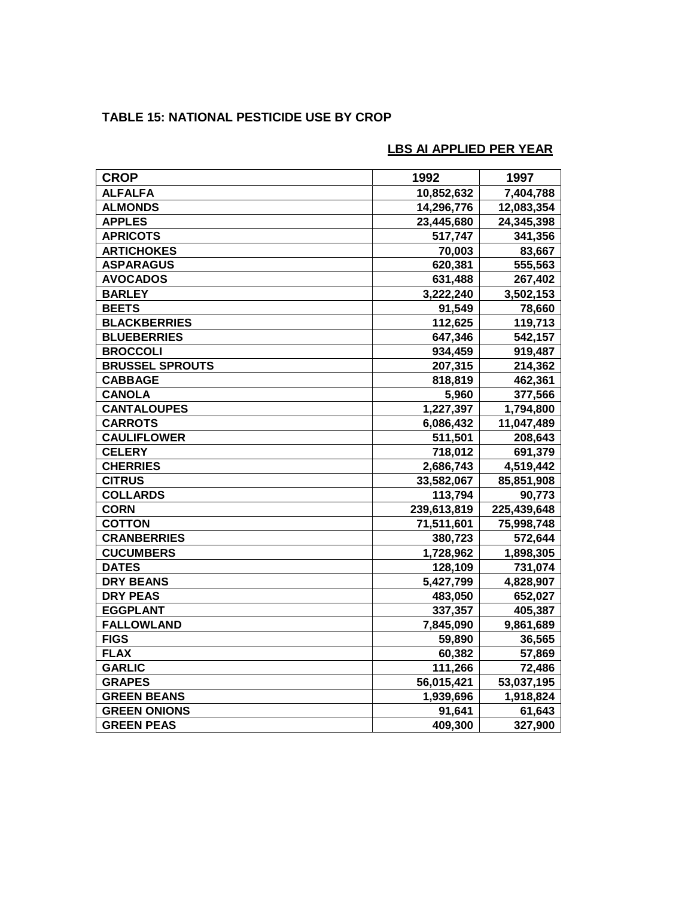**TABLE 15: NATIONAL PESTICIDE USE BY CROP**

**LBS AI APPLIED PER YEAR**

| CROP | 1992 | 1997 |
|---|---|---|
| ALFALFA | 10,852,632 | 7,404,788 |
| ALMONDS | 14,296,776 | 12,083,354 |
| APPLES | 23,445,680 | 24,345,398 |
| APRICOTS | 517,747 | 341,356 |
| ARTICHOKES | 70,003 | 83,667 |
| ASPARAGUS | 620,381 | 555,563 |
| AVOCADOS | 631,488 | 267,402 |
| BARLEY | 3,222,240 | 3,502,153 |
| BEETS | 91,549 | 78,660 |
| BLACKBERRIES | 112,625 | 119,713 |
| BLUEBERRIES | 647,346 | 542,157 |
| BROCCOLI | 934,459 | 919,487 |
| BRUSSEL SPROUTS | 207,315 | 214,362 |
| CABBAGE | 818,819 | 462,361 |
| CANOLA | 5,960 | 377,566 |
| CANTALOUPES | 1,227,397 | 1,794,800 |
| CARROTS | 6,086,432 | 11,047,489 |
| CAULIFLOWER | 511,501 | 208,643 |
| CELERY | 718,012 | 691,379 |
| CHERRIES | 2,686,743 | 4,519,442 |
| CITRUS | 33,582,067 | 85,851,908 |
| COLLARDS | 113,794 | 90,773 |
| CORN | 239,613,819 | 225,439,648 |
| COTTON | 71,511,601 | 75,998,748 |
| CRANBERRIES | 380,723 | 572,644 |
| CUCUMBERS | 1,728,962 | 1,898,305 |
| DATES | 128,109 | 731,074 |
| DRY BEANS | 5,427,799 | 4,828,907 |
| DRY PEAS | 483,050 | 652,027 |
| EGGPLANT | 337,357 | 405,387 |
| FALLOWLAND | 7,845,090 | 9,861,689 |
| FIGS | 59,890 | 36,565 |
| FLAX | 60,382 | 57,869 |
| GARLIC | 111,266 | 72,486 |
| GRAPES | 56,015,421 | 53,037,195 |
| GREEN BEANS | 1,939,696 | 1,918,824 |
| GREEN ONIONS | 91,641 | 61,643 |
| GREEN PEAS | 409,300 | 327,900 |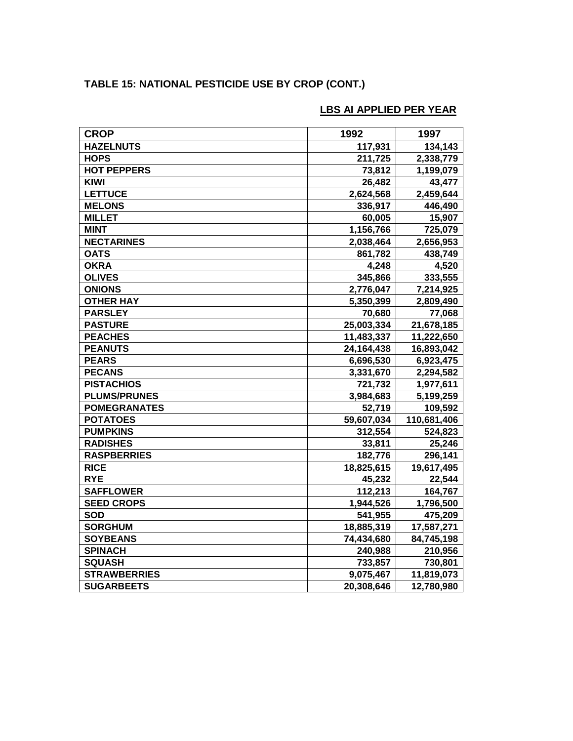**TABLE 15: NATIONAL PESTICIDE USE BY CROP (CONT.)**

**LBS AI APPLIED PER YEAR**

| CROP | 1992 | 1997 |
|---|---|---|
| HAZELNUTS | 117,931 | 134,143 |
| HOPS | 211,725 | 2,338,779 |
| HOT PEPPERS | 73,812 | 1,199,079 |
| KIWI | 26,482 | 43,477 |
| LETTUCE | 2,624,568 | 2,459,644 |
| MELONS | 336,917 | 446,490 |
| MILLET | 60,005 | 15,907 |
| MINT | 1,156,766 | 725,079 |
| NECTARINES | 2,038,464 | 2,656,953 |
| OATS | 861,782 | 438,749 |
| OKRA | 4,248 | 4,520 |
| OLIVES | 345,866 | 333,555 |
| ONIONS | 2,776,047 | 7,214,925 |
| OTHER HAY | 5,350,399 | 2,809,490 |
| PARSLEY | 70,680 | 77,068 |
| PASTURE | 25,003,334 | 21,678,185 |
| PEACHES | 11,483,337 | 11,222,650 |
| PEANUTS | 24,164,438 | 16,893,042 |
| PEARS | 6,696,530 | 6,923,475 |
| PECANS | 3,331,670 | 2,294,582 |
| PISTACHIOS | 721,732 | 1,977,611 |
| PLUMS/PRUNES | 3,984,683 | 5,199,259 |
| POMEGRANATES | 52,719 | 109,592 |
| POTATOES | 59,607,034 | 110,681,406 |
| PUMPKINS | 312,554 | 524,823 |
| RADISHES | 33,811 | 25,246 |
| RASPBERRIES | 182,776 | 296,141 |
| RICE | 18,825,615 | 19,617,495 |
| RYE | 45,232 | 22,544 |
| SAFFLOWER | 112,213 | 164,767 |
| SEED CROPS | 1,944,526 | 1,796,500 |
| SOD | 541,955 | 475,209 |
| SORGHUM | 18,885,319 | 17,587,271 |
| SOYBEANS | 74,434,680 | 84,745,198 |
| SPINACH | 240,988 | 210,956 |
| SQUASH | 733,857 | 730,801 |
| STRAWBERRIES | 9,075,467 | 11,819,073 |
| SUGARBEETS | 20,308,646 | 12,780,980 |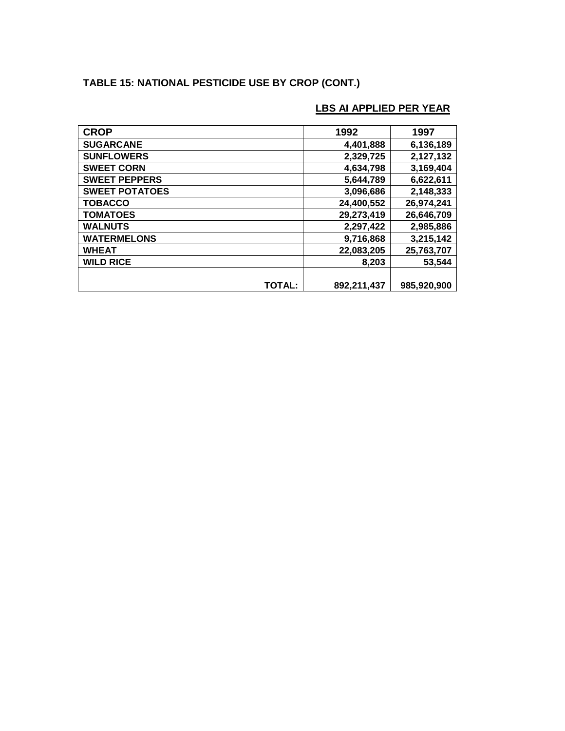**TABLE 15: NATIONAL PESTICIDE USE BY CROP (CONT.)**

**LBS AI APPLIED PER YEAR**

| CROP | 1992 | 1997 |
|---|---|---|
| SUGARCANE | 4,401,888 | 6,136,189 |
| SUNFLOWERS | 2,329,725 | 2,127,132 |
| SWEET CORN | 4,634,798 | 3,169,404 |
| SWEET PEPPERS | 5,644,789 | 6,622,611 |
| SWEET POTATOES | 3,096,686 | 2,148,333 |
| TOBACCO | 24,400,552 | 26,974,241 |
| TOMATOES | 29,273,419 | 26,646,709 |
| WALNUTS | 2,297,422 | 2,985,886 |
| WATERMELONS | 9,716,868 | 3,215,142 |
| WHEAT | 22,083,205 | 25,763,707 |
| WILD RICE | 8,203 | 53,544 |
| | | |
| TOTAL: | 892,211,437 | 985,920,900 |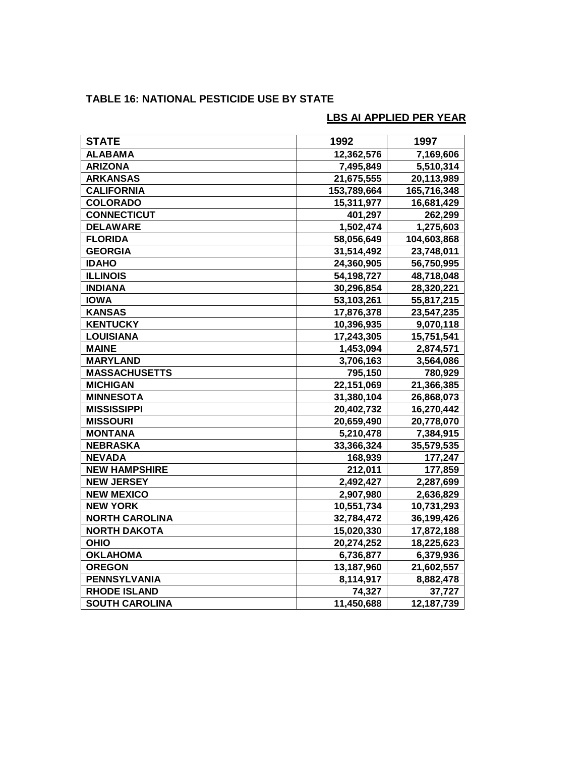**TABLE 16: NATIONAL PESTICIDE USE BY STATE**

**LBS AI APPLIED PER YEAR**

| STATE | 1992 | 1997 |
|---|---|---|
| ALABAMA | 12,362,576 | 7,169,606 |
| ARIZONA | 7,495,849 | 5,510,314 |
| ARKANSAS | 21,675,555 | 20,113,989 |
| CALIFORNIA | 153,789,664 | 165,716,348 |
| COLORADO | 15,311,977 | 16,681,429 |
| CONNECTICUT | 401,297 | 262,299 |
| DELAWARE | 1,502,474 | 1,275,603 |
| FLORIDA | 58,056,649 | 104,603,868 |
| GEORGIA | 31,514,492 | 23,748,011 |
| IDAHO | 24,360,905 | 56,750,995 |
| ILLINOIS | 54,198,727 | 48,718,048 |
| INDIANA | 30,296,854 | 28,320,221 |
| IOWA | 53,103,261 | 55,817,215 |
| KANSAS | 17,876,378 | 23,547,235 |
| KENTUCKY | 10,396,935 | 9,070,118 |
| LOUISIANA | 17,243,305 | 15,751,541 |
| MAINE | 1,453,094 | 2,874,571 |
| MARYLAND | 3,706,163 | 3,564,086 |
| MASSACHUSETTS | 795,150 | 780,929 |
| MICHIGAN | 22,151,069 | 21,366,385 |
| MINNESOTA | 31,380,104 | 26,868,073 |
| MISSISSIPPI | 20,402,732 | 16,270,442 |
| MISSOURI | 20,659,490 | 20,778,070 |
| MONTANA | 5,210,478 | 7,384,915 |
| NEBRASKA | 33,366,324 | 35,579,535 |
| NEVADA | 168,939 | 177,247 |
| NEW HAMPSHIRE | 212,011 | 177,859 |
| NEW JERSEY | 2,492,427 | 2,287,699 |
| NEW MEXICO | 2,907,980 | 2,636,829 |
| NEW YORK | 10,551,734 | 10,731,293 |
| NORTH CAROLINA | 32,784,472 | 36,199,426 |
| NORTH DAKOTA | 15,020,330 | 17,872,188 |
| OHIO | 20,274,252 | 18,225,623 |
| OKLAHOMA | 6,736,877 | 6,379,936 |
| OREGON | 13,187,960 | 21,602,557 |
| PENNSYLVANIA | 8,114,917 | 8,882,478 |
| RHODE ISLAND | 74,327 | 37,727 |
| SOUTH CAROLINA | 11,450,688 | 12,187,739 |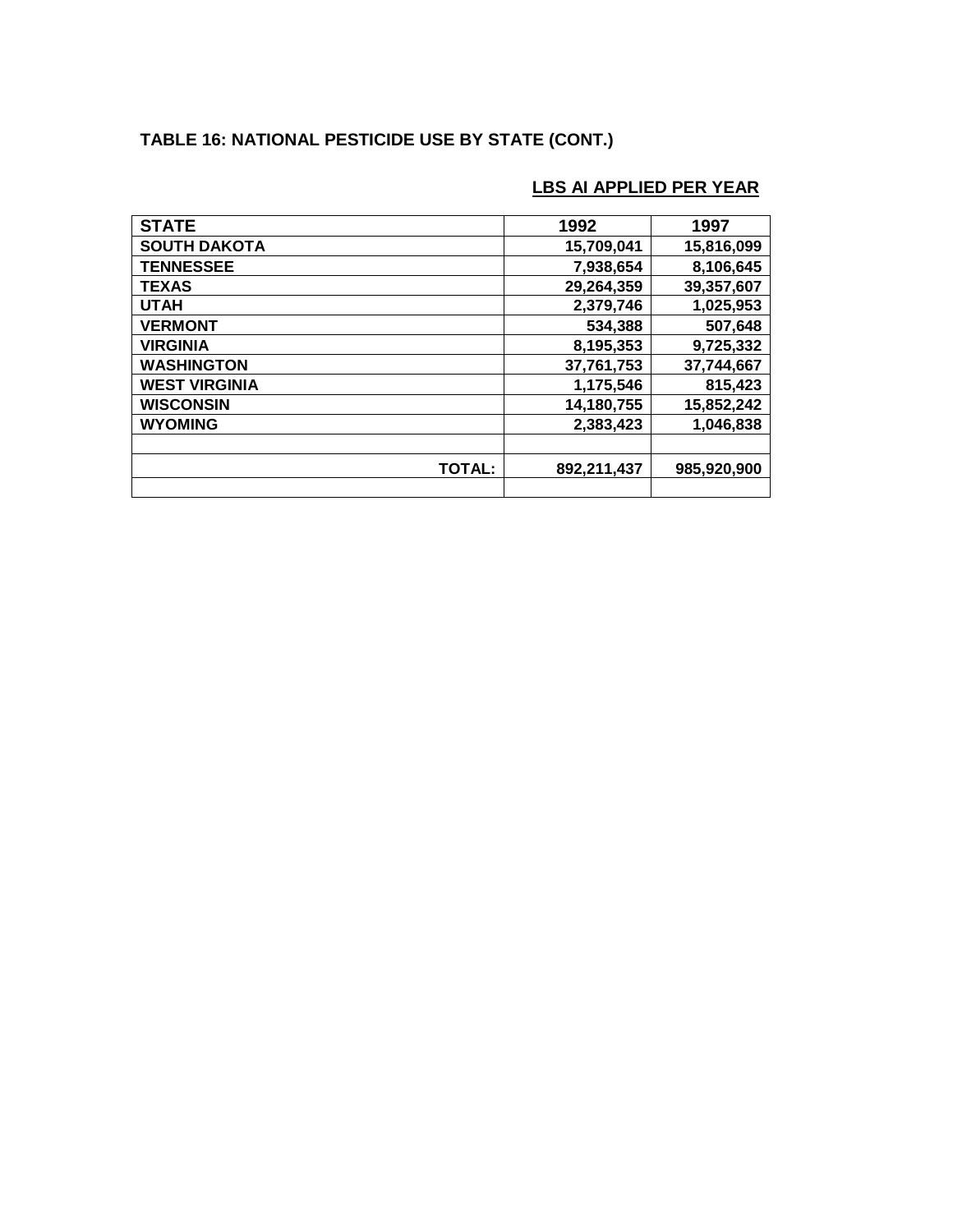**TABLE 16: NATIONAL PESTICIDE USE BY STATE (CONT.)**

**LBS AI APPLIED PER YEAR**

| STATE | 1992 | 1997 |
|---|---|---|
| SOUTH DAKOTA | 15,709,041 | 15,816,099 |
| TENNESSEE | 7,938,654 | 8,106,645 |
| TEXAS | 29,264,359 | 39,357,607 |
| UTAH | 2,379,746 | 1,025,953 |
| VERMONT | 534,388 | 507,648 |
| VIRGINIA | 8,195,353 | 9,725,332 |
| WASHINGTON | 37,761,753 | 37,744,667 |
| WEST VIRGINIA | 1,175,546 | 815,423 |
| WISCONSIN | 14,180,755 | 15,852,242 |
| WYOMING | 2,383,423 | 1,046,838 |
| | | |
| TOTAL: | 892,211,437 | 985,920,900 |
| | | |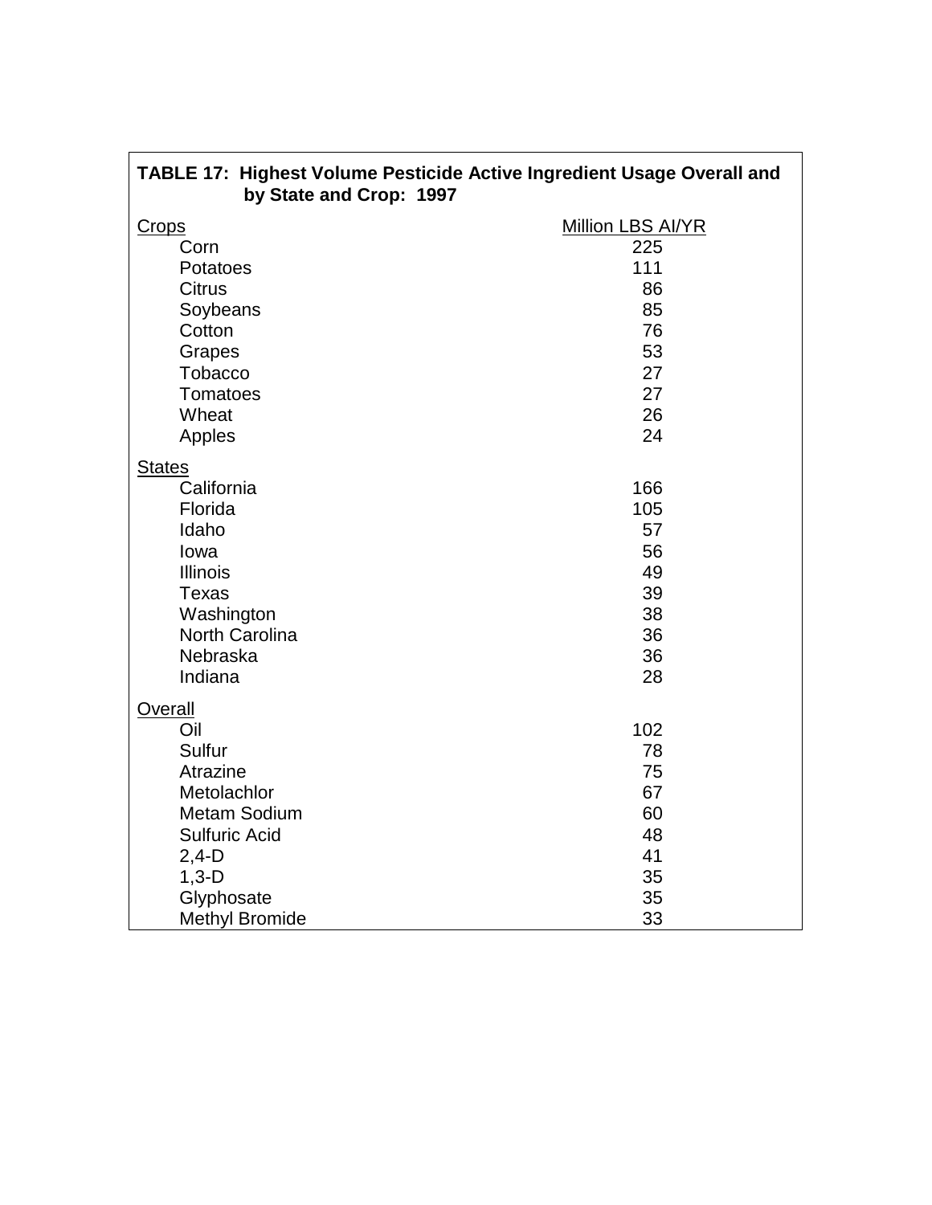**TABLE 17: Highest Volume Pesticide Active Ingredient Usage Overall and by State and Crop: 1997**

| | Million LBS AI/YR |
|---|---|
| **Crops** | |
| Corn | 225 |
| Potatoes | 111 |
| Citrus | 86 |
| Soybeans | 85 |
| Cotton | 76 |
| Grapes | 53 |
| Tobacco | 27 |
| Tomatoes | 27 |
| Wheat | 26 |
| Apples | 24 |
| **States** | |
| California | 166 |
| Florida | 105 |
| Idaho | 57 |
| Iowa | 56 |
| Illinois | 49 |
| Texas | 39 |
| Washington | 38 |
| North Carolina | 36 |
| Nebraska | 36 |
| Indiana | 28 |
| **Overall** | |
| Oil | 102 |
| Sulfur | 78 |
| Atrazine | 75 |
| Metolachlor | 67 |
| Metam Sodium | 60 |
| Sulfuric Acid | 48 |
| 2,4-D | 41 |
| 1,3-D | 35 |
| Glyphosate | 35 |
| Methyl Bromide | 33 |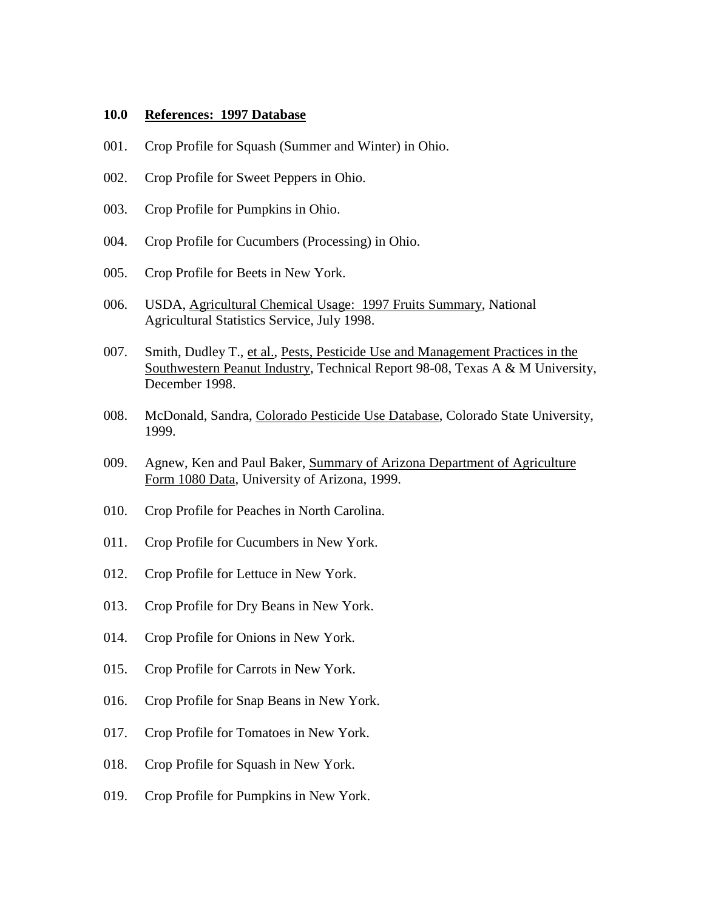## 10.0 References: 1997 Database

001. Crop Profile for Squash (Summer and Winter) in Ohio.

002. Crop Profile for Sweet Peppers in Ohio.

003. Crop Profile for Pumpkins in Ohio.

004. Crop Profile for Cucumbers (Processing) in Ohio.

005. Crop Profile for Beets in New York.

006. USDA, Agricultural Chemical Usage: 1997 Fruits Summary, National Agricultural Statistics Service, July 1998.

007. Smith, Dudley T., et al., Pests, Pesticide Use and Management Practices in the Southwestern Peanut Industry, Technical Report 98-08, Texas A & M University, December 1998.

008. McDonald, Sandra, Colorado Pesticide Use Database, Colorado State University, 1999.

009. Agnew, Ken and Paul Baker, Summary of Arizona Department of Agriculture Form 1080 Data, University of Arizona, 1999.

010. Crop Profile for Peaches in North Carolina.

011. Crop Profile for Cucumbers in New York.

012. Crop Profile for Lettuce in New York.

013. Crop Profile for Dry Beans in New York.

014. Crop Profile for Onions in New York.

015. Crop Profile for Carrots in New York.

016. Crop Profile for Snap Beans in New York.

017. Crop Profile for Tomatoes in New York.

018. Crop Profile for Squash in New York.

019. Crop Profile for Pumpkins in New York.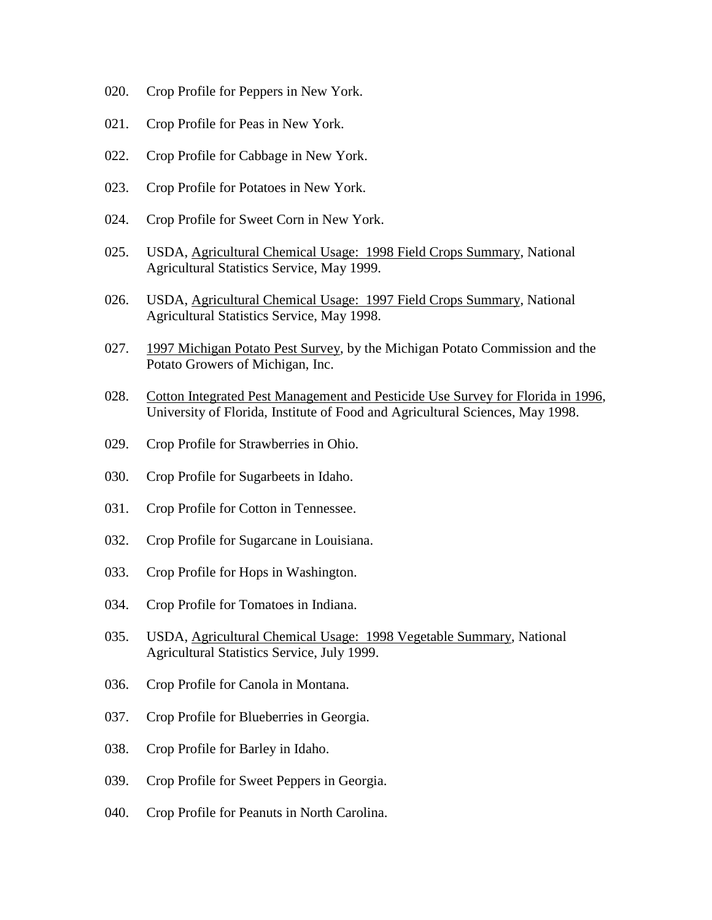020. Crop Profile for Peppers in New York.

021. Crop Profile for Peas in New York.

022. Crop Profile for Cabbage in New York.

023. Crop Profile for Potatoes in New York.

024. Crop Profile for Sweet Corn in New York.

025. USDA, <u>Agricultural Chemical Usage: 1998 Field Crops Summary</u>, National Agricultural Statistics Service, May 1999.

026. USDA, <u>Agricultural Chemical Usage: 1997 Field Crops Summary</u>, National Agricultural Statistics Service, May 1998.

027. <u>1997 Michigan Potato Pest Survey</u>, by the Michigan Potato Commission and the Potato Growers of Michigan, Inc.

028. <u>Cotton Integrated Pest Management and Pesticide Use Survey for Florida in 1996</u>, University of Florida, Institute of Food and Agricultural Sciences, May 1998.

029. Crop Profile for Strawberries in Ohio.

030. Crop Profile for Sugarbeets in Idaho.

031. Crop Profile for Cotton in Tennessee.

032. Crop Profile for Sugarcane in Louisiana.

033. Crop Profile for Hops in Washington.

034. Crop Profile for Tomatoes in Indiana.

035. USDA, <u>Agricultural Chemical Usage: 1998 Vegetable Summary</u>, National Agricultural Statistics Service, July 1999.

036. Crop Profile for Canola in Montana.

037. Crop Profile for Blueberries in Georgia.

038. Crop Profile for Barley in Idaho.

039. Crop Profile for Sweet Peppers in Georgia.

040. Crop Profile for Peanuts in North Carolina.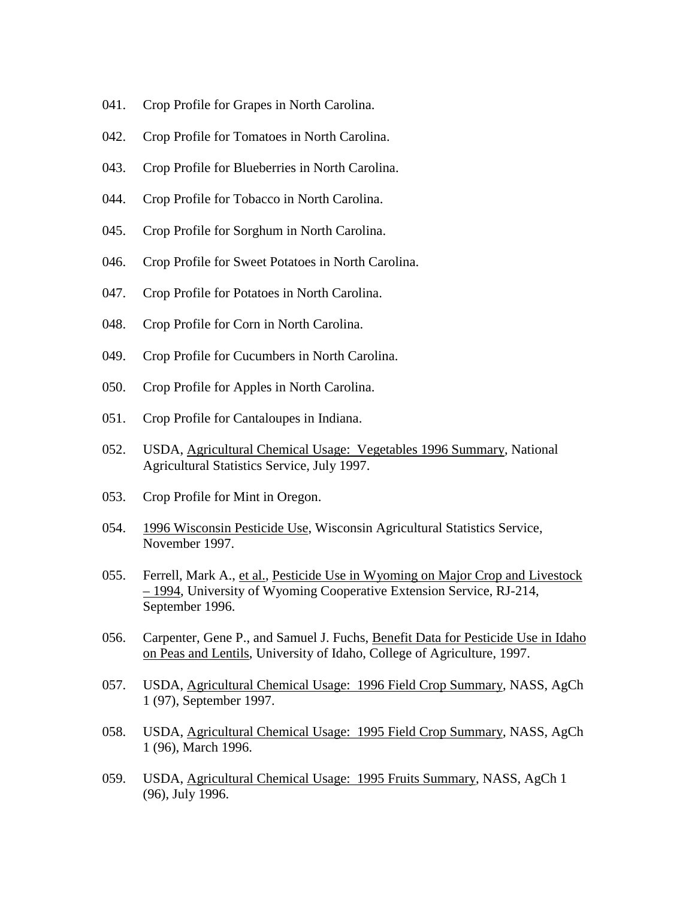041. Crop Profile for Grapes in North Carolina.

042. Crop Profile for Tomatoes in North Carolina.

043. Crop Profile for Blueberries in North Carolina.

044. Crop Profile for Tobacco in North Carolina.

045. Crop Profile for Sorghum in North Carolina.

046. Crop Profile for Sweet Potatoes in North Carolina.

047. Crop Profile for Potatoes in North Carolina.

048. Crop Profile for Corn in North Carolina.

049. Crop Profile for Cucumbers in North Carolina.

050. Crop Profile for Apples in North Carolina.

051. Crop Profile for Cantaloupes in Indiana.

052. USDA, Agricultural Chemical Usage: Vegetables 1996 Summary, National Agricultural Statistics Service, July 1997.

053. Crop Profile for Mint in Oregon.

054. 1996 Wisconsin Pesticide Use, Wisconsin Agricultural Statistics Service, November 1997.

055. Ferrell, Mark A., et al., Pesticide Use in Wyoming on Major Crop and Livestock – 1994, University of Wyoming Cooperative Extension Service, RJ-214, September 1996.

056. Carpenter, Gene P., and Samuel J. Fuchs, Benefit Data for Pesticide Use in Idaho on Peas and Lentils, University of Idaho, College of Agriculture, 1997.

057. USDA, Agricultural Chemical Usage: 1996 Field Crop Summary, NASS, AgCh 1 (97), September 1997.

058. USDA, Agricultural Chemical Usage: 1995 Field Crop Summary, NASS, AgCh 1 (96), March 1996.

059. USDA, Agricultural Chemical Usage: 1995 Fruits Summary, NASS, AgCh 1 (96), July 1996.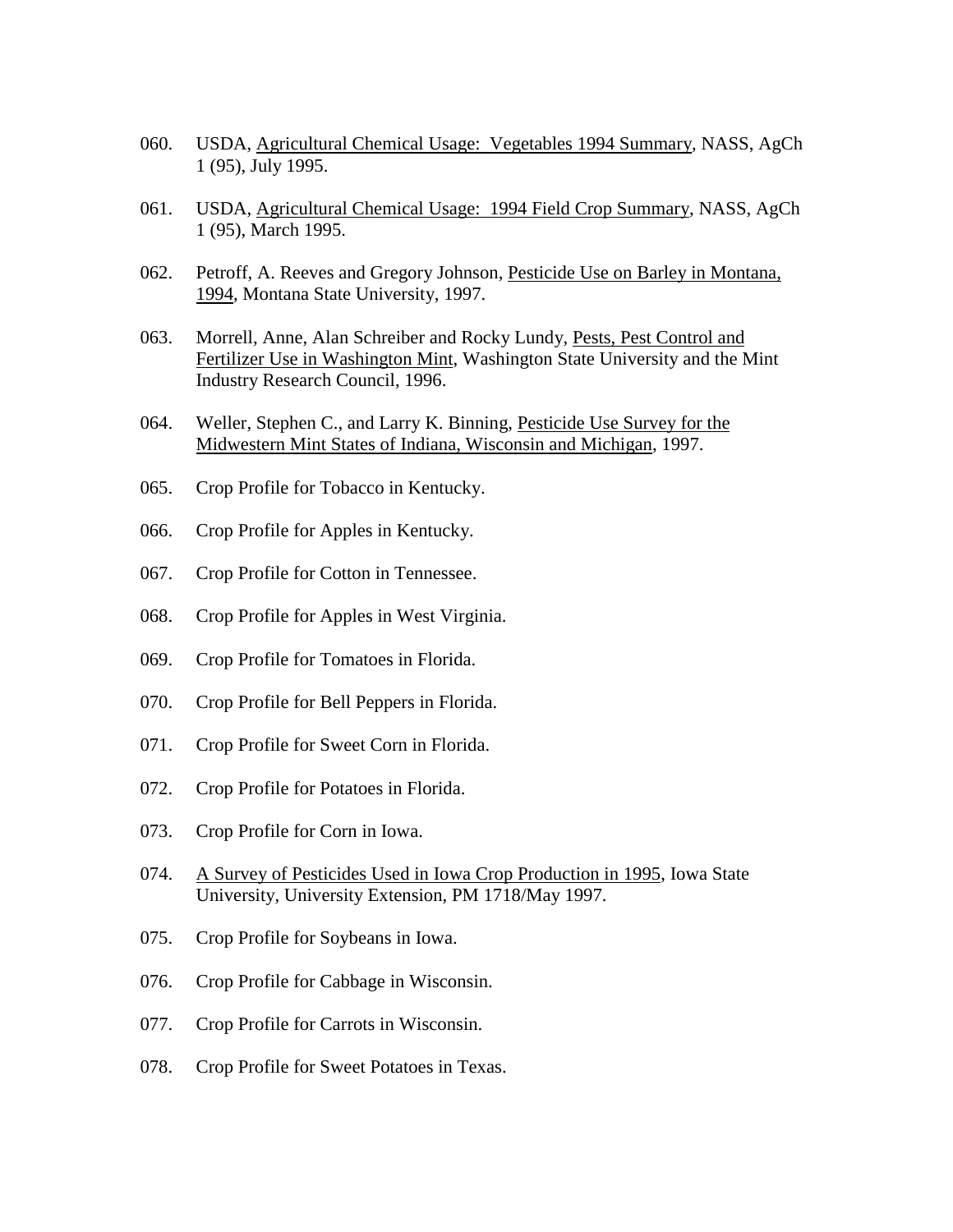060. USDA, Agricultural Chemical Usage: Vegetables 1994 Summary, NASS, AgCh 1 (95), July 1995.

061. USDA, Agricultural Chemical Usage: 1994 Field Crop Summary, NASS, AgCh 1 (95), March 1995.

062. Petroff, A. Reeves and Gregory Johnson, Pesticide Use on Barley in Montana, 1994, Montana State University, 1997.

063. Morrell, Anne, Alan Schreiber and Rocky Lundy, Pests, Pest Control and Fertilizer Use in Washington Mint, Washington State University and the Mint Industry Research Council, 1996.

064. Weller, Stephen C., and Larry K. Binning, Pesticide Use Survey for the Midwestern Mint States of Indiana, Wisconsin and Michigan, 1997.

065. Crop Profile for Tobacco in Kentucky.

066. Crop Profile for Apples in Kentucky.

067. Crop Profile for Cotton in Tennessee.

068. Crop Profile for Apples in West Virginia.

069. Crop Profile for Tomatoes in Florida.

070. Crop Profile for Bell Peppers in Florida.

071. Crop Profile for Sweet Corn in Florida.

072. Crop Profile for Potatoes in Florida.

073. Crop Profile for Corn in Iowa.

074. A Survey of Pesticides Used in Iowa Crop Production in 1995, Iowa State University, University Extension, PM 1718/May 1997.

075. Crop Profile for Soybeans in Iowa.

076. Crop Profile for Cabbage in Wisconsin.

077. Crop Profile for Carrots in Wisconsin.

078. Crop Profile for Sweet Potatoes in Texas.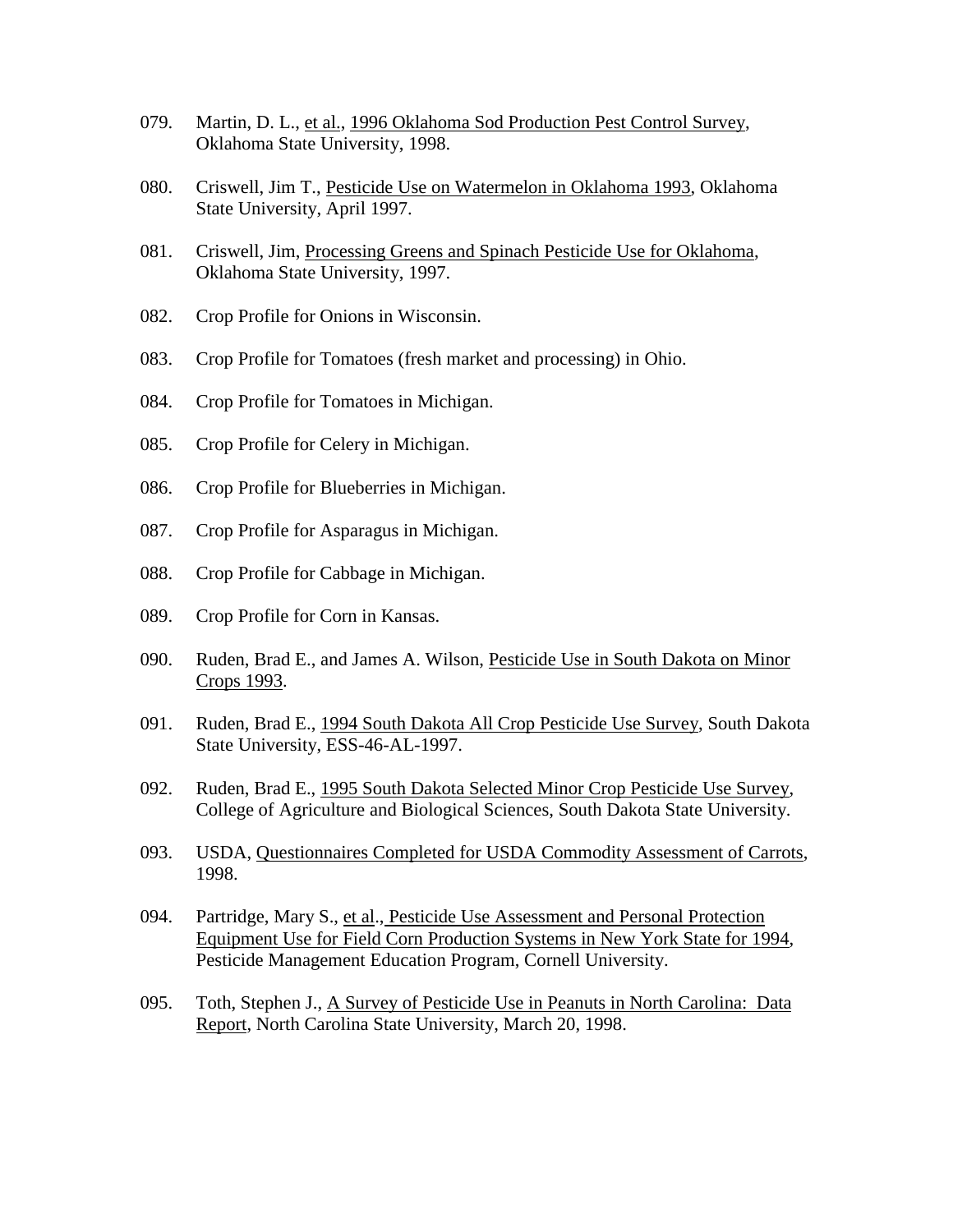079. Martin, D. L., et al., 1996 Oklahoma Sod Production Pest Control Survey, Oklahoma State University, 1998.

080. Criswell, Jim T., Pesticide Use on Watermelon in Oklahoma 1993, Oklahoma State University, April 1997.

081. Criswell, Jim, Processing Greens and Spinach Pesticide Use for Oklahoma, Oklahoma State University, 1997.

082. Crop Profile for Onions in Wisconsin.

083. Crop Profile for Tomatoes (fresh market and processing) in Ohio.

084. Crop Profile for Tomatoes in Michigan.

085. Crop Profile for Celery in Michigan.

086. Crop Profile for Blueberries in Michigan.

087. Crop Profile for Asparagus in Michigan.

088. Crop Profile for Cabbage in Michigan.

089. Crop Profile for Corn in Kansas.

090. Ruden, Brad E., and James A. Wilson, Pesticide Use in South Dakota on Minor Crops 1993.

091. Ruden, Brad E., 1994 South Dakota All Crop Pesticide Use Survey, South Dakota State University, ESS-46-AL-1997.

092. Ruden, Brad E., 1995 South Dakota Selected Minor Crop Pesticide Use Survey, College of Agriculture and Biological Sciences, South Dakota State University.

093. USDA, Questionnaires Completed for USDA Commodity Assessment of Carrots, 1998.

094. Partridge, Mary S., et al., Pesticide Use Assessment and Personal Protection Equipment Use for Field Corn Production Systems in New York State for 1994, Pesticide Management Education Program, Cornell University.

095. Toth, Stephen J., A Survey of Pesticide Use in Peanuts in North Carolina: Data Report, North Carolina State University, March 20, 1998.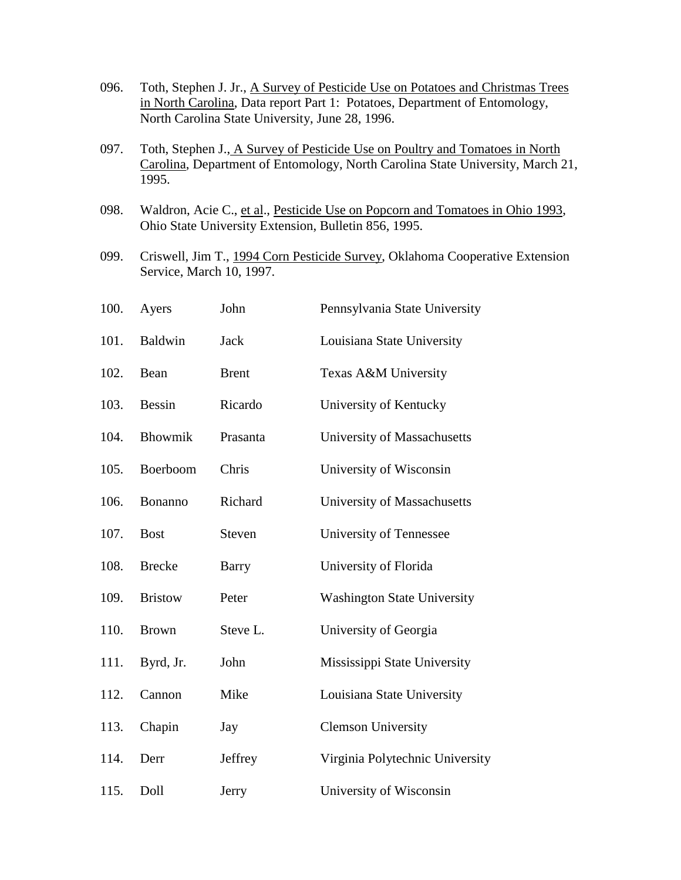096. Toth, Stephen J. Jr., A Survey of Pesticide Use on Potatoes and Christmas Trees in North Carolina, Data report Part 1: Potatoes, Department of Entomology, North Carolina State University, June 28, 1996.

097. Toth, Stephen J., A Survey of Pesticide Use on Poultry and Tomatoes in North Carolina, Department of Entomology, North Carolina State University, March 21, 1995.

098. Waldron, Acie C., et al., Pesticide Use on Popcorn and Tomatoes in Ohio 1993, Ohio State University Extension, Bulletin 856, 1995.

099. Criswell, Jim T., 1994 Corn Pesticide Survey, Oklahoma Cooperative Extension Service, March 10, 1997.

| | | | |
|---|---|---|---|
| 100. | Ayers | John | Pennsylvania State University |
| 101. | Baldwin | Jack | Louisiana State University |
| 102. | Bean | Brent | Texas A&M University |
| 103. | Bessin | Ricardo | University of Kentucky |
| 104. | Bhowmik | Prasanta | University of Massachusetts |
| 105. | Boerboom | Chris | University of Wisconsin |
| 106. | Bonanno | Richard | University of Massachusetts |
| 107. | Bost | Steven | University of Tennessee |
| 108. | Brecke | Barry | University of Florida |
| 109. | Bristow | Peter | Washington State University |
| 110. | Brown | Steve L. | University of Georgia |
| 111. | Byrd, Jr. | John | Mississippi State University |
| 112. | Cannon | Mike | Louisiana State University |
| 113. | Chapin | Jay | Clemson University |
| 114. | Derr | Jeffrey | Virginia Polytechnic University |
| 115. | Doll | Jerry | University of Wisconsin |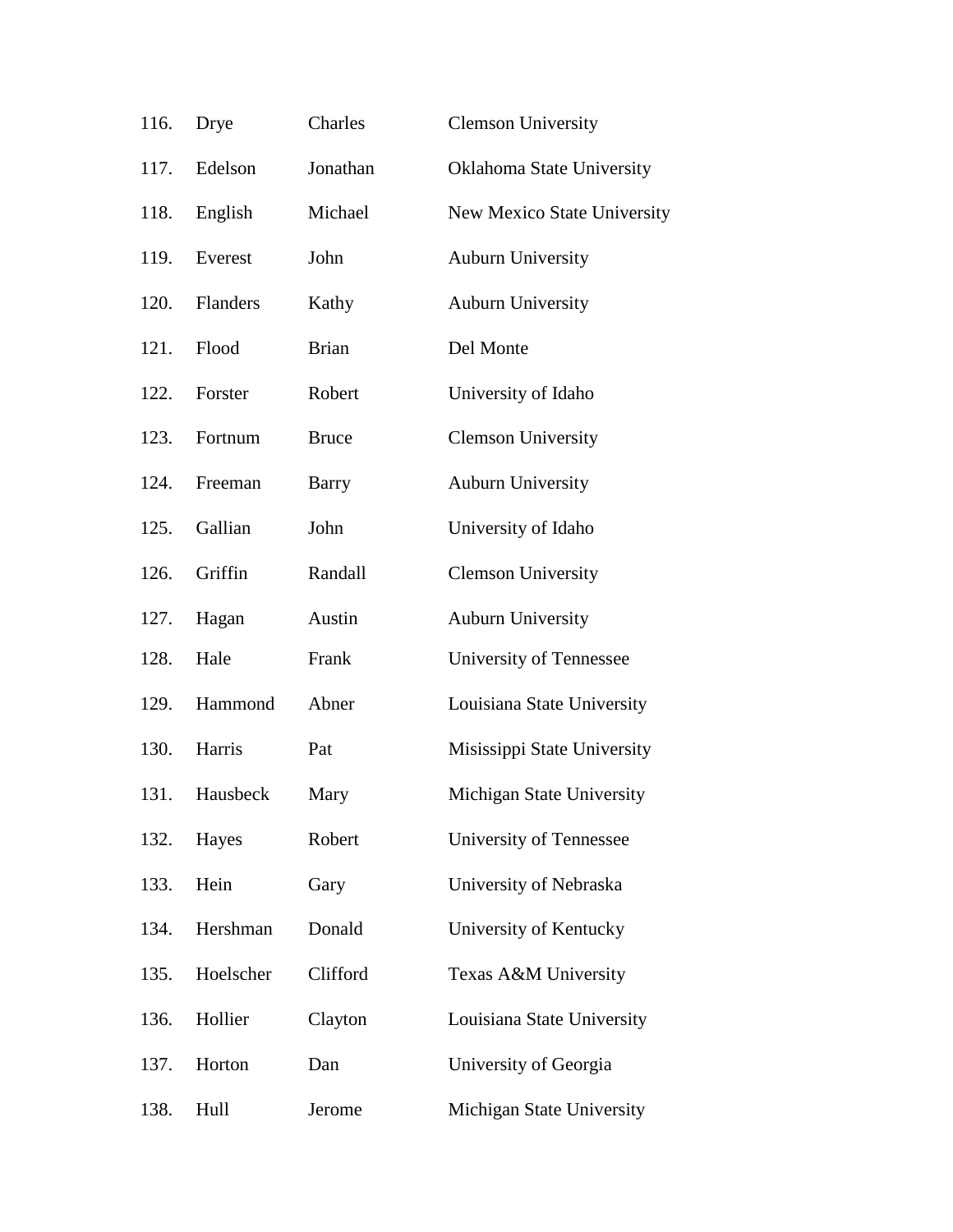| | | | |
|---|---|---|---|
| 116. | Drye | Charles | Clemson University |
| 117. | Edelson | Jonathan | Oklahoma State University |
| 118. | English | Michael | New Mexico State University |
| 119. | Everest | John | Auburn University |
| 120. | Flanders | Kathy | Auburn University |
| 121. | Flood | Brian | Del Monte |
| 122. | Forster | Robert | University of Idaho |
| 123. | Fortnum | Bruce | Clemson University |
| 124. | Freeman | Barry | Auburn University |
| 125. | Gallian | John | University of Idaho |
| 126. | Griffin | Randall | Clemson University |
| 127. | Hagan | Austin | Auburn University |
| 128. | Hale | Frank | University of Tennessee |
| 129. | Hammond | Abner | Louisiana State University |
| 130. | Harris | Pat | Misissippi State University |
| 131. | Hausbeck | Mary | Michigan State University |
| 132. | Hayes | Robert | University of Tennessee |
| 133. | Hein | Gary | University of Nebraska |
| 134. | Hershman | Donald | University of Kentucky |
| 135. | Hoelscher | Clifford | Texas A&M University |
| 136. | Hollier | Clayton | Louisiana State University |
| 137. | Horton | Dan | University of Georgia |
| 138. | Hull | Jerome | Michigan State University |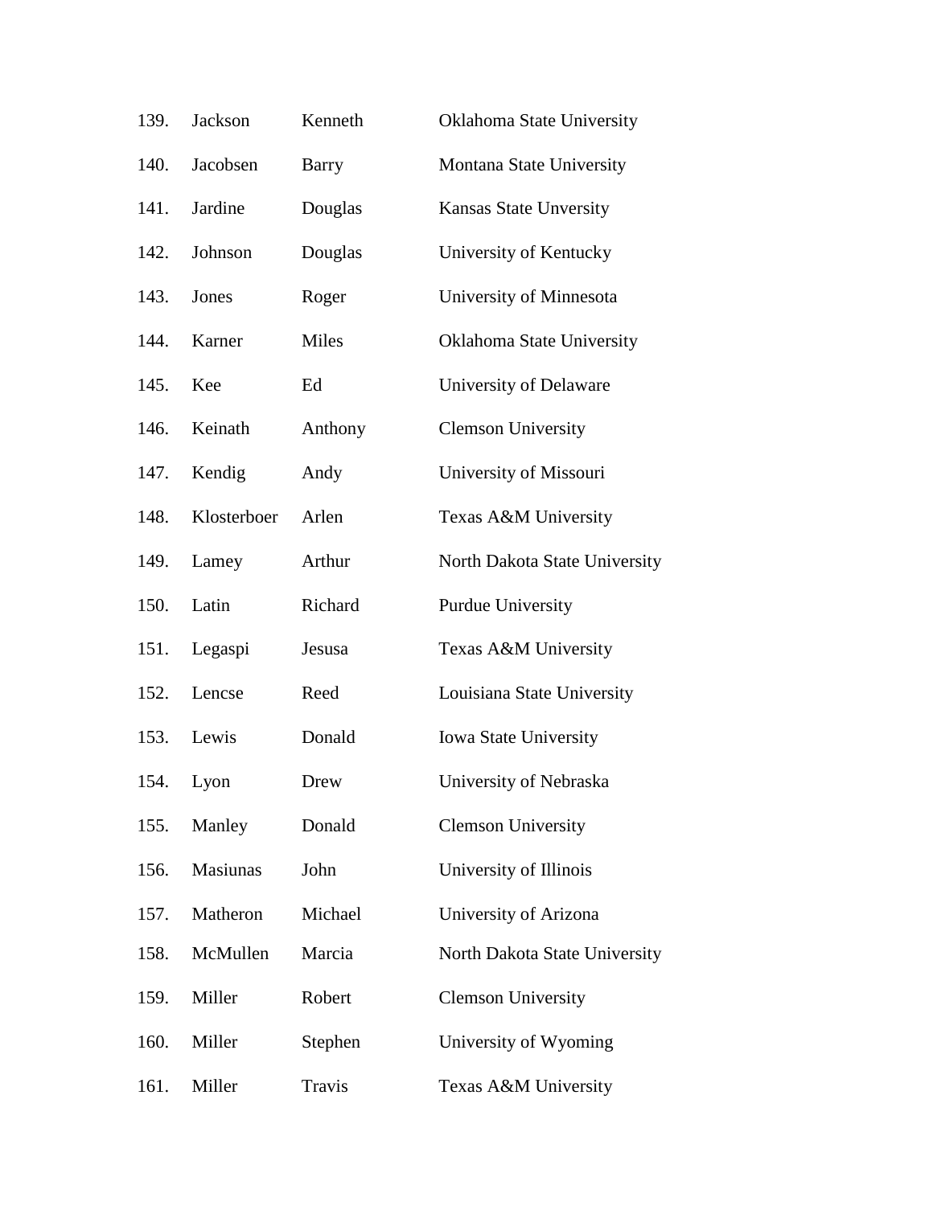| | | | |
|---|---|---|---|
| 139. | Jackson | Kenneth | Oklahoma State University |
| 140. | Jacobsen | Barry | Montana State University |
| 141. | Jardine | Douglas | Kansas State Unversity |
| 142. | Johnson | Douglas | University of Kentucky |
| 143. | Jones | Roger | University of Minnesota |
| 144. | Karner | Miles | Oklahoma State University |
| 145. | Kee | Ed | University of Delaware |
| 146. | Keinath | Anthony | Clemson University |
| 147. | Kendig | Andy | University of Missouri |
| 148. | Klosterboer | Arlen | Texas A&M University |
| 149. | Lamey | Arthur | North Dakota State University |
| 150. | Latin | Richard | Purdue University |
| 151. | Legaspi | Jesusa | Texas A&M University |
| 152. | Lencse | Reed | Louisiana State University |
| 153. | Lewis | Donald | Iowa State University |
| 154. | Lyon | Drew | University of Nebraska |
| 155. | Manley | Donald | Clemson University |
| 156. | Masiunas | John | University of Illinois |
| 157. | Matheron | Michael | University of Arizona |
| 158. | McMullen | Marcia | North Dakota State University |
| 159. | Miller | Robert | Clemson University |
| 160. | Miller | Stephen | University of Wyoming |
| 161. | Miller | Travis | Texas A&M University |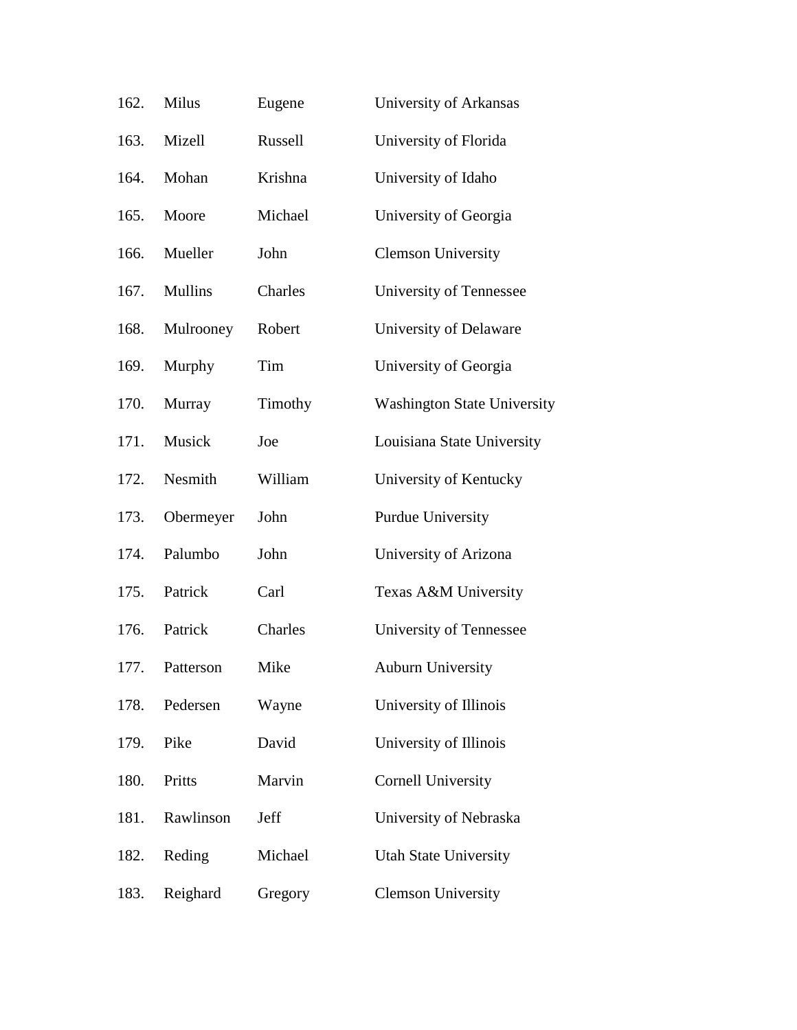| | | | |
|---|---|---|---|
| 162. | Milus | Eugene | University of Arkansas |
| 163. | Mizell | Russell | University of Florida |
| 164. | Mohan | Krishna | University of Idaho |
| 165. | Moore | Michael | University of Georgia |
| 166. | Mueller | John | Clemson University |
| 167. | Mullins | Charles | University of Tennessee |
| 168. | Mulrooney | Robert | University of Delaware |
| 169. | Murphy | Tim | University of Georgia |
| 170. | Murray | Timothy | Washington State University |
| 171. | Musick | Joe | Louisiana State University |
| 172. | Nesmith | William | University of Kentucky |
| 173. | Obermeyer | John | Purdue University |
| 174. | Palumbo | John | University of Arizona |
| 175. | Patrick | Carl | Texas A&M University |
| 176. | Patrick | Charles | University of Tennessee |
| 177. | Patterson | Mike | Auburn University |
| 178. | Pedersen | Wayne | University of Illinois |
| 179. | Pike | David | University of Illinois |
| 180. | Pritts | Marvin | Cornell University |
| 181. | Rawlinson | Jeff | University of Nebraska |
| 182. | Reding | Michael | Utah State University |
| 183. | Reighard | Gregory | Clemson University |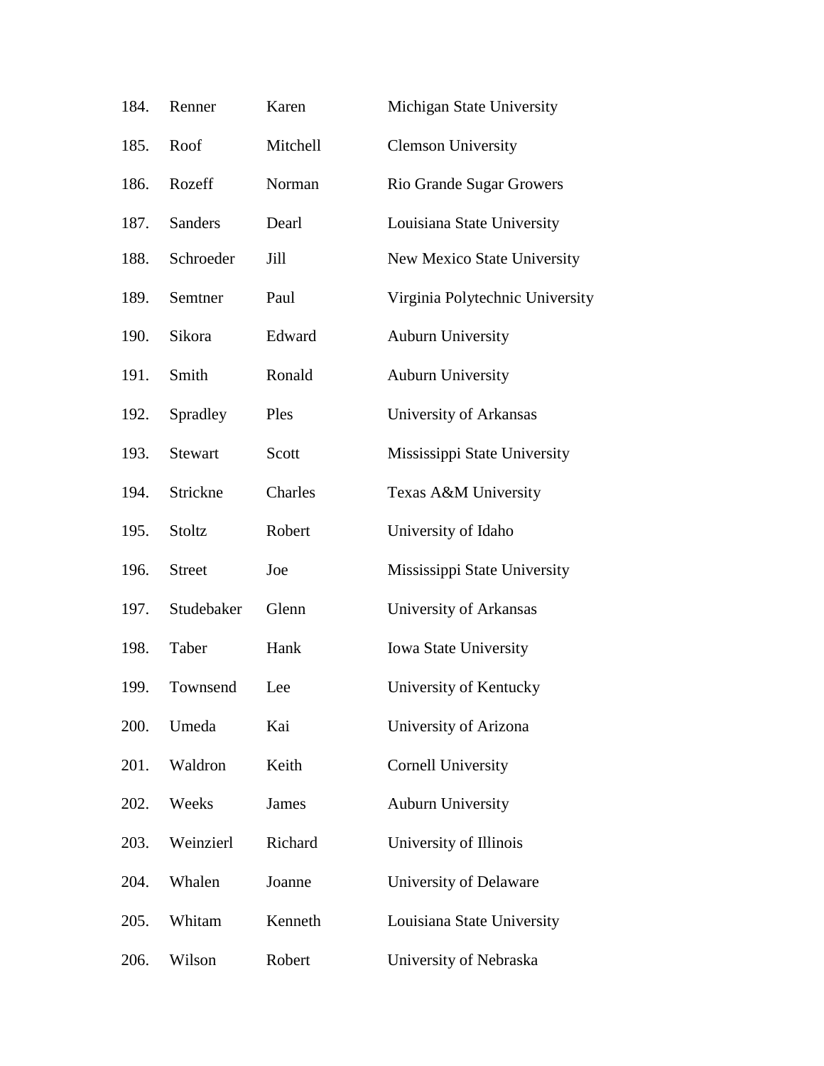| | | | |
|---|---|---|---|
| 184. | Renner | Karen | Michigan State University |
| 185. | Roof | Mitchell | Clemson University |
| 186. | Rozeff | Norman | Rio Grande Sugar Growers |
| 187. | Sanders | Dearl | Louisiana State University |
| 188. | Schroeder | Jill | New Mexico State University |
| 189. | Semtner | Paul | Virginia Polytechnic University |
| 190. | Sikora | Edward | Auburn University |
| 191. | Smith | Ronald | Auburn University |
| 192. | Spradley | Ples | University of Arkansas |
| 193. | Stewart | Scott | Mississippi State University |
| 194. | Strickne | Charles | Texas A&M University |
| 195. | Stoltz | Robert | University of Idaho |
| 196. | Street | Joe | Mississippi State University |
| 197. | Studebaker | Glenn | University of Arkansas |
| 198. | Taber | Hank | Iowa State University |
| 199. | Townsend | Lee | University of Kentucky |
| 200. | Umeda | Kai | University of Arizona |
| 201. | Waldron | Keith | Cornell University |
| 202. | Weeks | James | Auburn University |
| 203. | Weinzierl | Richard | University of Illinois |
| 204. | Whalen | Joanne | University of Delaware |
| 205. | Whitam | Kenneth | Louisiana State University |
| 206. | Wilson | Robert | University of Nebraska |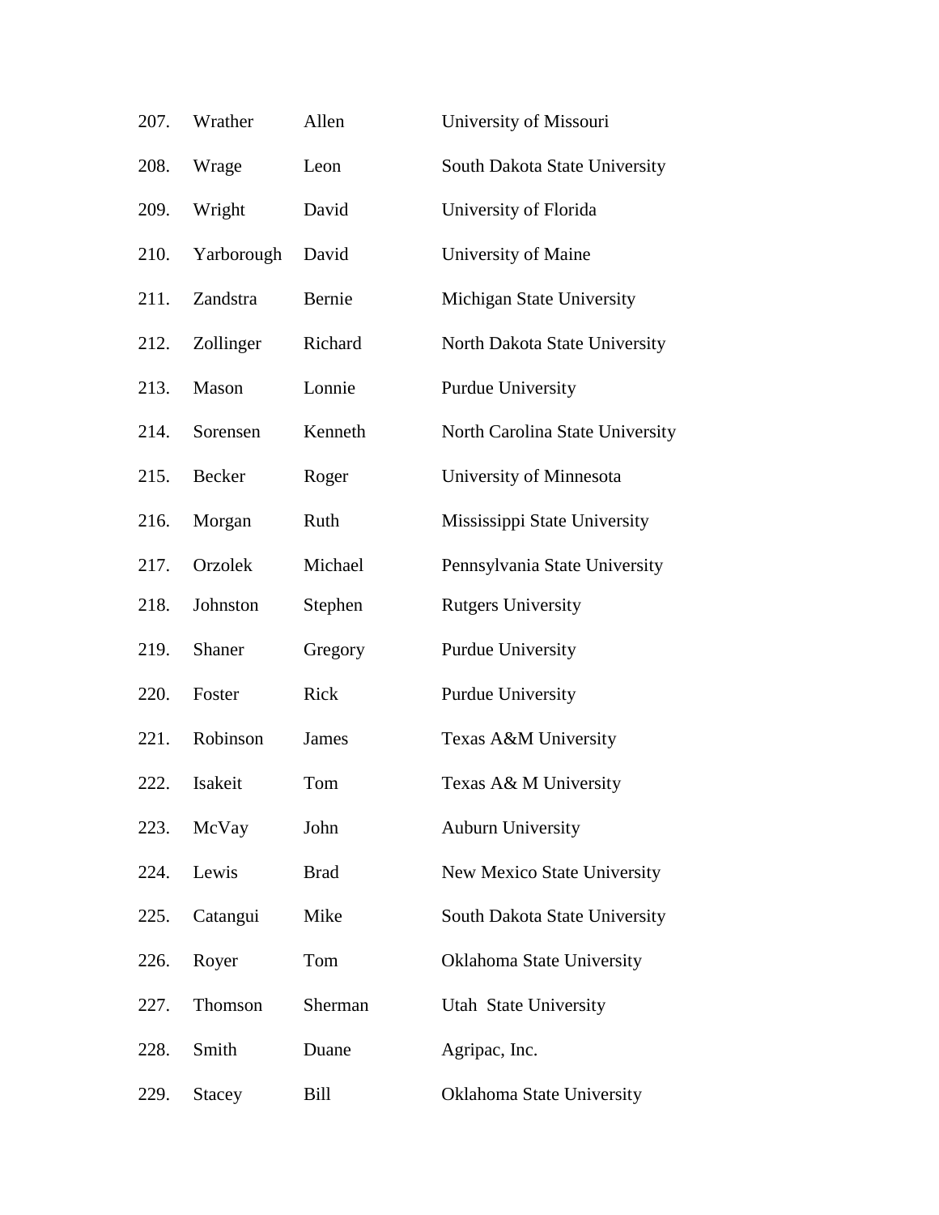| | | | |
|---|---|---|---|
| 207. | Wrather | Allen | University of Missouri |
| 208. | Wrage | Leon | South Dakota State University |
| 209. | Wright | David | University of Florida |
| 210. | Yarborough | David | University of Maine |
| 211. | Zandstra | Bernie | Michigan State University |
| 212. | Zollinger | Richard | North Dakota State University |
| 213. | Mason | Lonnie | Purdue University |
| 214. | Sorensen | Kenneth | North Carolina State University |
| 215. | Becker | Roger | University of Minnesota |
| 216. | Morgan | Ruth | Mississippi State University |
| 217. | Orzolek | Michael | Pennsylvania State University |
| 218. | Johnston | Stephen | Rutgers University |
| 219. | Shaner | Gregory | Purdue University |
| 220. | Foster | Rick | Purdue University |
| 221. | Robinson | James | Texas A&M University |
| 222. | Isakeit | Tom | Texas A& M University |
| 223. | McVay | John | Auburn University |
| 224. | Lewis | Brad | New Mexico State University |
| 225. | Catangui | Mike | South Dakota State University |
| 226. | Royer | Tom | Oklahoma State University |
| 227. | Thomson | Sherman | Utah State University |
| 228. | Smith | Duane | Agripac, Inc. |
| 229. | Stacey | Bill | Oklahoma State University |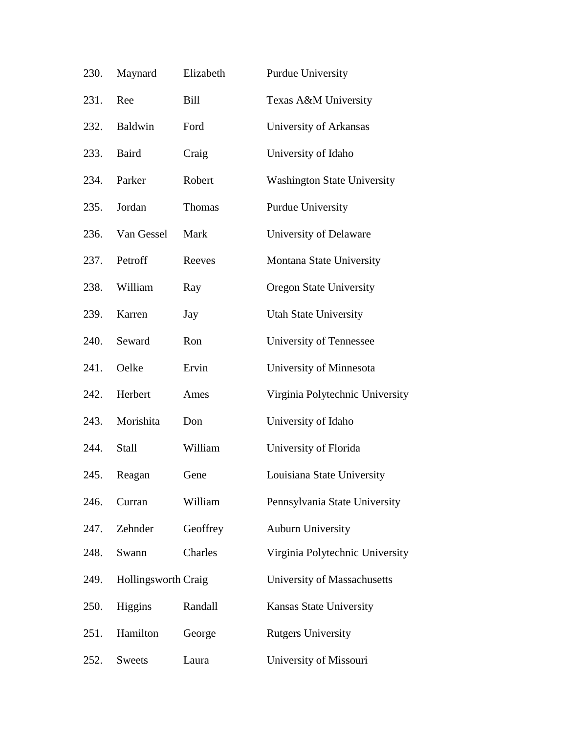| | | | |
|---|---|---|---|
| 230. | Maynard | Elizabeth | Purdue University |
| 231. | Ree | Bill | Texas A&M University |
| 232. | Baldwin | Ford | University of Arkansas |
| 233. | Baird | Craig | University of Idaho |
| 234. | Parker | Robert | Washington State University |
| 235. | Jordan | Thomas | Purdue University |
| 236. | Van Gessel | Mark | University of Delaware |
| 237. | Petroff | Reeves | Montana State University |
| 238. | William | Ray | Oregon State University |
| 239. | Karren | Jay | Utah State University |
| 240. | Seward | Ron | University of Tennessee |
| 241. | Oelke | Ervin | University of Minnesota |
| 242. | Herbert | Ames | Virginia Polytechnic University |
| 243. | Morishita | Don | University of Idaho |
| 244. | Stall | William | University of Florida |
| 245. | Reagan | Gene | Louisiana State University |
| 246. | Curran | William | Pennsylvania State University |
| 247. | Zehnder | Geoffrey | Auburn University |
| 248. | Swann | Charles | Virginia Polytechnic University |
| 249. | Hollingsworth | Craig | University of Massachusetts |
| 250. | Higgins | Randall | Kansas State University |
| 251. | Hamilton | George | Rutgers University |
| 252. | Sweets | Laura | University of Missouri |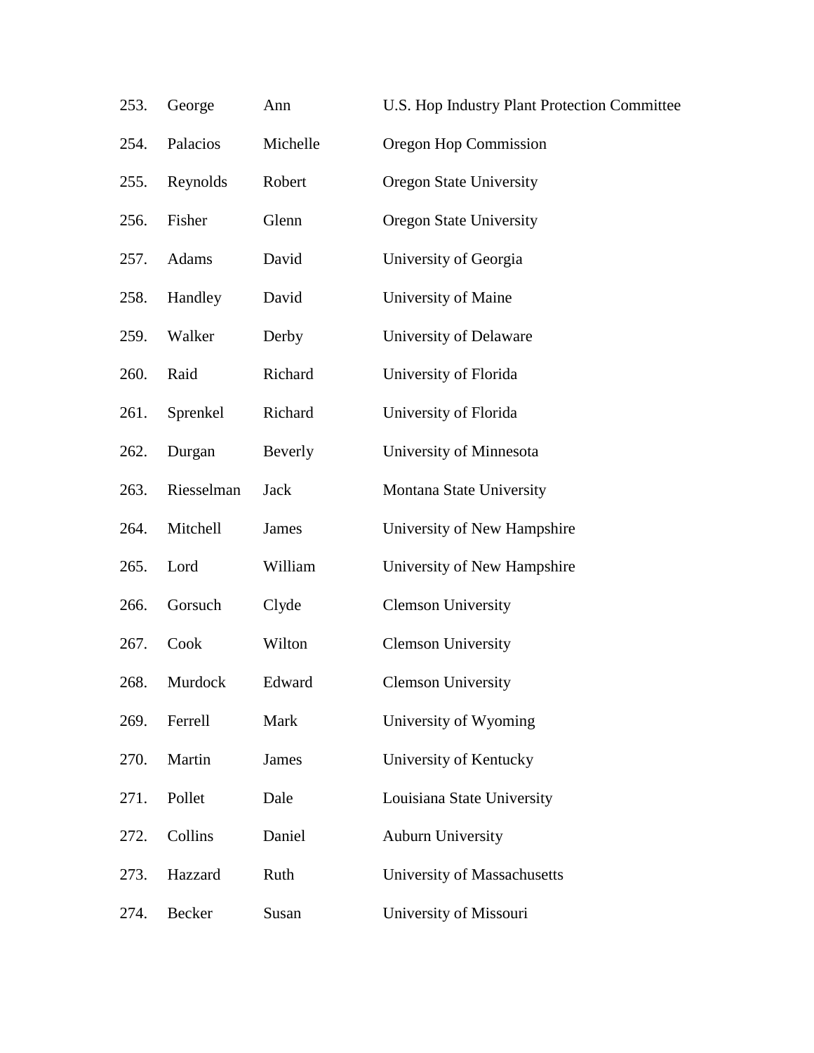| | | | |
|---|---|---|---|
| 253. | George | Ann | U.S. Hop Industry Plant Protection Committee |
| 254. | Palacios | Michelle | Oregon Hop Commission |
| 255. | Reynolds | Robert | Oregon State University |
| 256. | Fisher | Glenn | Oregon State University |
| 257. | Adams | David | University of Georgia |
| 258. | Handley | David | University of Maine |
| 259. | Walker | Derby | University of Delaware |
| 260. | Raid | Richard | University of Florida |
| 261. | Sprenkel | Richard | University of Florida |
| 262. | Durgan | Beverly | University of Minnesota |
| 263. | Riesselman | Jack | Montana State University |
| 264. | Mitchell | James | University of New Hampshire |
| 265. | Lord | William | University of New Hampshire |
| 266. | Gorsuch | Clyde | Clemson University |
| 267. | Cook | Wilton | Clemson University |
| 268. | Murdock | Edward | Clemson University |
| 269. | Ferrell | Mark | University of Wyoming |
| 270. | Martin | James | University of Kentucky |
| 271. | Pollet | Dale | Louisiana State University |
| 272. | Collins | Daniel | Auburn University |
| 273. | Hazzard | Ruth | University of Massachusetts |
| 274. | Becker | Susan | University of Missouri |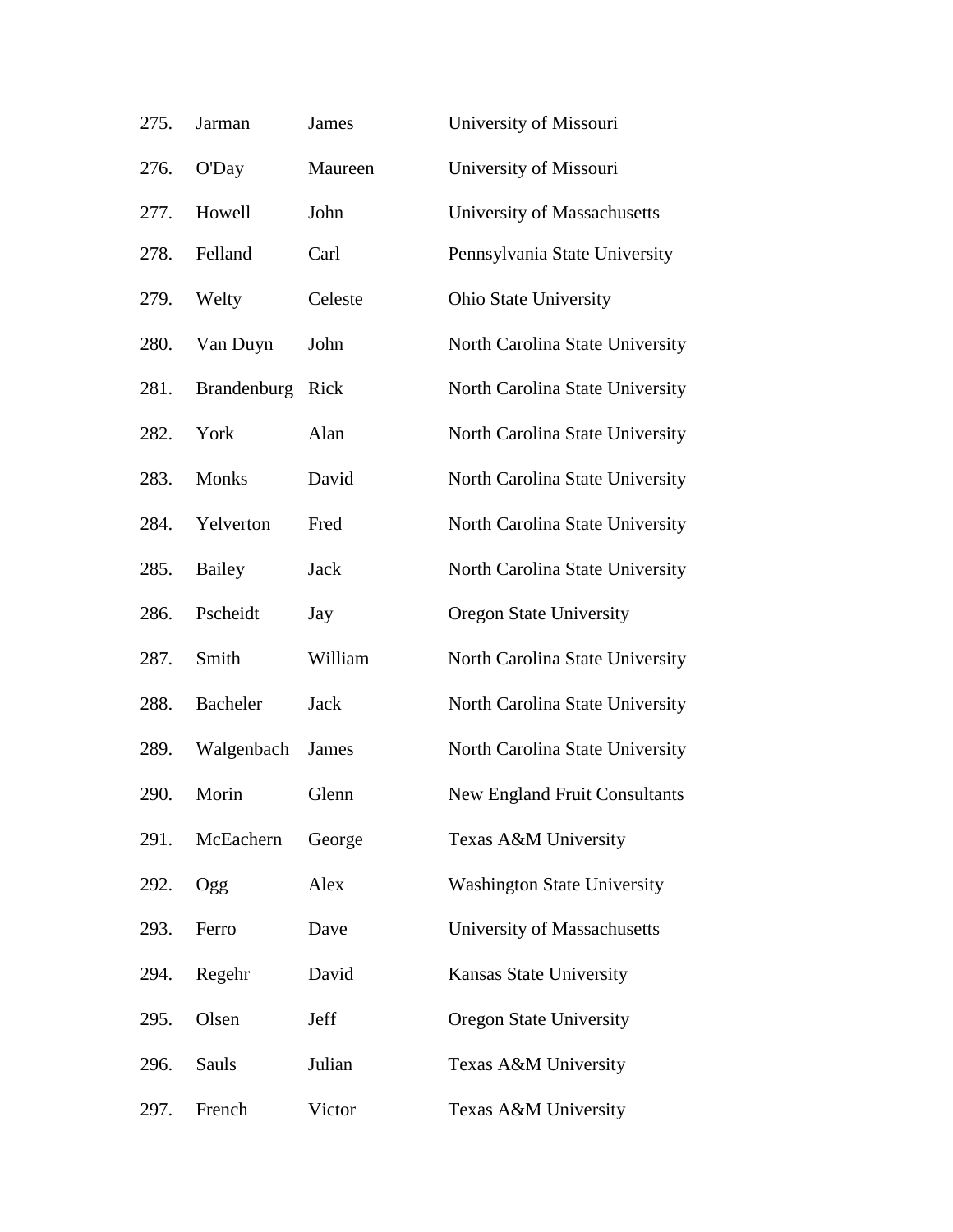| | | | |
|---|---|---|---|
| 275. | Jarman | James | University of Missouri |
| 276. | O'Day | Maureen | University of Missouri |
| 277. | Howell | John | University of Massachusetts |
| 278. | Felland | Carl | Pennsylvania State University |
| 279. | Welty | Celeste | Ohio State University |
| 280. | Van Duyn | John | North Carolina State University |
| 281. | Brandenburg | Rick | North Carolina State University |
| 282. | York | Alan | North Carolina State University |
| 283. | Monks | David | North Carolina State University |
| 284. | Yelverton | Fred | North Carolina State University |
| 285. | Bailey | Jack | North Carolina State University |
| 286. | Pscheidt | Jay | Oregon State University |
| 287. | Smith | William | North Carolina State University |
| 288. | Bacheler | Jack | North Carolina State University |
| 289. | Walgenbach | James | North Carolina State University |
| 290. | Morin | Glenn | New England Fruit Consultants |
| 291. | McEachern | George | Texas A&M University |
| 292. | Ogg | Alex | Washington State University |
| 293. | Ferro | Dave | University of Massachusetts |
| 294. | Regehr | David | Kansas State University |
| 295. | Olsen | Jeff | Oregon State University |
| 296. | Sauls | Julian | Texas A&M University |
| 297. | French | Victor | Texas A&M University |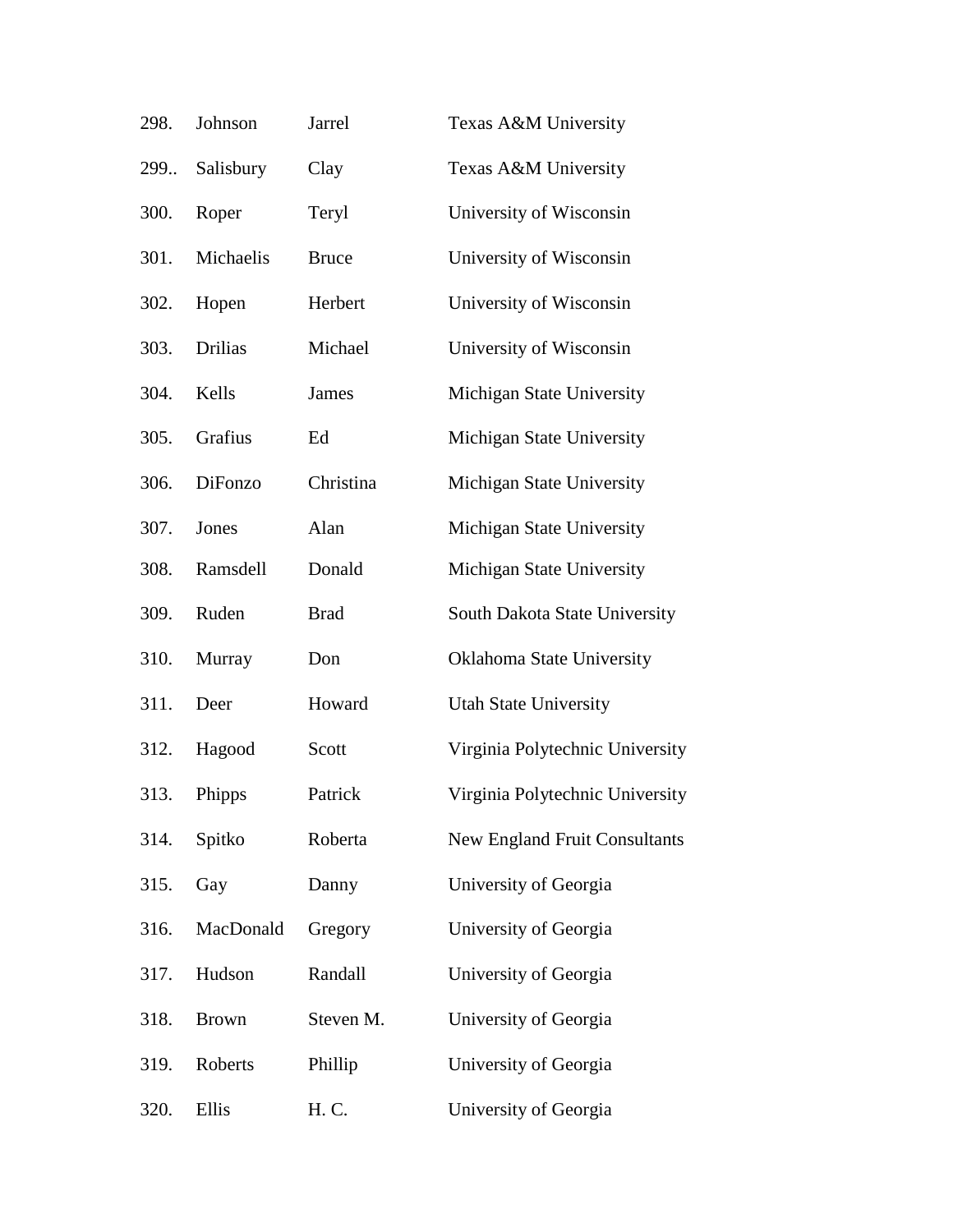| | | | |
|---|---|---|---|
| 298. | Johnson | Jarrel | Texas A&M University |
| 299.. | Salisbury | Clay | Texas A&M University |
| 300. | Roper | Teryl | University of Wisconsin |
| 301. | Michaelis | Bruce | University of Wisconsin |
| 302. | Hopen | Herbert | University of Wisconsin |
| 303. | Drilias | Michael | University of Wisconsin |
| 304. | Kells | James | Michigan State University |
| 305. | Grafius | Ed | Michigan State University |
| 306. | DiFonzo | Christina | Michigan State University |
| 307. | Jones | Alan | Michigan State University |
| 308. | Ramsdell | Donald | Michigan State University |
| 309. | Ruden | Brad | South Dakota State University |
| 310. | Murray | Don | Oklahoma State University |
| 311. | Deer | Howard | Utah State University |
| 312. | Hagood | Scott | Virginia Polytechnic University |
| 313. | Phipps | Patrick | Virginia Polytechnic University |
| 314. | Spitko | Roberta | New England Fruit Consultants |
| 315. | Gay | Danny | University of Georgia |
| 316. | MacDonald | Gregory | University of Georgia |
| 317. | Hudson | Randall | University of Georgia |
| 318. | Brown | Steven M. | University of Georgia |
| 319. | Roberts | Phillip | University of Georgia |
| 320. | Ellis | H. C. | University of Georgia |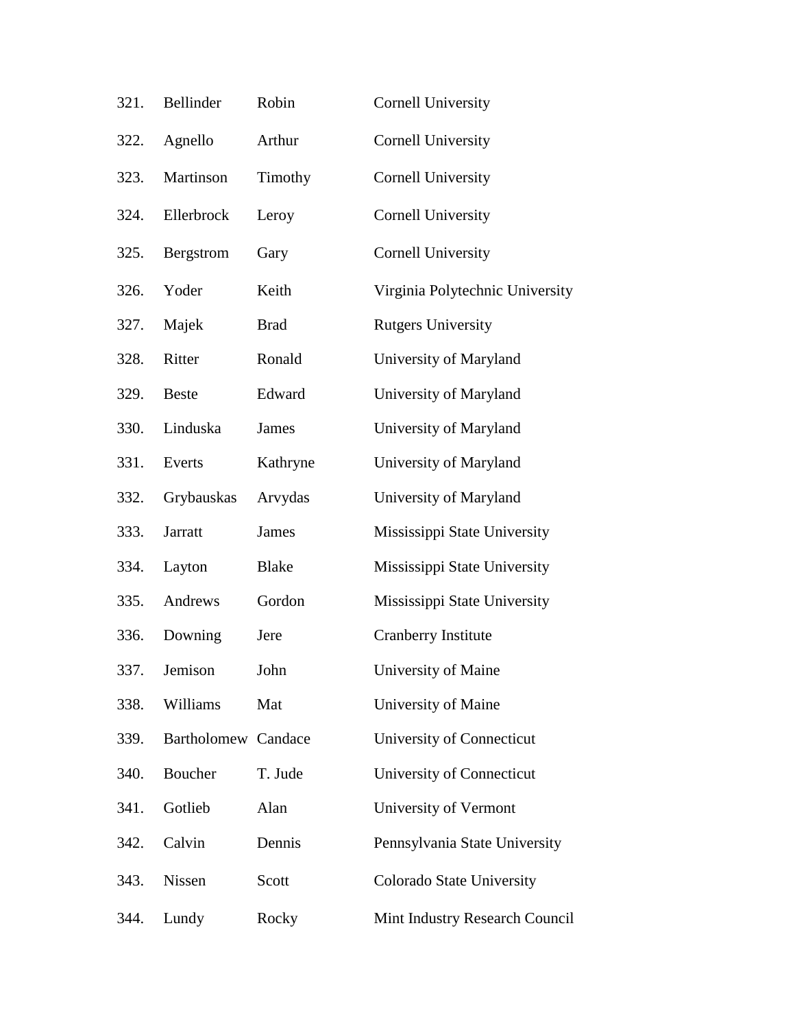| | | | |
|---|---|---|---|
| 321. | Bellinder | Robin | Cornell University |
| 322. | Agnello | Arthur | Cornell University |
| 323. | Martinson | Timothy | Cornell University |
| 324. | Ellerbrock | Leroy | Cornell University |
| 325. | Bergstrom | Gary | Cornell University |
| 326. | Yoder | Keith | Virginia Polytechnic University |
| 327. | Majek | Brad | Rutgers University |
| 328. | Ritter | Ronald | University of Maryland |
| 329. | Beste | Edward | University of Maryland |
| 330. | Linduska | James | University of Maryland |
| 331. | Everts | Kathryne | University of Maryland |
| 332. | Grybauskas | Arvydas | University of Maryland |
| 333. | Jarratt | James | Mississippi State University |
| 334. | Layton | Blake | Mississippi State University |
| 335. | Andrews | Gordon | Mississippi State University |
| 336. | Downing | Jere | Cranberry Institute |
| 337. | Jemison | John | University of Maine |
| 338. | Williams | Mat | University of Maine |
| 339. | Bartholomew | Candace | University of Connecticut |
| 340. | Boucher | T. Jude | University of Connecticut |
| 341. | Gotlieb | Alan | University of Vermont |
| 342. | Calvin | Dennis | Pennsylvania State University |
| 343. | Nissen | Scott | Colorado State University |
| 344. | Lundy | Rocky | Mint Industry Research Council |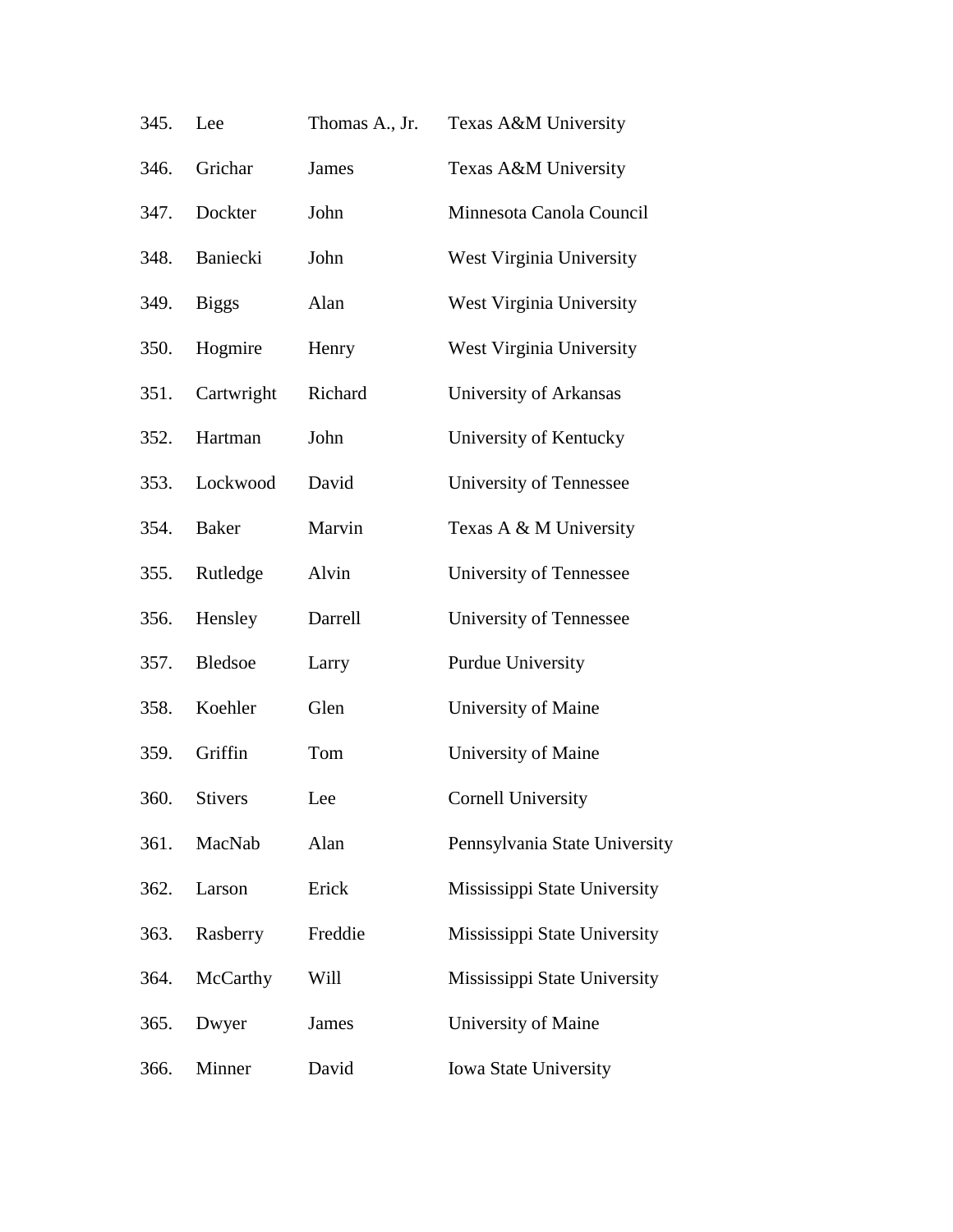| | | | |
|---|---|---|---|
| 345. | Lee | Thomas A., Jr. | Texas A&M University |
| 346. | Grichar | James | Texas A&M University |
| 347. | Dockter | John | Minnesota Canola Council |
| 348. | Baniecki | John | West Virginia University |
| 349. | Biggs | Alan | West Virginia University |
| 350. | Hogmire | Henry | West Virginia University |
| 351. | Cartwright | Richard | University of Arkansas |
| 352. | Hartman | John | University of Kentucky |
| 353. | Lockwood | David | University of Tennessee |
| 354. | Baker | Marvin | Texas A & M University |
| 355. | Rutledge | Alvin | University of Tennessee |
| 356. | Hensley | Darrell | University of Tennessee |
| 357. | Bledsoe | Larry | Purdue University |
| 358. | Koehler | Glen | University of Maine |
| 359. | Griffin | Tom | University of Maine |
| 360. | Stivers | Lee | Cornell University |
| 361. | MacNab | Alan | Pennsylvania State University |
| 362. | Larson | Erick | Mississippi State University |
| 363. | Rasberry | Freddie | Mississippi State University |
| 364. | McCarthy | Will | Mississippi State University |
| 365. | Dwyer | James | University of Maine |
| 366. | Minner | David | Iowa State University |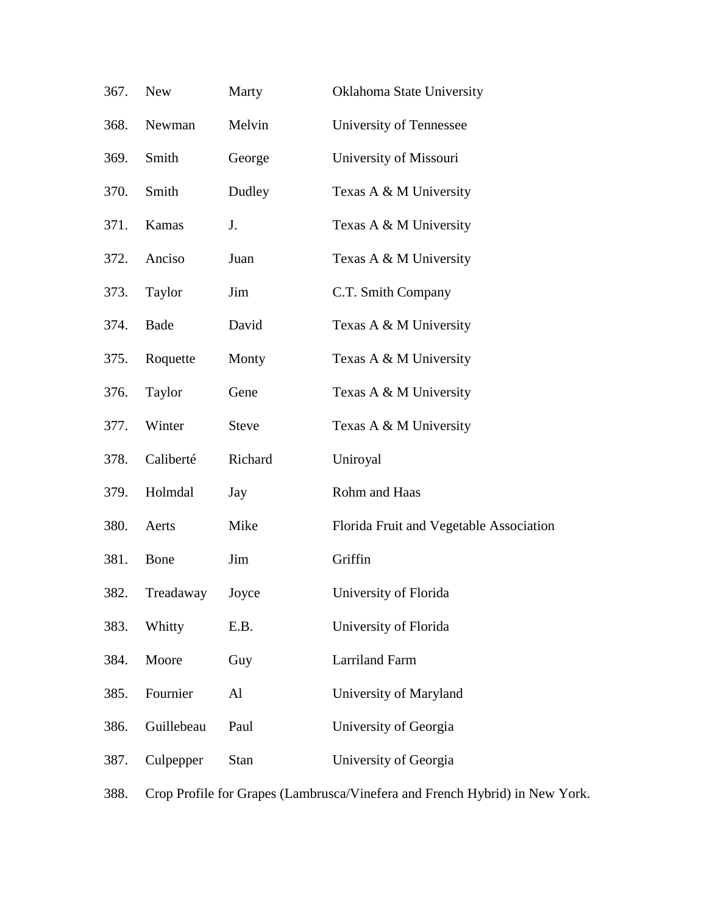| | | | |
|---|---|---|---|
| 367. | New | Marty | Oklahoma State University |
| 368. | Newman | Melvin | University of Tennessee |
| 369. | Smith | George | University of Missouri |
| 370. | Smith | Dudley | Texas A & M University |
| 371. | Kamas | J. | Texas A & M University |
| 372. | Anciso | Juan | Texas A & M University |
| 373. | Taylor | Jim | C.T. Smith Company |
| 374. | Bade | David | Texas A & M University |
| 375. | Roquette | Monty | Texas A & M University |
| 376. | Taylor | Gene | Texas A & M University |
| 377. | Winter | Steve | Texas A & M University |
| 378. | Caliberté | Richard | Uniroyal |
| 379. | Holmdal | Jay | Rohm and Haas |
| 380. | Aerts | Mike | Florida Fruit and Vegetable Association |
| 381. | Bone | Jim | Griffin |
| 382. | Treadaway | Joyce | University of Florida |
| 383. | Whitty | E.B. | University of Florida |
| 384. | Moore | Guy | Larriland Farm |
| 385. | Fournier | Al | University of Maryland |
| 386. | Guillebeau | Paul | University of Georgia |
| 387. | Culpepper | Stan | University of Georgia |

388. Crop Profile for Grapes (Lambrusca/Vinefera and French Hybrid) in New York.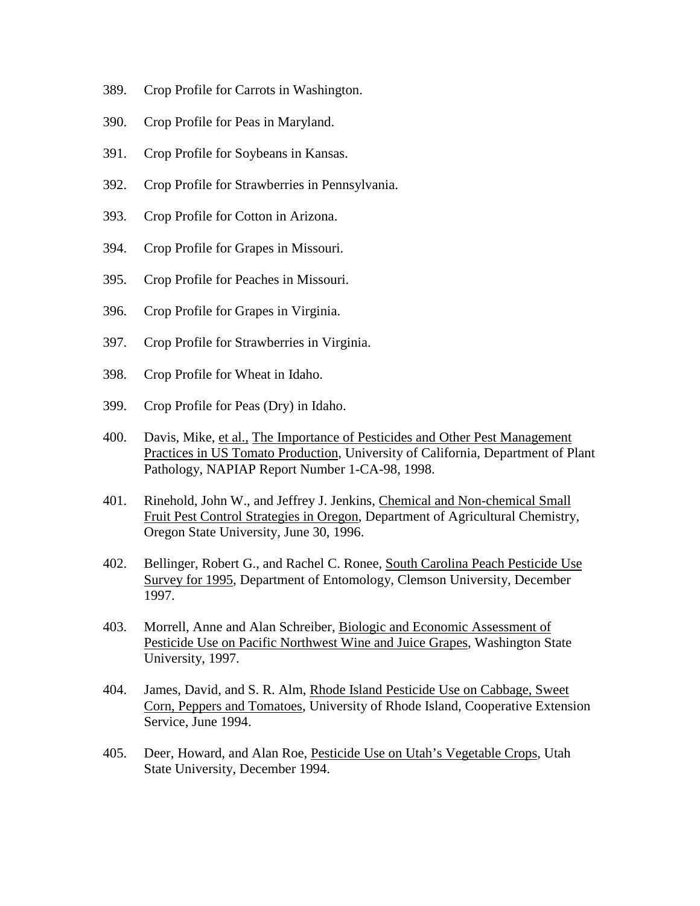389. Crop Profile for Carrots in Washington.

390. Crop Profile for Peas in Maryland.

391. Crop Profile for Soybeans in Kansas.

392. Crop Profile for Strawberries in Pennsylvania.

393. Crop Profile for Cotton in Arizona.

394. Crop Profile for Grapes in Missouri.

395. Crop Profile for Peaches in Missouri.

396. Crop Profile for Grapes in Virginia.

397. Crop Profile for Strawberries in Virginia.

398. Crop Profile for Wheat in Idaho.

399. Crop Profile for Peas (Dry) in Idaho.

400. Davis, Mike, <u>et al.,</u> <u>The Importance of Pesticides and Other Pest Management Practices in US Tomato Production</u>, University of California, Department of Plant Pathology, NAPIAP Report Number 1-CA-98, 1998.

401. Rinehold, John W., and Jeffrey J. Jenkins, <u>Chemical and Non-chemical Small Fruit Pest Control Strategies in Oregon</u>, Department of Agricultural Chemistry, Oregon State University, June 30, 1996.

402. Bellinger, Robert G., and Rachel C. Ronee, <u>South Carolina Peach Pesticide Use Survey for 1995</u>, Department of Entomology, Clemson University, December 1997.

403. Morrell, Anne and Alan Schreiber, <u>Biologic and Economic Assessment of Pesticide Use on Pacific Northwest Wine and Juice Grapes</u>, Washington State University, 1997.

404. James, David, and S. R. Alm, <u>Rhode Island Pesticide Use on Cabbage, Sweet Corn, Peppers and Tomatoes</u>, University of Rhode Island, Cooperative Extension Service, June 1994.

405. Deer, Howard, and Alan Roe, <u>Pesticide Use on Utah's Vegetable Crops</u>, Utah State University, December 1994.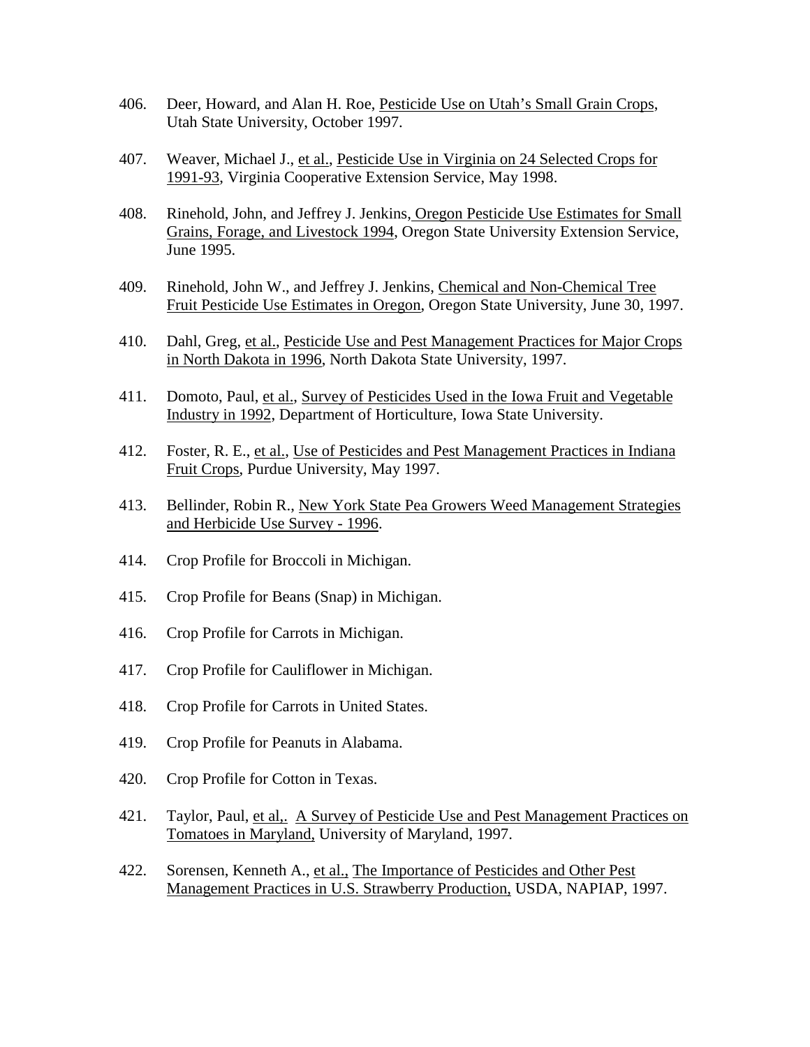406. Deer, Howard, and Alan H. Roe, Pesticide Use on Utah's Small Grain Crops, Utah State University, October 1997.

407. Weaver, Michael J., et al., Pesticide Use in Virginia on 24 Selected Crops for 1991-93, Virginia Cooperative Extension Service, May 1998.

408. Rinehold, John, and Jeffrey J. Jenkins, Oregon Pesticide Use Estimates for Small Grains, Forage, and Livestock 1994, Oregon State University Extension Service, June 1995.

409. Rinehold, John W., and Jeffrey J. Jenkins, Chemical and Non-Chemical Tree Fruit Pesticide Use Estimates in Oregon, Oregon State University, June 30, 1997.

410. Dahl, Greg, et al., Pesticide Use and Pest Management Practices for Major Crops in North Dakota in 1996, North Dakota State University, 1997.

411. Domoto, Paul, et al., Survey of Pesticides Used in the Iowa Fruit and Vegetable Industry in 1992, Department of Horticulture, Iowa State University.

412. Foster, R. E., et al., Use of Pesticides and Pest Management Practices in Indiana Fruit Crops, Purdue University, May 1997.

413. Bellinder, Robin R., New York State Pea Growers Weed Management Strategies and Herbicide Use Survey - 1996.

414. Crop Profile for Broccoli in Michigan.

415. Crop Profile for Beans (Snap) in Michigan.

416. Crop Profile for Carrots in Michigan.

417. Crop Profile for Cauliflower in Michigan.

418. Crop Profile for Carrots in United States.

419. Crop Profile for Peanuts in Alabama.

420. Crop Profile for Cotton in Texas.

421. Taylor, Paul, et al,. A Survey of Pesticide Use and Pest Management Practices on Tomatoes in Maryland, University of Maryland, 1997.

422. Sorensen, Kenneth A., et al., The Importance of Pesticides and Other Pest Management Practices in U.S. Strawberry Production, USDA, NAPIAP, 1997.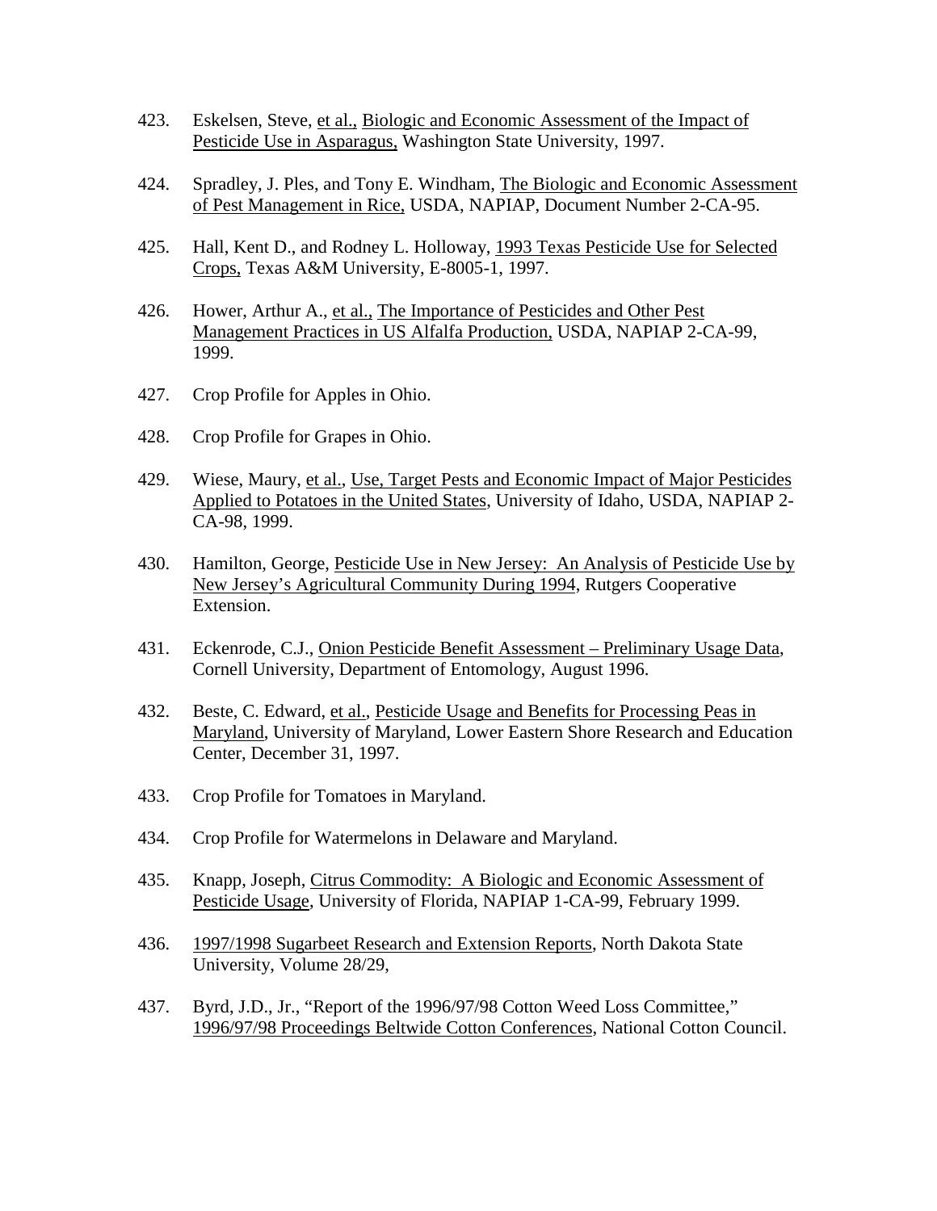423. Eskelsen, Steve, et al., Biologic and Economic Assessment of the Impact of Pesticide Use in Asparagus, Washington State University, 1997.

424. Spradley, J. Ples, and Tony E. Windham, The Biologic and Economic Assessment of Pest Management in Rice, USDA, NAPIAP, Document Number 2-CA-95.

425. Hall, Kent D., and Rodney L. Holloway, 1993 Texas Pesticide Use for Selected Crops, Texas A&M University, E-8005-1, 1997.

426. Hower, Arthur A., et al., The Importance of Pesticides and Other Pest Management Practices in US Alfalfa Production, USDA, NAPIAP 2-CA-99, 1999.

427. Crop Profile for Apples in Ohio.

428. Crop Profile for Grapes in Ohio.

429. Wiese, Maury, et al., Use, Target Pests and Economic Impact of Major Pesticides Applied to Potatoes in the United States, University of Idaho, USDA, NAPIAP 2-CA-98, 1999.

430. Hamilton, George, Pesticide Use in New Jersey: An Analysis of Pesticide Use by New Jersey's Agricultural Community During 1994, Rutgers Cooperative Extension.

431. Eckenrode, C.J., Onion Pesticide Benefit Assessment – Preliminary Usage Data, Cornell University, Department of Entomology, August 1996.

432. Beste, C. Edward, et al., Pesticide Usage and Benefits for Processing Peas in Maryland, University of Maryland, Lower Eastern Shore Research and Education Center, December 31, 1997.

433. Crop Profile for Tomatoes in Maryland.

434. Crop Profile for Watermelons in Delaware and Maryland.

435. Knapp, Joseph, Citrus Commodity: A Biologic and Economic Assessment of Pesticide Usage, University of Florida, NAPIAP 1-CA-99, February 1999.

436. 1997/1998 Sugarbeet Research and Extension Reports, North Dakota State University, Volume 28/29,

437. Byrd, J.D., Jr., "Report of the 1996/97/98 Cotton Weed Loss Committee," 1996/97/98 Proceedings Beltwide Cotton Conferences, National Cotton Council.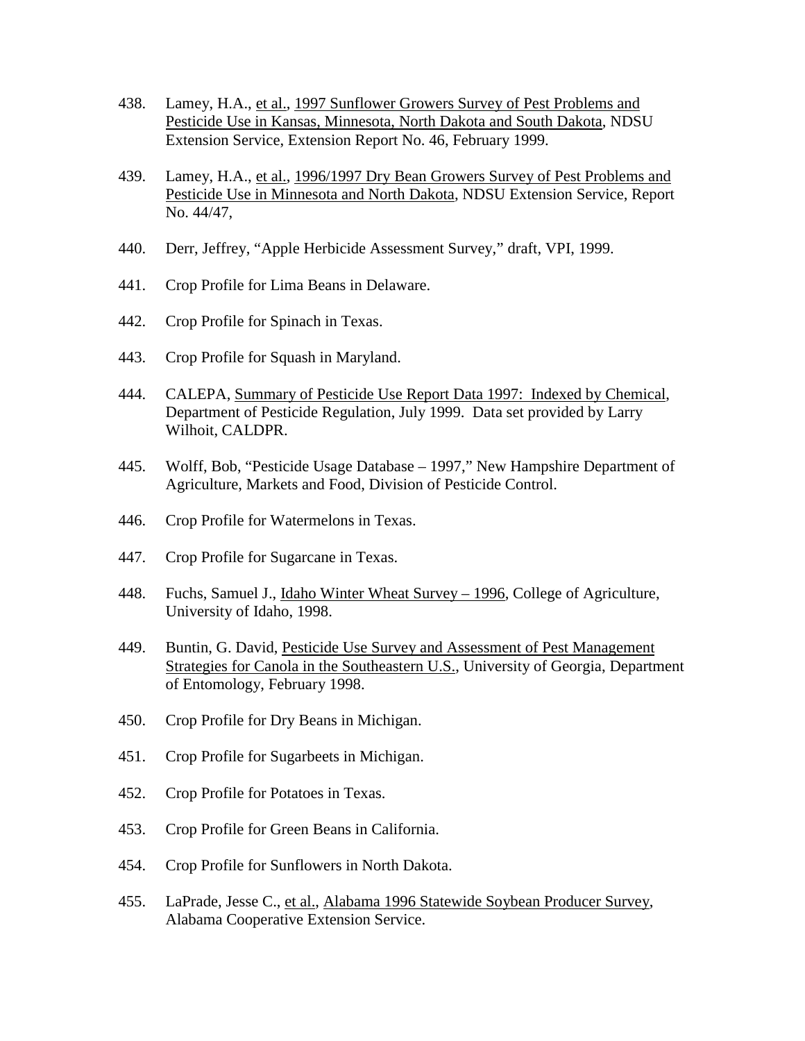438. Lamey, H.A., et al., 1997 Sunflower Growers Survey of Pest Problems and Pesticide Use in Kansas, Minnesota, North Dakota and South Dakota, NDSU Extension Service, Extension Report No. 46, February 1999.

439. Lamey, H.A., et al., 1996/1997 Dry Bean Growers Survey of Pest Problems and Pesticide Use in Minnesota and North Dakota, NDSU Extension Service, Report No. 44/47,

440. Derr, Jeffrey, "Apple Herbicide Assessment Survey," draft, VPI, 1999.

441. Crop Profile for Lima Beans in Delaware.

442. Crop Profile for Spinach in Texas.

443. Crop Profile for Squash in Maryland.

444. CALEPA, Summary of Pesticide Use Report Data 1997: Indexed by Chemical, Department of Pesticide Regulation, July 1999. Data set provided by Larry Wilhoit, CALDPR.

445. Wolff, Bob, "Pesticide Usage Database – 1997," New Hampshire Department of Agriculture, Markets and Food, Division of Pesticide Control.

446. Crop Profile for Watermelons in Texas.

447. Crop Profile for Sugarcane in Texas.

448. Fuchs, Samuel J., Idaho Winter Wheat Survey – 1996, College of Agriculture, University of Idaho, 1998.

449. Buntin, G. David, Pesticide Use Survey and Assessment of Pest Management Strategies for Canola in the Southeastern U.S., University of Georgia, Department of Entomology, February 1998.

450. Crop Profile for Dry Beans in Michigan.

451. Crop Profile for Sugarbeets in Michigan.

452. Crop Profile for Potatoes in Texas.

453. Crop Profile for Green Beans in California.

454. Crop Profile for Sunflowers in North Dakota.

455. LaPrade, Jesse C., et al., Alabama 1996 Statewide Soybean Producer Survey, Alabama Cooperative Extension Service.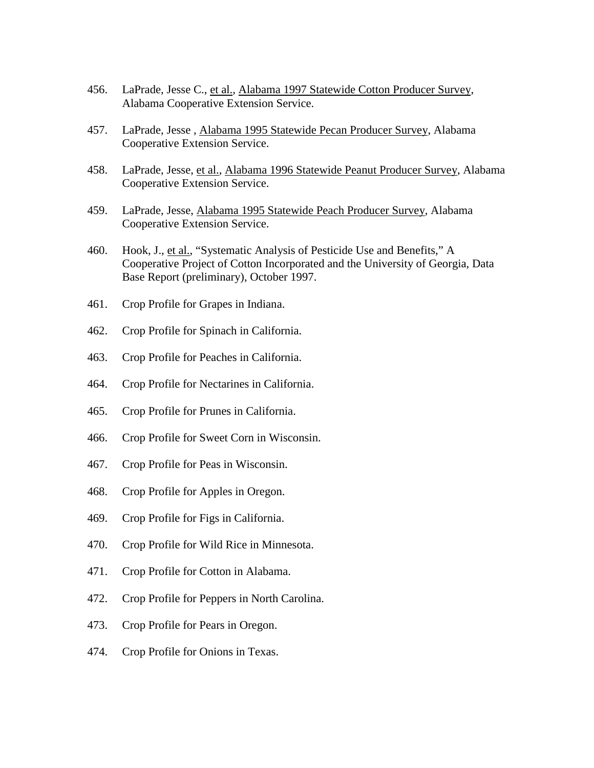456. LaPrade, Jesse C., et al., Alabama 1997 Statewide Cotton Producer Survey, Alabama Cooperative Extension Service.

457. LaPrade, Jesse , Alabama 1995 Statewide Pecan Producer Survey, Alabama Cooperative Extension Service.

458. LaPrade, Jesse, et al., Alabama 1996 Statewide Peanut Producer Survey, Alabama Cooperative Extension Service.

459. LaPrade, Jesse, Alabama 1995 Statewide Peach Producer Survey, Alabama Cooperative Extension Service.

460. Hook, J., et al., "Systematic Analysis of Pesticide Use and Benefits," A Cooperative Project of Cotton Incorporated and the University of Georgia, Data Base Report (preliminary), October 1997.

461. Crop Profile for Grapes in Indiana.

462. Crop Profile for Spinach in California.

463. Crop Profile for Peaches in California.

464. Crop Profile for Nectarines in California.

465. Crop Profile for Prunes in California.

466. Crop Profile for Sweet Corn in Wisconsin.

467. Crop Profile for Peas in Wisconsin.

468. Crop Profile for Apples in Oregon.

469. Crop Profile for Figs in California.

470. Crop Profile for Wild Rice in Minnesota.

471. Crop Profile for Cotton in Alabama.

472. Crop Profile for Peppers in North Carolina.

473. Crop Profile for Pears in Oregon.

474. Crop Profile for Onions in Texas.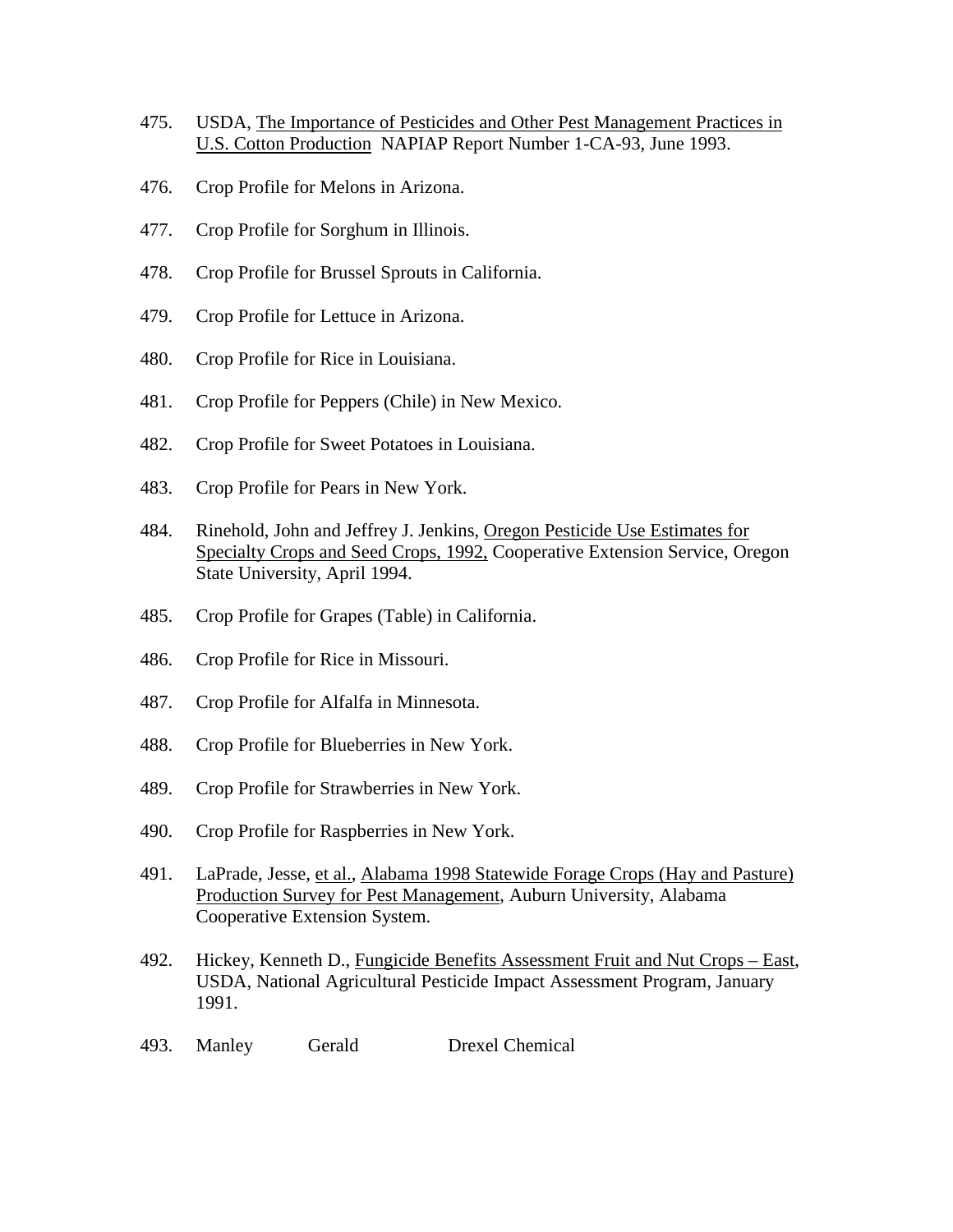475. USDA, The Importance of Pesticides and Other Pest Management Practices in U.S. Cotton Production NAPIAP Report Number 1-CA-93, June 1993.

476. Crop Profile for Melons in Arizona.

477. Crop Profile for Sorghum in Illinois.

478. Crop Profile for Brussel Sprouts in California.

479. Crop Profile for Lettuce in Arizona.

480. Crop Profile for Rice in Louisiana.

481. Crop Profile for Peppers (Chile) in New Mexico.

482. Crop Profile for Sweet Potatoes in Louisiana.

483. Crop Profile for Pears in New York.

484. Rinehold, John and Jeffrey J. Jenkins, Oregon Pesticide Use Estimates for Specialty Crops and Seed Crops, 1992, Cooperative Extension Service, Oregon State University, April 1994.

485. Crop Profile for Grapes (Table) in California.

486. Crop Profile for Rice in Missouri.

487. Crop Profile for Alfalfa in Minnesota.

488. Crop Profile for Blueberries in New York.

489. Crop Profile for Strawberries in New York.

490. Crop Profile for Raspberries in New York.

491. LaPrade, Jesse, et al., Alabama 1998 Statewide Forage Crops (Hay and Pasture) Production Survey for Pest Management, Auburn University, Alabama Cooperative Extension System.

492. Hickey, Kenneth D., Fungicide Benefits Assessment Fruit and Nut Crops – East, USDA, National Agricultural Pesticide Impact Assessment Program, January 1991.

493. Manley Gerald Drexel Chemical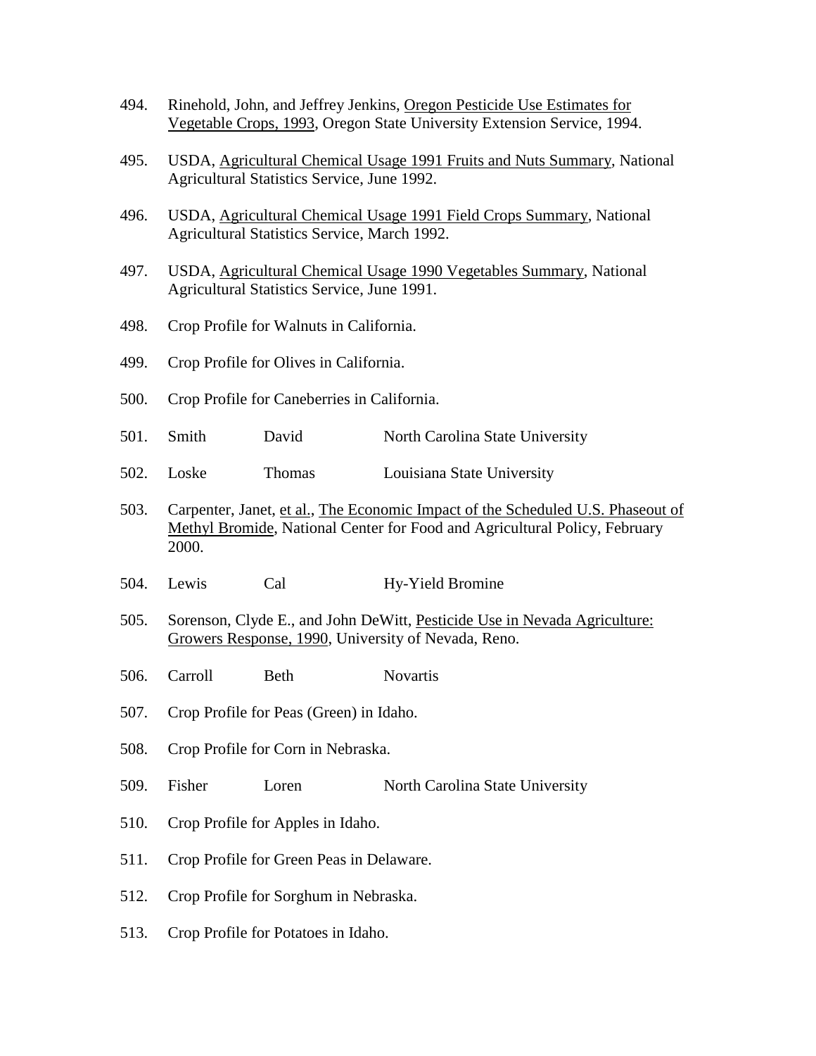494. Rinehold, John, and Jeffrey Jenkins, Oregon Pesticide Use Estimates for Vegetable Crops, 1993, Oregon State University Extension Service, 1994.

495. USDA, Agricultural Chemical Usage 1991 Fruits and Nuts Summary, National Agricultural Statistics Service, June 1992.

496. USDA, Agricultural Chemical Usage 1991 Field Crops Summary, National Agricultural Statistics Service, March 1992.

497. USDA, Agricultural Chemical Usage 1990 Vegetables Summary, National Agricultural Statistics Service, June 1991.

498. Crop Profile for Walnuts in California.

499. Crop Profile for Olives in California.

500. Crop Profile for Caneberries in California.

501. Smith David North Carolina State University

502. Loske Thomas Louisiana State University

503. Carpenter, Janet, et al., The Economic Impact of the Scheduled U.S. Phaseout of Methyl Bromide, National Center for Food and Agricultural Policy, February 2000.

504. Lewis Cal Hy-Yield Bromine

505. Sorenson, Clyde E., and John DeWitt, Pesticide Use in Nevada Agriculture: Growers Response, 1990, University of Nevada, Reno.

506. Carroll Beth Novartis

507. Crop Profile for Peas (Green) in Idaho.

508. Crop Profile for Corn in Nebraska.

509. Fisher Loren North Carolina State University

510. Crop Profile for Apples in Idaho.

511. Crop Profile for Green Peas in Delaware.

512. Crop Profile for Sorghum in Nebraska.

513. Crop Profile for Potatoes in Idaho.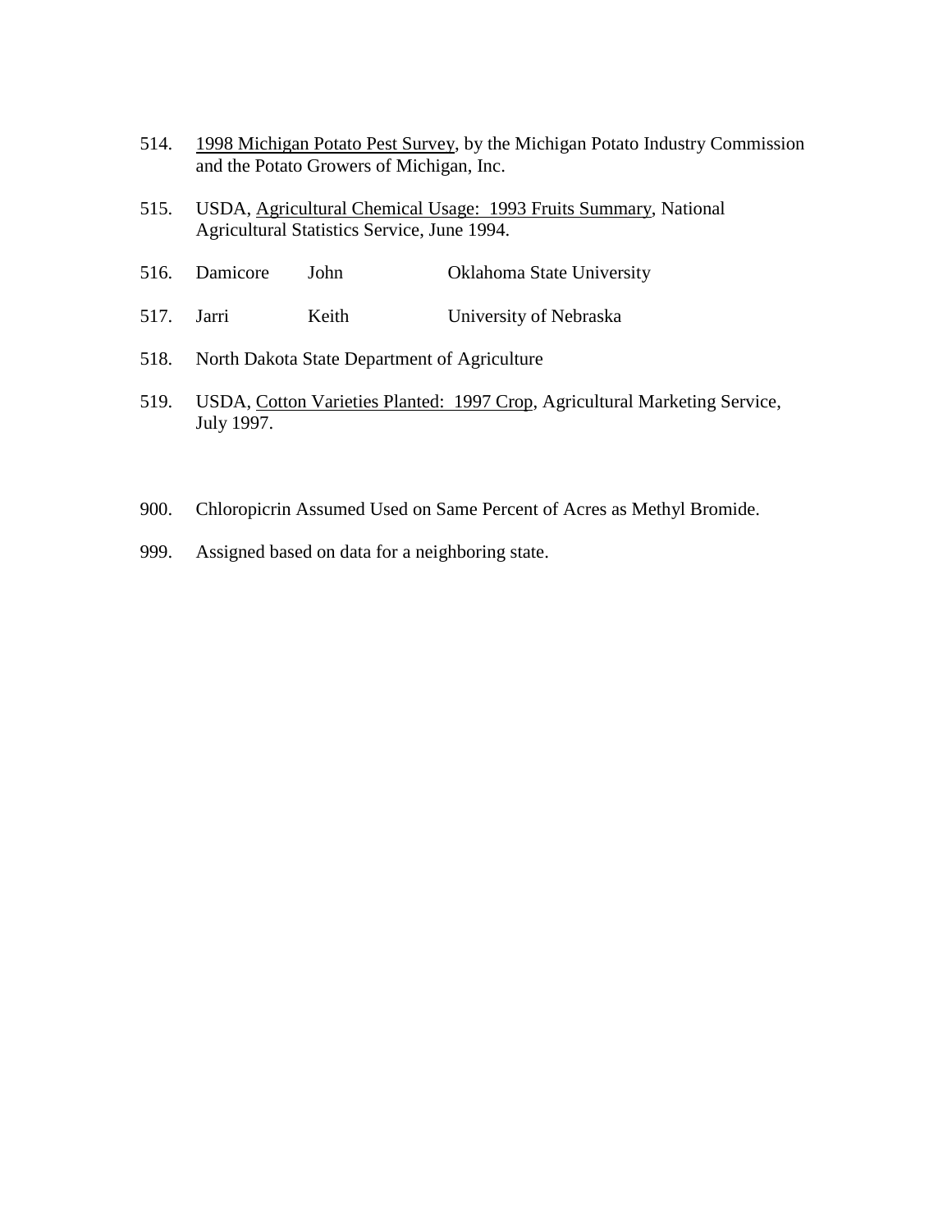514. 1998 Michigan Potato Pest Survey, by the Michigan Potato Industry Commission and the Potato Growers of Michigan, Inc.

515. USDA, Agricultural Chemical Usage: 1993 Fruits Summary, National Agricultural Statistics Service, June 1994.

516. Damicore John Oklahoma State University

517. Jarri Keith University of Nebraska

518. North Dakota State Department of Agriculture

519. USDA, Cotton Varieties Planted: 1997 Crop, Agricultural Marketing Service, July 1997.

900. Chloropicrin Assumed Used on Same Percent of Acres as Methyl Bromide.

999. Assigned based on data for a neighboring state.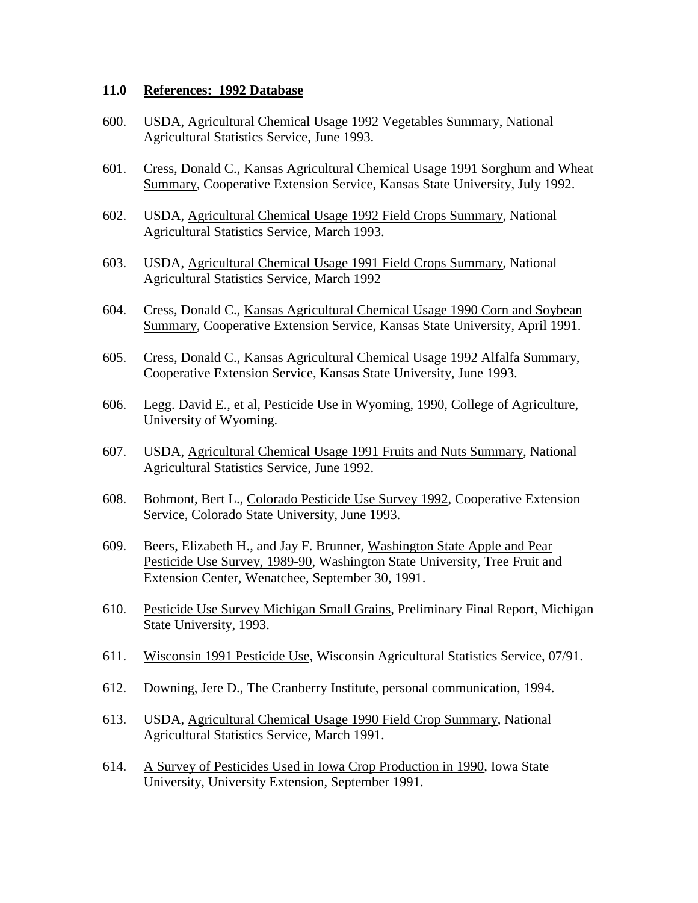## 11.0 References: 1992 Database

600. USDA, Agricultural Chemical Usage 1992 Vegetables Summary, National Agricultural Statistics Service, June 1993.

601. Cress, Donald C., Kansas Agricultural Chemical Usage 1991 Sorghum and Wheat Summary, Cooperative Extension Service, Kansas State University, July 1992.

602. USDA, Agricultural Chemical Usage 1992 Field Crops Summary, National Agricultural Statistics Service, March 1993.

603. USDA, Agricultural Chemical Usage 1991 Field Crops Summary, National Agricultural Statistics Service, March 1992

604. Cress, Donald C., Kansas Agricultural Chemical Usage 1990 Corn and Soybean Summary, Cooperative Extension Service, Kansas State University, April 1991.

605. Cress, Donald C., Kansas Agricultural Chemical Usage 1992 Alfalfa Summary, Cooperative Extension Service, Kansas State University, June 1993.

606. Legg. David E., et al, Pesticide Use in Wyoming, 1990, College of Agriculture, University of Wyoming.

607. USDA, Agricultural Chemical Usage 1991 Fruits and Nuts Summary, National Agricultural Statistics Service, June 1992.

608. Bohmont, Bert L., Colorado Pesticide Use Survey 1992, Cooperative Extension Service, Colorado State University, June 1993.

609. Beers, Elizabeth H., and Jay F. Brunner, Washington State Apple and Pear Pesticide Use Survey, 1989-90, Washington State University, Tree Fruit and Extension Center, Wenatchee, September 30, 1991.

610. Pesticide Use Survey Michigan Small Grains, Preliminary Final Report, Michigan State University, 1993.

611. Wisconsin 1991 Pesticide Use, Wisconsin Agricultural Statistics Service, 07/91.

612. Downing, Jere D., The Cranberry Institute, personal communication, 1994.

613. USDA, Agricultural Chemical Usage 1990 Field Crop Summary, National Agricultural Statistics Service, March 1991.

614. A Survey of Pesticides Used in Iowa Crop Production in 1990, Iowa State University, University Extension, September 1991.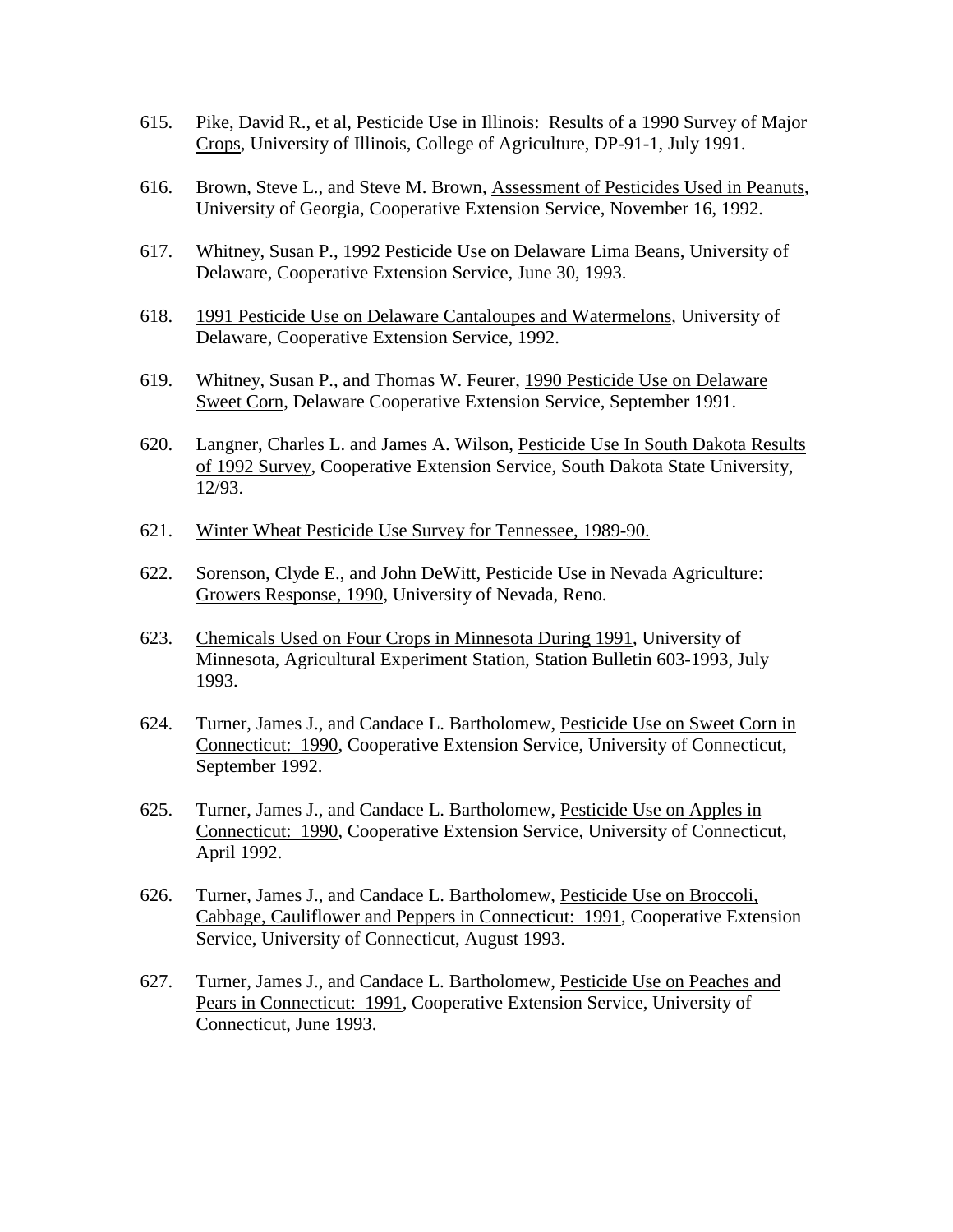615. Pike, David R., et al, Pesticide Use in Illinois: Results of a 1990 Survey of Major Crops, University of Illinois, College of Agriculture, DP-91-1, July 1991.

616. Brown, Steve L., and Steve M. Brown, Assessment of Pesticides Used in Peanuts, University of Georgia, Cooperative Extension Service, November 16, 1992.

617. Whitney, Susan P., 1992 Pesticide Use on Delaware Lima Beans, University of Delaware, Cooperative Extension Service, June 30, 1993.

618. 1991 Pesticide Use on Delaware Cantaloupes and Watermelons, University of Delaware, Cooperative Extension Service, 1992.

619. Whitney, Susan P., and Thomas W. Feurer, 1990 Pesticide Use on Delaware Sweet Corn, Delaware Cooperative Extension Service, September 1991.

620. Langner, Charles L. and James A. Wilson, Pesticide Use In South Dakota Results of 1992 Survey, Cooperative Extension Service, South Dakota State University, 12/93.

621. Winter Wheat Pesticide Use Survey for Tennessee, 1989-90.

622. Sorenson, Clyde E., and John DeWitt, Pesticide Use in Nevada Agriculture: Growers Response, 1990, University of Nevada, Reno.

623. Chemicals Used on Four Crops in Minnesota During 1991, University of Minnesota, Agricultural Experiment Station, Station Bulletin 603-1993, July 1993.

624. Turner, James J., and Candace L. Bartholomew, Pesticide Use on Sweet Corn in Connecticut: 1990, Cooperative Extension Service, University of Connecticut, September 1992.

625. Turner, James J., and Candace L. Bartholomew, Pesticide Use on Apples in Connecticut: 1990, Cooperative Extension Service, University of Connecticut, April 1992.

626. Turner, James J., and Candace L. Bartholomew, Pesticide Use on Broccoli, Cabbage, Cauliflower and Peppers in Connecticut: 1991, Cooperative Extension Service, University of Connecticut, August 1993.

627. Turner, James J., and Candace L. Bartholomew, Pesticide Use on Peaches and Pears in Connecticut: 1991, Cooperative Extension Service, University of Connecticut, June 1993.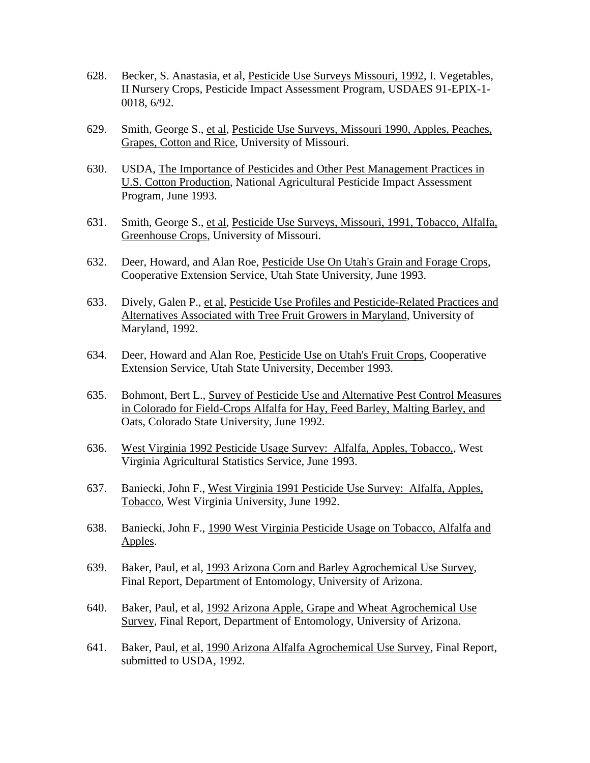628. Becker, S. Anastasia, et al, <u>Pesticide Use Surveys Missouri, 1992</u>, I. Vegetables, II Nursery Crops, Pesticide Impact Assessment Program, USDAES 91-EPIX-1-0018, 6/92.

629. Smith, George S., <u>et al</u>, <u>Pesticide Use Surveys, Missouri 1990, Apples, Peaches, Grapes, Cotton and Rice</u>, University of Missouri.

630. USDA, <u>The Importance of Pesticides and Other Pest Management Practices in U.S. Cotton Production</u>, National Agricultural Pesticide Impact Assessment Program, June 1993.

631. Smith, George S., <u>et al</u>, <u>Pesticide Use Surveys, Missouri, 1991, Tobacco, Alfalfa, Greenhouse Crops</u>, University of Missouri.

632. Deer, Howard, and Alan Roe, <u>Pesticide Use On Utah's Grain and Forage Crops</u>, Cooperative Extension Service, Utah State University, June 1993.

633. Dively, Galen P., <u>et al</u>, <u>Pesticide Use Profiles and Pesticide-Related Practices and Alternatives Associated with Tree Fruit Growers in Maryland</u>, University of Maryland, 1992.

634. Deer, Howard and Alan Roe, <u>Pesticide Use on Utah's Fruit Crops</u>, Cooperative Extension Service, Utah State University, December 1993.

635. Bohmont, Bert L., <u>Survey of Pesticide Use and Alternative Pest Control Measures in Colorado for Field-Crops Alfalfa for Hay, Feed Barley, Malting Barley, and Oats</u>, Colorado State University, June 1992.

636. <u>West Virginia 1992 Pesticide Usage Survey: Alfalfa, Apples, Tobacco,</u>, West Virginia Agricultural Statistics Service, June 1993.

637. Baniecki, John F., <u>West Virginia 1991 Pesticide Use Survey: Alfalfa, Apples, Tobacco</u>, West Virginia University, June 1992.

638. Baniecki, John F., <u>1990 West Virginia Pesticide Usage on Tobacco, Alfalfa and Apples</u>.

639. Baker, Paul, et al, <u>1993 Arizona Corn and Barley Agrochemical Use Survey</u>, Final Report, Department of Entomology, University of Arizona.

640. Baker, Paul, et al, <u>1992 Arizona Apple, Grape and Wheat Agrochemical Use Survey</u>, Final Report, Department of Entomology, University of Arizona.

641. Baker, Paul, <u>et al</u>, <u>1990 Arizona Alfalfa Agrochemical Use Survey</u>, Final Report, submitted to USDA, 1992.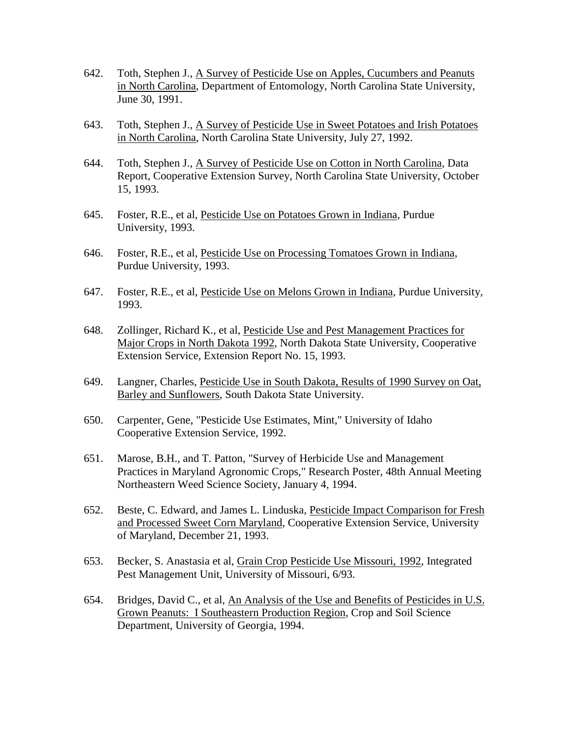642. Toth, Stephen J., A Survey of Pesticide Use on Apples, Cucumbers and Peanuts in North Carolina, Department of Entomology, North Carolina State University, June 30, 1991.

643. Toth, Stephen J., A Survey of Pesticide Use in Sweet Potatoes and Irish Potatoes in North Carolina, North Carolina State University, July 27, 1992.

644. Toth, Stephen J., A Survey of Pesticide Use on Cotton in North Carolina, Data Report, Cooperative Extension Survey, North Carolina State University, October 15, 1993.

645. Foster, R.E., et al, Pesticide Use on Potatoes Grown in Indiana, Purdue University, 1993.

646. Foster, R.E., et al, Pesticide Use on Processing Tomatoes Grown in Indiana, Purdue University, 1993.

647. Foster, R.E., et al, Pesticide Use on Melons Grown in Indiana, Purdue University, 1993.

648. Zollinger, Richard K., et al, Pesticide Use and Pest Management Practices for Major Crops in North Dakota 1992, North Dakota State University, Cooperative Extension Service, Extension Report No. 15, 1993.

649. Langner, Charles, Pesticide Use in South Dakota, Results of 1990 Survey on Oat, Barley and Sunflowers, South Dakota State University.

650. Carpenter, Gene, "Pesticide Use Estimates, Mint," University of Idaho Cooperative Extension Service, 1992.

651. Marose, B.H., and T. Patton, "Survey of Herbicide Use and Management Practices in Maryland Agronomic Crops," Research Poster, 48th Annual Meeting Northeastern Weed Science Society, January 4, 1994.

652. Beste, C. Edward, and James L. Linduska, Pesticide Impact Comparison for Fresh and Processed Sweet Corn Maryland, Cooperative Extension Service, University of Maryland, December 21, 1993.

653. Becker, S. Anastasia et al, Grain Crop Pesticide Use Missouri, 1992, Integrated Pest Management Unit, University of Missouri, 6/93.

654. Bridges, David C., et al, An Analysis of the Use and Benefits of Pesticides in U.S. Grown Peanuts: I Southeastern Production Region, Crop and Soil Science Department, University of Georgia, 1994.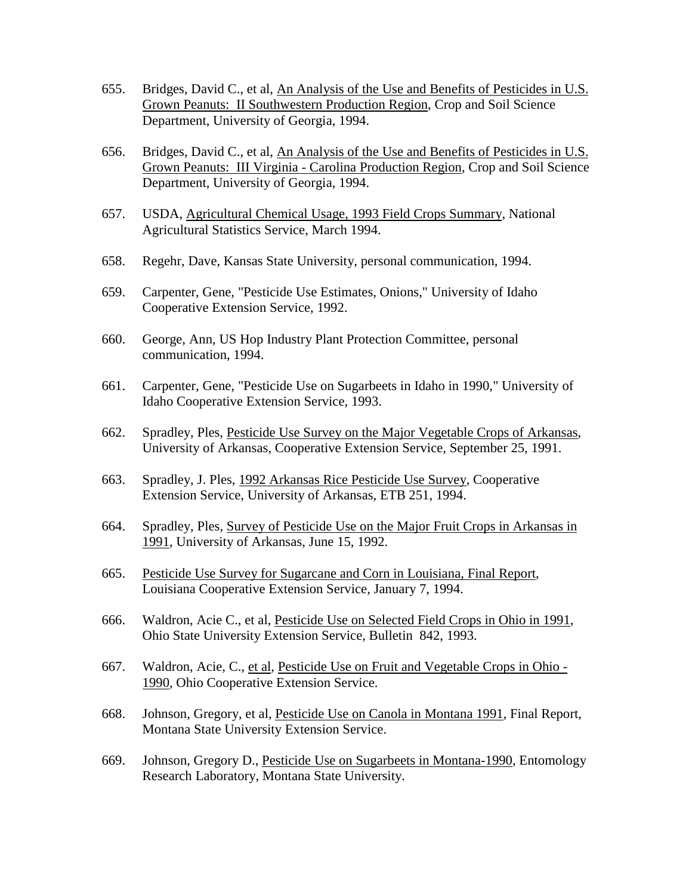655. Bridges, David C., et al, An Analysis of the Use and Benefits of Pesticides in U.S. Grown Peanuts: II Southwestern Production Region, Crop and Soil Science Department, University of Georgia, 1994.

656. Bridges, David C., et al, An Analysis of the Use and Benefits of Pesticides in U.S. Grown Peanuts: III Virginia - Carolina Production Region, Crop and Soil Science Department, University of Georgia, 1994.

657. USDA, Agricultural Chemical Usage, 1993 Field Crops Summary, National Agricultural Statistics Service, March 1994.

658. Regehr, Dave, Kansas State University, personal communication, 1994.

659. Carpenter, Gene, "Pesticide Use Estimates, Onions," University of Idaho Cooperative Extension Service, 1992.

660. George, Ann, US Hop Industry Plant Protection Committee, personal communication, 1994.

661. Carpenter, Gene, "Pesticide Use on Sugarbeets in Idaho in 1990," University of Idaho Cooperative Extension Service, 1993.

662. Spradley, Ples, Pesticide Use Survey on the Major Vegetable Crops of Arkansas, University of Arkansas, Cooperative Extension Service, September 25, 1991.

663. Spradley, J. Ples, 1992 Arkansas Rice Pesticide Use Survey, Cooperative Extension Service, University of Arkansas, ETB 251, 1994.

664. Spradley, Ples, Survey of Pesticide Use on the Major Fruit Crops in Arkansas in 1991, University of Arkansas, June 15, 1992.

665. Pesticide Use Survey for Sugarcane and Corn in Louisiana, Final Report, Louisiana Cooperative Extension Service, January 7, 1994.

666. Waldron, Acie C., et al, Pesticide Use on Selected Field Crops in Ohio in 1991, Ohio State University Extension Service, Bulletin 842, 1993.

667. Waldron, Acie, C., et al, Pesticide Use on Fruit and Vegetable Crops in Ohio - 1990, Ohio Cooperative Extension Service.

668. Johnson, Gregory, et al, Pesticide Use on Canola in Montana 1991, Final Report, Montana State University Extension Service.

669. Johnson, Gregory D., Pesticide Use on Sugarbeets in Montana-1990, Entomology Research Laboratory, Montana State University.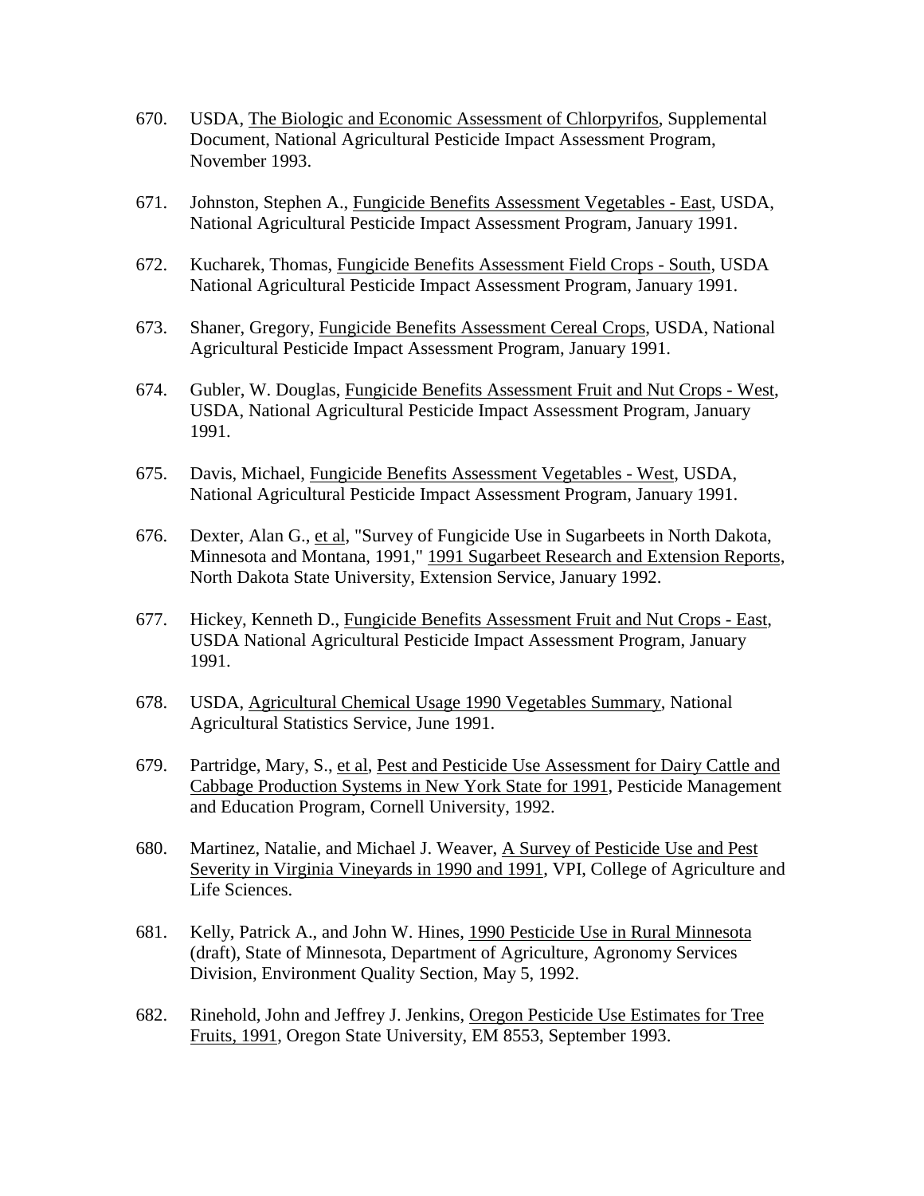670. USDA, The Biologic and Economic Assessment of Chlorpyrifos, Supplemental Document, National Agricultural Pesticide Impact Assessment Program, November 1993.

671. Johnston, Stephen A., Fungicide Benefits Assessment Vegetables - East, USDA, National Agricultural Pesticide Impact Assessment Program, January 1991.

672. Kucharek, Thomas, Fungicide Benefits Assessment Field Crops - South, USDA National Agricultural Pesticide Impact Assessment Program, January 1991.

673. Shaner, Gregory, Fungicide Benefits Assessment Cereal Crops, USDA, National Agricultural Pesticide Impact Assessment Program, January 1991.

674. Gubler, W. Douglas, Fungicide Benefits Assessment Fruit and Nut Crops - West, USDA, National Agricultural Pesticide Impact Assessment Program, January 1991.

675. Davis, Michael, Fungicide Benefits Assessment Vegetables - West, USDA, National Agricultural Pesticide Impact Assessment Program, January 1991.

676. Dexter, Alan G., et al, "Survey of Fungicide Use in Sugarbeets in North Dakota, Minnesota and Montana, 1991," 1991 Sugarbeet Research and Extension Reports, North Dakota State University, Extension Service, January 1992.

677. Hickey, Kenneth D., Fungicide Benefits Assessment Fruit and Nut Crops - East, USDA National Agricultural Pesticide Impact Assessment Program, January 1991.

678. USDA, Agricultural Chemical Usage 1990 Vegetables Summary, National Agricultural Statistics Service, June 1991.

679. Partridge, Mary, S., et al, Pest and Pesticide Use Assessment for Dairy Cattle and Cabbage Production Systems in New York State for 1991, Pesticide Management and Education Program, Cornell University, 1992.

680. Martinez, Natalie, and Michael J. Weaver, A Survey of Pesticide Use and Pest Severity in Virginia Vineyards in 1990 and 1991, VPI, College of Agriculture and Life Sciences.

681. Kelly, Patrick A., and John W. Hines, 1990 Pesticide Use in Rural Minnesota (draft), State of Minnesota, Department of Agriculture, Agronomy Services Division, Environment Quality Section, May 5, 1992.

682. Rinehold, John and Jeffrey J. Jenkins, Oregon Pesticide Use Estimates for Tree Fruits, 1991, Oregon State University, EM 8553, September 1993.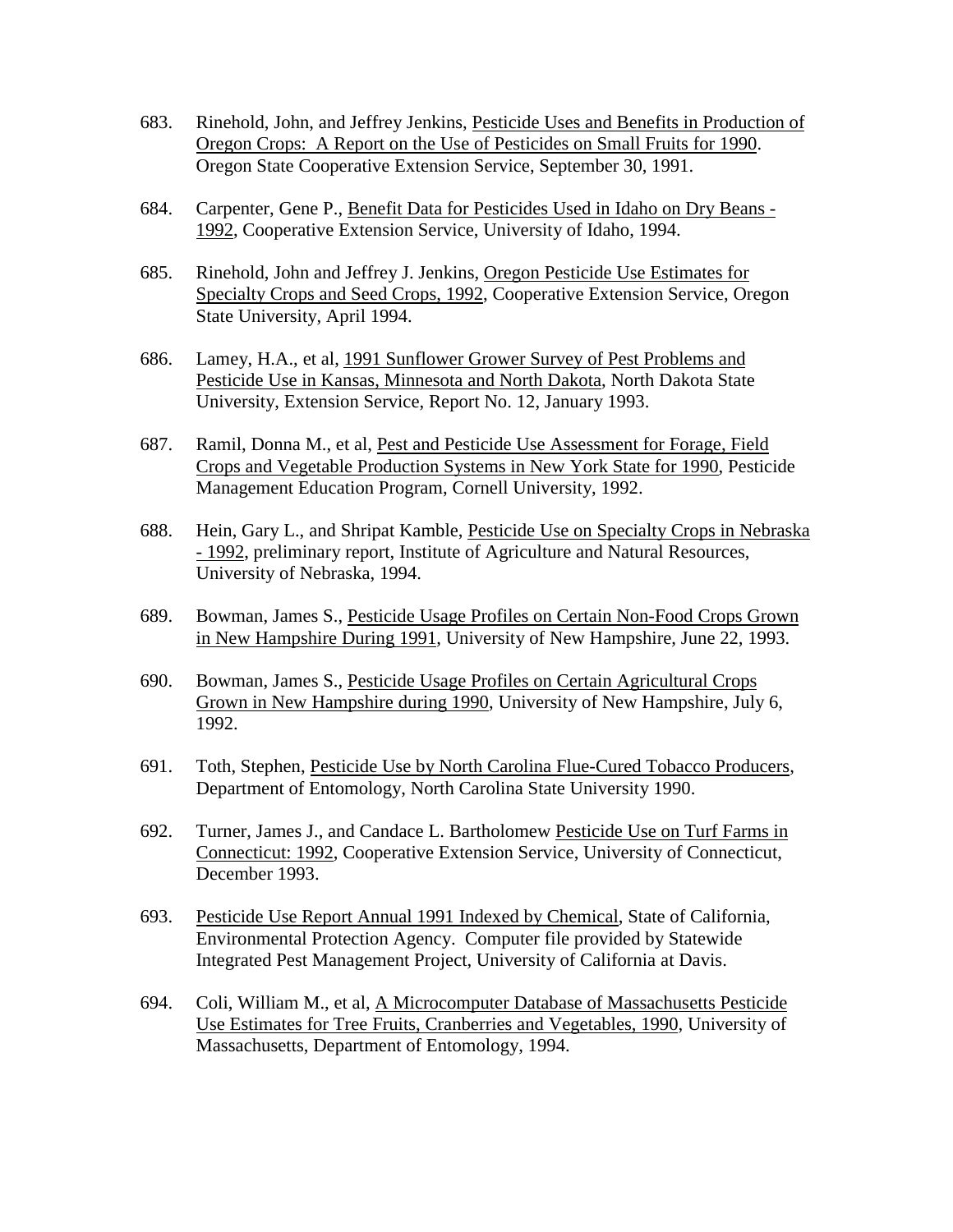683. Rinehold, John, and Jeffrey Jenkins, Pesticide Uses and Benefits in Production of Oregon Crops: A Report on the Use of Pesticides on Small Fruits for 1990. Oregon State Cooperative Extension Service, September 30, 1991.

684. Carpenter, Gene P., Benefit Data for Pesticides Used in Idaho on Dry Beans - 1992, Cooperative Extension Service, University of Idaho, 1994.

685. Rinehold, John and Jeffrey J. Jenkins, Oregon Pesticide Use Estimates for Specialty Crops and Seed Crops, 1992, Cooperative Extension Service, Oregon State University, April 1994.

686. Lamey, H.A., et al, 1991 Sunflower Grower Survey of Pest Problems and Pesticide Use in Kansas, Minnesota and North Dakota, North Dakota State University, Extension Service, Report No. 12, January 1993.

687. Ramil, Donna M., et al, Pest and Pesticide Use Assessment for Forage, Field Crops and Vegetable Production Systems in New York State for 1990, Pesticide Management Education Program, Cornell University, 1992.

688. Hein, Gary L., and Shripat Kamble, Pesticide Use on Specialty Crops in Nebraska - 1992, preliminary report, Institute of Agriculture and Natural Resources, University of Nebraska, 1994.

689. Bowman, James S., Pesticide Usage Profiles on Certain Non-Food Crops Grown in New Hampshire During 1991, University of New Hampshire, June 22, 1993.

690. Bowman, James S., Pesticide Usage Profiles on Certain Agricultural Crops Grown in New Hampshire during 1990, University of New Hampshire, July 6, 1992.

691. Toth, Stephen, Pesticide Use by North Carolina Flue-Cured Tobacco Producers, Department of Entomology, North Carolina State University 1990.

692. Turner, James J., and Candace L. Bartholomew Pesticide Use on Turf Farms in Connecticut: 1992, Cooperative Extension Service, University of Connecticut, December 1993.

693. Pesticide Use Report Annual 1991 Indexed by Chemical, State of California, Environmental Protection Agency. Computer file provided by Statewide Integrated Pest Management Project, University of California at Davis.

694. Coli, William M., et al, A Microcomputer Database of Massachusetts Pesticide Use Estimates for Tree Fruits, Cranberries and Vegetables, 1990, University of Massachusetts, Department of Entomology, 1994.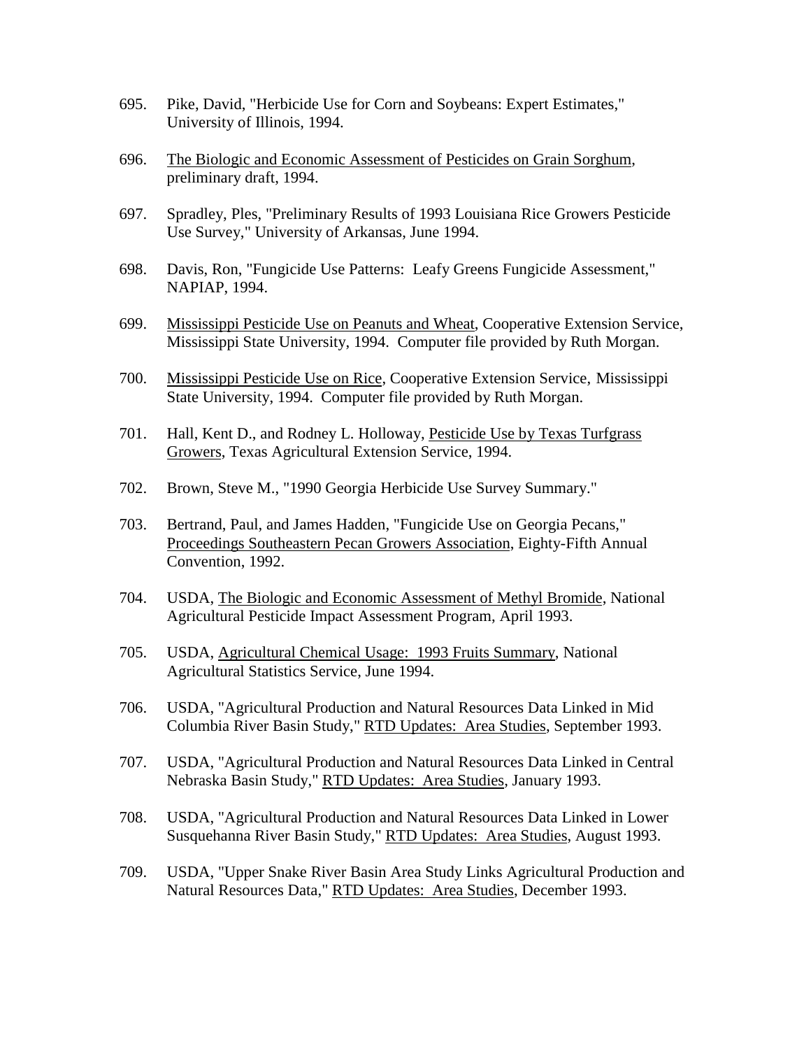695. Pike, David, "Herbicide Use for Corn and Soybeans: Expert Estimates," University of Illinois, 1994.

696. The Biologic and Economic Assessment of Pesticides on Grain Sorghum, preliminary draft, 1994.

697. Spradley, Ples, "Preliminary Results of 1993 Louisiana Rice Growers Pesticide Use Survey," University of Arkansas, June 1994.

698. Davis, Ron, "Fungicide Use Patterns: Leafy Greens Fungicide Assessment," NAPIAP, 1994.

699. Mississippi Pesticide Use on Peanuts and Wheat, Cooperative Extension Service, Mississippi State University, 1994. Computer file provided by Ruth Morgan.

700. Mississippi Pesticide Use on Rice, Cooperative Extension Service, Mississippi State University, 1994. Computer file provided by Ruth Morgan.

701. Hall, Kent D., and Rodney L. Holloway, Pesticide Use by Texas Turfgrass Growers, Texas Agricultural Extension Service, 1994.

702. Brown, Steve M., "1990 Georgia Herbicide Use Survey Summary."

703. Bertrand, Paul, and James Hadden, "Fungicide Use on Georgia Pecans," Proceedings Southeastern Pecan Growers Association, Eighty-Fifth Annual Convention, 1992.

704. USDA, The Biologic and Economic Assessment of Methyl Bromide, National Agricultural Pesticide Impact Assessment Program, April 1993.

705. USDA, Agricultural Chemical Usage: 1993 Fruits Summary, National Agricultural Statistics Service, June 1994.

706. USDA, "Agricultural Production and Natural Resources Data Linked in Mid Columbia River Basin Study," RTD Updates: Area Studies, September 1993.

707. USDA, "Agricultural Production and Natural Resources Data Linked in Central Nebraska Basin Study," RTD Updates: Area Studies, January 1993.

708. USDA, "Agricultural Production and Natural Resources Data Linked in Lower Susquehanna River Basin Study," RTD Updates: Area Studies, August 1993.

709. USDA, "Upper Snake River Basin Area Study Links Agricultural Production and Natural Resources Data," RTD Updates: Area Studies, December 1993.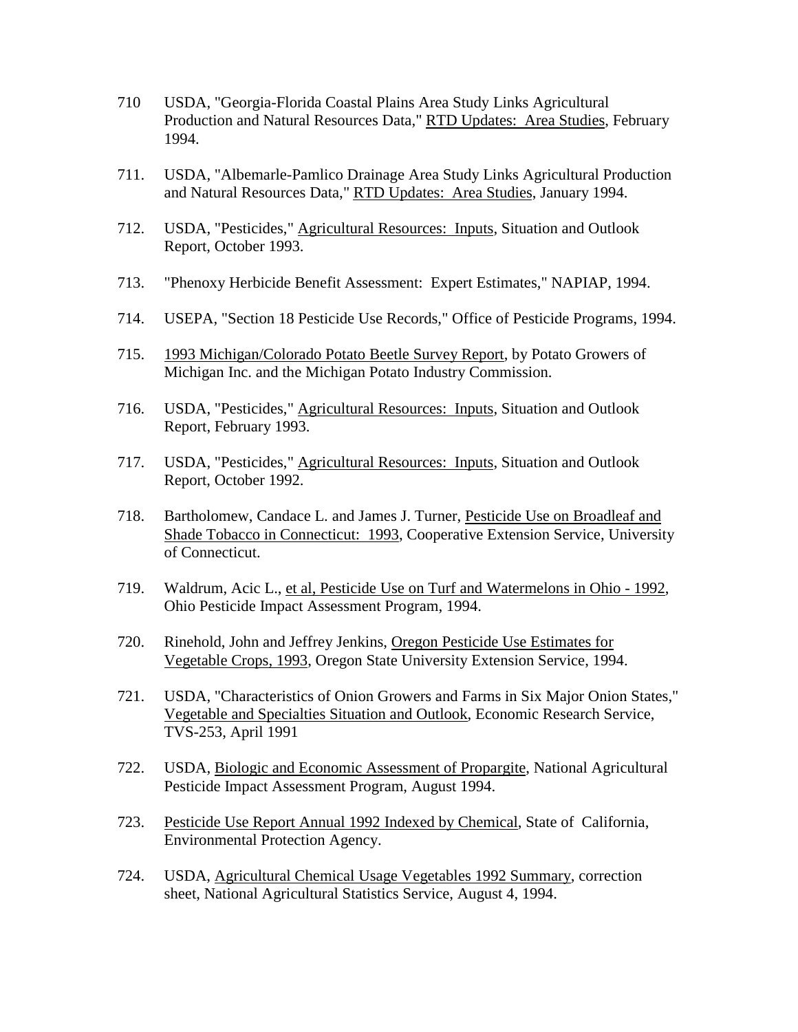710 USDA, "Georgia-Florida Coastal Plains Area Study Links Agricultural Production and Natural Resources Data," RTD Updates: Area Studies, February 1994.

711. USDA, "Albemarle-Pamlico Drainage Area Study Links Agricultural Production and Natural Resources Data," RTD Updates: Area Studies, January 1994.

712. USDA, "Pesticides," Agricultural Resources: Inputs, Situation and Outlook Report, October 1993.

713. "Phenoxy Herbicide Benefit Assessment: Expert Estimates," NAPIAP, 1994.

714. USEPA, "Section 18 Pesticide Use Records," Office of Pesticide Programs, 1994.

715. 1993 Michigan/Colorado Potato Beetle Survey Report, by Potato Growers of Michigan Inc. and the Michigan Potato Industry Commission.

716. USDA, "Pesticides," Agricultural Resources: Inputs, Situation and Outlook Report, February 1993.

717. USDA, "Pesticides," Agricultural Resources: Inputs, Situation and Outlook Report, October 1992.

718. Bartholomew, Candace L. and James J. Turner, Pesticide Use on Broadleaf and Shade Tobacco in Connecticut: 1993, Cooperative Extension Service, University of Connecticut.

719. Waldrum, Acic L., et al, Pesticide Use on Turf and Watermelons in Ohio - 1992, Ohio Pesticide Impact Assessment Program, 1994.

720. Rinehold, John and Jeffrey Jenkins, Oregon Pesticide Use Estimates for Vegetable Crops, 1993, Oregon State University Extension Service, 1994.

721. USDA, "Characteristics of Onion Growers and Farms in Six Major Onion States," Vegetable and Specialties Situation and Outlook, Economic Research Service, TVS-253, April 1991

722. USDA, Biologic and Economic Assessment of Propargite, National Agricultural Pesticide Impact Assessment Program, August 1994.

723. Pesticide Use Report Annual 1992 Indexed by Chemical, State of California, Environmental Protection Agency.

724. USDA, Agricultural Chemical Usage Vegetables 1992 Summary, correction sheet, National Agricultural Statistics Service, August 4, 1994.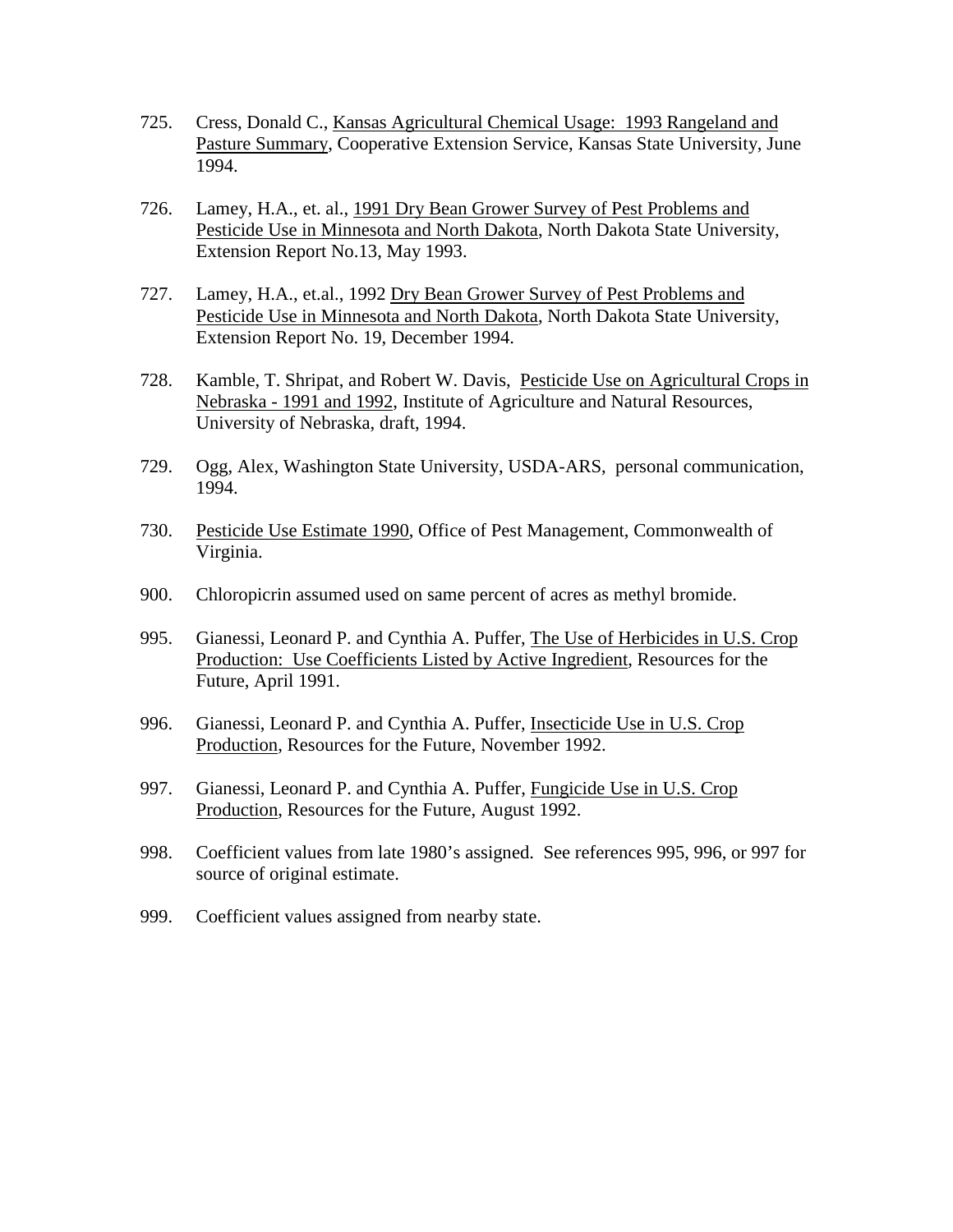725. Cress, Donald C., Kansas Agricultural Chemical Usage: 1993 Rangeland and Pasture Summary, Cooperative Extension Service, Kansas State University, June 1994.

726. Lamey, H.A., et. al., 1991 Dry Bean Grower Survey of Pest Problems and Pesticide Use in Minnesota and North Dakota, North Dakota State University, Extension Report No.13, May 1993.

727. Lamey, H.A., et.al., 1992 Dry Bean Grower Survey of Pest Problems and Pesticide Use in Minnesota and North Dakota, North Dakota State University, Extension Report No. 19, December 1994.

728. Kamble, T. Shripat, and Robert W. Davis, Pesticide Use on Agricultural Crops in Nebraska - 1991 and 1992, Institute of Agriculture and Natural Resources, University of Nebraska, draft, 1994.

729. Ogg, Alex, Washington State University, USDA-ARS, personal communication, 1994.

730. Pesticide Use Estimate 1990, Office of Pest Management, Commonwealth of Virginia.

900. Chloropicrin assumed used on same percent of acres as methyl bromide.

995. Gianessi, Leonard P. and Cynthia A. Puffer, The Use of Herbicides in U.S. Crop Production: Use Coefficients Listed by Active Ingredient, Resources for the Future, April 1991.

996. Gianessi, Leonard P. and Cynthia A. Puffer, Insecticide Use in U.S. Crop Production, Resources for the Future, November 1992.

997. Gianessi, Leonard P. and Cynthia A. Puffer, Fungicide Use in U.S. Crop Production, Resources for the Future, August 1992.

998. Coefficient values from late 1980's assigned. See references 995, 996, or 997 for source of original estimate.

999. Coefficient values assigned from nearby state.